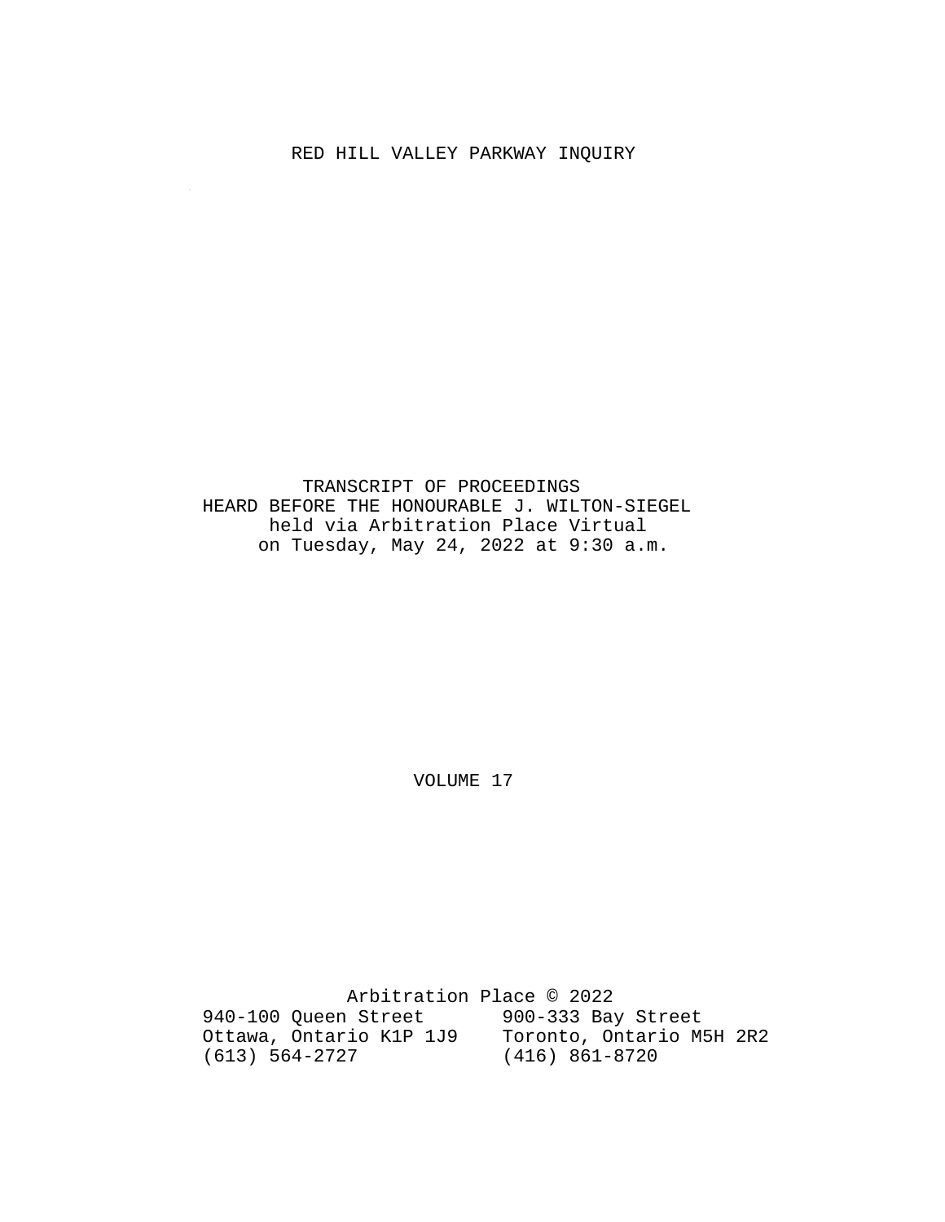# RED HILL VALLEY PARKWAY INQUIRY

TRANSCRIPT OF PROCEEDINGS
HEARD BEFORE THE HONOURABLE J. WILTON-SIEGEL
held via Arbitration Place Virtual
on Tuesday, May 24, 2022 at 9:30 a.m.

VOLUME 17

Arbitration Place © 2022

940-100 Queen Street
Ottawa, Ontario K1P 1J9
(613) 564-2727

900-333 Bay Street
Toronto, Ontario M5H 2R2
(416) 861-8720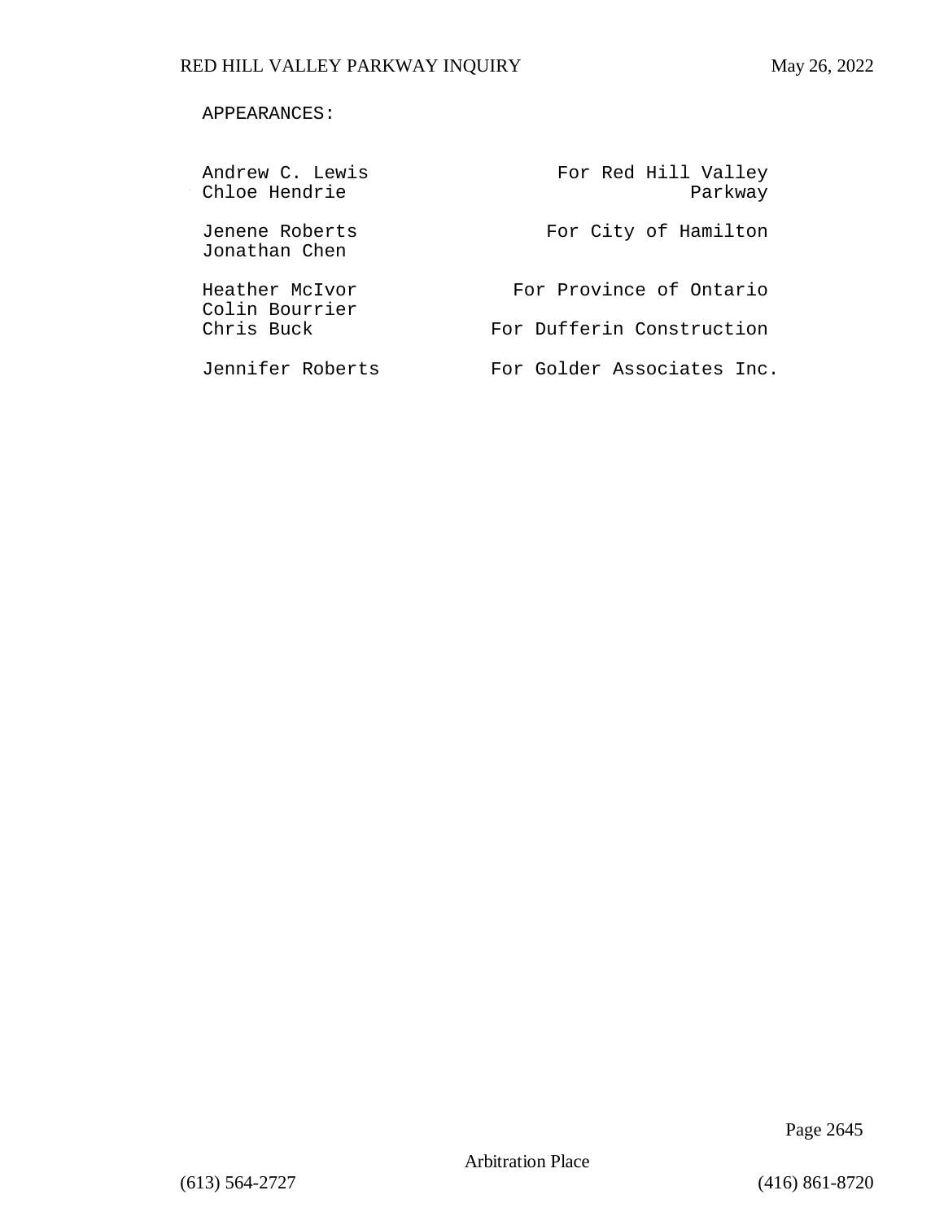APPEARANCES:

| | |
|---|---|
| Andrew C. Lewis<br>Chloe Hendrie | For Red Hill Valley Parkway |
| Jenene Roberts<br>Jonathan Chen | For City of Hamilton |
| Heather McIvor<br>Colin Bourrier | For Province of Ontario |
| Chris Buck | For Dufferin Construction |
| Jennifer Roberts | For Golder Associates Inc. |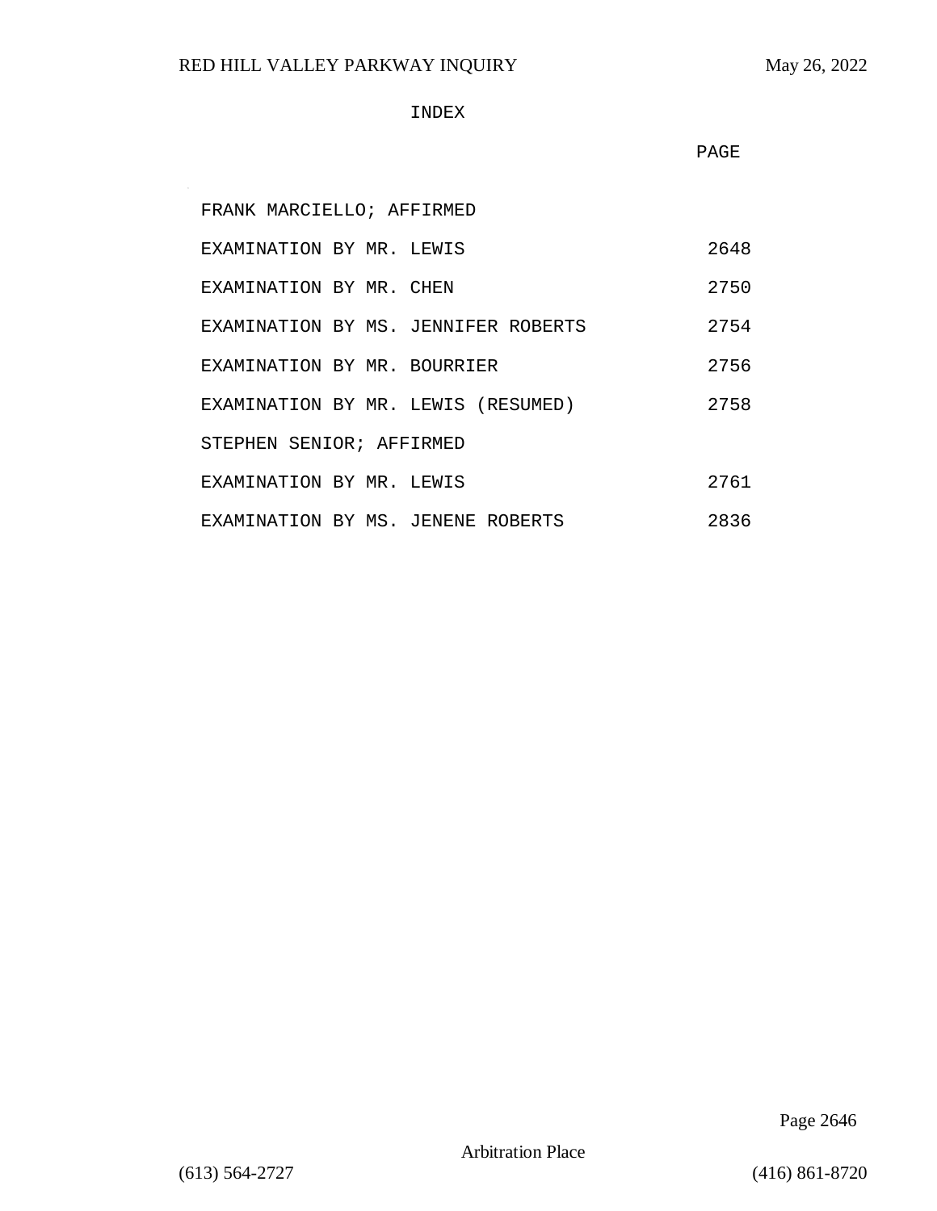# INDEX

| | PAGE |
|---|---|
| FRANK MARCIELLO; AFFIRMED | |
| EXAMINATION BY MR. LEWIS | 2648 |
| EXAMINATION BY MR. CHEN | 2750 |
| EXAMINATION BY MS. JENNIFER ROBERTS | 2754 |
| EXAMINATION BY MR. BOURRIER | 2756 |
| EXAMINATION BY MR. LEWIS (RESUMED) | 2758 |
| STEPHEN SENIOR; AFFIRMED | |
| EXAMINATION BY MR. LEWIS | 2761 |
| EXAMINATION BY MS. JENENE ROBERTS | 2836 |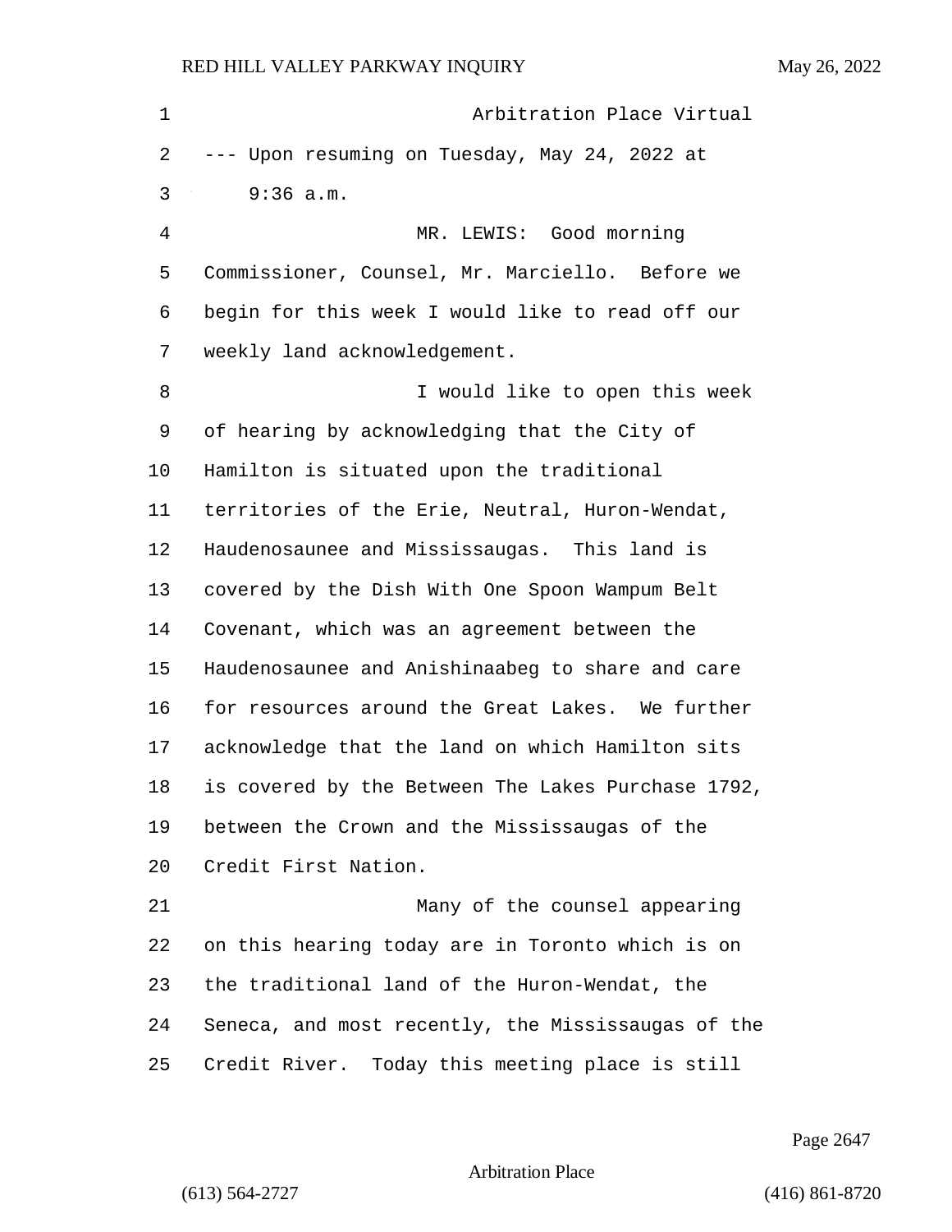Arbitration Place Virtual

--- Upon resuming on Tuesday, May 24, 2022 at 9:36 a.m.

MR. LEWIS: Good morning Commissioner, Counsel, Mr. Marciello. Before we begin for this week I would like to read off our weekly land acknowledgement.

I would like to open this week of hearing by acknowledging that the City of Hamilton is situated upon the traditional territories of the Erie, Neutral, Huron-Wendat, Haudenosaunee and Mississaugas. This land is covered by the Dish With One Spoon Wampum Belt Covenant, which was an agreement between the Haudenosaunee and Anishinaabeg to share and care for resources around the Great Lakes. We further acknowledge that the land on which Hamilton sits is covered by the Between The Lakes Purchase 1792, between the Crown and the Mississaugas of the Credit First Nation.

Many of the counsel appearing on this hearing today are in Toronto which is on the traditional land of the Huron-Wendat, the Seneca, and most recently, the Mississaugas of the Credit River. Today this meeting place is still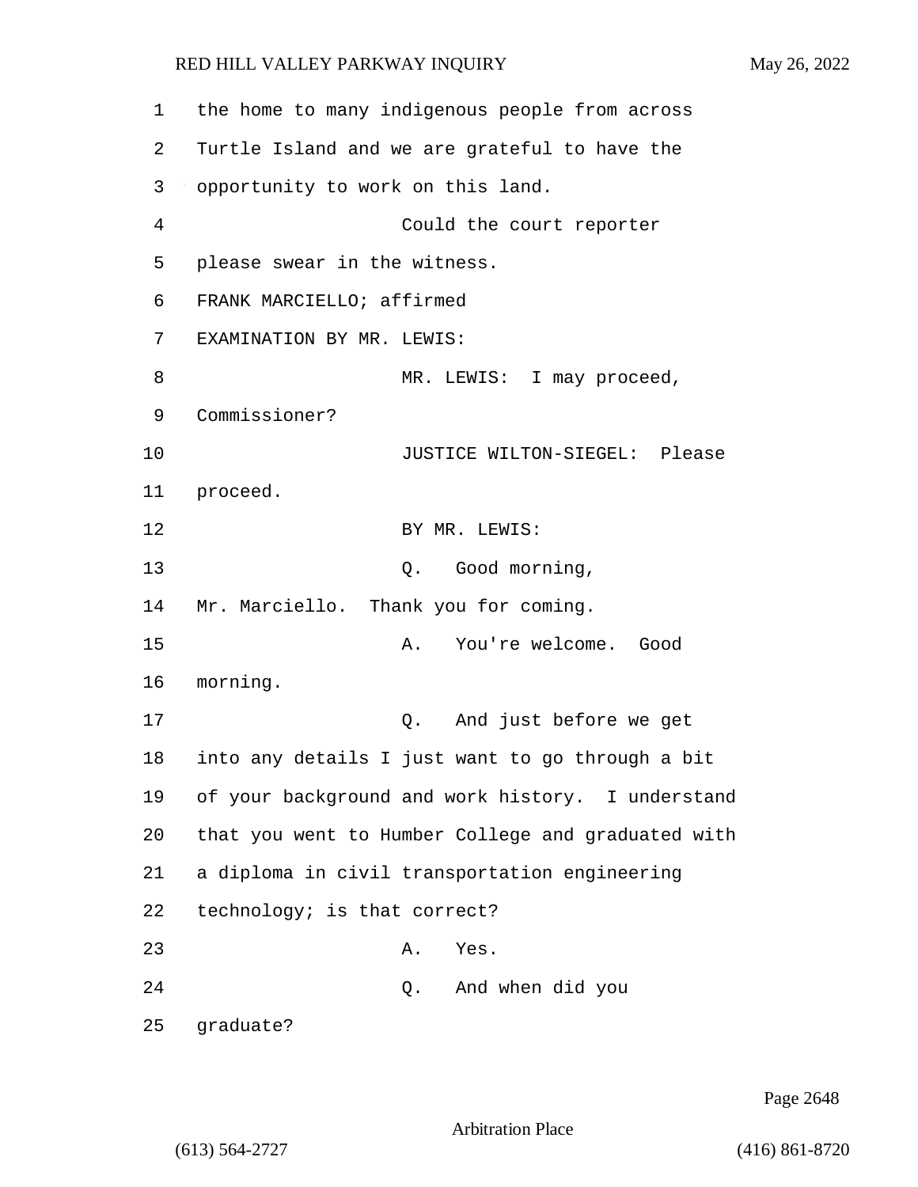the home to many indigenous people from across Turtle Island and we are grateful to have the opportunity to work on this land.

Could the court reporter please swear in the witness.

FRANK MARCIELLO; affirmed

EXAMINATION BY MR. LEWIS:

MR. LEWIS: I may proceed, Commissioner?

JUSTICE WILTON-SIEGEL: Please proceed.

BY MR. LEWIS:

Q. Good morning, Mr. Marciello. Thank you for coming.

A. You're welcome. Good morning.

Q. And just before we get into any details I just want to go through a bit of your background and work history. I understand that you went to Humber College and graduated with a diploma in civil transportation engineering technology; is that correct?

A. Yes.

Q. And when did you graduate?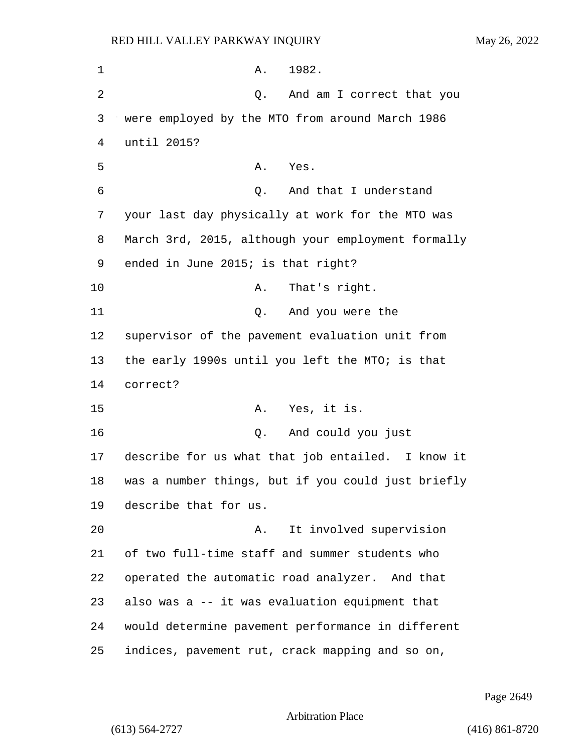A. 1982.

Q. And am I correct that you were employed by the MTO from around March 1986 until 2015?

A. Yes.

Q. And that I understand your last day physically at work for the MTO was March 3rd, 2015, although your employment formally ended in June 2015; is that right?

A. That's right.

Q. And you were the supervisor of the pavement evaluation unit from the early 1990s until you left the MTO; is that correct?

A. Yes, it is.

Q. And could you just describe for us what that job entailed. I know it was a number things, but if you could just briefly describe that for us.

A. It involved supervision of two full-time staff and summer students who operated the automatic road analyzer. And that also was a -- it was evaluation equipment that would determine pavement performance in different indices, pavement rut, crack mapping and so on,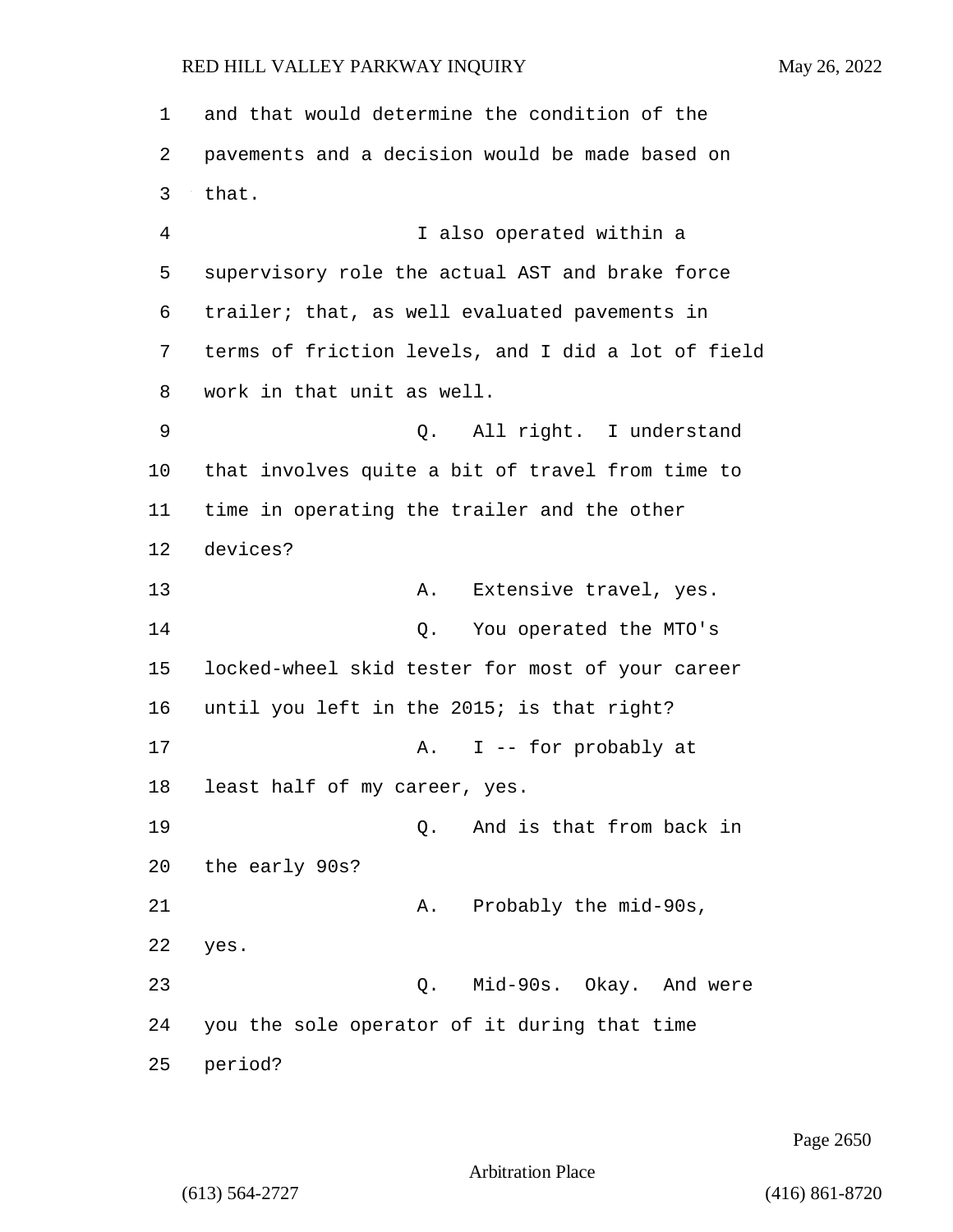and that would determine the condition of the pavements and a decision would be made based on that.

I also operated within a supervisory role the actual AST and brake force trailer; that, as well evaluated pavements in terms of friction levels, and I did a lot of field work in that unit as well.

Q. All right. I understand that involves quite a bit of travel from time to time in operating the trailer and the other devices?

A. Extensive travel, yes.

Q. You operated the MTO's locked-wheel skid tester for most of your career until you left in the 2015; is that right?

A. I -- for probably at least half of my career, yes.

Q. And is that from back in the early 90s?

A. Probably the mid-90s, yes.

Q. Mid-90s. Okay. And were you the sole operator of it during that time period?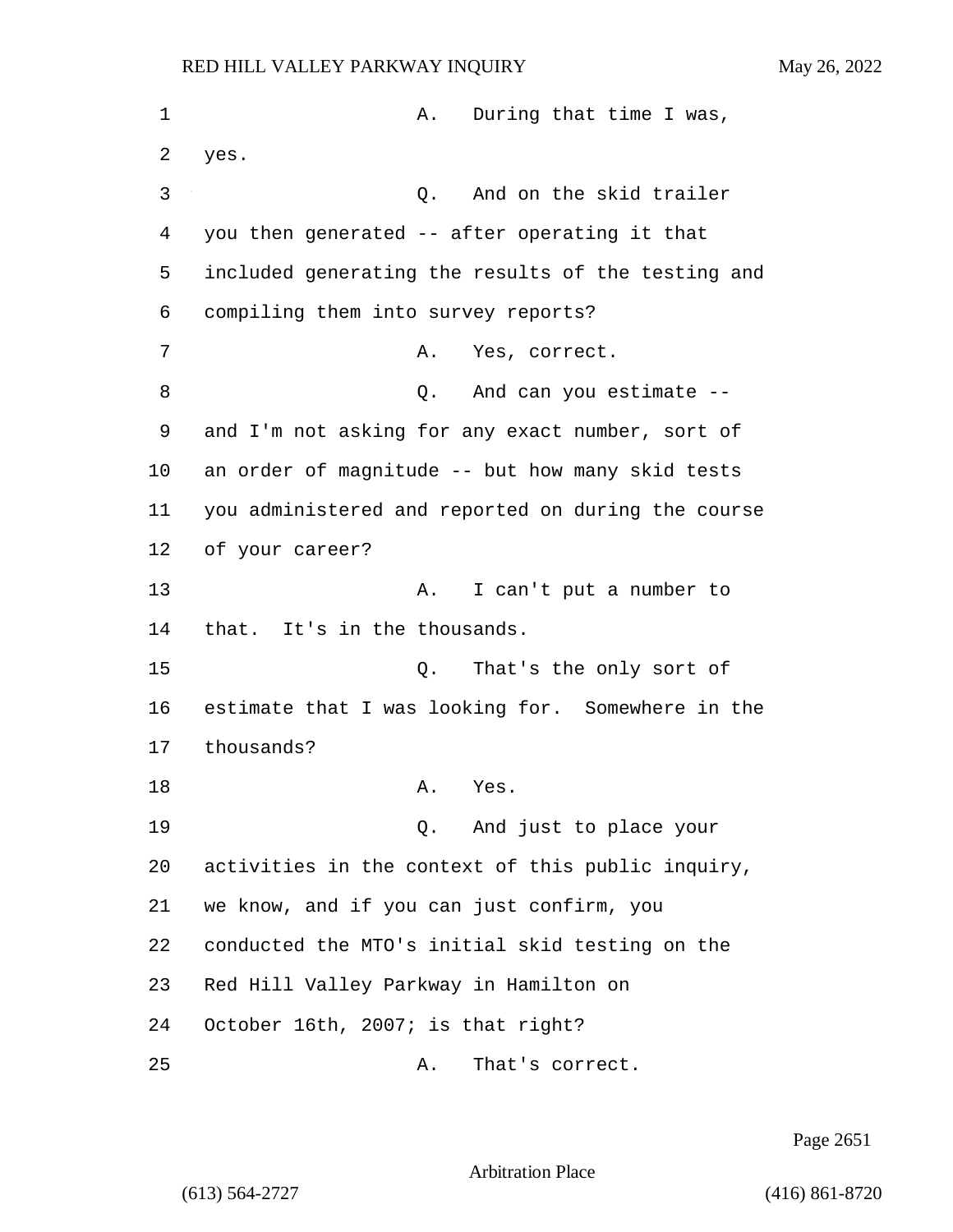A. During that time I was, yes.

Q. And on the skid trailer you then generated -- after operating it that included generating the results of the testing and compiling them into survey reports?

A. Yes, correct.

Q. And can you estimate -- and I'm not asking for any exact number, sort of an order of magnitude -- but how many skid tests you administered and reported on during the course of your career?

A. I can't put a number to that. It's in the thousands.

Q. That's the only sort of estimate that I was looking for. Somewhere in the thousands?

A. Yes.

Q. And just to place your activities in the context of this public inquiry, we know, and if you can just confirm, you conducted the MTO's initial skid testing on the Red Hill Valley Parkway in Hamilton on October 16th, 2007; is that right?

A. That's correct.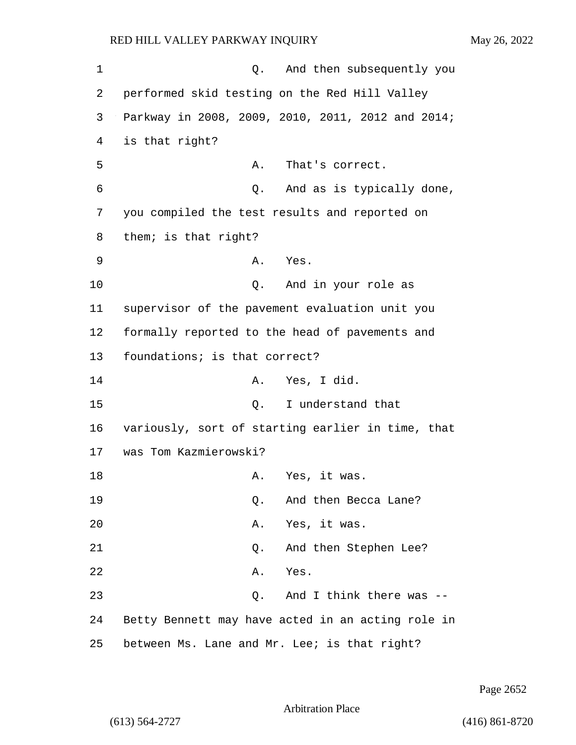Q. And then subsequently you performed skid testing on the Red Hill Valley Parkway in 2008, 2009, 2010, 2011, 2012 and 2014; is that right?

A. That's correct.

Q. And as is typically done, you compiled the test results and reported on them; is that right?

A. Yes.

Q. And in your role as supervisor of the pavement evaluation unit you formally reported to the head of pavements and foundations; is that correct?

A. Yes, I did.

Q. I understand that variously, sort of starting earlier in time, that was Tom Kazmierowski?

A. Yes, it was.

Q. And then Becca Lane?

A. Yes, it was.

Q. And then Stephen Lee?

A. Yes.

Q. And I think there was -- Betty Bennett may have acted in an acting role in between Ms. Lane and Mr. Lee; is that right?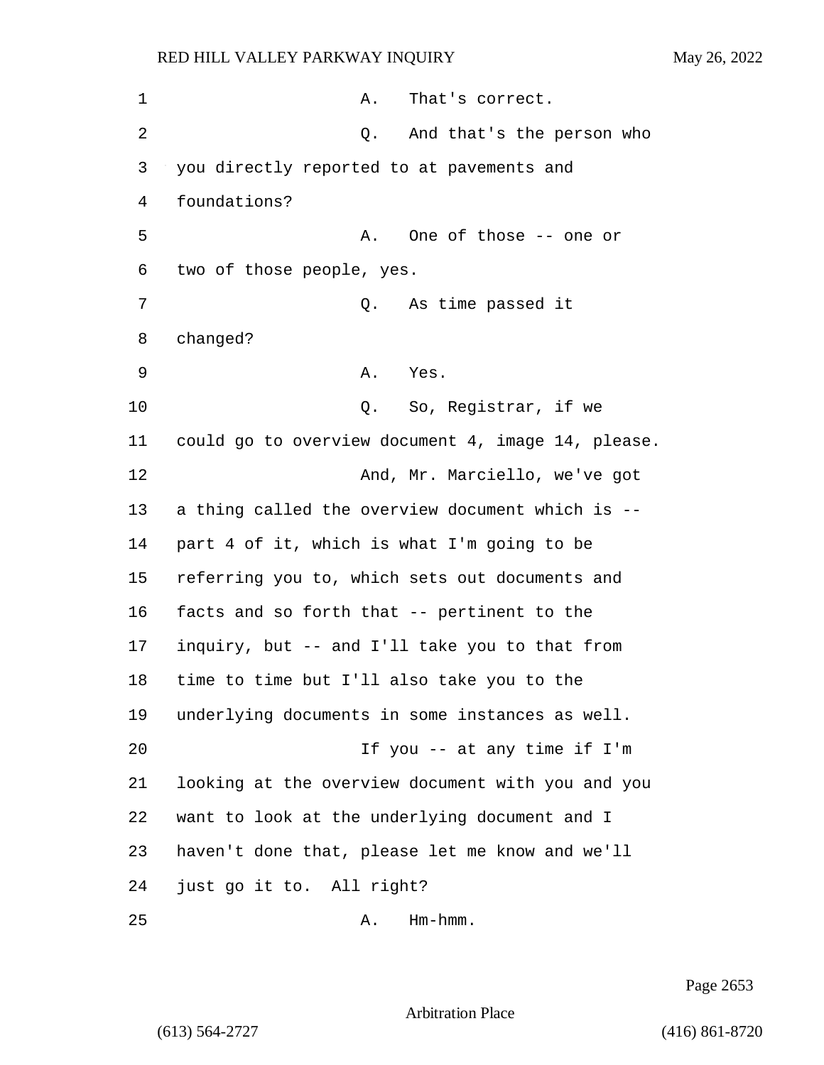A. That's correct.

Q. And that's the person who you directly reported to at pavements and foundations?

A. One of those -- one or two of those people, yes.

Q. As time passed it changed?

A. Yes.

Q. So, Registrar, if we could go to overview document 4, image 14, please.

And, Mr. Marciello, we've got a thing called the overview document which is -- part 4 of it, which is what I'm going to be referring you to, which sets out documents and facts and so forth that -- pertinent to the inquiry, but -- and I'll take you to that from time to time but I'll also take you to the underlying documents in some instances as well.

If you -- at any time if I'm looking at the overview document with you and you want to look at the underlying document and I haven't done that, please let me know and we'll just go it to. All right?

A. Hm-hmm.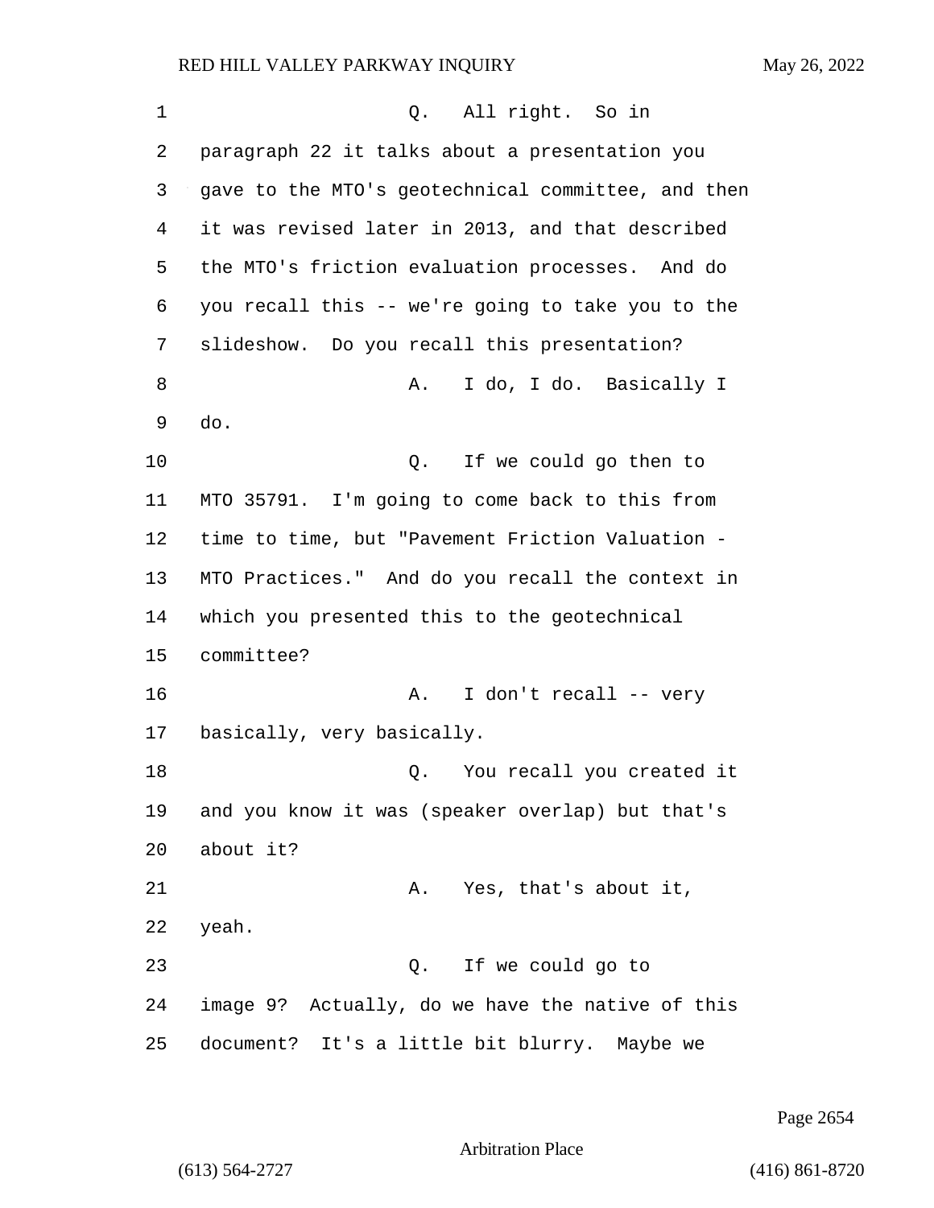Q. All right. So in paragraph 22 it talks about a presentation you gave to the MTO's geotechnical committee, and then it was revised later in 2013, and that described the MTO's friction evaluation processes. And do you recall this -- we're going to take you to the slideshow. Do you recall this presentation?

A. I do, I do. Basically I do.

Q. If we could go then to MTO 35791. I'm going to come back to this from time to time, but "Pavement Friction Valuation - MTO Practices." And do you recall the context in which you presented this to the geotechnical committee?

A. I don't recall -- very basically, very basically.

Q. You recall you created it and you know it was (speaker overlap) but that's about it?

A. Yes, that's about it, yeah.

Q. If we could go to image 9? Actually, do we have the native of this document? It's a little bit blurry. Maybe we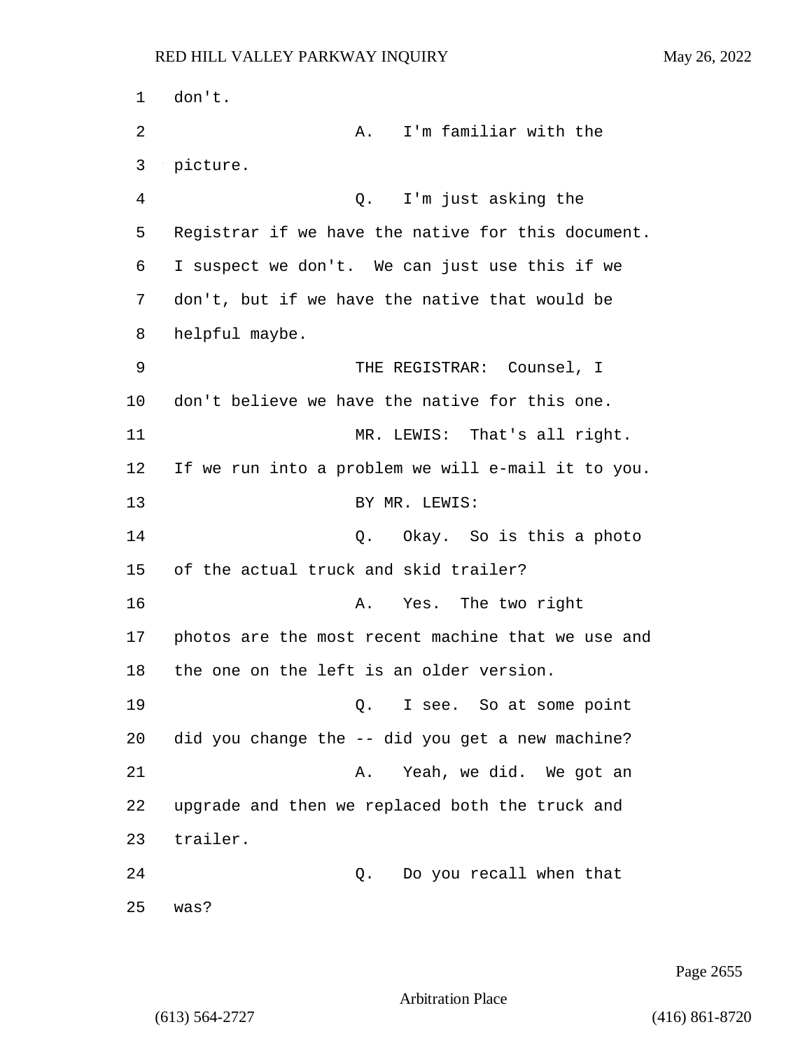don't.

A. I'm familiar with the picture.

Q. I'm just asking the Registrar if we have the native for this document. I suspect we don't. We can just use this if we don't, but if we have the native that would be helpful maybe.

THE REGISTRAR: Counsel, I don't believe we have the native for this one.

MR. LEWIS: That's all right. If we run into a problem we will e-mail it to you.

BY MR. LEWIS:

Q. Okay. So is this a photo of the actual truck and skid trailer?

A. Yes. The two right photos are the most recent machine that we use and the one on the left is an older version.

Q. I see. So at some point did you change the -- did you get a new machine?

A. Yeah, we did. We got an upgrade and then we replaced both the truck and trailer.

Q. Do you recall when that was?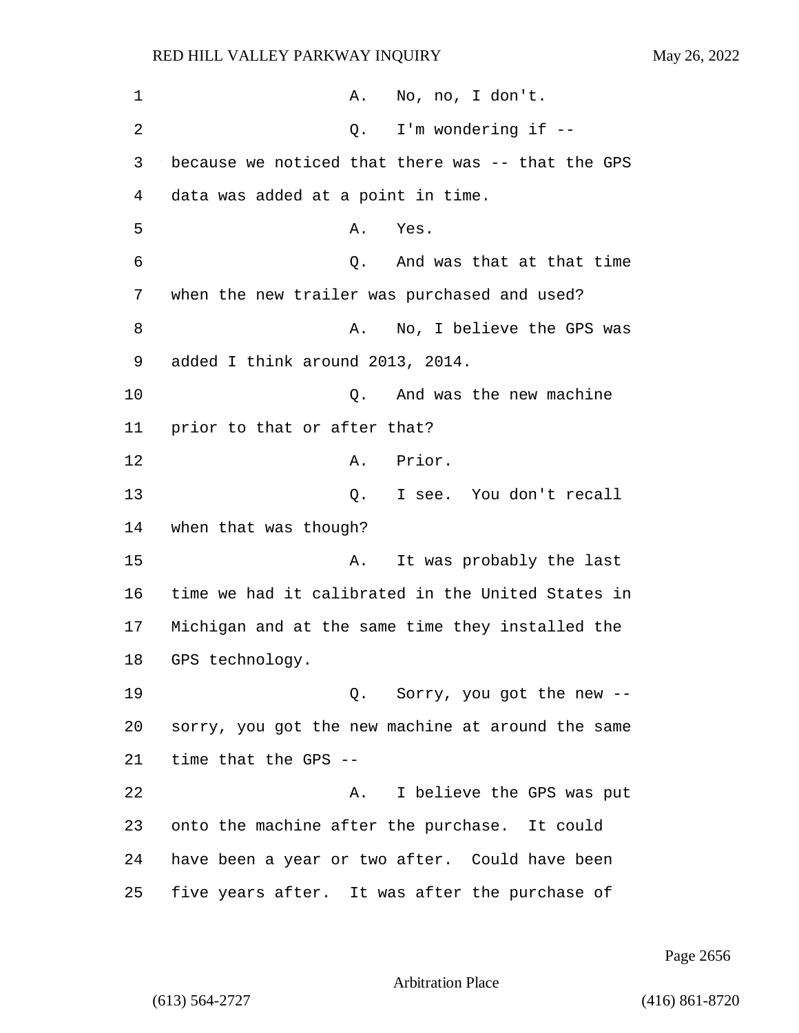A. No, no, I don't.

Q. I'm wondering if -- because we noticed that there was -- that the GPS data was added at a point in time.

A. Yes.

Q. And was that at that time when the new trailer was purchased and used?

A. No, I believe the GPS was added I think around 2013, 2014.

Q. And was the new machine prior to that or after that?

A. Prior.

Q. I see. You don't recall when that was though?

A. It was probably the last time we had it calibrated in the United States in Michigan and at the same time they installed the GPS technology.

Q. Sorry, you got the new -- sorry, you got the new machine at around the same time that the GPS --

A. I believe the GPS was put onto the machine after the purchase. It could have been a year or two after. Could have been five years after. It was after the purchase of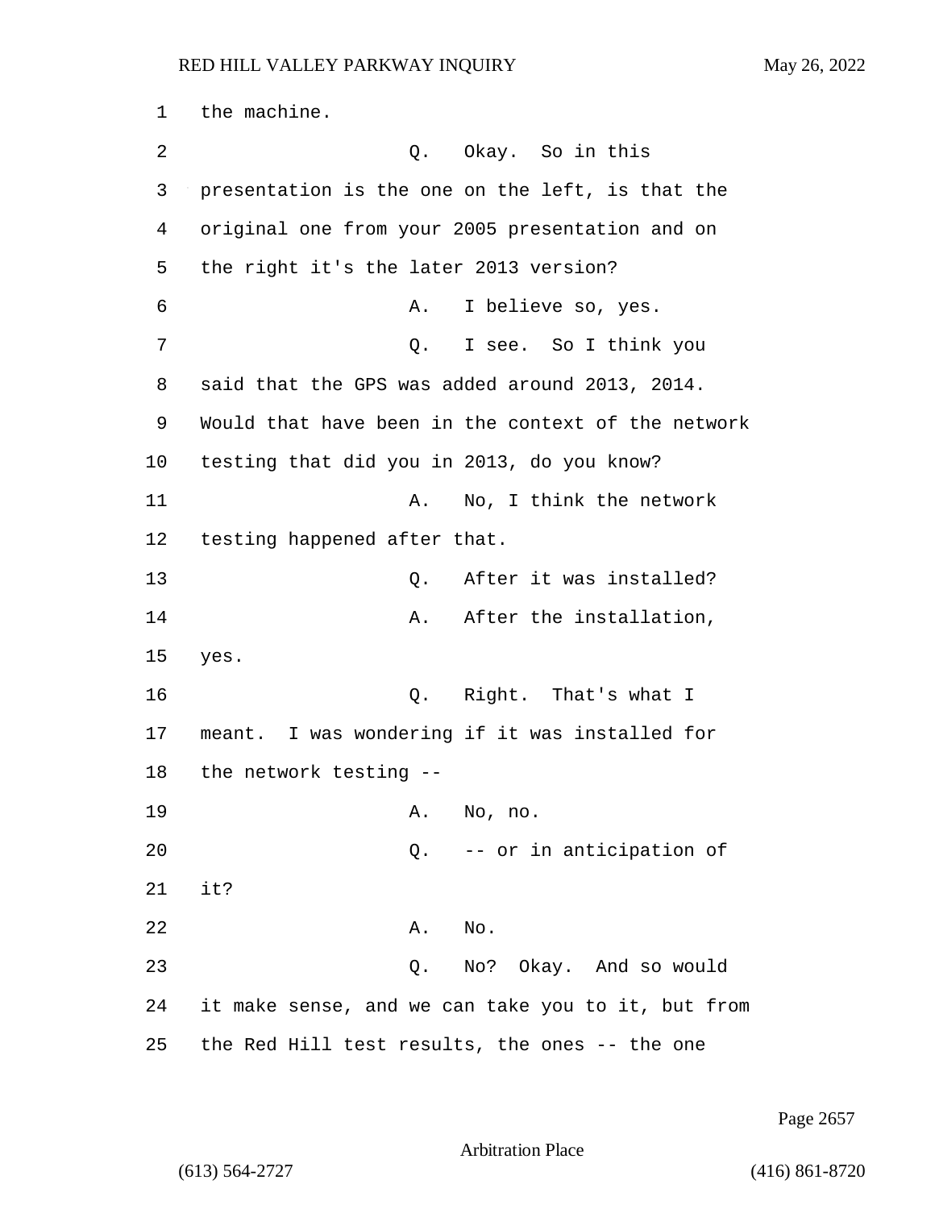1 the machine.

2 Q. Okay. So in this

3 presentation is the one on the left, is that the

4 original one from your 2005 presentation and on

5 the right it's the later 2013 version?

6 A. I believe so, yes.

7 Q. I see. So I think you

8 said that the GPS was added around 2013, 2014.

9 Would that have been in the context of the network

10 testing that did you in 2013, do you know?

11 A. No, I think the network

12 testing happened after that.

13 Q. After it was installed?

14 A. After the installation,

15 yes.

16 Q. Right. That's what I

17 meant. I was wondering if it was installed for

18 the network testing --

19 A. No, no.

20 Q. -- or in anticipation of

21 it?

22 A. No.

23 Q. No? Okay. And so would

24 it make sense, and we can take you to it, but from

25 the Red Hill test results, the ones -- the one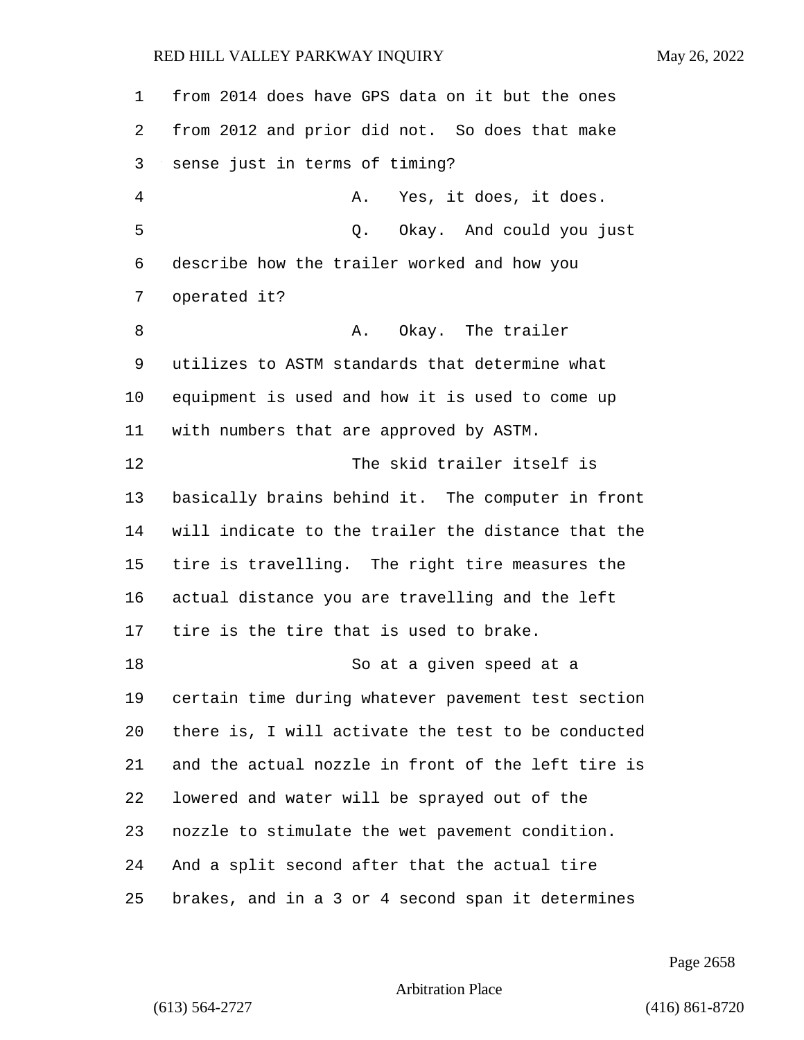from 2014 does have GPS data on it but the ones from 2012 and prior did not. So does that make sense just in terms of timing?

A. Yes, it does, it does.

Q. Okay. And could you just describe how the trailer worked and how you operated it?

A. Okay. The trailer utilizes to ASTM standards that determine what equipment is used and how it is used to come up with numbers that are approved by ASTM.

The skid trailer itself is basically brains behind it. The computer in front will indicate to the trailer the distance that the tire is travelling. The right tire measures the actual distance you are travelling and the left tire is the tire that is used to brake.

So at a given speed at a certain time during whatever pavement test section there is, I will activate the test to be conducted and the actual nozzle in front of the left tire is lowered and water will be sprayed out of the nozzle to stimulate the wet pavement condition. And a split second after that the actual tire brakes, and in a 3 or 4 second span it determines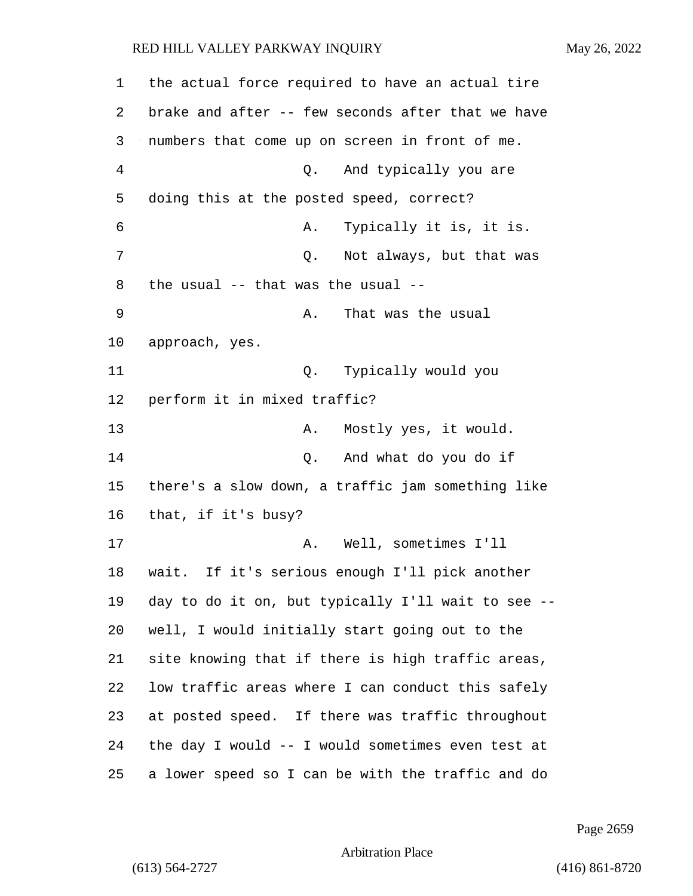the actual force required to have an actual tire brake and after -- few seconds after that we have numbers that come up on screen in front of me.

Q. And typically you are doing this at the posted speed, correct?

A. Typically it is, it is.

Q. Not always, but that was the usual -- that was the usual --

A. That was the usual approach, yes.

Q. Typically would you perform it in mixed traffic?

A. Mostly yes, it would.

Q. And what do you do if there's a slow down, a traffic jam something like that, if it's busy?

A. Well, sometimes I'll wait. If it's serious enough I'll pick another day to do it on, but typically I'll wait to see -- well, I would initially start going out to the site knowing that if there is high traffic areas, low traffic areas where I can conduct this safely at posted speed. If there was traffic throughout the day I would -- I would sometimes even test at a lower speed so I can be with the traffic and do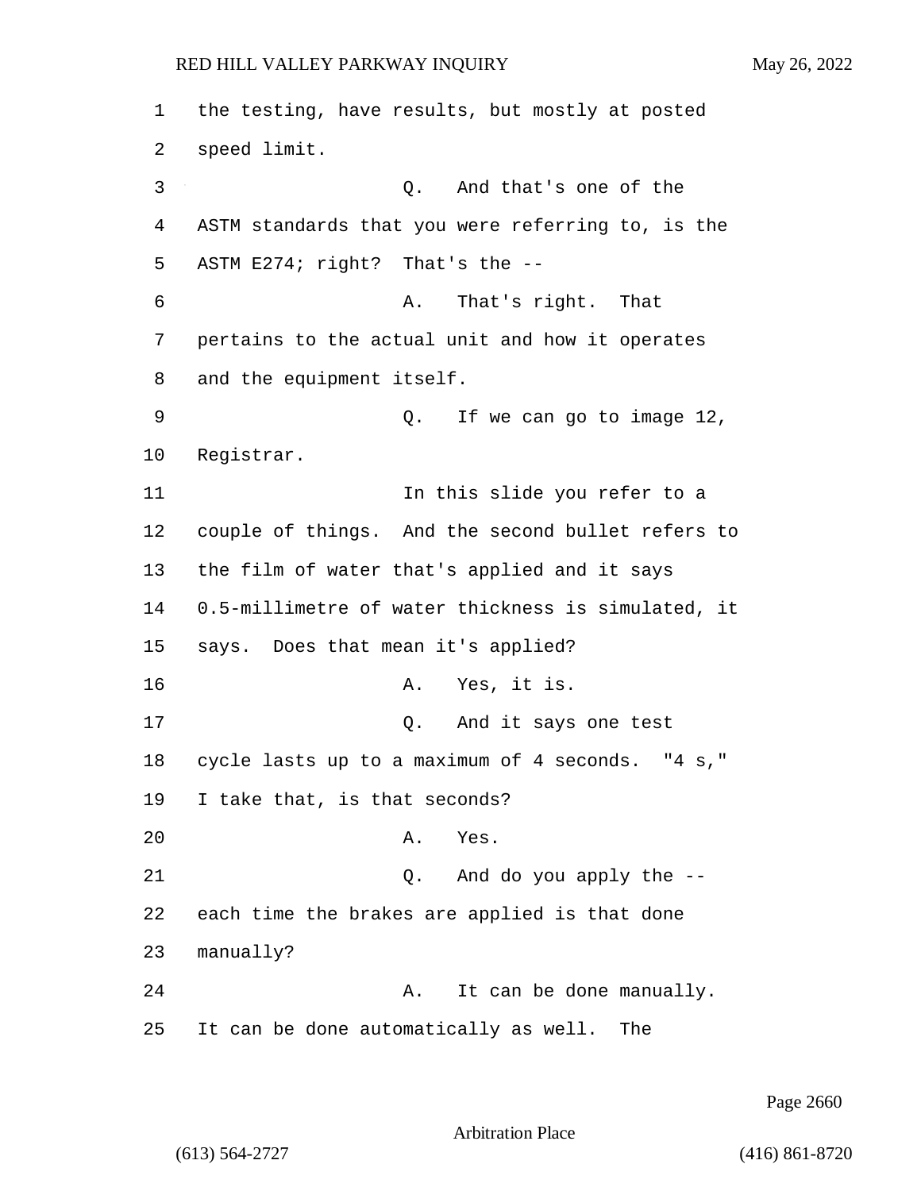1 the testing, have results, but mostly at posted
2 speed limit.

3 Q. And that's one of the
4 ASTM standards that you were referring to, is the
5 ASTM E274; right? That's the --

6 A. That's right. That
7 pertains to the actual unit and how it operates
8 and the equipment itself.

9 Q. If we can go to image 12,
10 Registrar.

11 In this slide you refer to a
12 couple of things. And the second bullet refers to
13 the film of water that's applied and it says
14 0.5-millimetre of water thickness is simulated, it
15 says. Does that mean it's applied?

16 A. Yes, it is.

17 Q. And it says one test
18 cycle lasts up to a maximum of 4 seconds. "4 s,"
19 I take that, is that seconds?

20 A. Yes.

21 Q. And do you apply the --
22 each time the brakes are applied is that done
23 manually?

24 A. It can be done manually.
25 It can be done automatically as well. The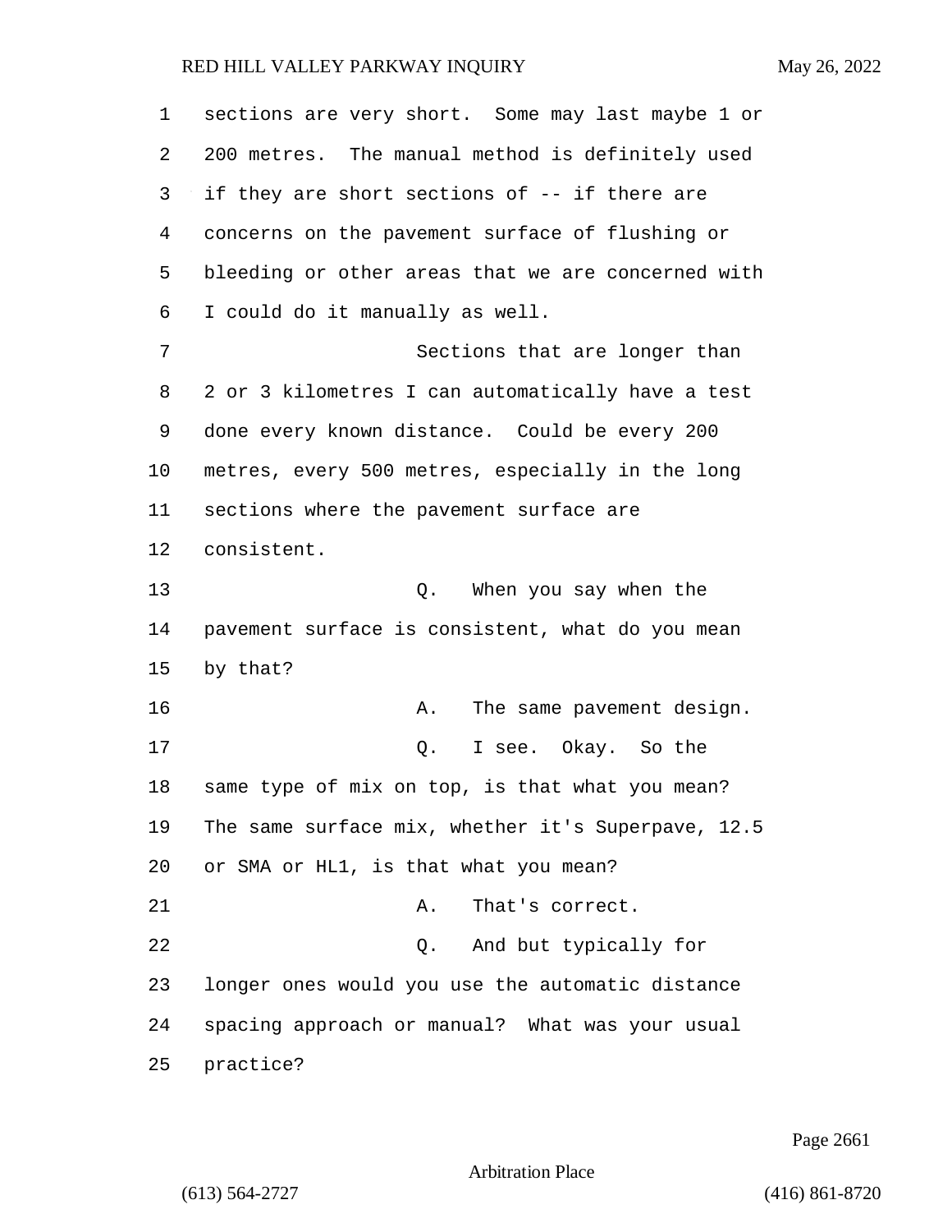sections are very short. Some may last maybe 1 or 200 metres. The manual method is definitely used if they are short sections of -- if there are concerns on the pavement surface of flushing or bleeding or other areas that we are concerned with I could do it manually as well.

Sections that are longer than 2 or 3 kilometres I can automatically have a test done every known distance. Could be every 200 metres, every 500 metres, especially in the long sections where the pavement surface are consistent.

Q. When you say when the pavement surface is consistent, what do you mean by that?

A. The same pavement design.

Q. I see. Okay. So the same type of mix on top, is that what you mean? The same surface mix, whether it's Superpave, 12.5 or SMA or HL1, is that what you mean?

A. That's correct.

Q. And but typically for longer ones would you use the automatic distance spacing approach or manual? What was your usual practice?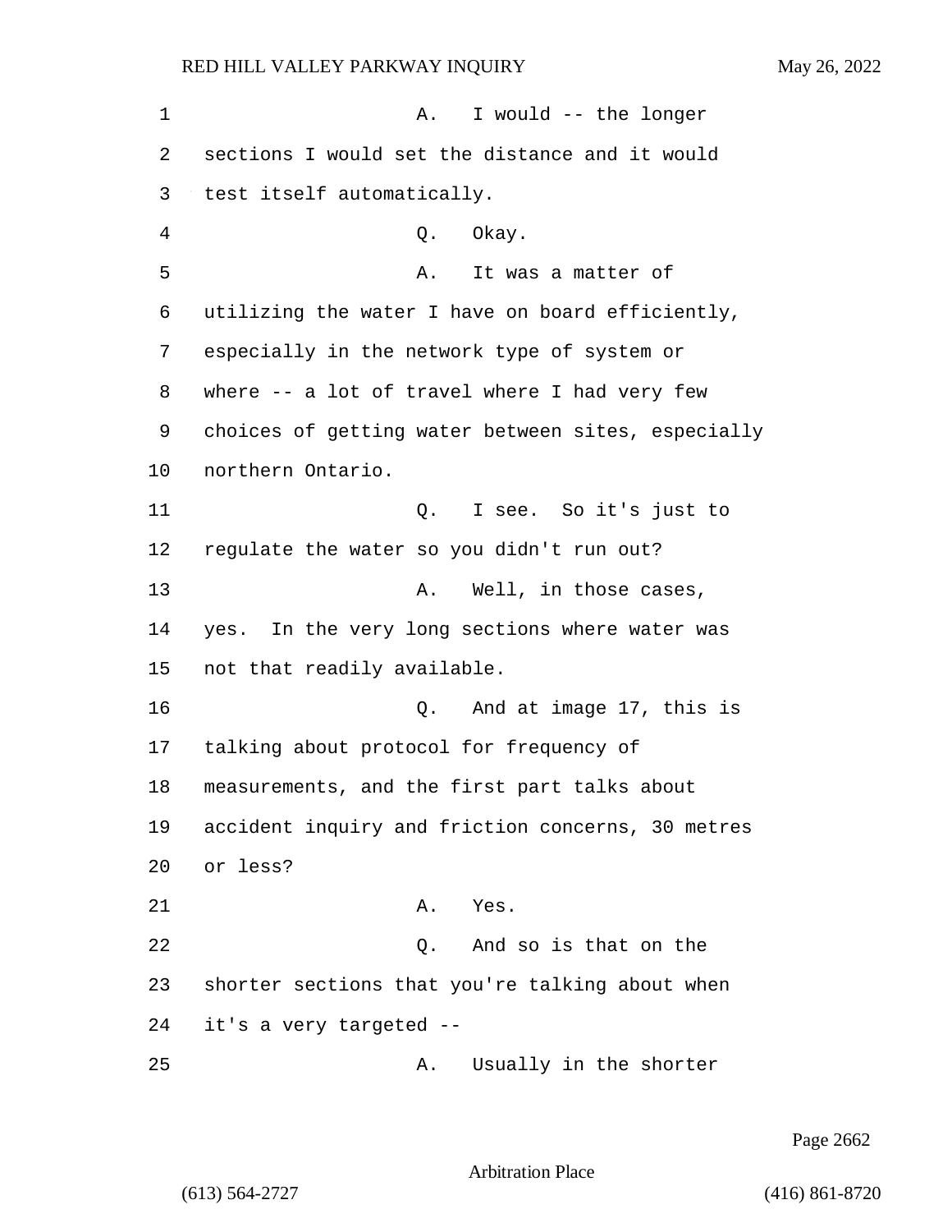A. I would -- the longer sections I would set the distance and it would test itself automatically.

Q. Okay.

A. It was a matter of utilizing the water I have on board efficiently, especially in the network type of system or where -- a lot of travel where I had very few choices of getting water between sites, especially northern Ontario.

Q. I see. So it's just to regulate the water so you didn't run out?

A. Well, in those cases, yes. In the very long sections where water was not that readily available.

Q. And at image 17, this is talking about protocol for frequency of measurements, and the first part talks about accident inquiry and friction concerns, 30 metres or less?

A. Yes.

Q. And so is that on the shorter sections that you're talking about when it's a very targeted --

A. Usually in the shorter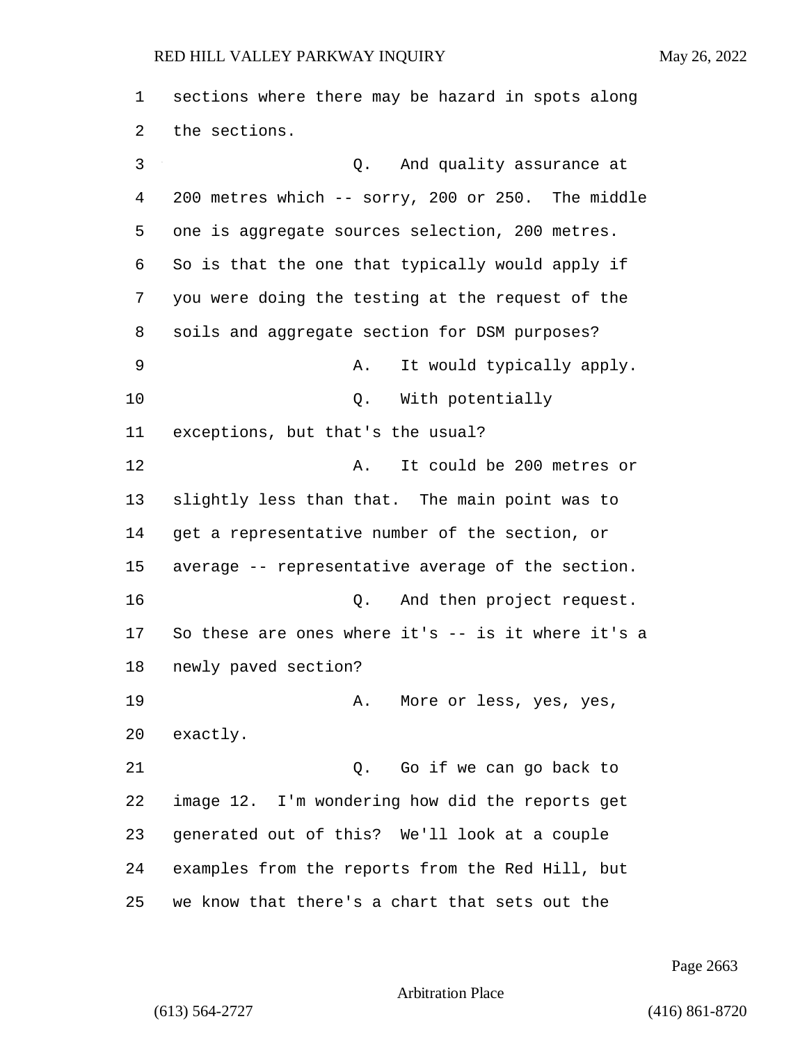sections where there may be hazard in spots along the sections.

Q. And quality assurance at 200 metres which -- sorry, 200 or 250. The middle one is aggregate sources selection, 200 metres. So is that the one that typically would apply if you were doing the testing at the request of the soils and aggregate section for DSM purposes?

A. It would typically apply.

Q. With potentially exceptions, but that's the usual?

A. It could be 200 metres or slightly less than that. The main point was to get a representative number of the section, or average -- representative average of the section.

Q. And then project request. So these are ones where it's -- is it where it's a newly paved section?

A. More or less, yes, yes, exactly.

Q. Go if we can go back to image 12. I'm wondering how did the reports get generated out of this? We'll look at a couple examples from the reports from the Red Hill, but we know that there's a chart that sets out the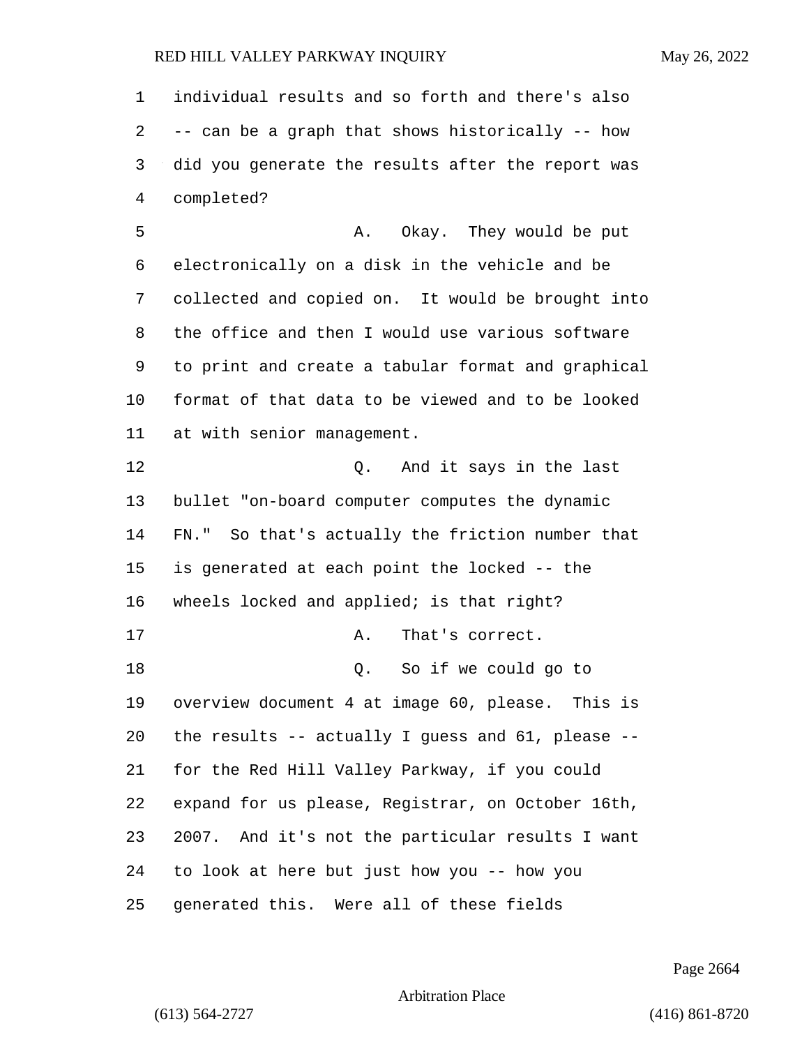individual results and so forth and there's also -- can be a graph that shows historically -- how did you generate the results after the report was completed?

A. Okay. They would be put electronically on a disk in the vehicle and be collected and copied on. It would be brought into the office and then I would use various software to print and create a tabular format and graphical format of that data to be viewed and to be looked at with senior management.

Q. And it says in the last bullet "on-board computer computes the dynamic FN." So that's actually the friction number that is generated at each point the locked -- the wheels locked and applied; is that right?

A. That's correct.

Q. So if we could go to overview document 4 at image 60, please. This is the results -- actually I guess and 61, please -- for the Red Hill Valley Parkway, if you could expand for us please, Registrar, on October 16th, 2007. And it's not the particular results I want to look at here but just how you -- how you generated this. Were all of these fields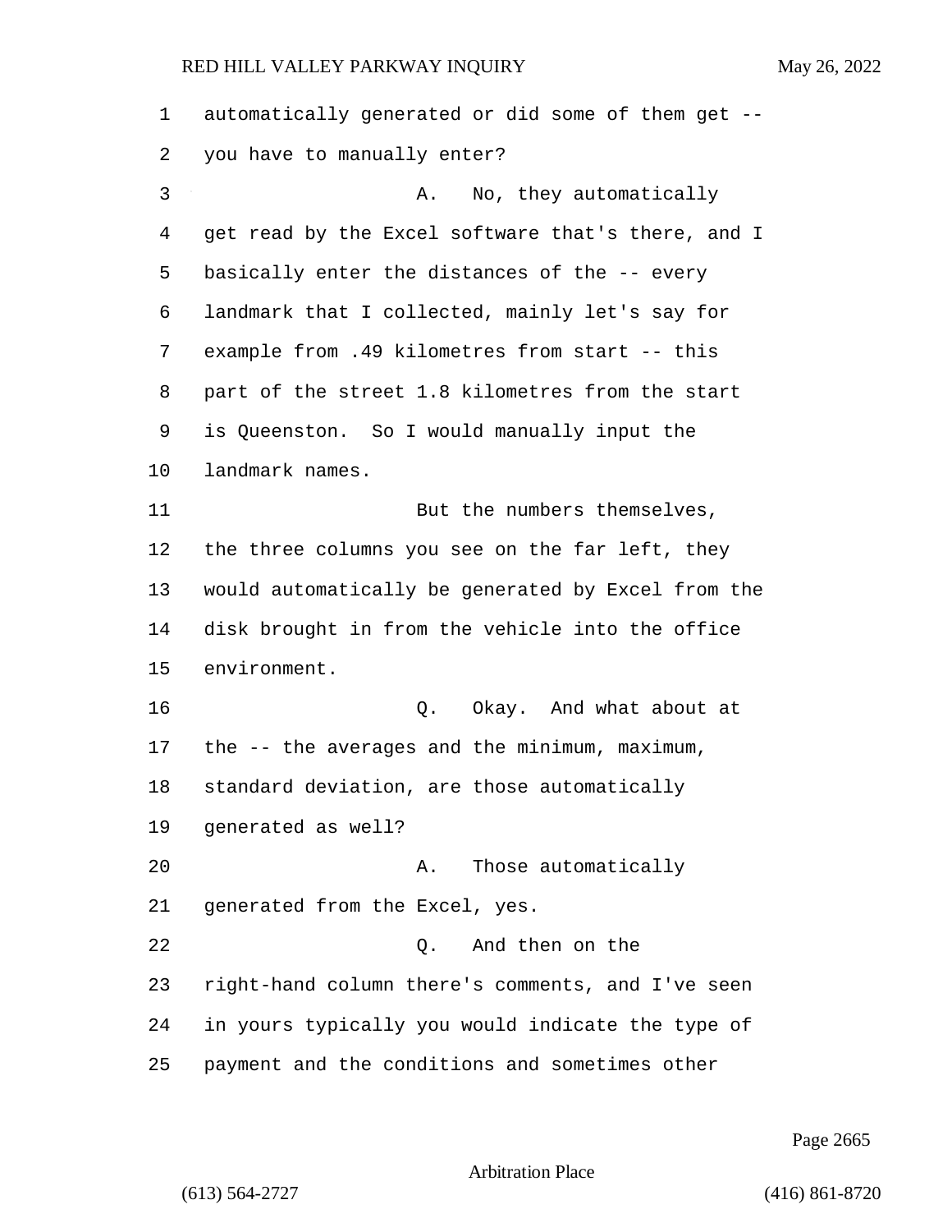automatically generated or did some of them get -- you have to manually enter?

A. No, they automatically get read by the Excel software that's there, and I basically enter the distances of the -- every landmark that I collected, mainly let's say for example from .49 kilometres from start -- this part of the street 1.8 kilometres from the start is Queenston. So I would manually input the landmark names.

But the numbers themselves, the three columns you see on the far left, they would automatically be generated by Excel from the disk brought in from the vehicle into the office environment.

Q. Okay. And what about at the -- the averages and the minimum, maximum, standard deviation, are those automatically generated as well?

A. Those automatically generated from the Excel, yes.

Q. And then on the right-hand column there's comments, and I've seen in yours typically you would indicate the type of payment and the conditions and sometimes other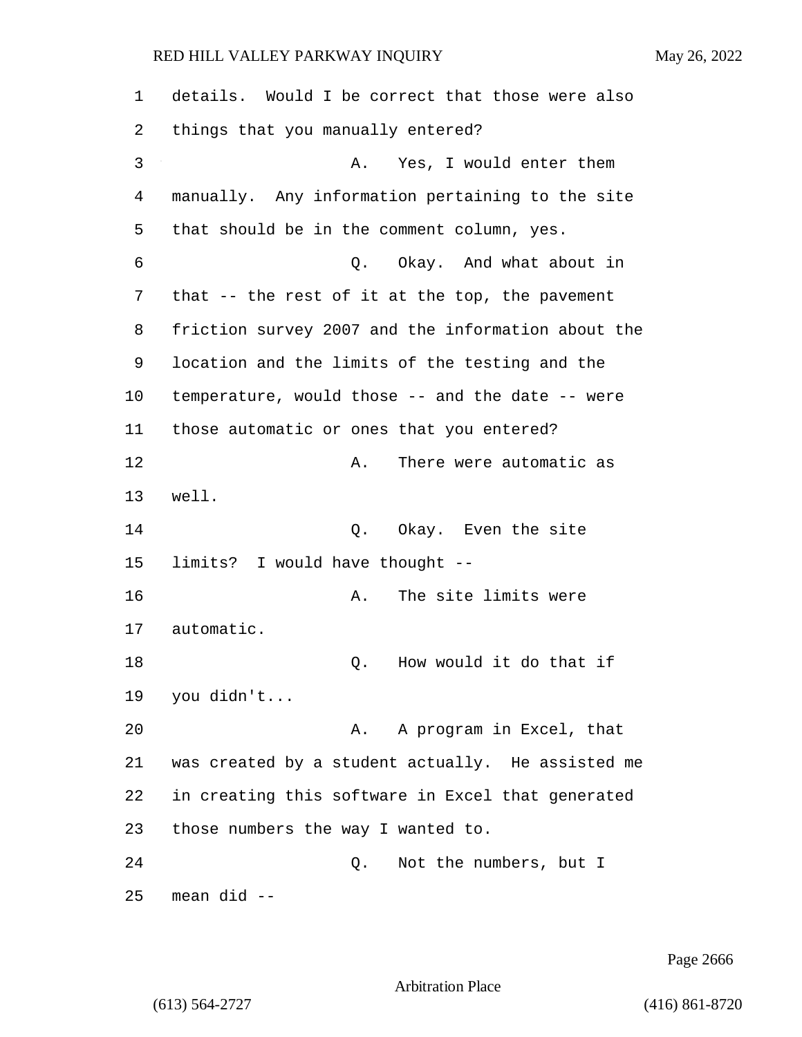details. Would I be correct that those were also things that you manually entered?

A. Yes, I would enter them manually. Any information pertaining to the site that should be in the comment column, yes.

Q. Okay. And what about in that -- the rest of it at the top, the pavement friction survey 2007 and the information about the location and the limits of the testing and the temperature, would those -- and the date -- were those automatic or ones that you entered?

A. There were automatic as well.

Q. Okay. Even the site limits? I would have thought --

A. The site limits were automatic.

Q. How would it do that if you didn't...

A. A program in Excel, that was created by a student actually. He assisted me in creating this software in Excel that generated those numbers the way I wanted to.

Q. Not the numbers, but I mean did --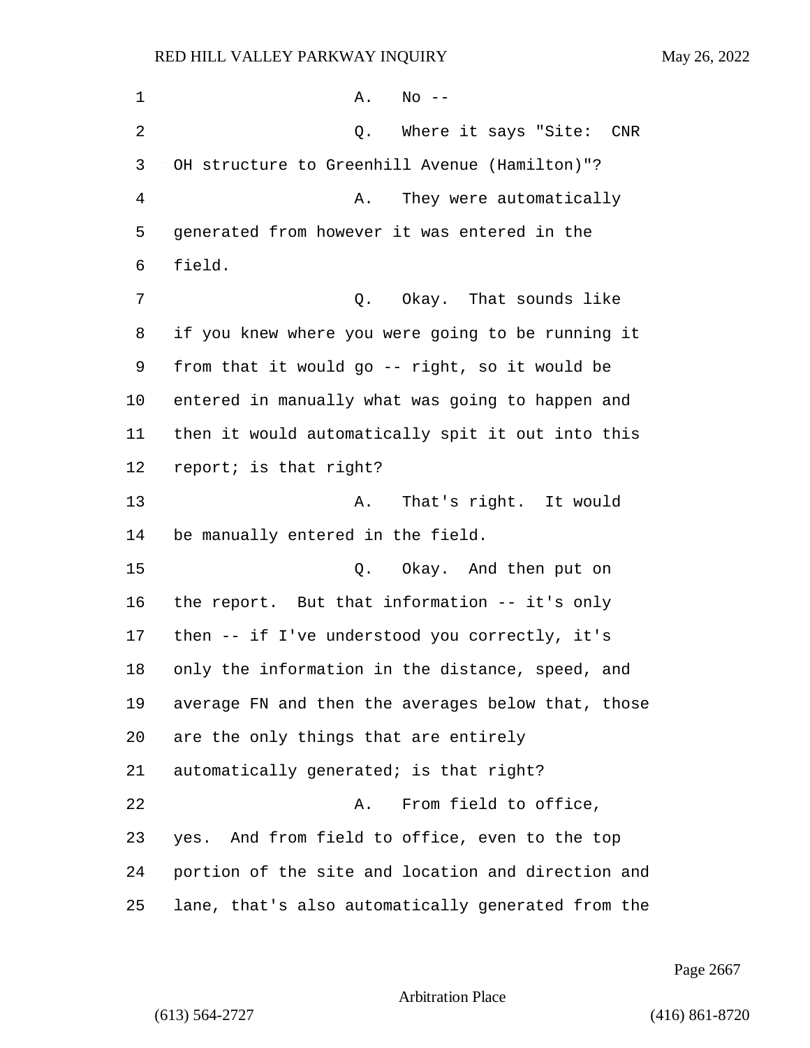1 A. No --

2 Q. Where it says "Site: CNR

3 OH structure to Greenhill Avenue (Hamilton)"?

4 A. They were automatically

5 generated from however it was entered in the

6 field.

7 Q. Okay. That sounds like

8 if you knew where you were going to be running it

9 from that it would go -- right, so it would be

10 entered in manually what was going to happen and

11 then it would automatically spit it out into this

12 report; is that right?

13 A. That's right. It would

14 be manually entered in the field.

15 Q. Okay. And then put on

16 the report. But that information -- it's only

17 then -- if I've understood you correctly, it's

18 only the information in the distance, speed, and

19 average FN and then the averages below that, those

20 are the only things that are entirely

21 automatically generated; is that right?

22 A. From field to office,

23 yes. And from field to office, even to the top

24 portion of the site and location and direction and

25 lane, that's also automatically generated from the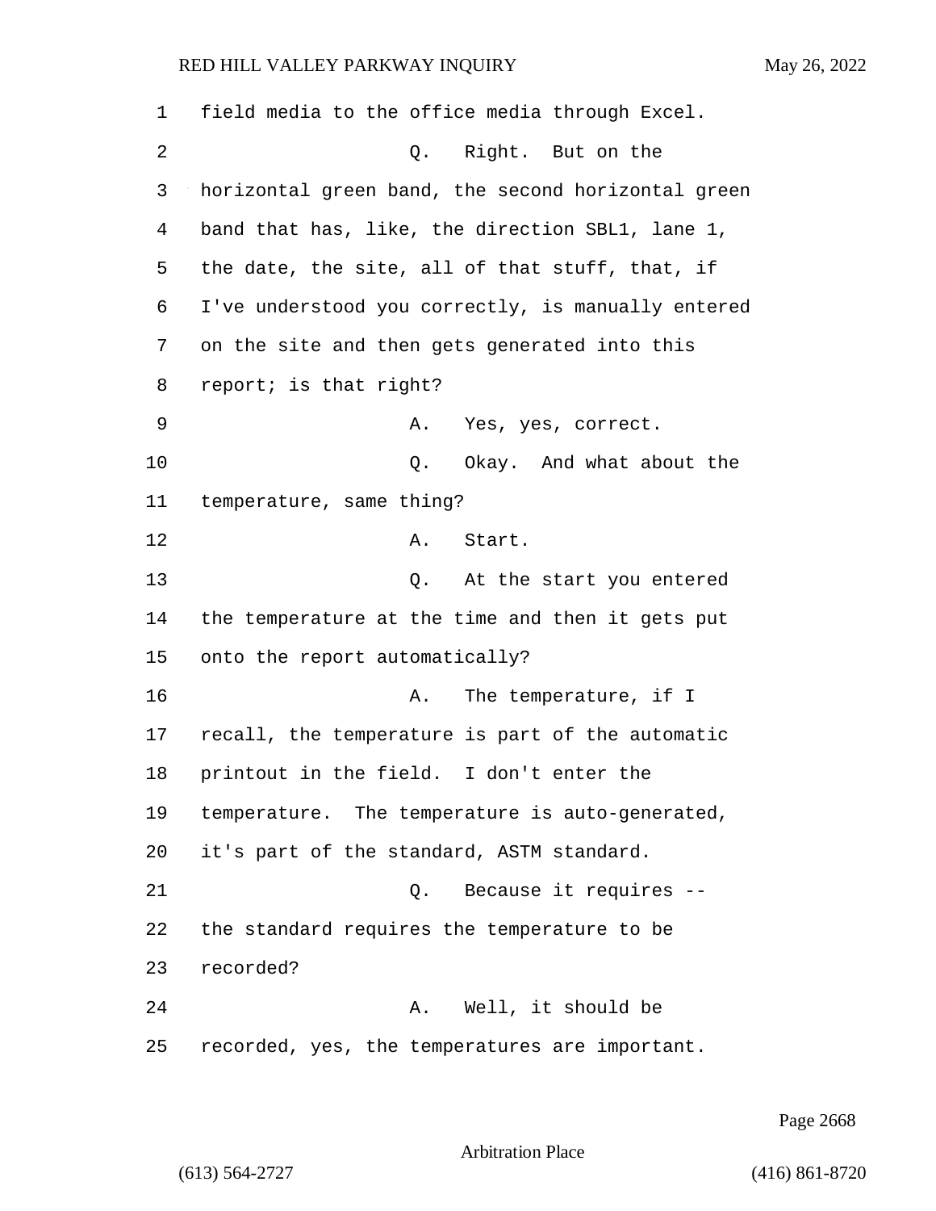field media to the office media through Excel.

Q. Right. But on the horizontal green band, the second horizontal green band that has, like, the direction SBL1, lane 1, the date, the site, all of that stuff, that, if I've understood you correctly, is manually entered on the site and then gets generated into this report; is that right?

A. Yes, yes, correct.

Q. Okay. And what about the temperature, same thing?

A. Start.

Q. At the start you entered the temperature at the time and then it gets put onto the report automatically?

A. The temperature, if I recall, the temperature is part of the automatic printout in the field. I don't enter the temperature. The temperature is auto-generated, it's part of the standard, ASTM standard.

Q. Because it requires -- the standard requires the temperature to be recorded?

A. Well, it should be recorded, yes, the temperatures are important.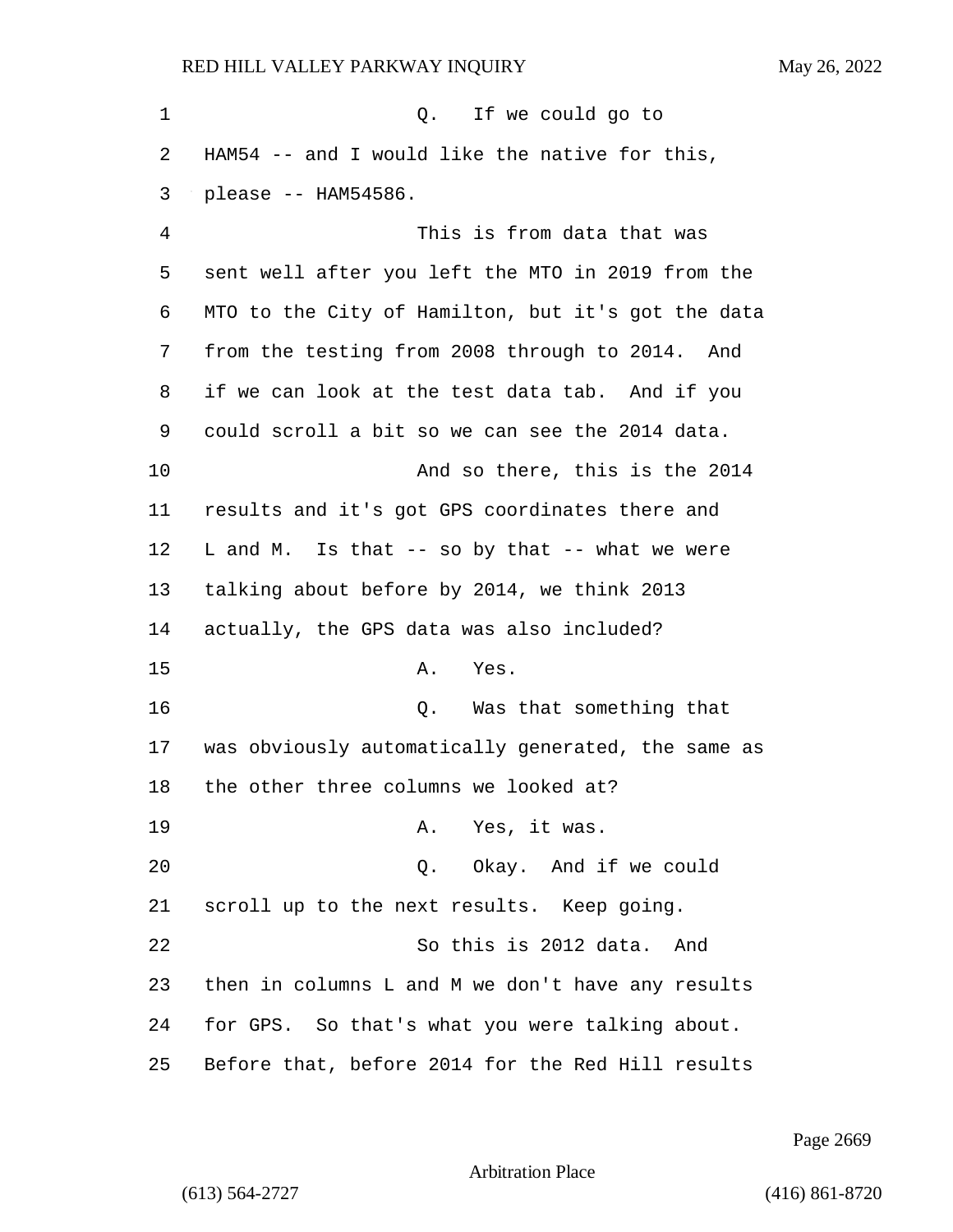1 Q. If we could go to
2 HAM54 -- and I would like the native for this,
3 please -- HAM54586.
4 This is from data that was
5 sent well after you left the MTO in 2019 from the
6 MTO to the City of Hamilton, but it's got the data
7 from the testing from 2008 through to 2014. And
8 if we can look at the test data tab. And if you
9 could scroll a bit so we can see the 2014 data.
10 And so there, this is the 2014
11 results and it's got GPS coordinates there and
12 L and M. Is that -- so by that -- what we were
13 talking about before by 2014, we think 2013
14 actually, the GPS data was also included?
15 A. Yes.
16 Q. Was that something that
17 was obviously automatically generated, the same as
18 the other three columns we looked at?
19 A. Yes, it was.
20 Q. Okay. And if we could
21 scroll up to the next results. Keep going.
22 So this is 2012 data. And
23 then in columns L and M we don't have any results
24 for GPS. So that's what you were talking about.
25 Before that, before 2014 for the Red Hill results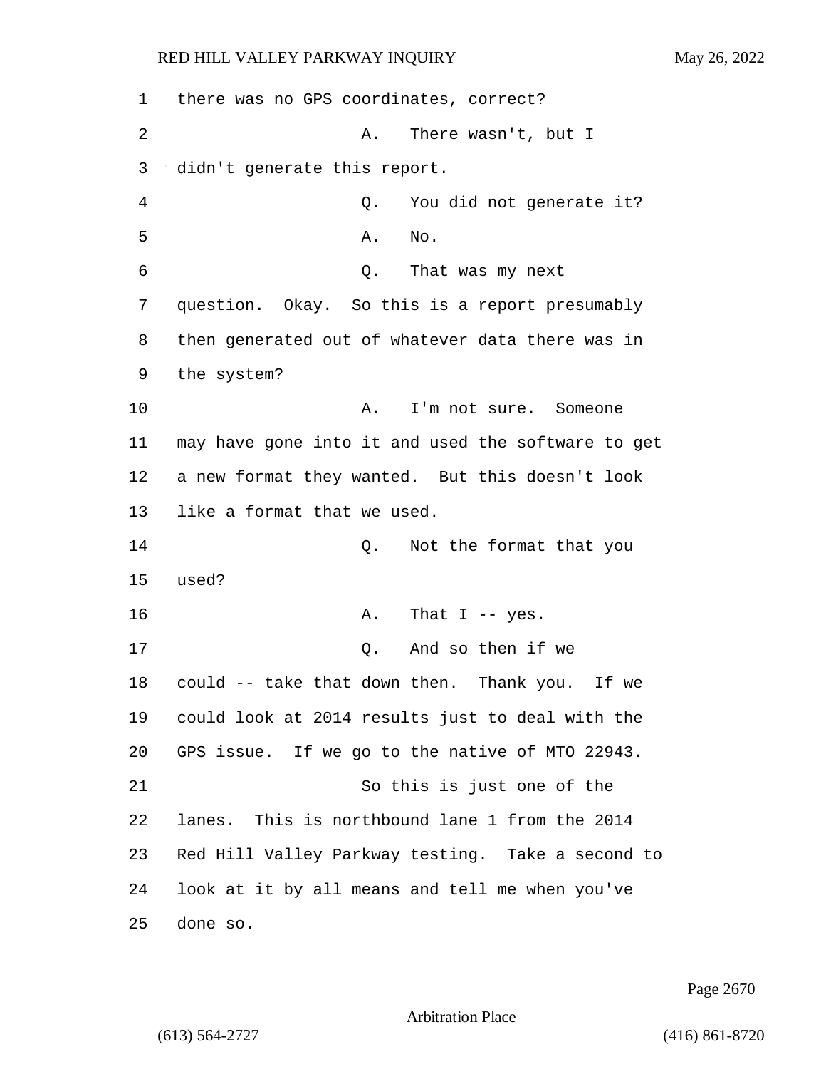1 there was no GPS coordinates, correct?

2 A. There wasn't, but I

3 didn't generate this report.

4 Q. You did not generate it?

5 A. No.

6 Q. That was my next

7 question. Okay. So this is a report presumably

8 then generated out of whatever data there was in

9 the system?

10 A. I'm not sure. Someone

11 may have gone into it and used the software to get

12 a new format they wanted. But this doesn't look

13 like a format that we used.

14 Q. Not the format that you

15 used?

16 A. That I -- yes.

17 Q. And so then if we

18 could -- take that down then. Thank you. If we

19 could look at 2014 results just to deal with the

20 GPS issue. If we go to the native of MTO 22943.

21 So this is just one of the

22 lanes. This is northbound lane 1 from the 2014

23 Red Hill Valley Parkway testing. Take a second to

24 look at it by all means and tell me when you've

25 done so.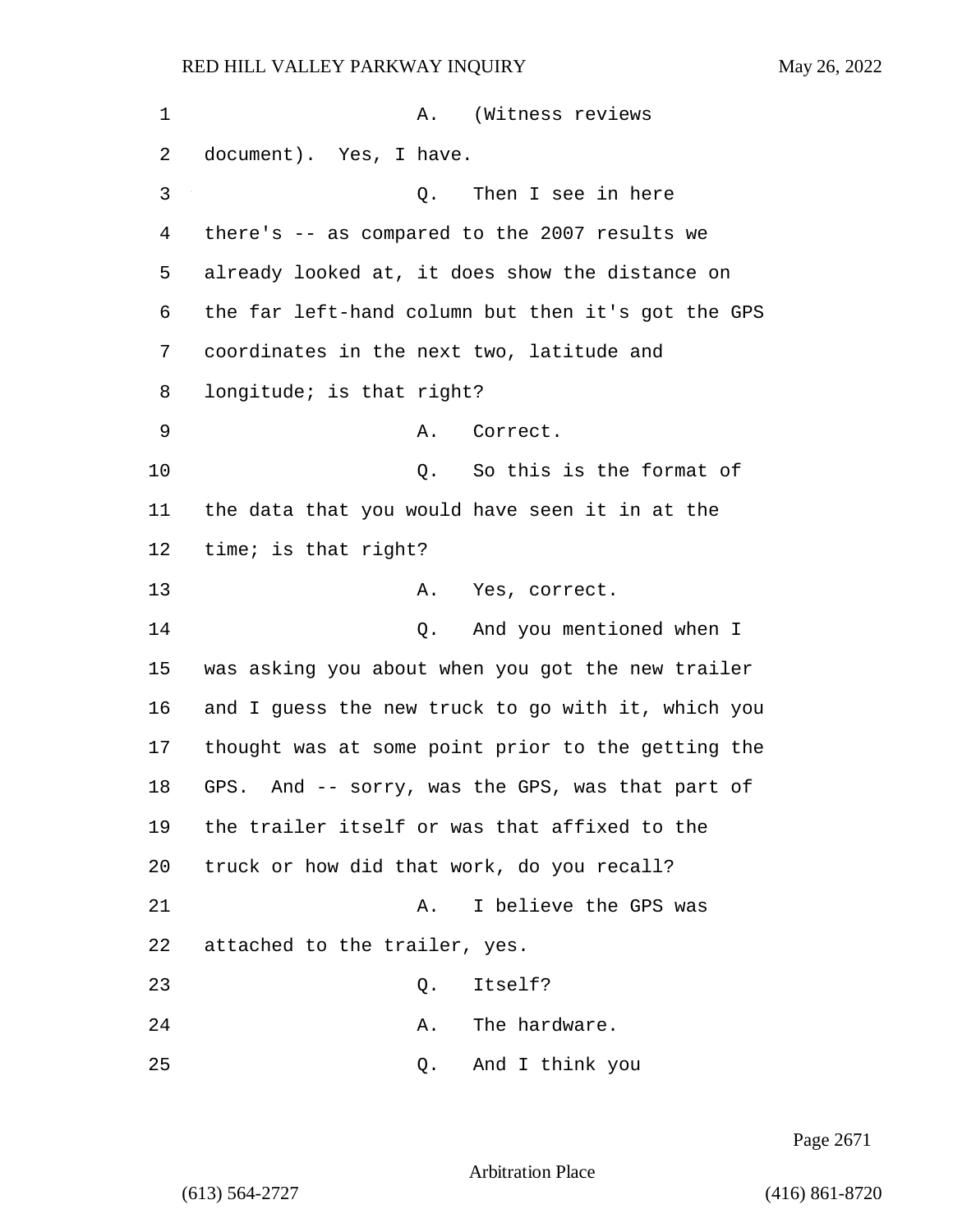1 A. (Witness reviews

2 document). Yes, I have.

3 Q. Then I see in here

4 there's -- as compared to the 2007 results we

5 already looked at, it does show the distance on

6 the far left-hand column but then it's got the GPS

7 coordinates in the next two, latitude and

8 longitude; is that right?

9 A. Correct.

10 Q. So this is the format of

11 the data that you would have seen it in at the

12 time; is that right?

13 A. Yes, correct.

14 Q. And you mentioned when I

15 was asking you about when you got the new trailer

16 and I guess the new truck to go with it, which you

17 thought was at some point prior to the getting the

18 GPS. And -- sorry, was the GPS, was that part of

19 the trailer itself or was that affixed to the

20 truck or how did that work, do you recall?

21 A. I believe the GPS was

22 attached to the trailer, yes.

23 Q. Itself?

24 A. The hardware.

25 Q. And I think you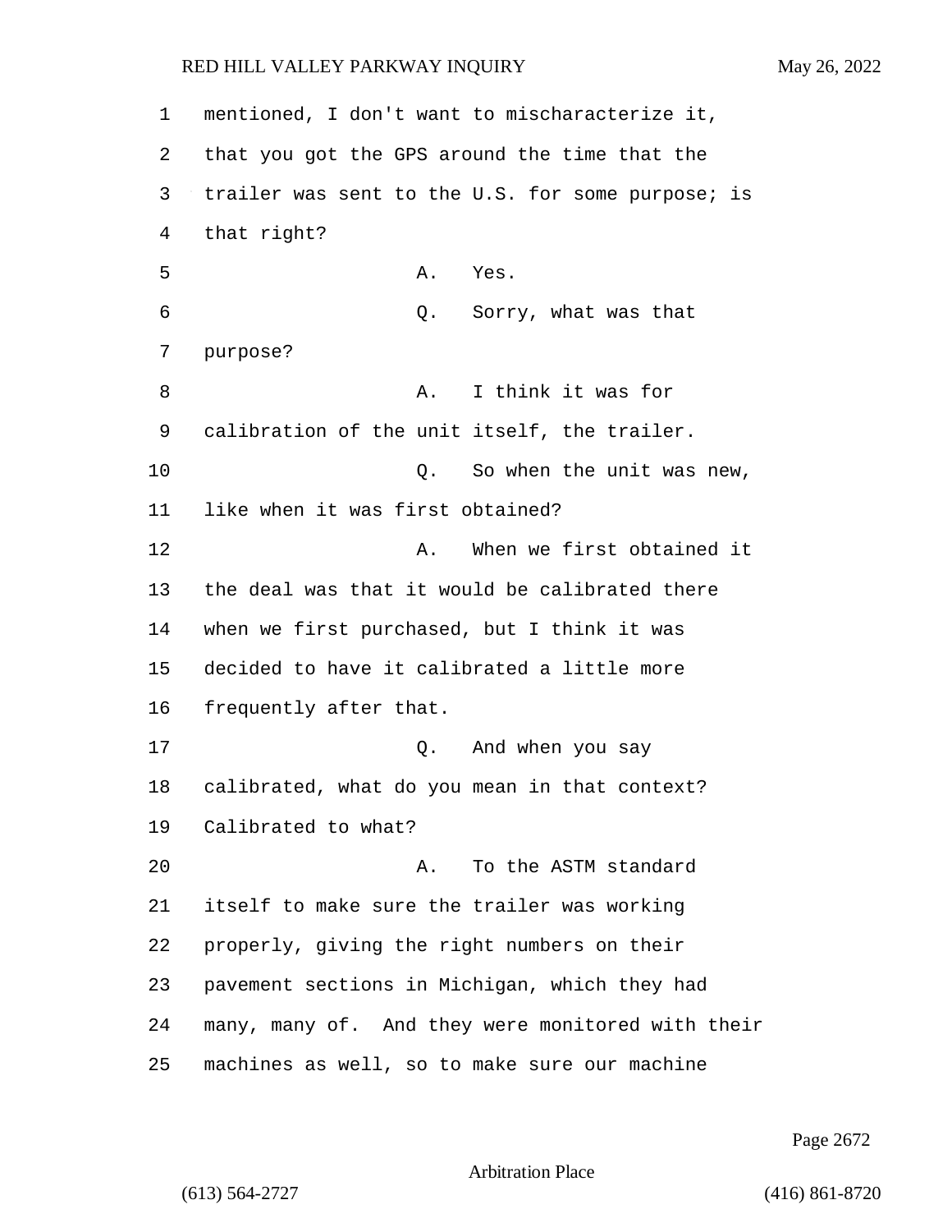mentioned, I don't want to mischaracterize it, that you got the GPS around the time that the trailer was sent to the U.S. for some purpose; is that right?

A. Yes.

Q. Sorry, what was that purpose?

A. I think it was for calibration of the unit itself, the trailer.

Q. So when the unit was new, like when it was first obtained?

A. When we first obtained it the deal was that it would be calibrated there when we first purchased, but I think it was decided to have it calibrated a little more frequently after that.

Q. And when you say calibrated, what do you mean in that context? Calibrated to what?

A. To the ASTM standard itself to make sure the trailer was working properly, giving the right numbers on their pavement sections in Michigan, which they had many, many of. And they were monitored with their machines as well, so to make sure our machine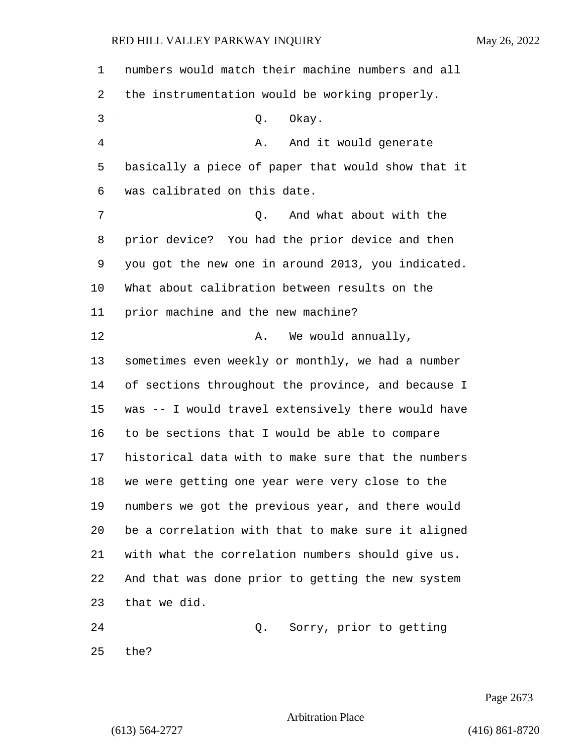numbers would match their machine numbers and all the instrumentation would be working properly.

Q. Okay.

A. And it would generate basically a piece of paper that would show that it was calibrated on this date.

Q. And what about with the prior device? You had the prior device and then you got the new one in around 2013, you indicated. What about calibration between results on the prior machine and the new machine?

A. We would annually, sometimes even weekly or monthly, we had a number of sections throughout the province, and because I was -- I would travel extensively there would have to be sections that I would be able to compare historical data with to make sure that the numbers we were getting one year were very close to the numbers we got the previous year, and there would be a correlation with that to make sure it aligned with what the correlation numbers should give us. And that was done prior to getting the new system that we did.

Q. Sorry, prior to getting the?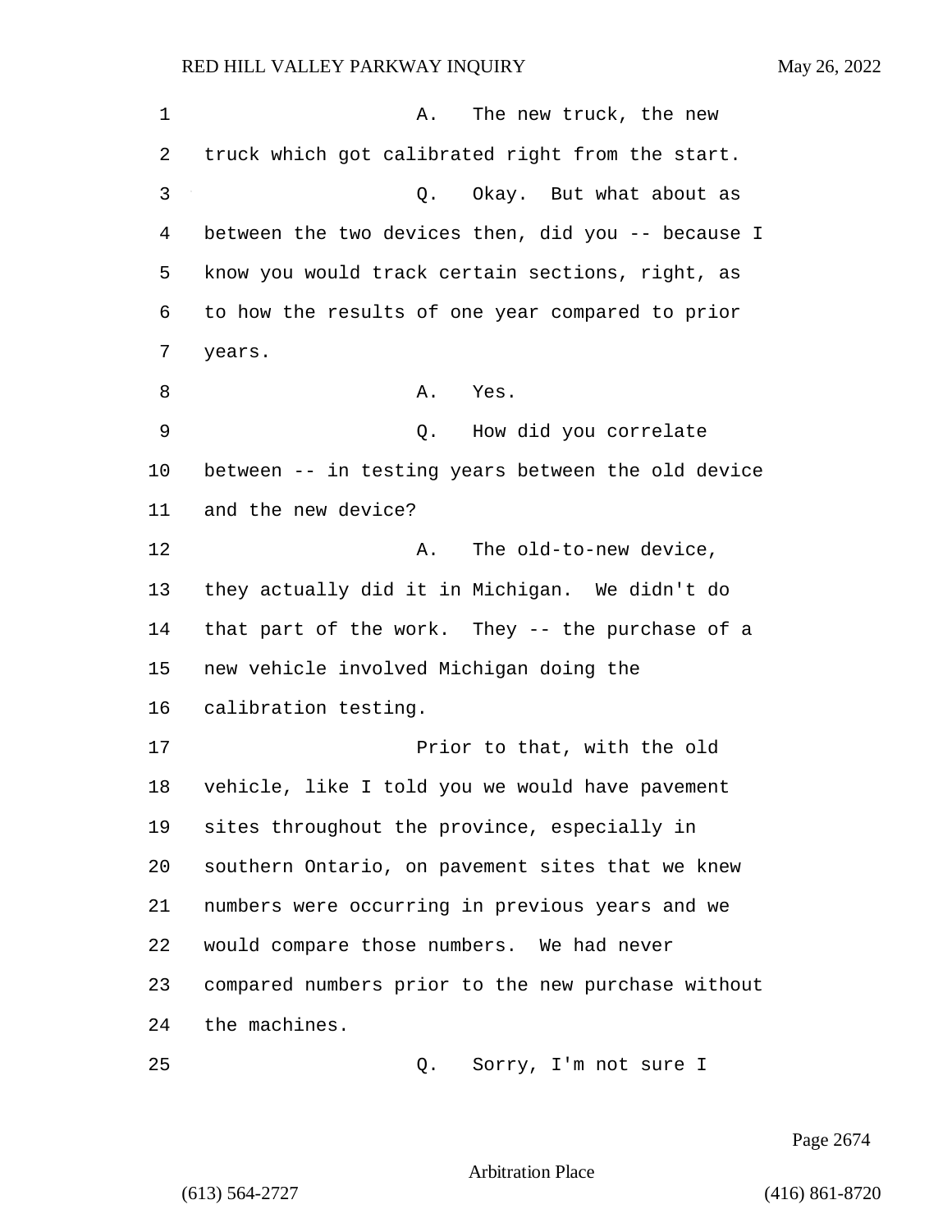A. The new truck, the new truck which got calibrated right from the start.

Q. Okay. But what about as between the two devices then, did you -- because I know you would track certain sections, right, as to how the results of one year compared to prior years.

A. Yes.

Q. How did you correlate between -- in testing years between the old device and the new device?

A. The old-to-new device, they actually did it in Michigan. We didn't do that part of the work. They -- the purchase of a new vehicle involved Michigan doing the calibration testing.

Prior to that, with the old vehicle, like I told you we would have pavement sites throughout the province, especially in southern Ontario, on pavement sites that we knew numbers were occurring in previous years and we would compare those numbers. We had never compared numbers prior to the new purchase without the machines.

Q. Sorry, I'm not sure I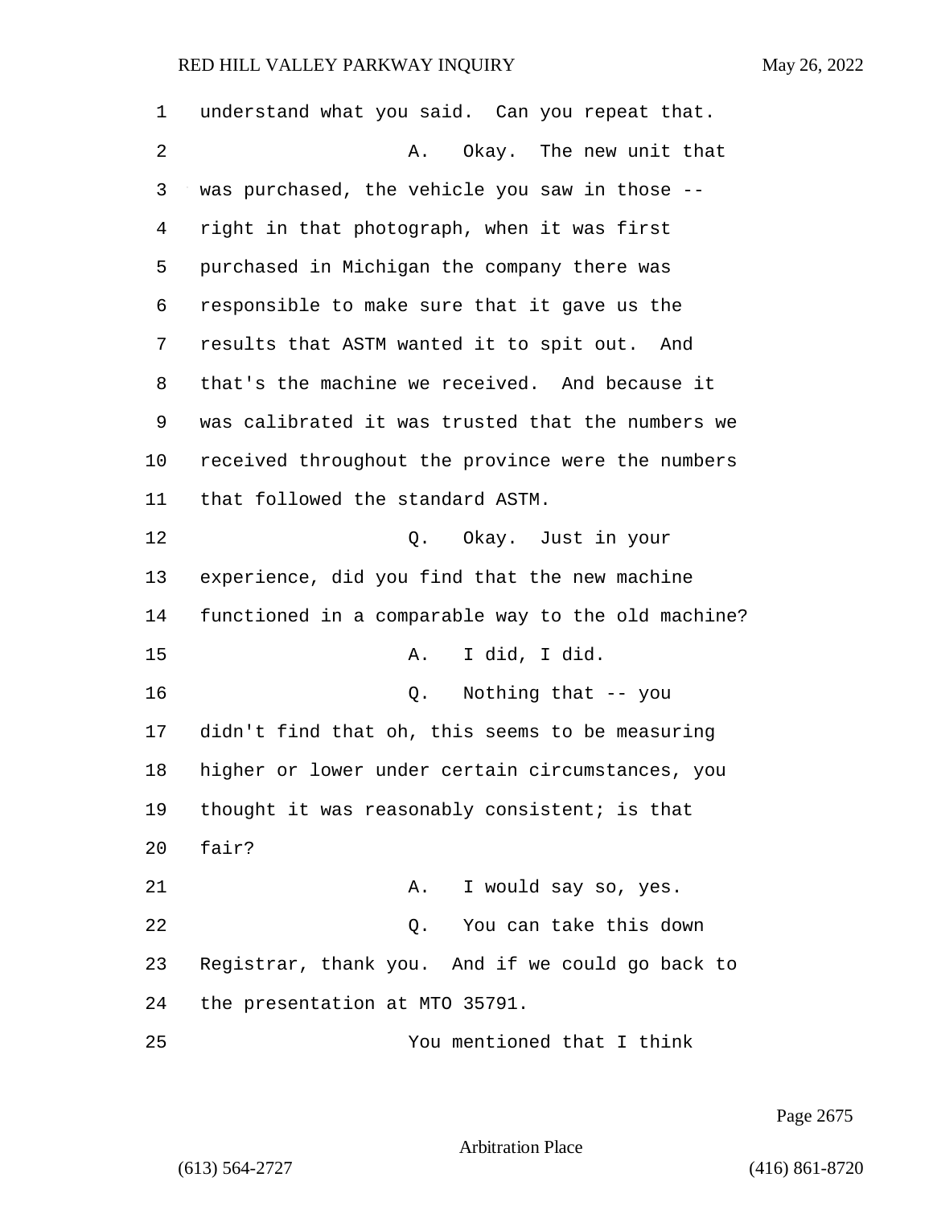understand what you said. Can you repeat that.

A. Okay. The new unit that was purchased, the vehicle you saw in those -- right in that photograph, when it was first purchased in Michigan the company there was responsible to make sure that it gave us the results that ASTM wanted it to spit out. And that's the machine we received. And because it was calibrated it was trusted that the numbers we received throughout the province were the numbers that followed the standard ASTM.

Q. Okay. Just in your experience, did you find that the new machine functioned in a comparable way to the old machine?

A. I did, I did.

Q. Nothing that -- you didn't find that oh, this seems to be measuring higher or lower under certain circumstances, you thought it was reasonably consistent; is that fair?

A. I would say so, yes.

Q. You can take this down Registrar, thank you. And if we could go back to the presentation at MTO 35791.

You mentioned that I think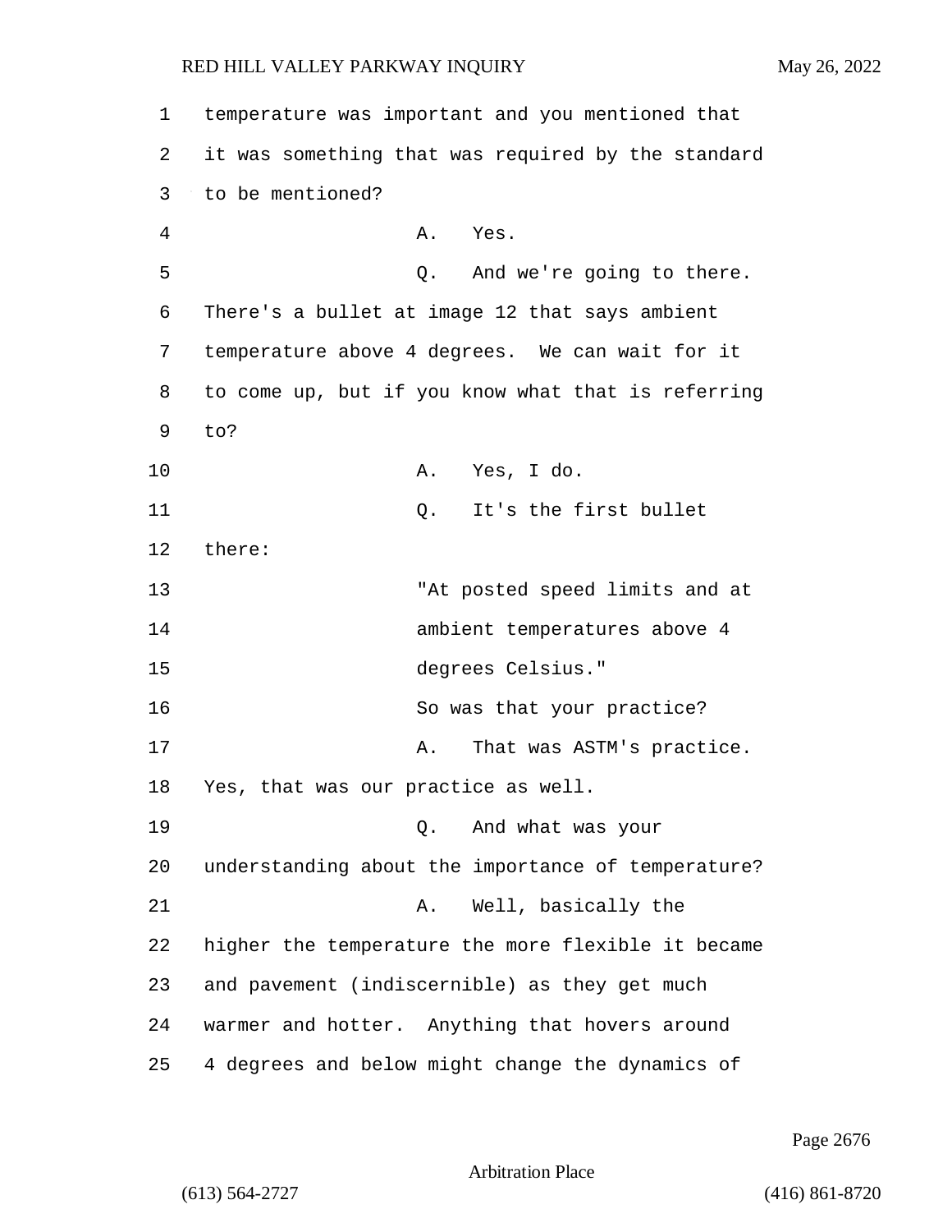temperature was important and you mentioned that it was something that was required by the standard to be mentioned?

A. Yes.

Q. And we're going to there. There's a bullet at image 12 that says ambient temperature above 4 degrees. We can wait for it to come up, but if you know what that is referring to?

A. Yes, I do.

Q. It's the first bullet there:

"At posted speed limits and at ambient temperatures above 4 degrees Celsius."

So was that your practice?

A. That was ASTM's practice. Yes, that was our practice as well.

Q. And what was your understanding about the importance of temperature?

A. Well, basically the higher the temperature the more flexible it became and pavement (indiscernible) as they get much warmer and hotter. Anything that hovers around 4 degrees and below might change the dynamics of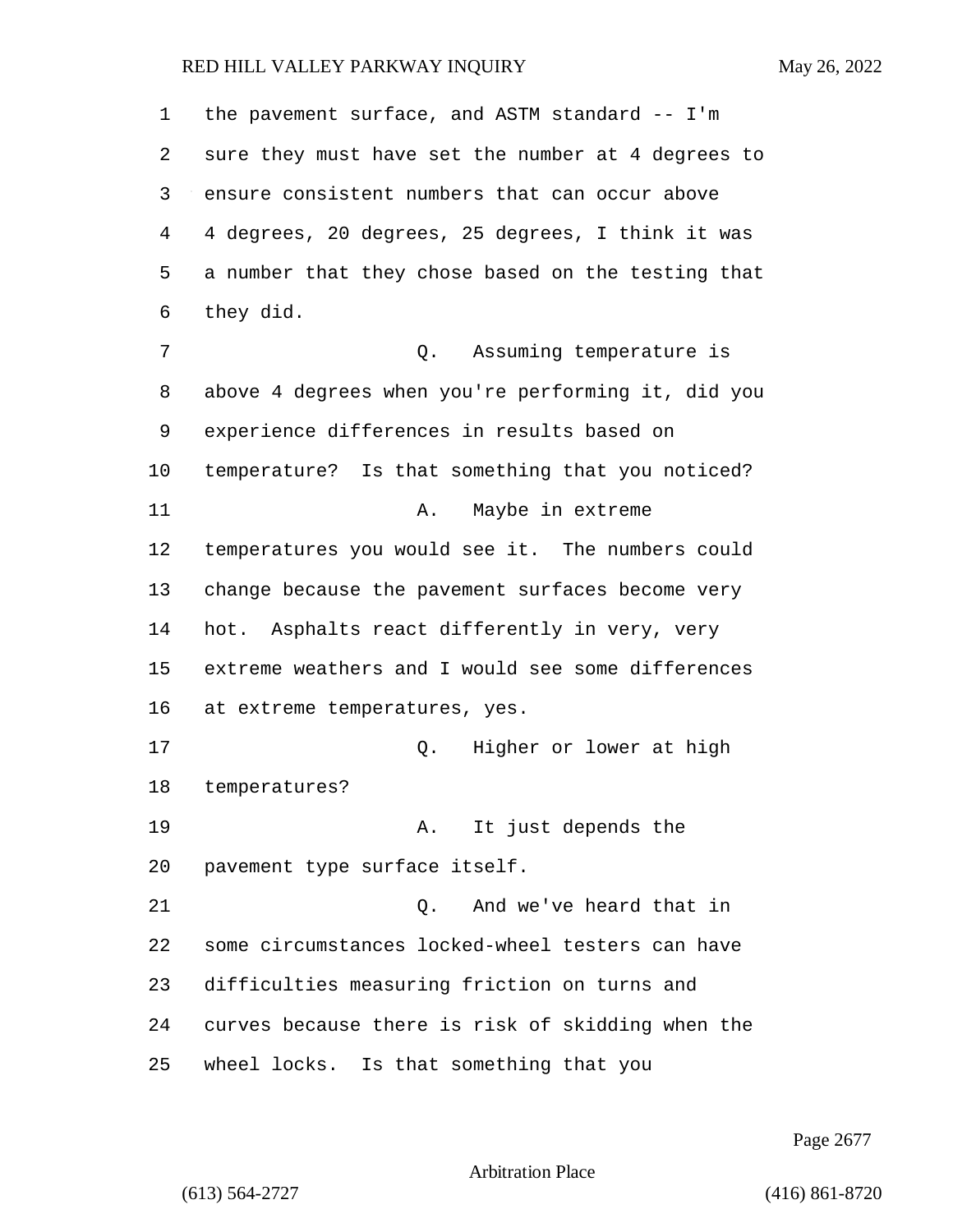the pavement surface, and ASTM standard -- I'm sure they must have set the number at 4 degrees to ensure consistent numbers that can occur above 4 degrees, 20 degrees, 25 degrees, I think it was a number that they chose based on the testing that they did.

Q. Assuming temperature is above 4 degrees when you're performing it, did you experience differences in results based on temperature? Is that something that you noticed?

A. Maybe in extreme temperatures you would see it. The numbers could change because the pavement surfaces become very hot. Asphalts react differently in very, very extreme weathers and I would see some differences at extreme temperatures, yes.

Q. Higher or lower at high temperatures?

A. It just depends the pavement type surface itself.

Q. And we've heard that in some circumstances locked-wheel testers can have difficulties measuring friction on turns and curves because there is risk of skidding when the wheel locks. Is that something that you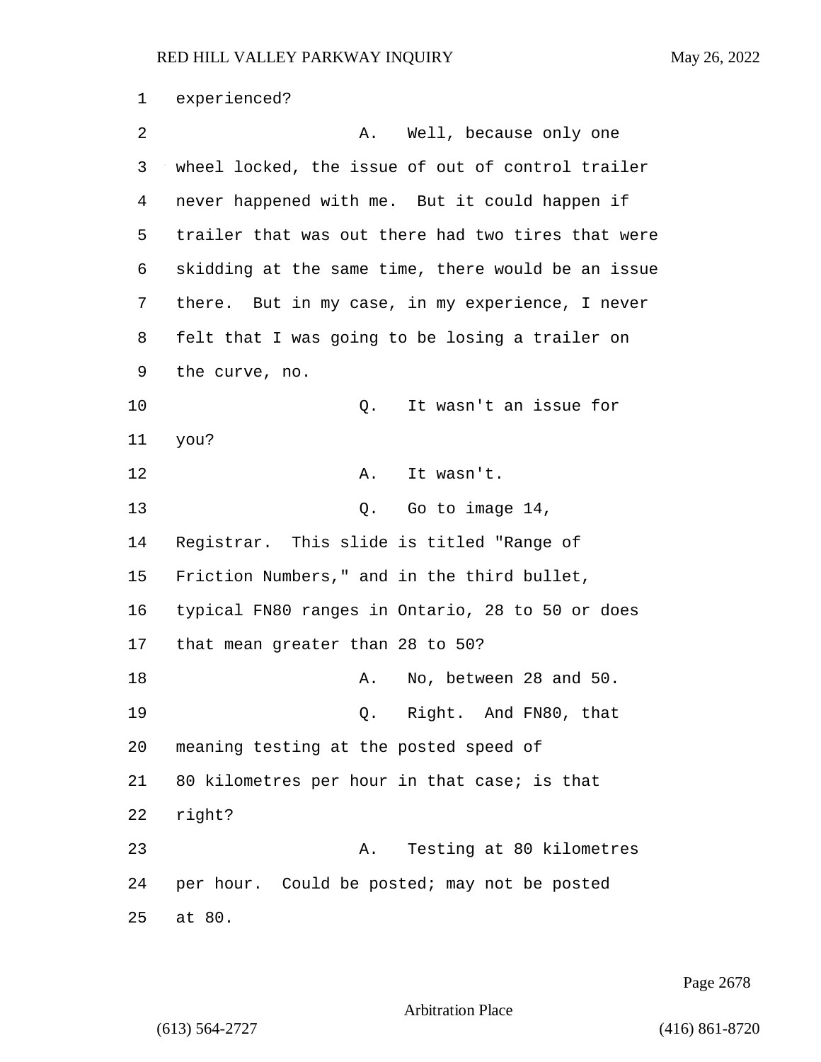experienced?

A. Well, because only one wheel locked, the issue of out of control trailer never happened with me. But it could happen if trailer that was out there had two tires that were skidding at the same time, there would be an issue there. But in my case, in my experience, I never felt that I was going to be losing a trailer on the curve, no.

Q. It wasn't an issue for you?

A. It wasn't.

Q. Go to image 14, Registrar. This slide is titled "Range of Friction Numbers," and in the third bullet, typical FN80 ranges in Ontario, 28 to 50 or does that mean greater than 28 to 50?

A. No, between 28 and 50.

Q. Right. And FN80, that meaning testing at the posted speed of 80 kilometres per hour in that case; is that right?

A. Testing at 80 kilometres per hour. Could be posted; may not be posted at 80.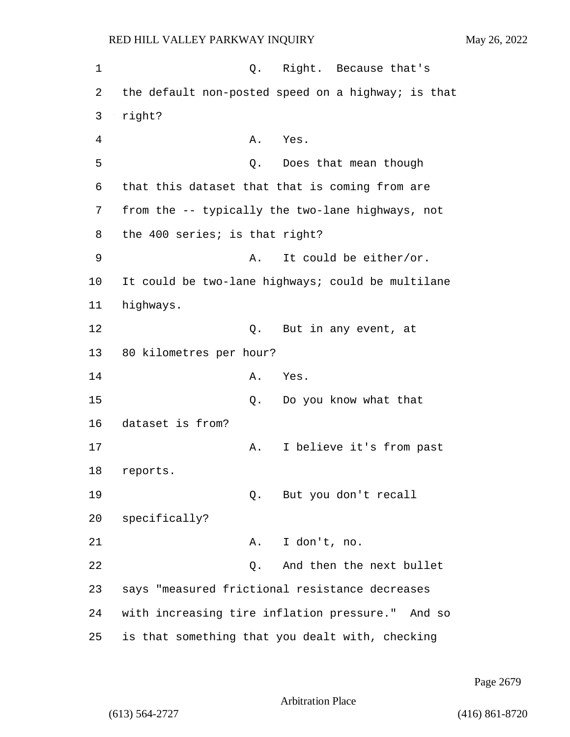Q. Right. Because that's the default non-posted speed on a highway; is that right?

A. Yes.

Q. Does that mean though that this dataset that that is coming from are from the -- typically the two-lane highways, not the 400 series; is that right?

A. It could be either/or. It could be two-lane highways; could be multilane highways.

Q. But in any event, at 80 kilometres per hour?

A. Yes.

Q. Do you know what that dataset is from?

A. I believe it's from past reports.

Q. But you don't recall specifically?

A. I don't, no.

Q. And then the next bullet says "measured frictional resistance decreases with increasing tire inflation pressure." And so is that something that you dealt with, checking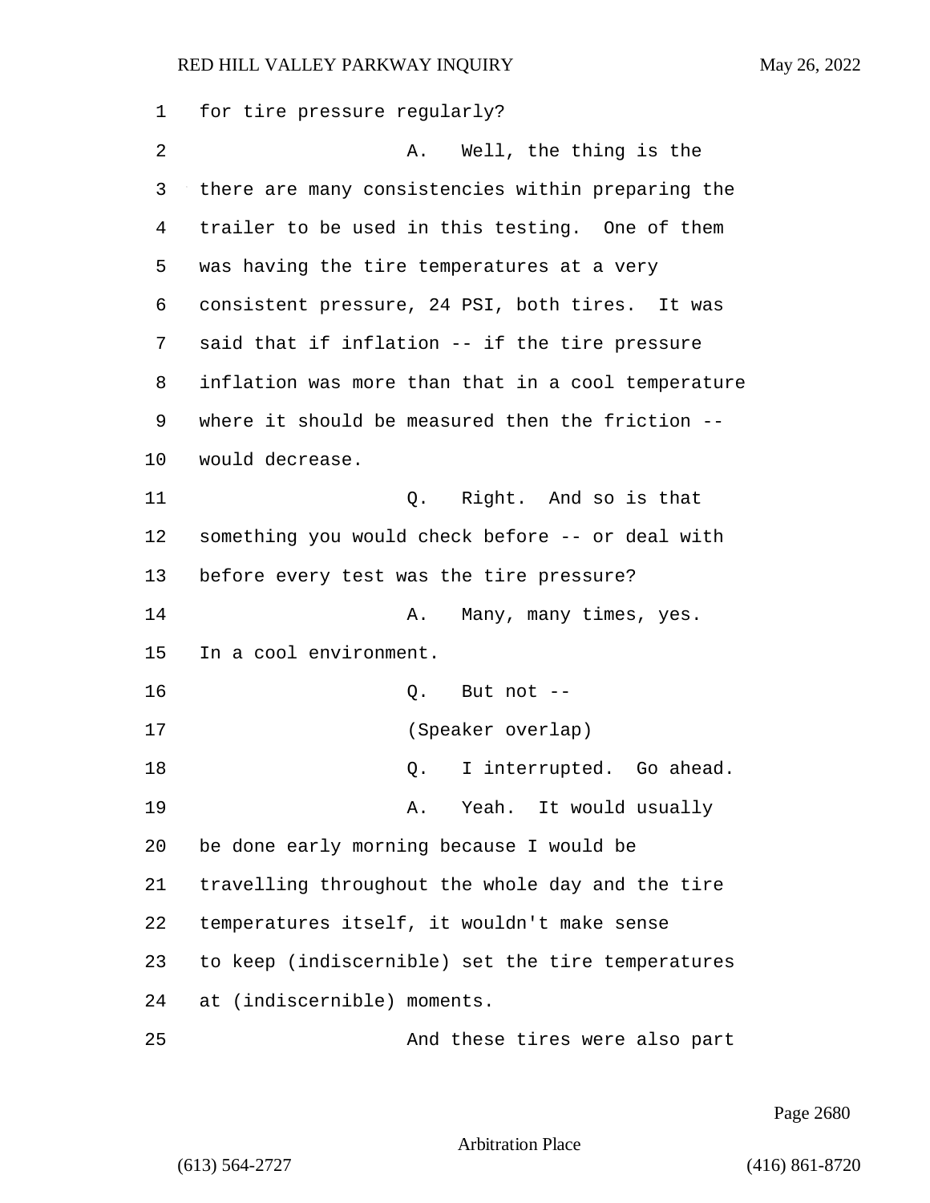for tire pressure regularly?

A. Well, the thing is the there are many consistencies within preparing the trailer to be used in this testing. One of them was having the tire temperatures at a very consistent pressure, 24 PSI, both tires. It was said that if inflation -- if the tire pressure inflation was more than that in a cool temperature where it should be measured then the friction -- would decrease.

Q. Right. And so is that something you would check before -- or deal with before every test was the tire pressure?

A. Many, many times, yes. In a cool environment.

Q. But not --

(Speaker overlap)

Q. I interrupted. Go ahead.

A. Yeah. It would usually be done early morning because I would be travelling throughout the whole day and the tire temperatures itself, it wouldn't make sense to keep (indiscernible) set the tire temperatures at (indiscernible) moments.

And these tires were also part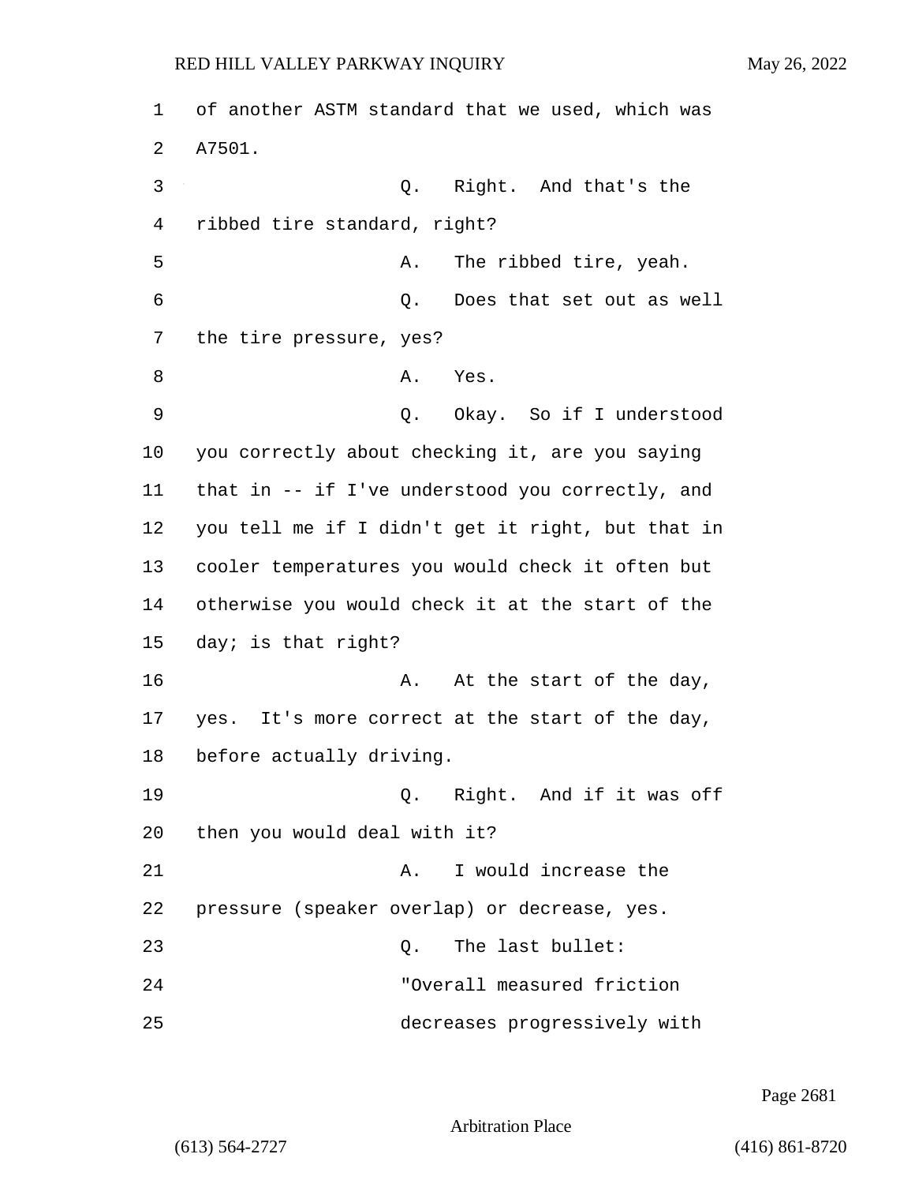of another ASTM standard that we used, which was A7501.

Q. Right. And that's the ribbed tire standard, right?

A. The ribbed tire, yeah.

Q. Does that set out as well the tire pressure, yes?

A. Yes.

Q. Okay. So if I understood you correctly about checking it, are you saying that in -- if I've understood you correctly, and you tell me if I didn't get it right, but that in cooler temperatures you would check it often but otherwise you would check it at the start of the day; is that right?

A. At the start of the day, yes. It's more correct at the start of the day, before actually driving.

Q. Right. And if it was off then you would deal with it?

A. I would increase the pressure (speaker overlap) or decrease, yes.

Q. The last bullet:

"Overall measured friction decreases progressively with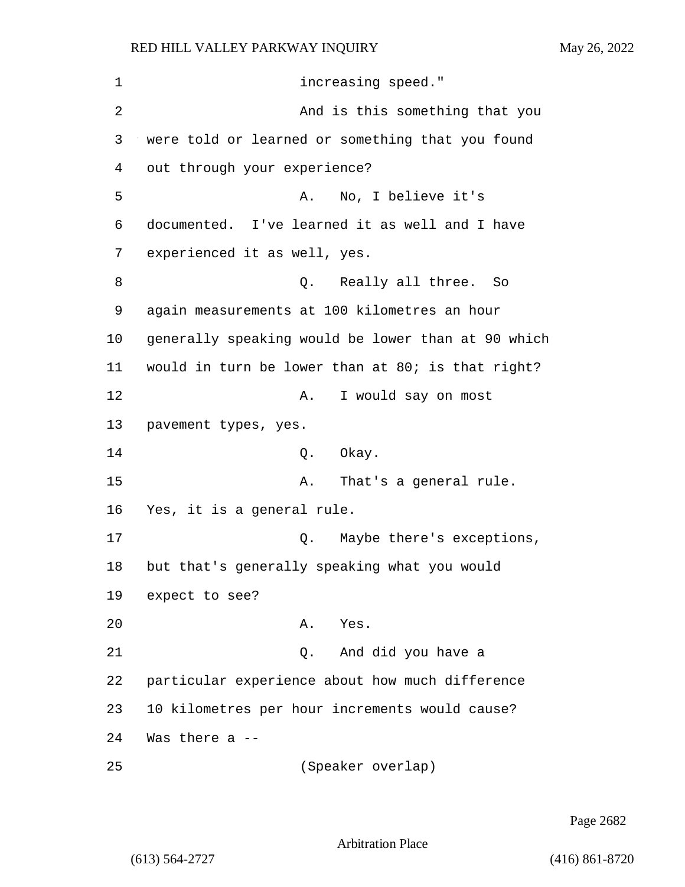1 increasing speed."

2 And is this something that you

3 were told or learned or something that you found

4 out through your experience?

5 A. No, I believe it's

6 documented. I've learned it as well and I have

7 experienced it as well, yes.

8 Q. Really all three. So

9 again measurements at 100 kilometres an hour

10 generally speaking would be lower than at 90 which

11 would in turn be lower than at 80; is that right?

12 A. I would say on most

13 pavement types, yes.

14 Q. Okay.

15 A. That's a general rule.

16 Yes, it is a general rule.

17 Q. Maybe there's exceptions,

18 but that's generally speaking what you would

19 expect to see?

20 A. Yes.

21 Q. And did you have a

22 particular experience about how much difference

23 10 kilometres per hour increments would cause?

24 Was there a --

25 (Speaker overlap)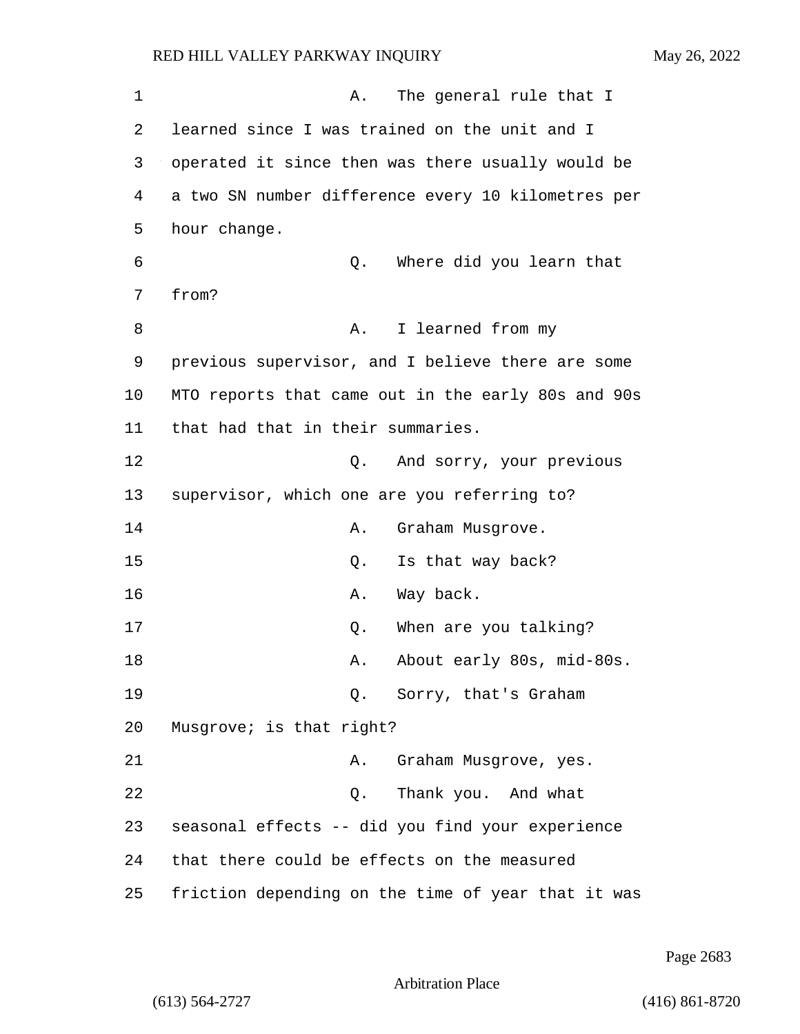A. The general rule that I learned since I was trained on the unit and I operated it since then was there usually would be a two SN number difference every 10 kilometres per hour change.

Q. Where did you learn that from?

A. I learned from my previous supervisor, and I believe there are some MTO reports that came out in the early 80s and 90s that had that in their summaries.

Q. And sorry, your previous supervisor, which one are you referring to?

A. Graham Musgrove.

Q. Is that way back?

A. Way back.

Q. When are you talking?

A. About early 80s, mid-80s.

Q. Sorry, that's Graham Musgrove; is that right?

A. Graham Musgrove, yes.

Q. Thank you. And what seasonal effects -- did you find your experience that there could be effects on the measured friction depending on the time of year that it was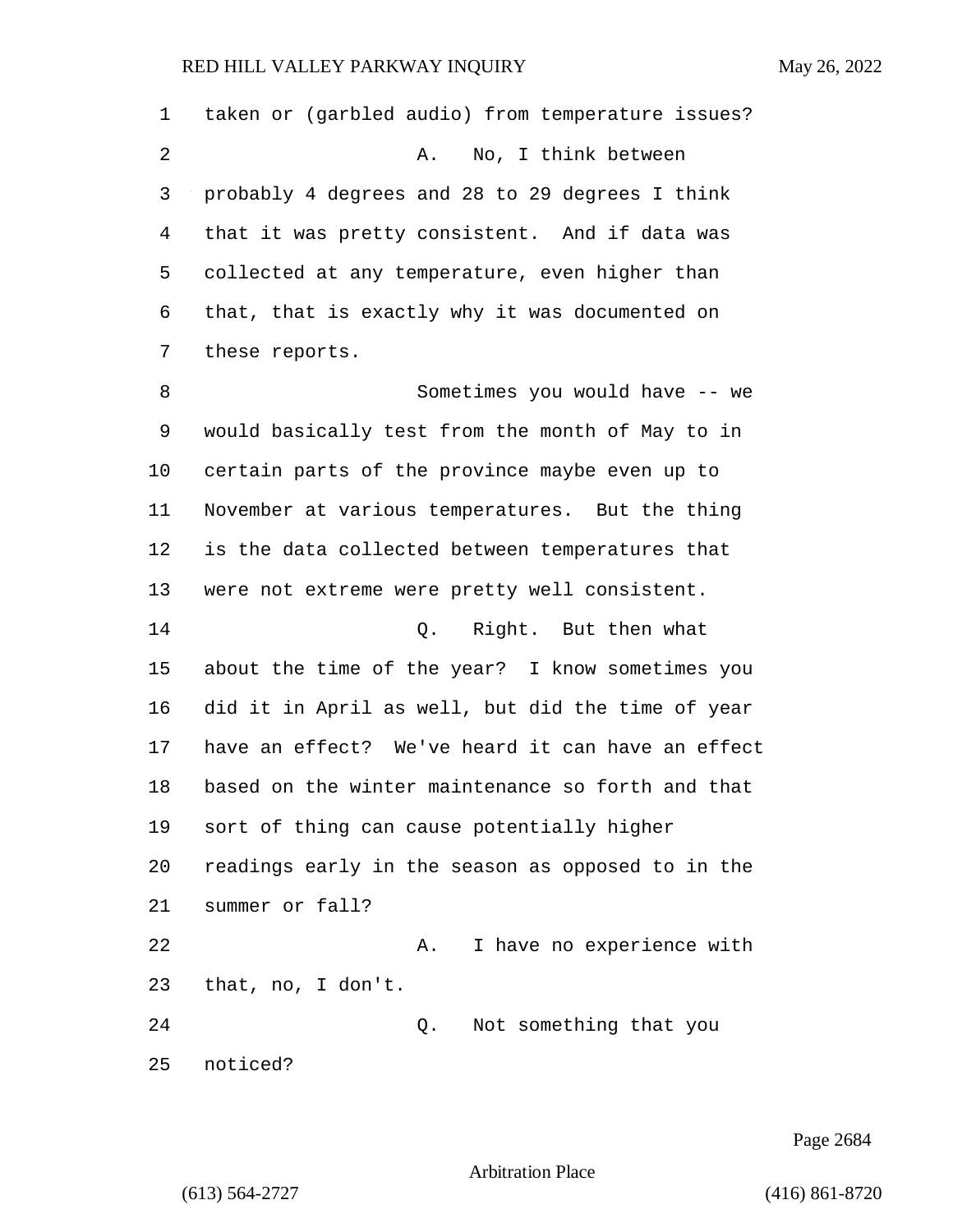taken or (garbled audio) from temperature issues?

A. No, I think between probably 4 degrees and 28 to 29 degrees I think that it was pretty consistent. And if data was collected at any temperature, even higher than that, that is exactly why it was documented on these reports.

Sometimes you would have -- we would basically test from the month of May to in certain parts of the province maybe even up to November at various temperatures. But the thing is the data collected between temperatures that were not extreme were pretty well consistent.

Q. Right. But then what about the time of the year? I know sometimes you did it in April as well, but did the time of year have an effect? We've heard it can have an effect based on the winter maintenance so forth and that sort of thing can cause potentially higher readings early in the season as opposed to in the summer or fall?

A. I have no experience with that, no, I don't.

Q. Not something that you noticed?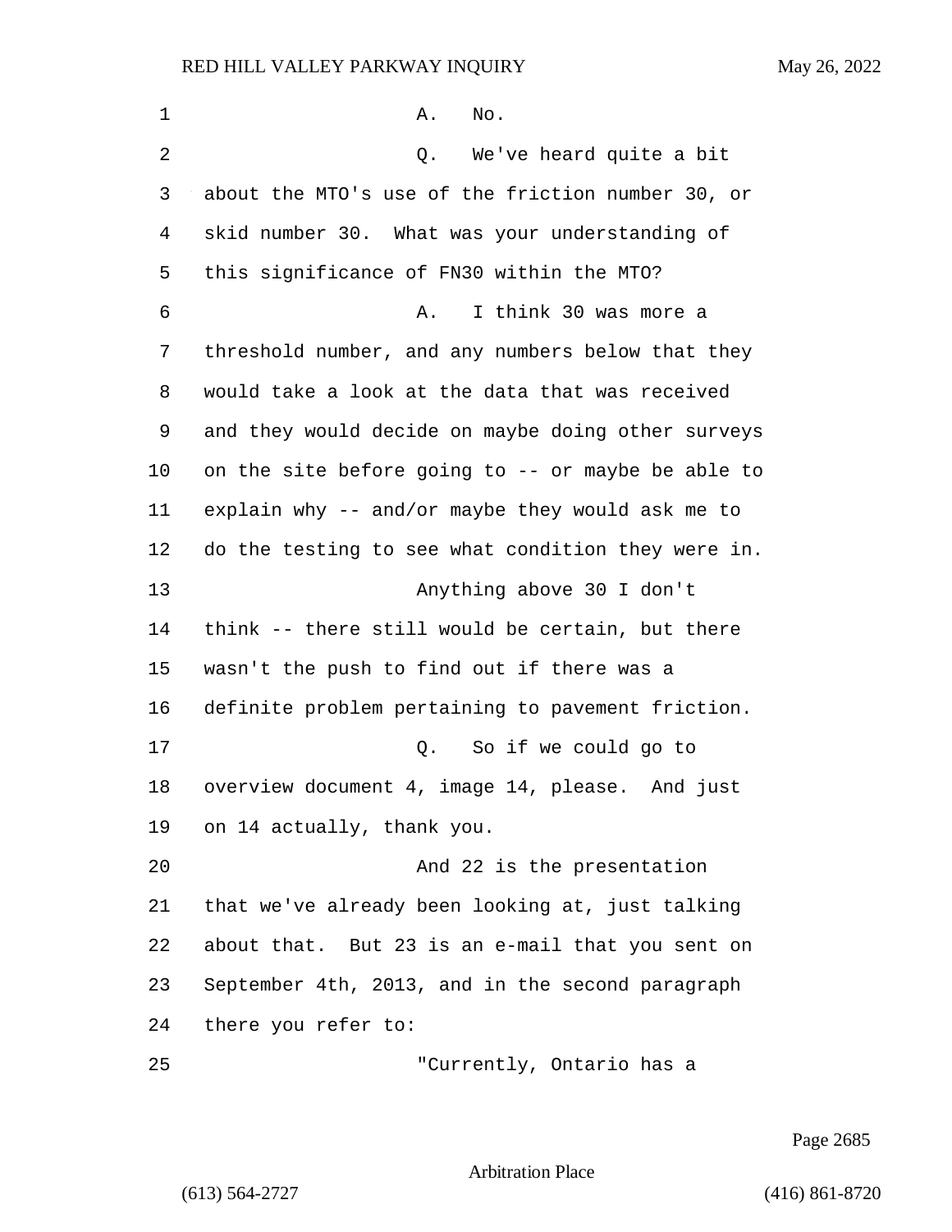A. No.

Q. We've heard quite a bit about the MTO's use of the friction number 30, or skid number 30. What was your understanding of this significance of FN30 within the MTO?

A. I think 30 was more a threshold number, and any numbers below that they would take a look at the data that was received and they would decide on maybe doing other surveys on the site before going to -- or maybe be able to explain why -- and/or maybe they would ask me to do the testing to see what condition they were in.

Anything above 30 I don't think -- there still would be certain, but there wasn't the push to find out if there was a definite problem pertaining to pavement friction.

Q. So if we could go to overview document 4, image 14, please. And just on 14 actually, thank you.

And 22 is the presentation that we've already been looking at, just talking about that. But 23 is an e-mail that you sent on September 4th, 2013, and in the second paragraph there you refer to:

"Currently, Ontario has a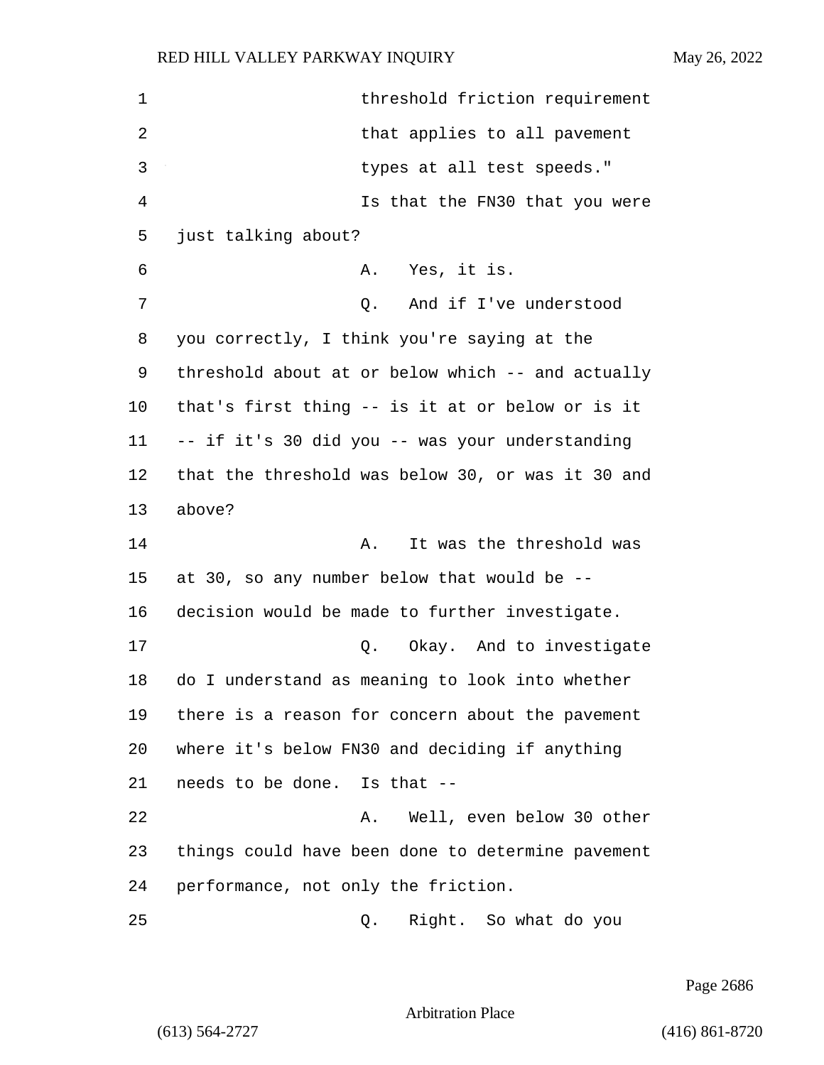threshold friction requirement that applies to all pavement types at all test speeds."

Is that the FN30 that you were just talking about?

A. Yes, it is.

Q. And if I've understood you correctly, I think you're saying at the threshold about at or below which -- and actually that's first thing -- is it at or below or is it -- if it's 30 did you -- was your understanding that the threshold was below 30, or was it 30 and above?

A. It was the threshold was at 30, so any number below that would be -- decision would be made to further investigate.

Q. Okay. And to investigate do I understand as meaning to look into whether there is a reason for concern about the pavement where it's below FN30 and deciding if anything needs to be done. Is that --

A. Well, even below 30 other things could have been done to determine pavement performance, not only the friction.

Q. Right. So what do you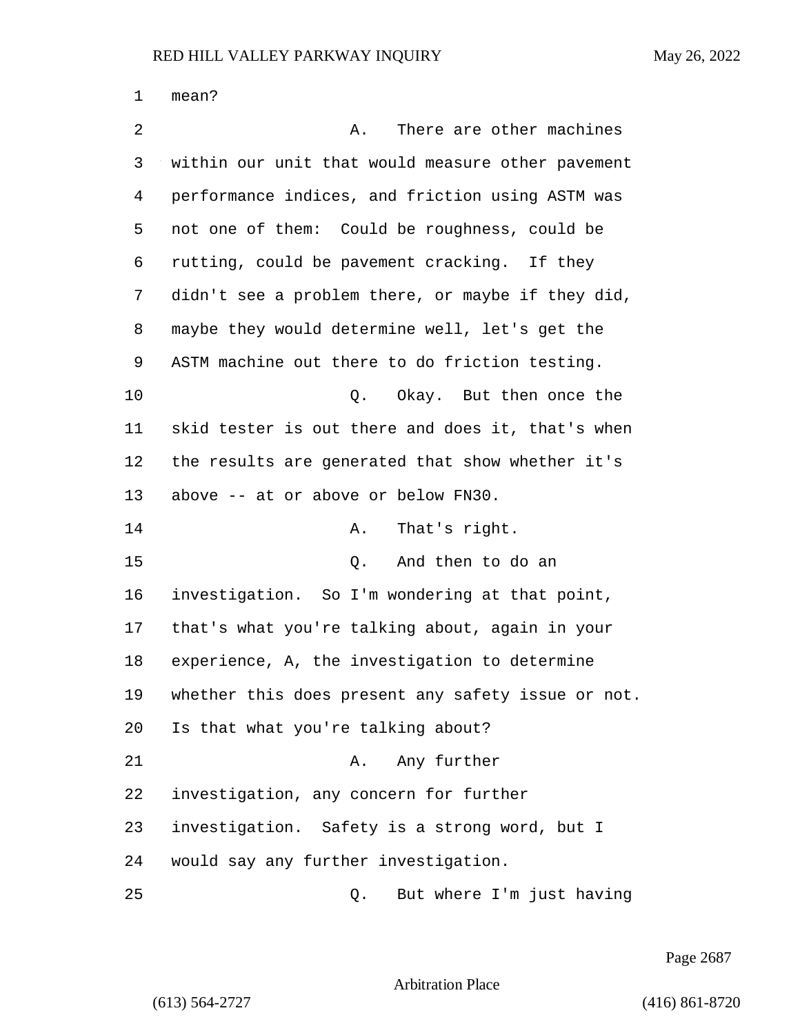mean?

A. There are other machines within our unit that would measure other pavement performance indices, and friction using ASTM was not one of them: Could be roughness, could be rutting, could be pavement cracking. If they didn't see a problem there, or maybe if they did, maybe they would determine well, let's get the ASTM machine out there to do friction testing.

Q. Okay. But then once the skid tester is out there and does it, that's when the results are generated that show whether it's above -- at or above or below FN30.

A. That's right.

Q. And then to do an investigation. So I'm wondering at that point, that's what you're talking about, again in your experience, A, the investigation to determine whether this does present any safety issue or not. Is that what you're talking about?

A. Any further investigation, any concern for further investigation. Safety is a strong word, but I would say any further investigation.

Q. But where I'm just having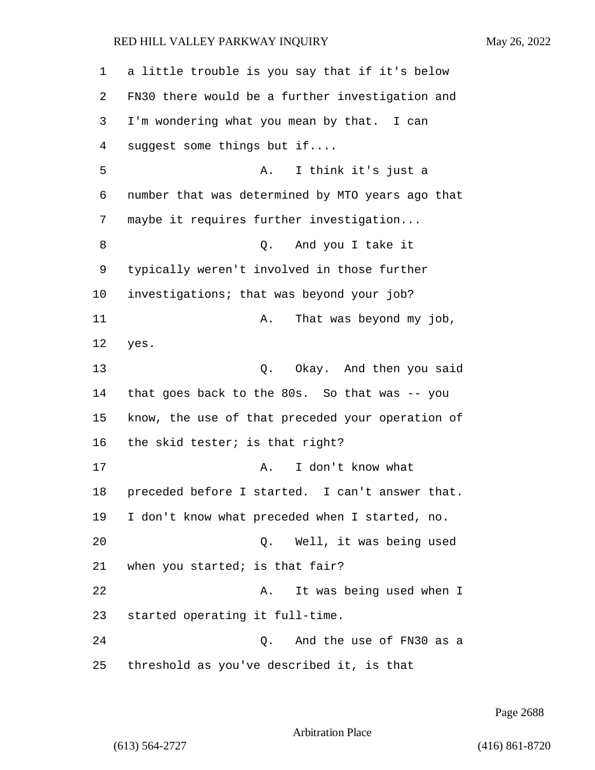a little trouble is you say that if it's below FN30 there would be a further investigation and I'm wondering what you mean by that. I can suggest some things but if....

A. I think it's just a number that was determined by MTO years ago that maybe it requires further investigation...

Q. And you I take it typically weren't involved in those further investigations; that was beyond your job?

A. That was beyond my job, yes.

Q. Okay. And then you said that goes back to the 80s. So that was -- you know, the use of that preceded your operation of the skid tester; is that right?

A. I don't know what preceded before I started. I can't answer that. I don't know what preceded when I started, no.

Q. Well, it was being used when you started; is that fair?

A. It was being used when I started operating it full-time.

Q. And the use of FN30 as a threshold as you've described it, is that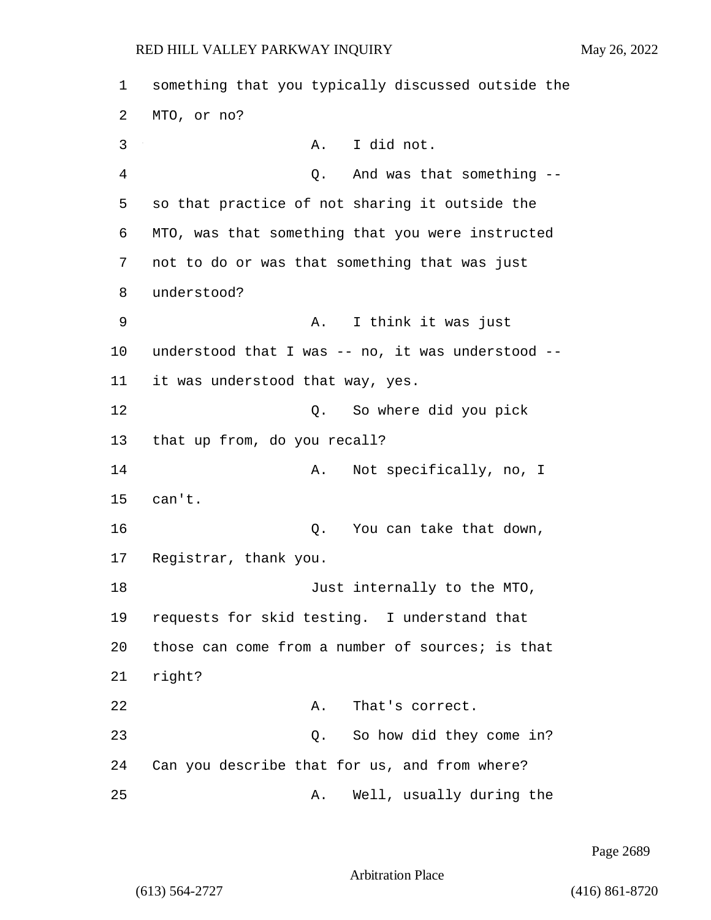something that you typically discussed outside the MTO, or no?

A. I did not.

Q. And was that something -- so that practice of not sharing it outside the MTO, was that something that you were instructed not to do or was that something that was just understood?

A. I think it was just understood that I was -- no, it was understood -- it was understood that way, yes.

Q. So where did you pick that up from, do you recall?

A. Not specifically, no, I can't.

Q. You can take that down, Registrar, thank you.

Just internally to the MTO, requests for skid testing. I understand that those can come from a number of sources; is that right?

A. That's correct.

Q. So how did they come in? Can you describe that for us, and from where?

A. Well, usually during the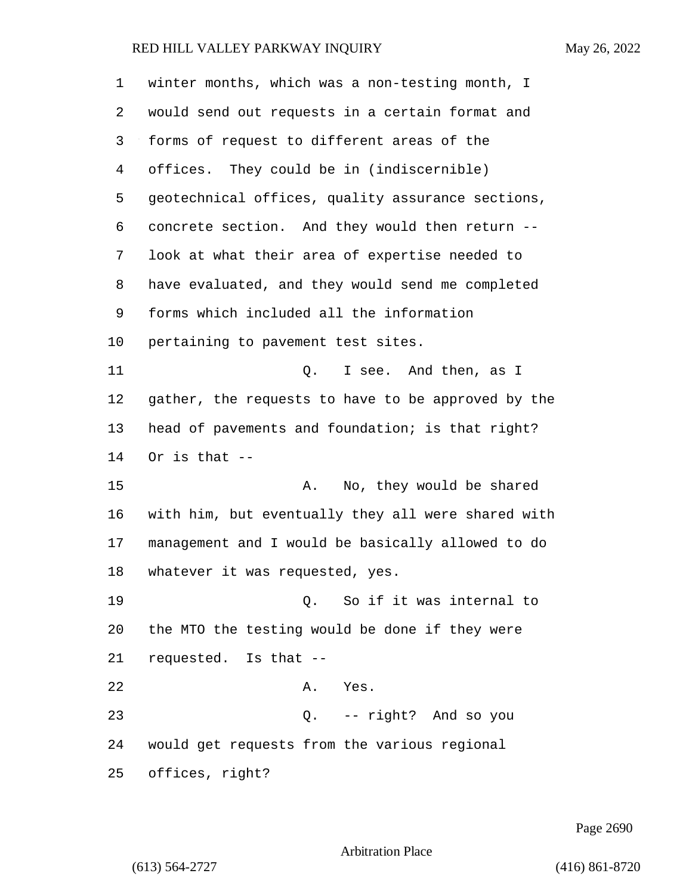winter months, which was a non-testing month, I would send out requests in a certain format and forms of request to different areas of the offices. They could be in (indiscernible) geotechnical offices, quality assurance sections, concrete section. And they would then return -- look at what their area of expertise needed to have evaluated, and they would send me completed forms which included all the information pertaining to pavement test sites.

Q. I see. And then, as I gather, the requests to have to be approved by the head of pavements and foundation; is that right? Or is that --

A. No, they would be shared with him, but eventually they all were shared with management and I would be basically allowed to do whatever it was requested, yes.

Q. So if it was internal to the MTO the testing would be done if they were requested. Is that --

A. Yes.

Q. -- right? And so you would get requests from the various regional offices, right?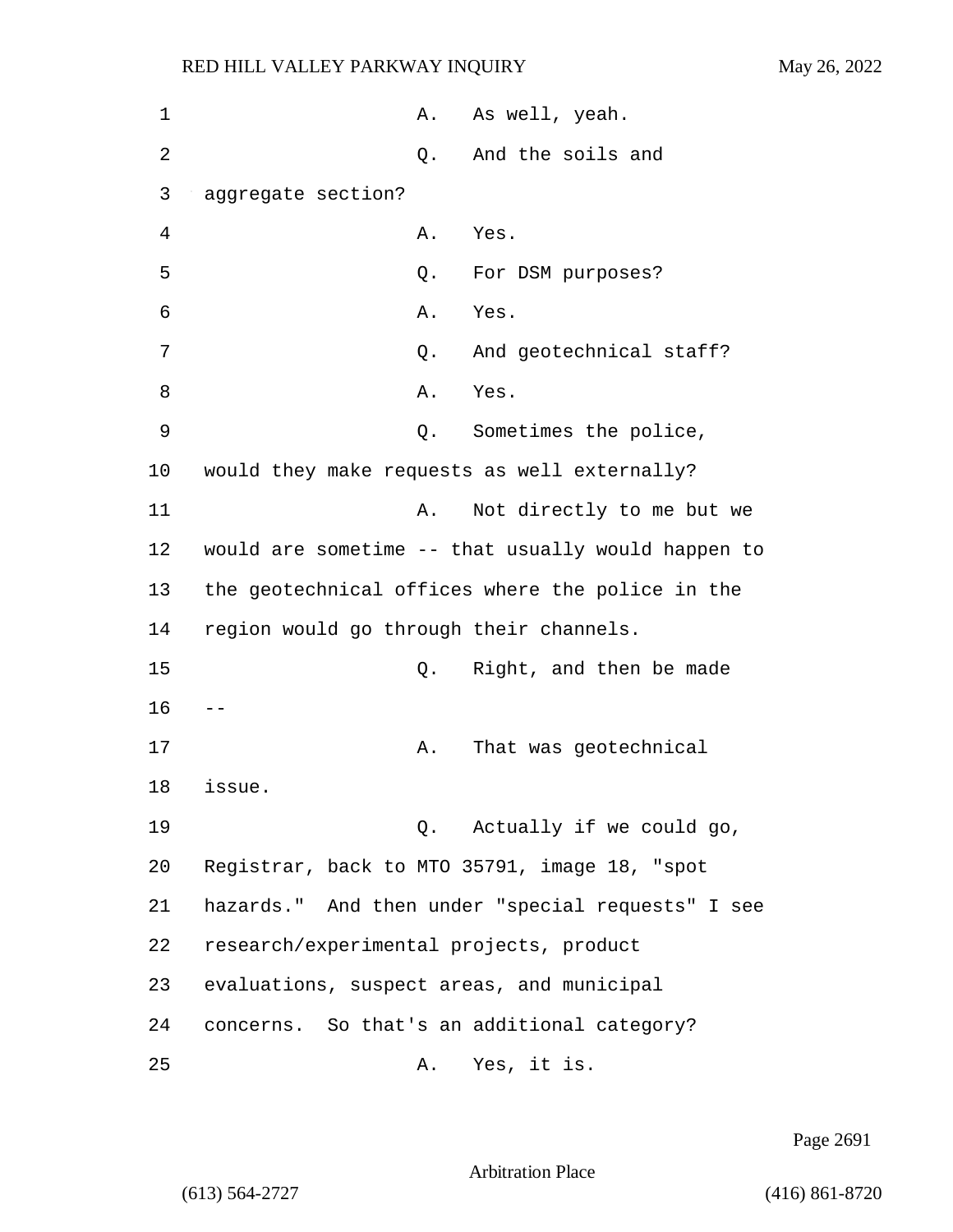A. As well, yeah.

Q. And the soils and aggregate section?

A. Yes.

Q. For DSM purposes?

A. Yes.

Q. And geotechnical staff?

A. Yes.

Q. Sometimes the police, would they make requests as well externally?

A. Not directly to me but we would are sometime -- that usually would happen to the geotechnical offices where the police in the region would go through their channels.

Q. Right, and then be made --

A. That was geotechnical issue.

Q. Actually if we could go, Registrar, back to MTO 35791, image 18, "spot hazards." And then under "special requests" I see research/experimental projects, product evaluations, suspect areas, and municipal concerns. So that's an additional category?

A. Yes, it is.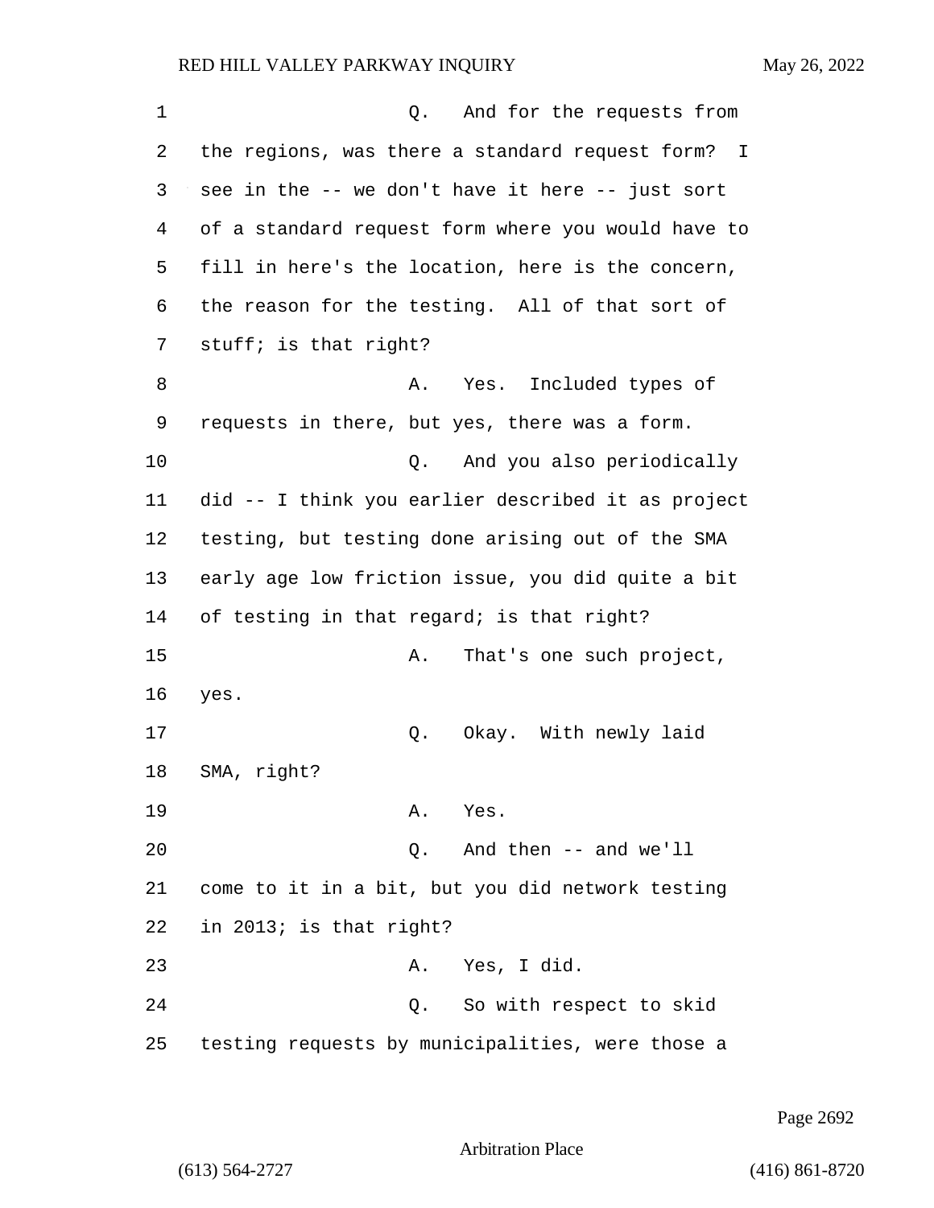Q. And for the requests from the regions, was there a standard request form? I see in the -- we don't have it here -- just sort of a standard request form where you would have to fill in here's the location, here is the concern, the reason for the testing. All of that sort of stuff; is that right?

A. Yes. Included types of requests in there, but yes, there was a form.

Q. And you also periodically did -- I think you earlier described it as project testing, but testing done arising out of the SMA early age low friction issue, you did quite a bit of testing in that regard; is that right?

A. That's one such project, yes.

Q. Okay. With newly laid SMA, right?

A. Yes.

Q. And then -- and we'll come to it in a bit, but you did network testing in 2013; is that right?

A. Yes, I did.

Q. So with respect to skid testing requests by municipalities, were those a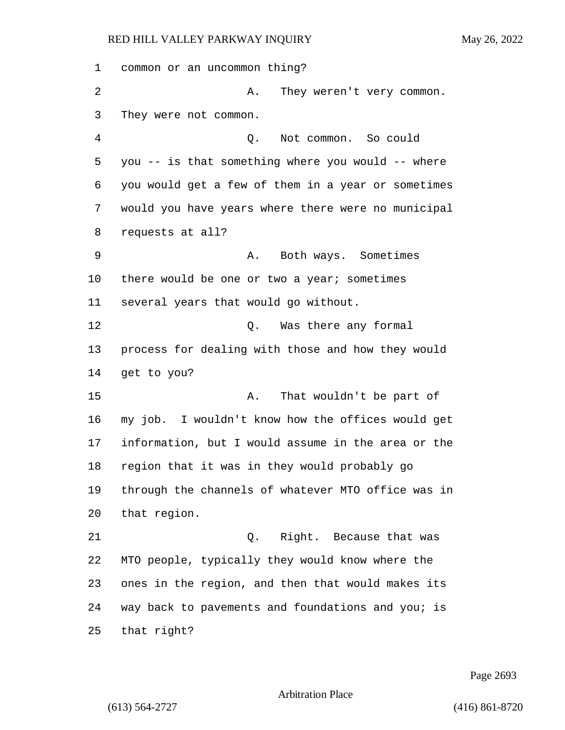common or an uncommon thing?

A. They weren't very common. They were not common.

Q. Not common. So could you -- is that something where you would -- where you would get a few of them in a year or sometimes would you have years where there were no municipal requests at all?

A. Both ways. Sometimes there would be one or two a year; sometimes several years that would go without.

Q. Was there any formal process for dealing with those and how they would get to you?

A. That wouldn't be part of my job. I wouldn't know how the offices would get information, but I would assume in the area or the region that it was in they would probably go through the channels of whatever MTO office was in that region.

Q. Right. Because that was MTO people, typically they would know where the ones in the region, and then that would makes its way back to pavements and foundations and you; is that right?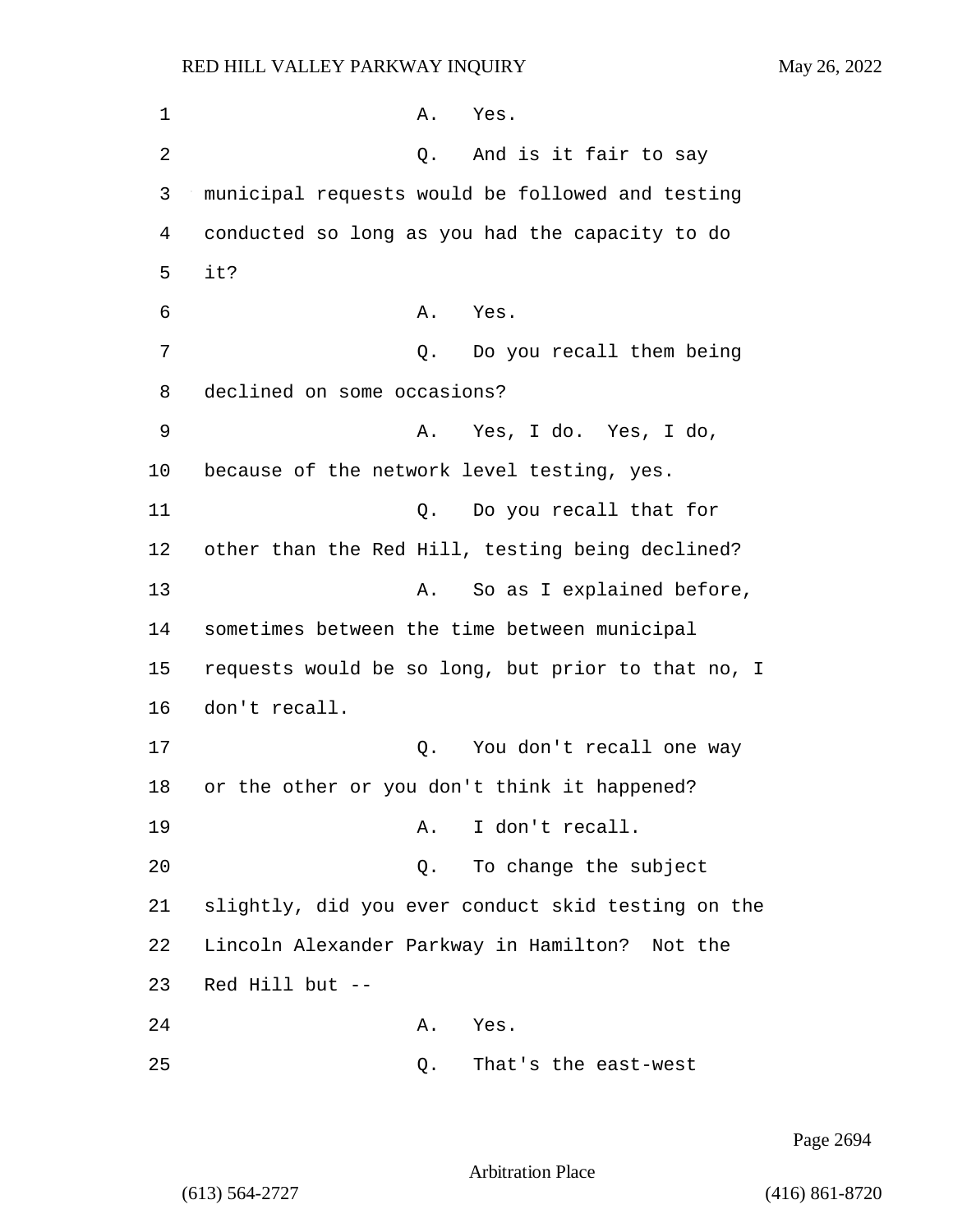1 A. Yes.

2 Q. And is it fair to say

3 municipal requests would be followed and testing

4 conducted so long as you had the capacity to do

5 it?

6 A. Yes.

7 Q. Do you recall them being

8 declined on some occasions?

9 A. Yes, I do. Yes, I do,

10 because of the network level testing, yes.

11 Q. Do you recall that for

12 other than the Red Hill, testing being declined?

13 A. So as I explained before,

14 sometimes between the time between municipal

15 requests would be so long, but prior to that no, I

16 don't recall.

17 Q. You don't recall one way

18 or the other or you don't think it happened?

19 A. I don't recall.

20 Q. To change the subject

21 slightly, did you ever conduct skid testing on the

22 Lincoln Alexander Parkway in Hamilton? Not the

23 Red Hill but --

24 A. Yes.

25 Q. That's the east-west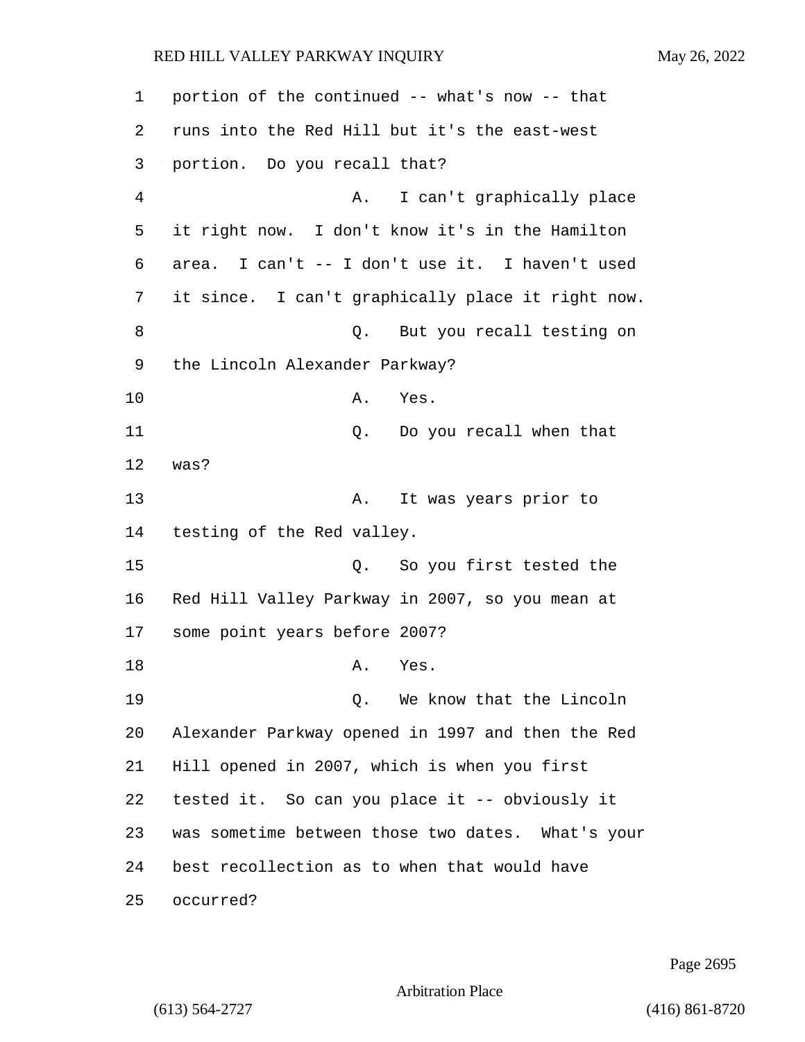portion of the continued -- what's now -- that runs into the Red Hill but it's the east-west portion. Do you recall that?

A. I can't graphically place it right now. I don't know it's in the Hamilton area. I can't -- I don't use it. I haven't used it since. I can't graphically place it right now.

Q. But you recall testing on the Lincoln Alexander Parkway?

A. Yes.

Q. Do you recall when that was?

A. It was years prior to testing of the Red valley.

Q. So you first tested the Red Hill Valley Parkway in 2007, so you mean at some point years before 2007?

A. Yes.

Q. We know that the Lincoln Alexander Parkway opened in 1997 and then the Red Hill opened in 2007, which is when you first tested it. So can you place it -- obviously it was sometime between those two dates. What's your best recollection as to when that would have occurred?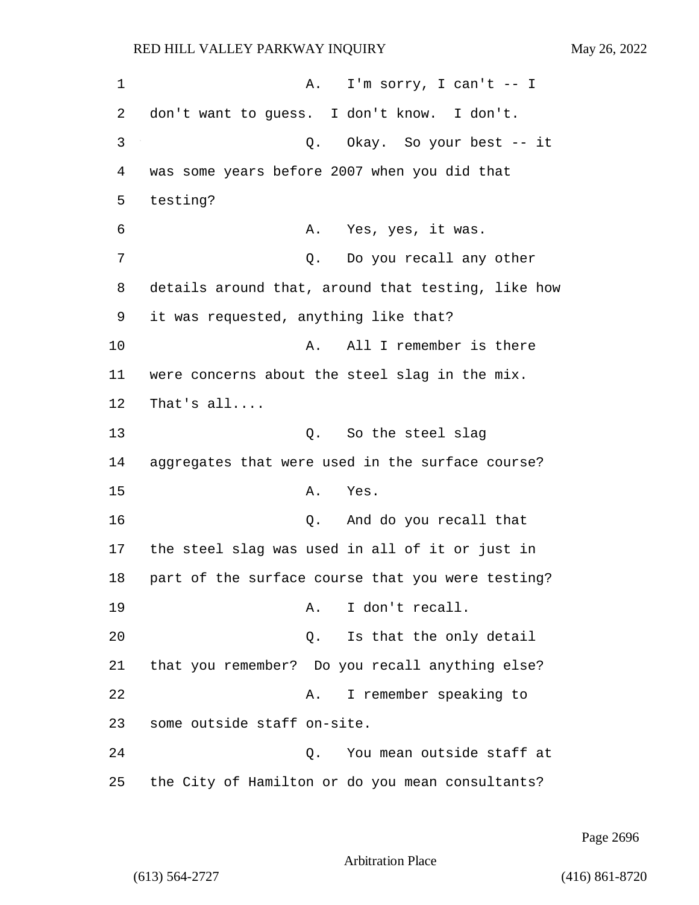A. I'm sorry, I can't -- I don't want to guess. I don't know. I don't.

Q. Okay. So your best -- it was some years before 2007 when you did that testing?

A. Yes, yes, it was.

Q. Do you recall any other details around that, around that testing, like how it was requested, anything like that?

A. All I remember is there were concerns about the steel slag in the mix. That's all....

Q. So the steel slag aggregates that were used in the surface course?

A. Yes.

Q. And do you recall that the steel slag was used in all of it or just in part of the surface course that you were testing?

A. I don't recall.

Q. Is that the only detail that you remember? Do you recall anything else?

A. I remember speaking to some outside staff on-site.

Q. You mean outside staff at the City of Hamilton or do you mean consultants?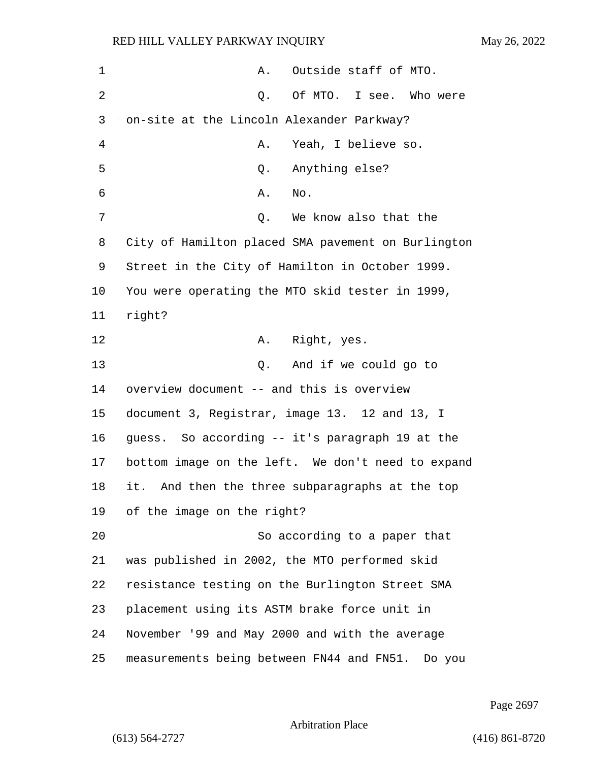A. Outside staff of MTO.

Q. Of MTO. I see. Who were on-site at the Lincoln Alexander Parkway?

A. Yeah, I believe so.

Q. Anything else?

A. No.

Q. We know also that the City of Hamilton placed SMA pavement on Burlington Street in the City of Hamilton in October 1999. You were operating the MTO skid tester in 1999, right?

A. Right, yes.

Q. And if we could go to overview document -- and this is overview document 3, Registrar, image 13. 12 and 13, I guess. So according -- it's paragraph 19 at the bottom image on the left. We don't need to expand it. And then the three subparagraphs at the top of the image on the right?

So according to a paper that was published in 2002, the MTO performed skid resistance testing on the Burlington Street SMA placement using its ASTM brake force unit in November '99 and May 2000 and with the average measurements being between FN44 and FN51. Do you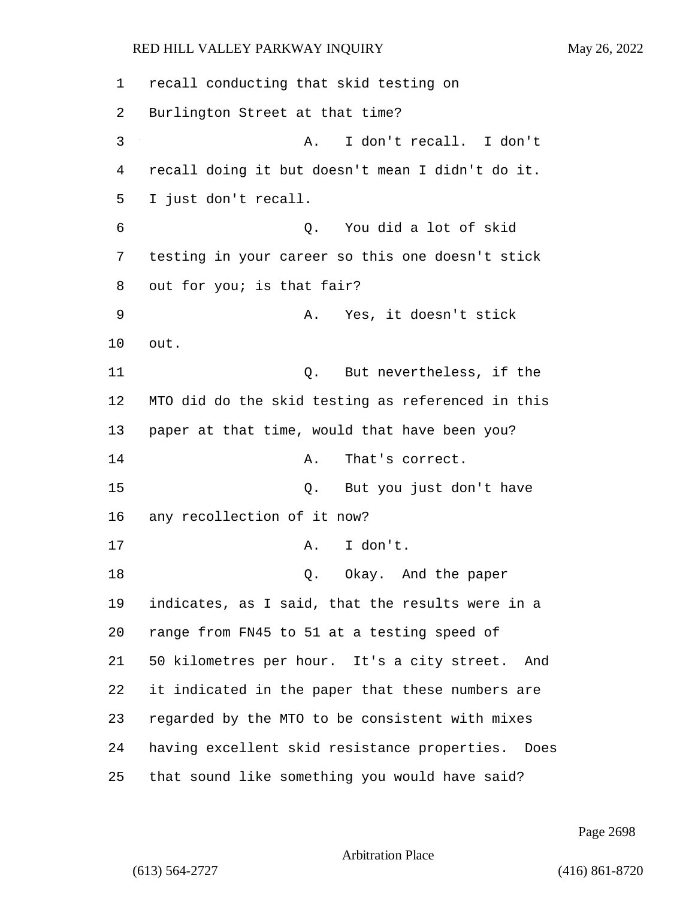recall conducting that skid testing on Burlington Street at that time?

A. I don't recall. I don't recall doing it but doesn't mean I didn't do it. I just don't recall.

Q. You did a lot of skid testing in your career so this one doesn't stick out for you; is that fair?

A. Yes, it doesn't stick out.

Q. But nevertheless, if the MTO did do the skid testing as referenced in this paper at that time, would that have been you?

A. That's correct.

Q. But you just don't have any recollection of it now?

A. I don't.

Q. Okay. And the paper indicates, as I said, that the results were in a range from FN45 to 51 at a testing speed of 50 kilometres per hour. It's a city street. And it indicated in the paper that these numbers are regarded by the MTO to be consistent with mixes having excellent skid resistance properties. Does that sound like something you would have said?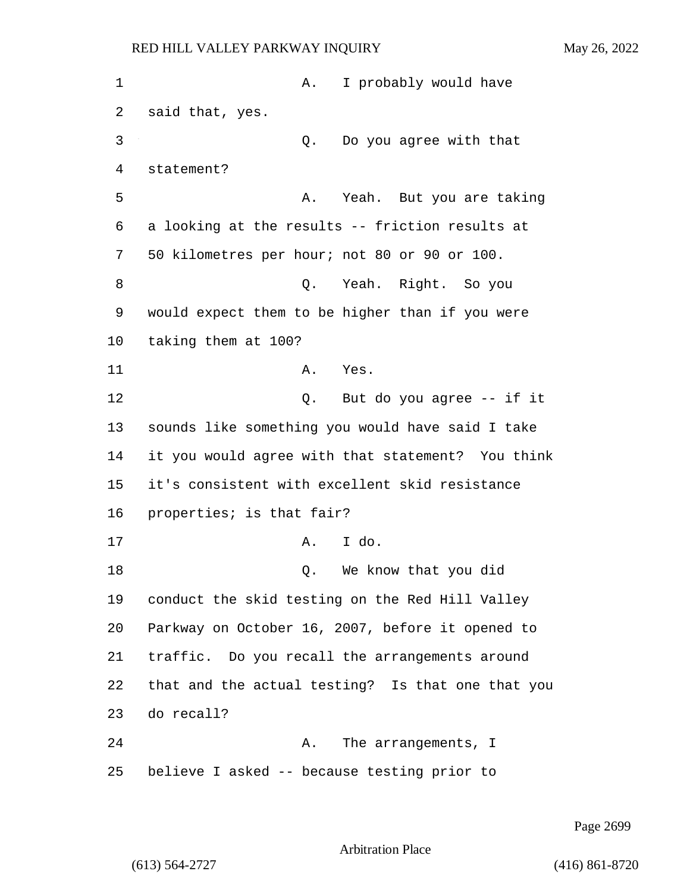A. I probably would have said that, yes.

Q. Do you agree with that statement?

A. Yeah. But you are taking a looking at the results -- friction results at 50 kilometres per hour; not 80 or 90 or 100.

Q. Yeah. Right. So you would expect them to be higher than if you were taking them at 100?

A. Yes.

Q. But do you agree -- if it sounds like something you would have said I take it you would agree with that statement? You think it's consistent with excellent skid resistance properties; is that fair?

A. I do.

Q. We know that you did conduct the skid testing on the Red Hill Valley Parkway on October 16, 2007, before it opened to traffic. Do you recall the arrangements around that and the actual testing? Is that one that you do recall?

A. The arrangements, I believe I asked -- because testing prior to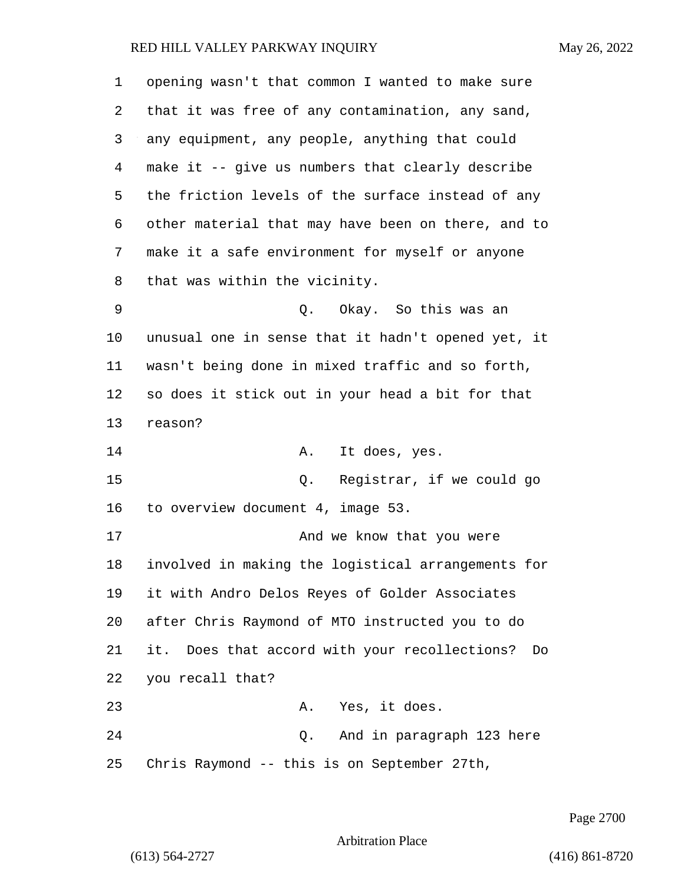opening wasn't that common I wanted to make sure that it was free of any contamination, any sand, any equipment, any people, anything that could make it -- give us numbers that clearly describe the friction levels of the surface instead of any other material that may have been on there, and to make it a safe environment for myself or anyone that was within the vicinity.

Q. Okay. So this was an unusual one in sense that it hadn't opened yet, it wasn't being done in mixed traffic and so forth, so does it stick out in your head a bit for that reason?

A. It does, yes.

Q. Registrar, if we could go to overview document 4, image 53.

And we know that you were involved in making the logistical arrangements for it with Andro Delos Reyes of Golder Associates after Chris Raymond of MTO instructed you to do it. Does that accord with your recollections? Do you recall that?

A. Yes, it does.

Q. And in paragraph 123 here Chris Raymond -- this is on September 27th,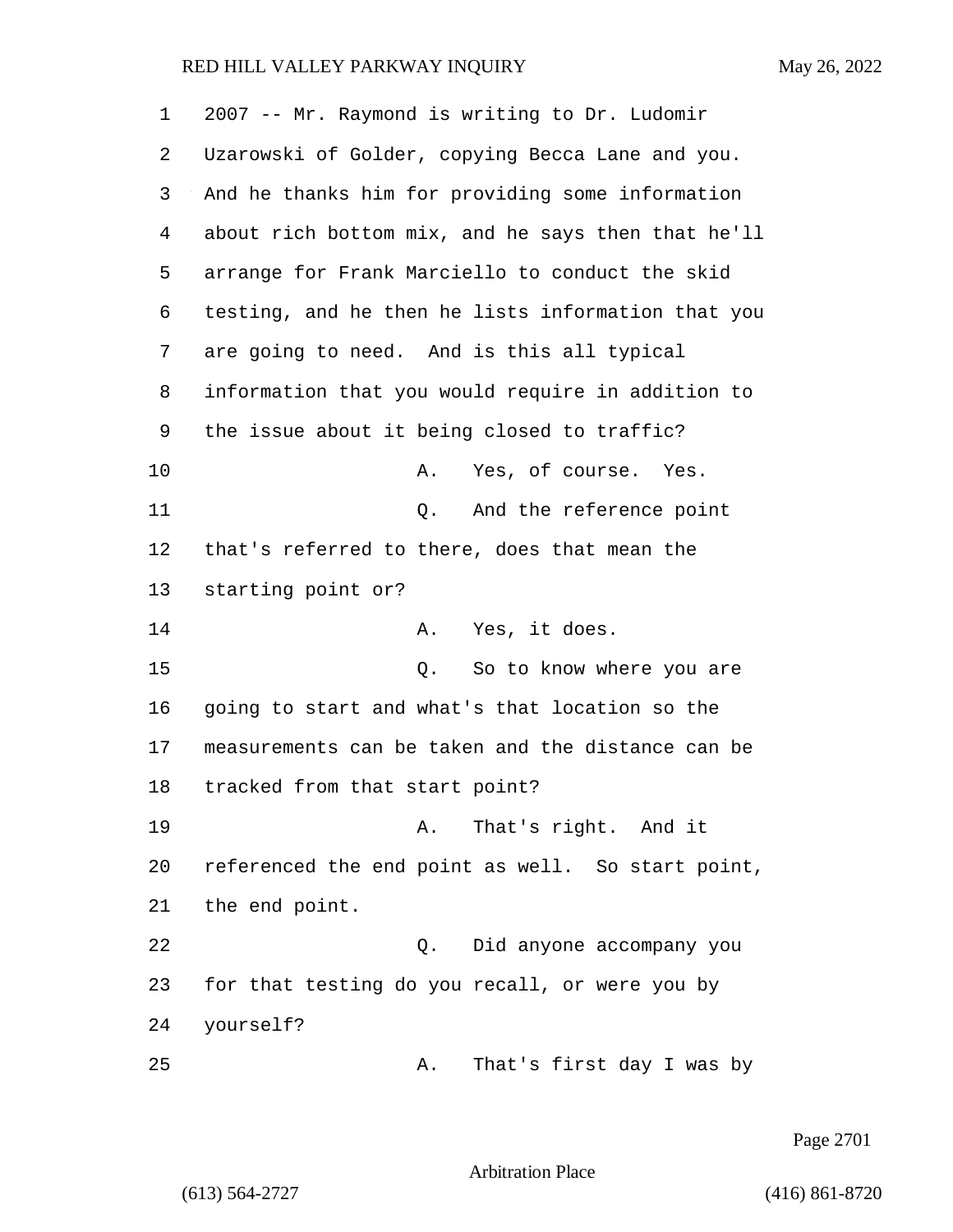2007 -- Mr. Raymond is writing to Dr. Ludomir Uzarowski of Golder, copying Becca Lane and you. And he thanks him for providing some information about rich bottom mix, and he says then that he'll arrange for Frank Marciello to conduct the skid testing, and he then he lists information that you are going to need. And is this all typical information that you would require in addition to the issue about it being closed to traffic?

A. Yes, of course. Yes.

Q. And the reference point that's referred to there, does that mean the starting point or?

A. Yes, it does.

Q. So to know where you are going to start and what's that location so the measurements can be taken and the distance can be tracked from that start point?

A. That's right. And it referenced the end point as well. So start point, the end point.

Q. Did anyone accompany you for that testing do you recall, or were you by yourself?

A. That's first day I was by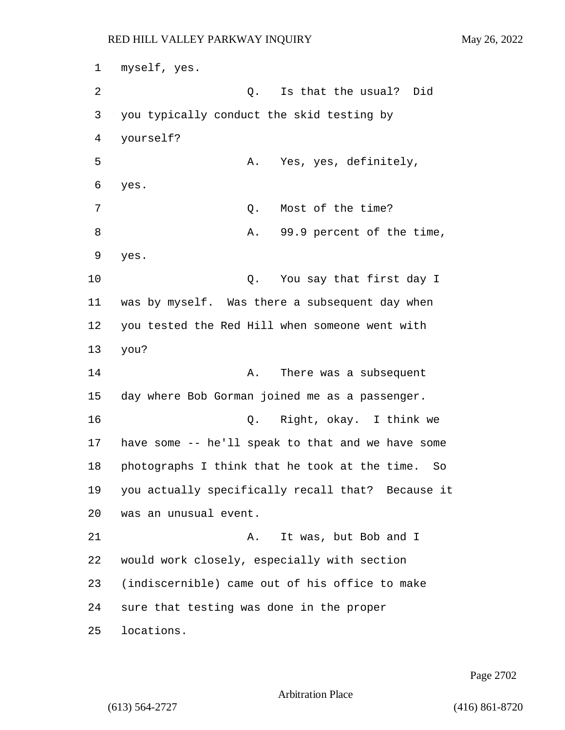myself, yes.

Q. Is that the usual? Did you typically conduct the skid testing by yourself?

A. Yes, yes, definitely, yes.

Q. Most of the time?

A. 99.9 percent of the time, yes.

Q. You say that first day I was by myself. Was there a subsequent day when you tested the Red Hill when someone went with you?

A. There was a subsequent day where Bob Gorman joined me as a passenger.

Q. Right, okay. I think we have some -- he'll speak to that and we have some photographs I think that he took at the time. So you actually specifically recall that? Because it was an unusual event.

A. It was, but Bob and I would work closely, especially with section (indiscernible) came out of his office to make sure that testing was done in the proper locations.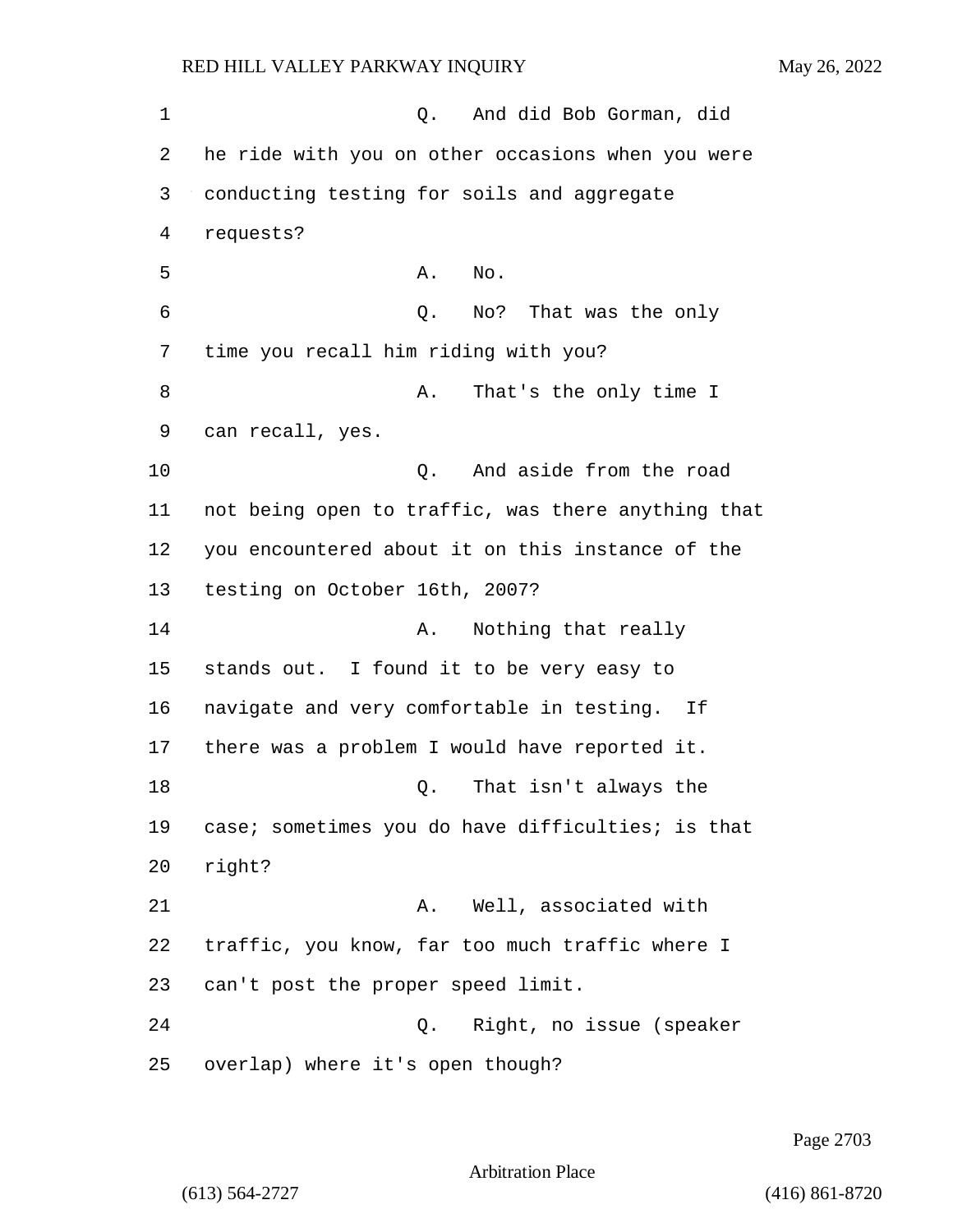Q. And did Bob Gorman, did he ride with you on other occasions when you were conducting testing for soils and aggregate requests?

A. No.

Q. No? That was the only time you recall him riding with you?

A. That's the only time I can recall, yes.

Q. And aside from the road not being open to traffic, was there anything that you encountered about it on this instance of the testing on October 16th, 2007?

A. Nothing that really stands out. I found it to be very easy to navigate and very comfortable in testing. If there was a problem I would have reported it.

Q. That isn't always the case; sometimes you do have difficulties; is that right?

A. Well, associated with traffic, you know, far too much traffic where I can't post the proper speed limit.

Q. Right, no issue (speaker overlap) where it's open though?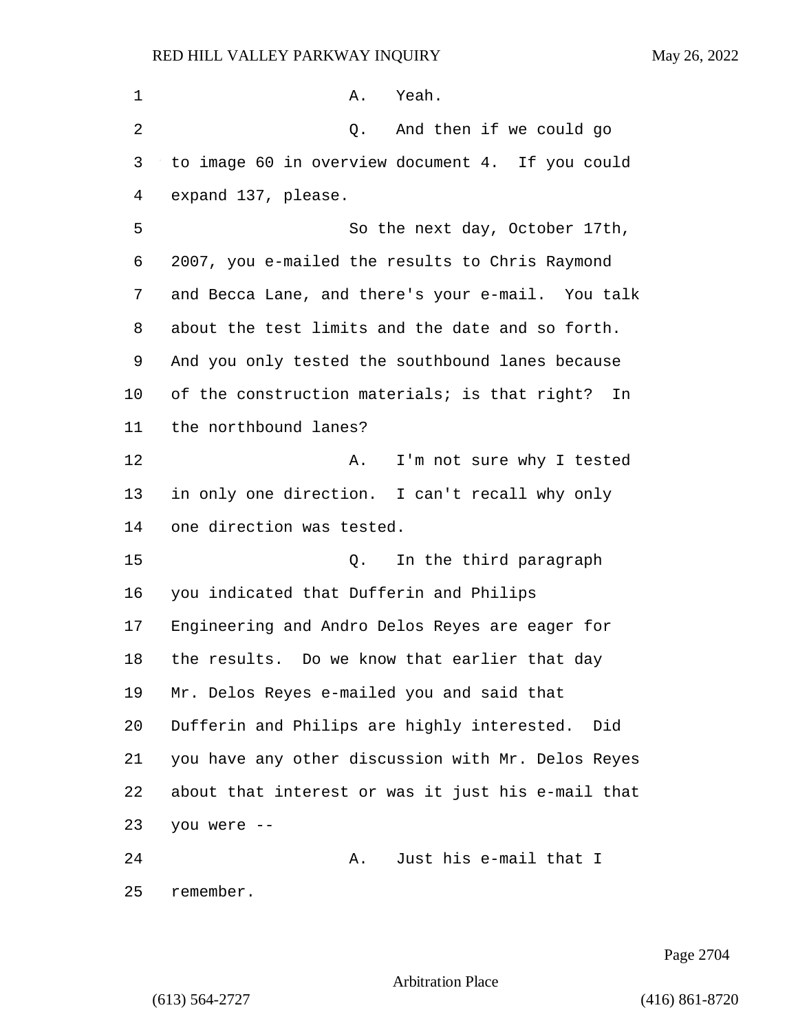1 A. Yeah.

2 Q. And then if we could go

3 to image 60 in overview document 4. If you could

4 expand 137, please.

5 So the next day, October 17th,

6 2007, you e-mailed the results to Chris Raymond

7 and Becca Lane, and there's your e-mail. You talk

8 about the test limits and the date and so forth.

9 And you only tested the southbound lanes because

10 of the construction materials; is that right? In

11 the northbound lanes?

12 A. I'm not sure why I tested

13 in only one direction. I can't recall why only

14 one direction was tested.

15 Q. In the third paragraph

16 you indicated that Dufferin and Philips

17 Engineering and Andro Delos Reyes are eager for

18 the results. Do we know that earlier that day

19 Mr. Delos Reyes e-mailed you and said that

20 Dufferin and Philips are highly interested. Did

21 you have any other discussion with Mr. Delos Reyes

22 about that interest or was it just his e-mail that

23 you were --

24 A. Just his e-mail that I

25 remember.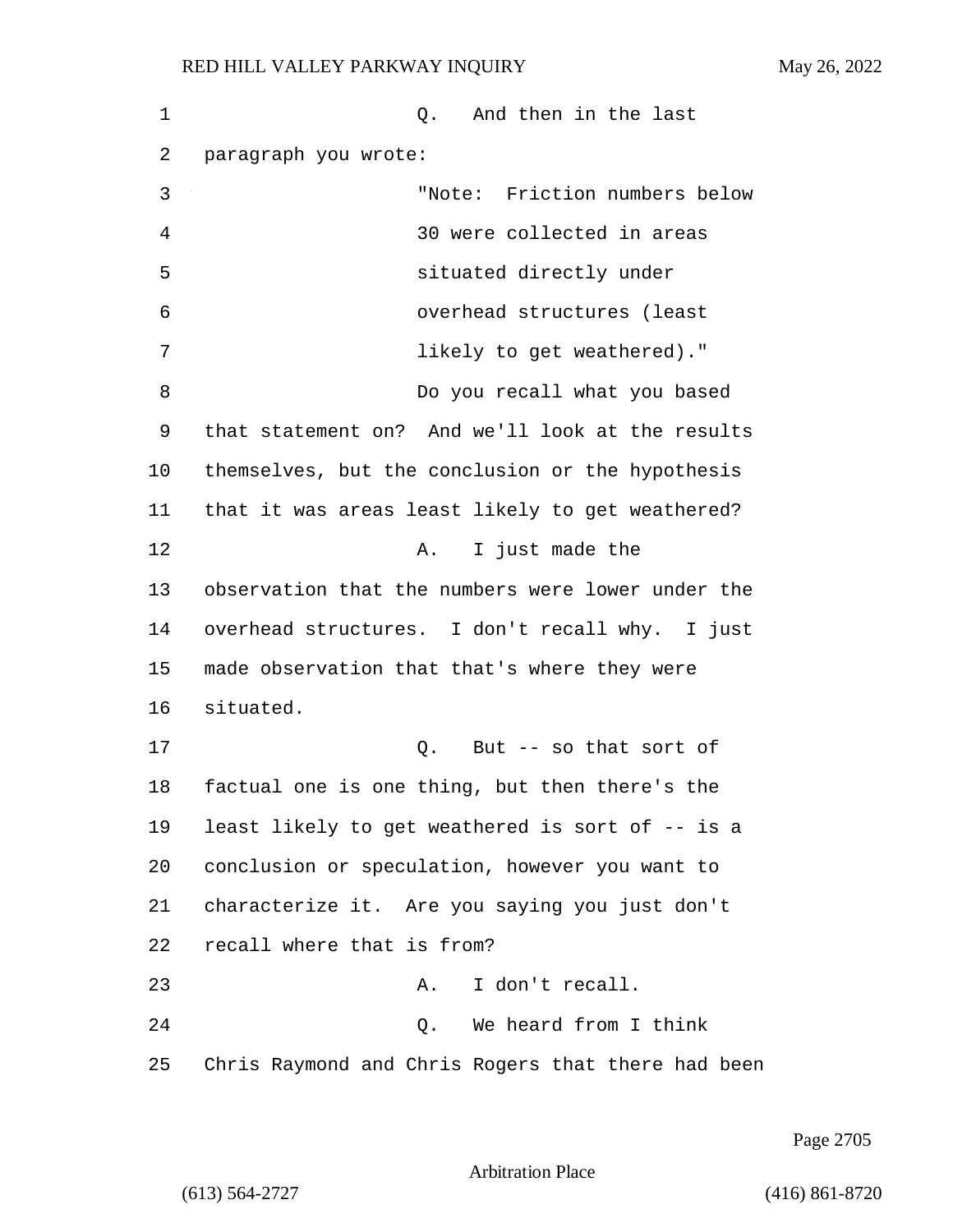Q. And then in the last paragraph you wrote:

> "Note: Friction numbers below 30 were collected in areas situated directly under overhead structures (least likely to get weathered)."

Do you recall what you based that statement on? And we'll look at the results themselves, but the conclusion or the hypothesis that it was areas least likely to get weathered?

A. I just made the observation that the numbers were lower under the overhead structures. I don't recall why. I just made observation that that's where they were situated.

Q. But -- so that sort of factual one is one thing, but then there's the least likely to get weathered is sort of -- is a conclusion or speculation, however you want to characterize it. Are you saying you just don't recall where that is from?

A. I don't recall.

Q. We heard from I think Chris Raymond and Chris Rogers that there had been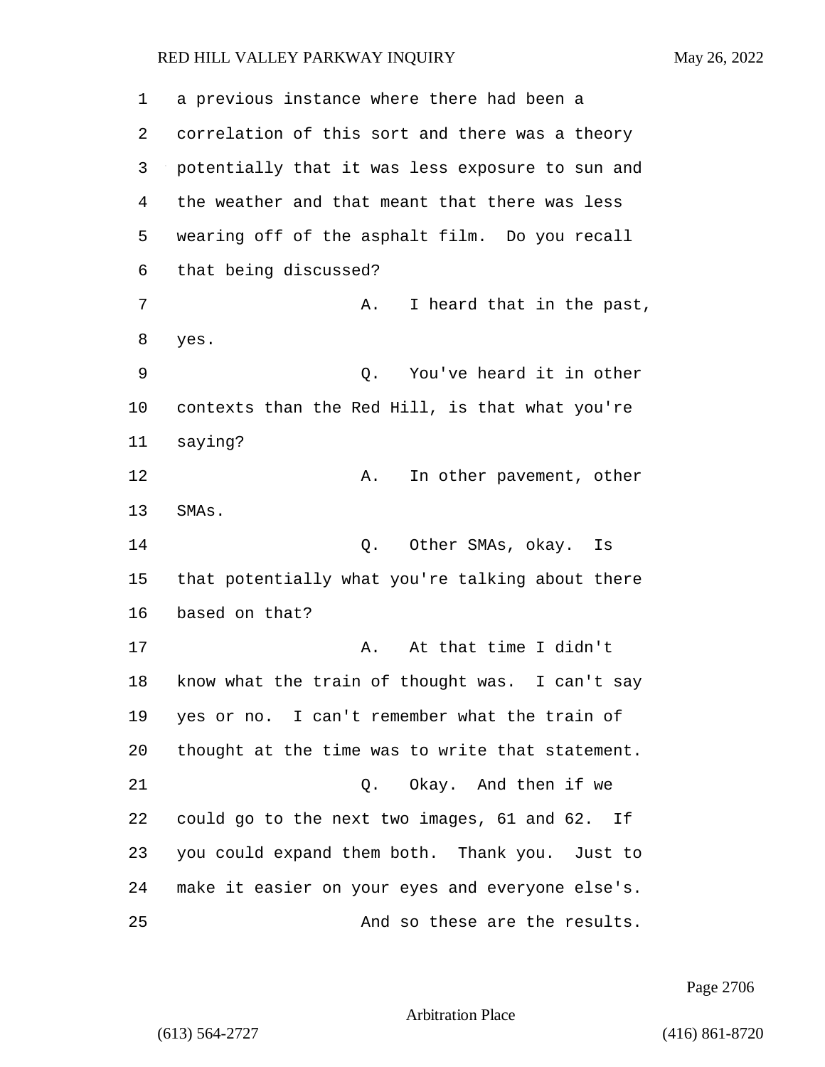a previous instance where there had been a correlation of this sort and there was a theory potentially that it was less exposure to sun and the weather and that meant that there was less wearing off of the asphalt film. Do you recall that being discussed?

A. I heard that in the past, yes.

Q. You've heard it in other contexts than the Red Hill, is that what you're saying?

A. In other pavement, other SMAs.

Q. Other SMAs, okay. Is that potentially what you're talking about there based on that?

A. At that time I didn't know what the train of thought was. I can't say yes or no. I can't remember what the train of thought at the time was to write that statement.

Q. Okay. And then if we could go to the next two images, 61 and 62. If you could expand them both. Thank you. Just to make it easier on your eyes and everyone else's.

And so these are the results.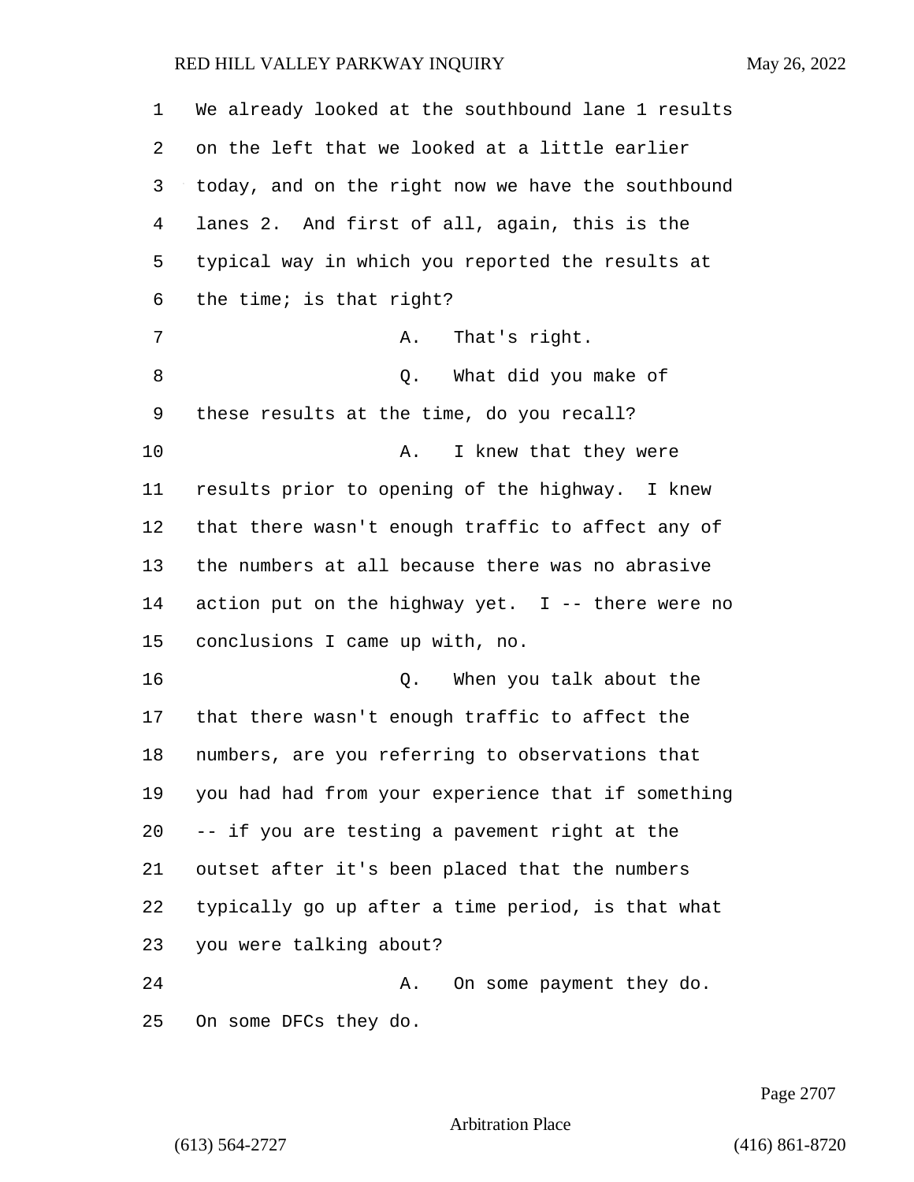We already looked at the southbound lane 1 results on the left that we looked at a little earlier today, and on the right now we have the southbound lanes 2. And first of all, again, this is the typical way in which you reported the results at the time; is that right?

A. That's right.

Q. What did you make of these results at the time, do you recall?

A. I knew that they were results prior to opening of the highway. I knew that there wasn't enough traffic to affect any of the numbers at all because there was no abrasive action put on the highway yet. I -- there were no conclusions I came up with, no.

Q. When you talk about the that there wasn't enough traffic to affect the numbers, are you referring to observations that you had had from your experience that if something -- if you are testing a pavement right at the outset after it's been placed that the numbers typically go up after a time period, is that what you were talking about?

A. On some payment they do. On some DFCs they do.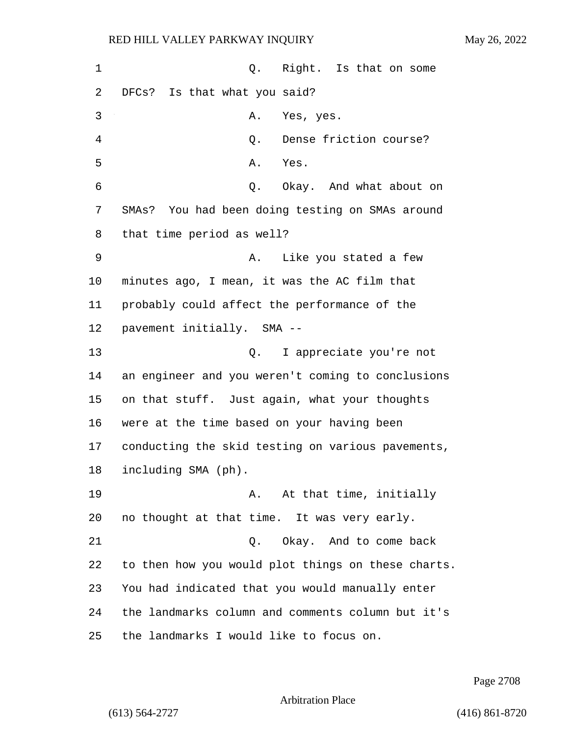Q. Right. Is that on some DFCs? Is that what you said?

A. Yes, yes.

Q. Dense friction course?

A. Yes.

Q. Okay. And what about on SMAs? You had been doing testing on SMAs around that time period as well?

A. Like you stated a few minutes ago, I mean, it was the AC film that probably could affect the performance of the pavement initially. SMA --

Q. I appreciate you're not an engineer and you weren't coming to conclusions on that stuff. Just again, what your thoughts were at the time based on your having been conducting the skid testing on various pavements, including SMA (ph).

A. At that time, initially no thought at that time. It was very early.

Q. Okay. And to come back to then how you would plot things on these charts. You had indicated that you would manually enter the landmarks column and comments column but it's the landmarks I would like to focus on.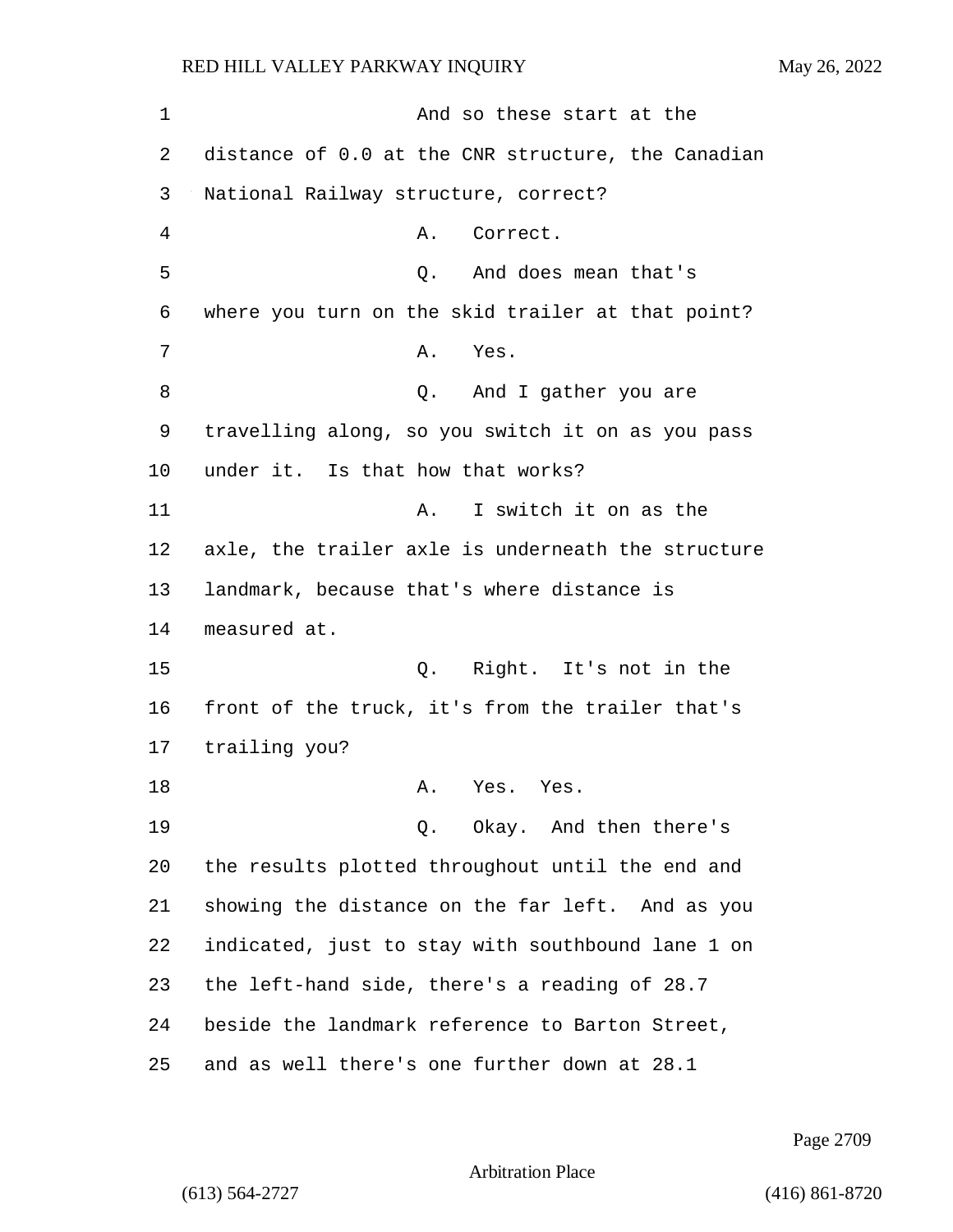1 And so these start at the
2 distance of 0.0 at the CNR structure, the Canadian
3 National Railway structure, correct?
4 A. Correct.
5 Q. And does mean that's
6 where you turn on the skid trailer at that point?
7 A. Yes.
8 Q. And I gather you are
9 travelling along, so you switch it on as you pass
10 under it. Is that how that works?
11 A. I switch it on as the
12 axle, the trailer axle is underneath the structure
13 landmark, because that's where distance is
14 measured at.
15 Q. Right. It's not in the
16 front of the truck, it's from the trailer that's
17 trailing you?
18 A. Yes. Yes.
19 Q. Okay. And then there's
20 the results plotted throughout until the end and
21 showing the distance on the far left. And as you
22 indicated, just to stay with southbound lane 1 on
23 the left-hand side, there's a reading of 28.7
24 beside the landmark reference to Barton Street,
25 and as well there's one further down at 28.1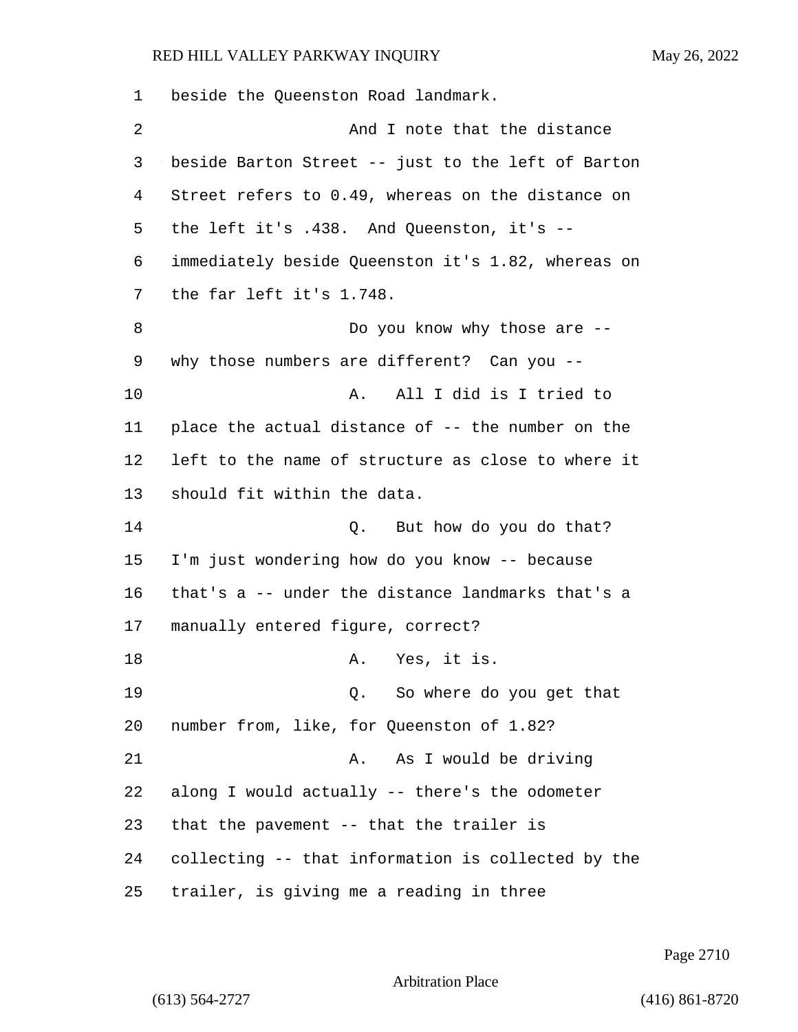1 beside the Queenston Road landmark.

2 And I note that the distance

3 beside Barton Street -- just to the left of Barton

4 Street refers to 0.49, whereas on the distance on

5 the left it's .438. And Queenston, it's --

6 immediately beside Queenston it's 1.82, whereas on

7 the far left it's 1.748.

8 Do you know why those are --

9 why those numbers are different? Can you --

10 A. All I did is I tried to

11 place the actual distance of -- the number on the

12 left to the name of structure as close to where it

13 should fit within the data.

14 Q. But how do you do that?

15 I'm just wondering how do you know -- because

16 that's a -- under the distance landmarks that's a

17 manually entered figure, correct?

18 A. Yes, it is.

19 Q. So where do you get that

20 number from, like, for Queenston of 1.82?

21 A. As I would be driving

22 along I would actually -- there's the odometer

23 that the pavement -- that the trailer is

24 collecting -- that information is collected by the

25 trailer, is giving me a reading in three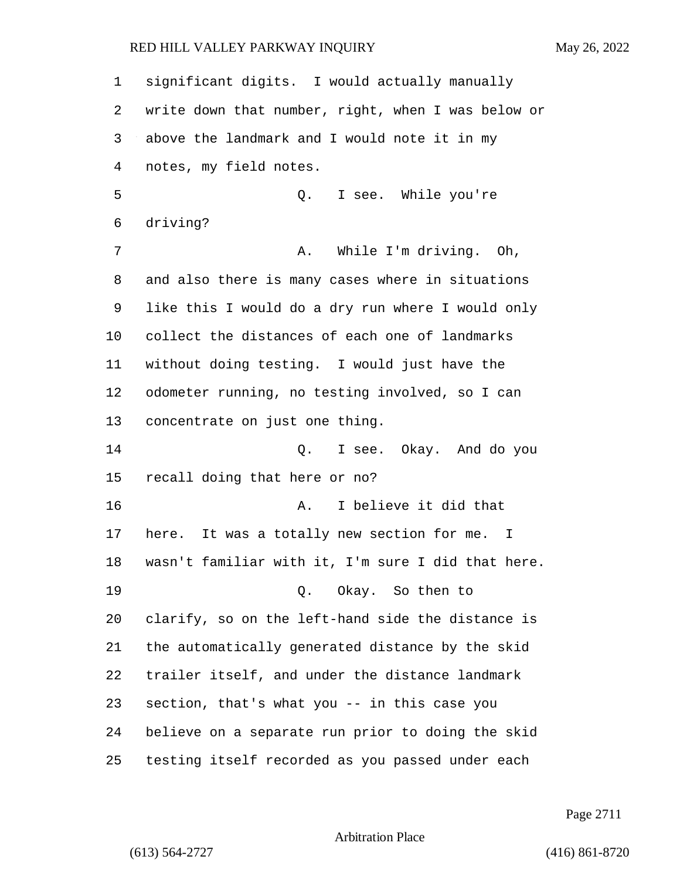significant digits. I would actually manually write down that number, right, when I was below or above the landmark and I would note it in my notes, my field notes.

Q. I see. While you're driving?

A. While I'm driving. Oh, and also there is many cases where in situations like this I would do a dry run where I would only collect the distances of each one of landmarks without doing testing. I would just have the odometer running, no testing involved, so I can concentrate on just one thing.

Q. I see. Okay. And do you recall doing that here or no?

A. I believe it did that here. It was a totally new section for me. I wasn't familiar with it, I'm sure I did that here.

Q. Okay. So then to clarify, so on the left-hand side the distance is the automatically generated distance by the skid trailer itself, and under the distance landmark section, that's what you -- in this case you believe on a separate run prior to doing the skid testing itself recorded as you passed under each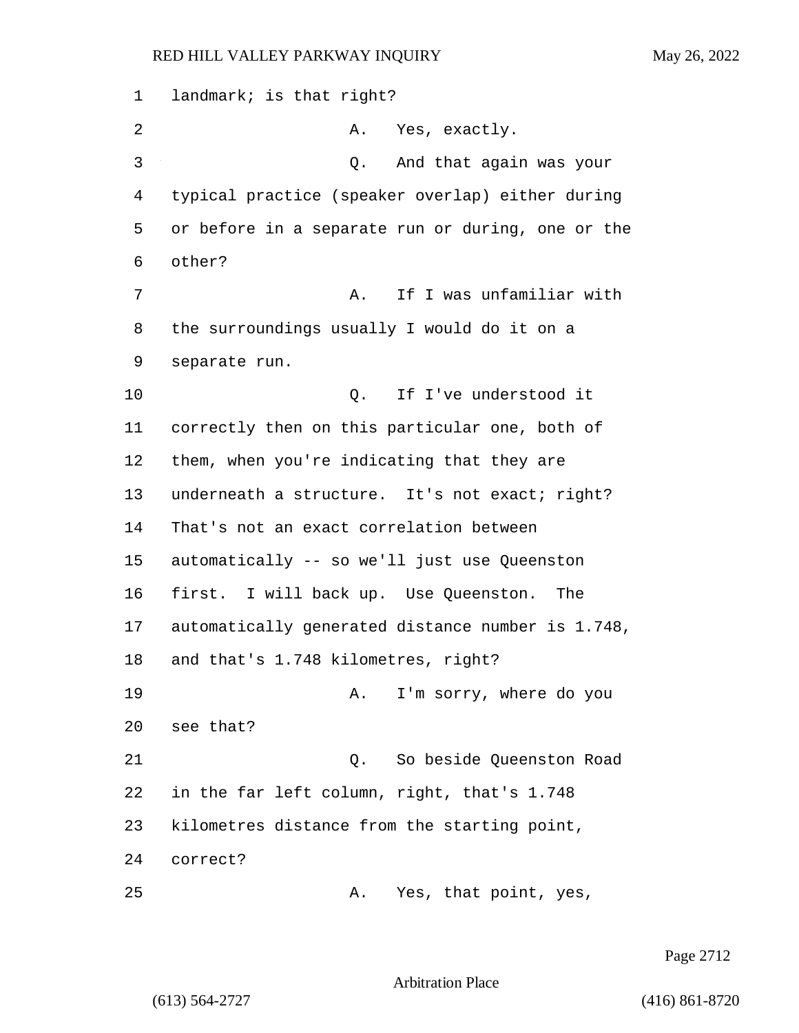landmark; is that right?

A. Yes, exactly.

Q. And that again was your typical practice (speaker overlap) either during or before in a separate run or during, one or the other?

A. If I was unfamiliar with the surroundings usually I would do it on a separate run.

Q. If I've understood it correctly then on this particular one, both of them, when you're indicating that they are underneath a structure. It's not exact; right? That's not an exact correlation between automatically -- so we'll just use Queenston first. I will back up. Use Queenston. The automatically generated distance number is 1.748, and that's 1.748 kilometres, right?

A. I'm sorry, where do you see that?

Q. So beside Queenston Road in the far left column, right, that's 1.748 kilometres distance from the starting point, correct?

A. Yes, that point, yes,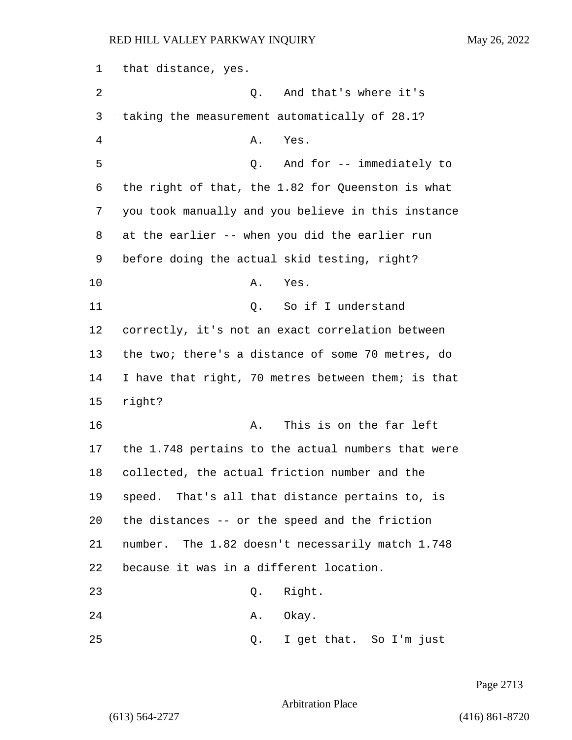1 that distance, yes.

2 Q. And that's where it's

3 taking the measurement automatically of 28.1?

4 A. Yes.

5 Q. And for -- immediately to

6 the right of that, the 1.82 for Queenston is what

7 you took manually and you believe in this instance

8 at the earlier -- when you did the earlier run

9 before doing the actual skid testing, right?

10 A. Yes.

11 Q. So if I understand

12 correctly, it's not an exact correlation between

13 the two; there's a distance of some 70 metres, do

14 I have that right, 70 metres between them; is that

15 right?

16 A. This is on the far left

17 the 1.748 pertains to the actual numbers that were

18 collected, the actual friction number and the

19 speed. That's all that distance pertains to, is

20 the distances -- or the speed and the friction

21 number. The 1.82 doesn't necessarily match 1.748

22 because it was in a different location.

23 Q. Right.

24 A. Okay.

25 Q. I get that. So I'm just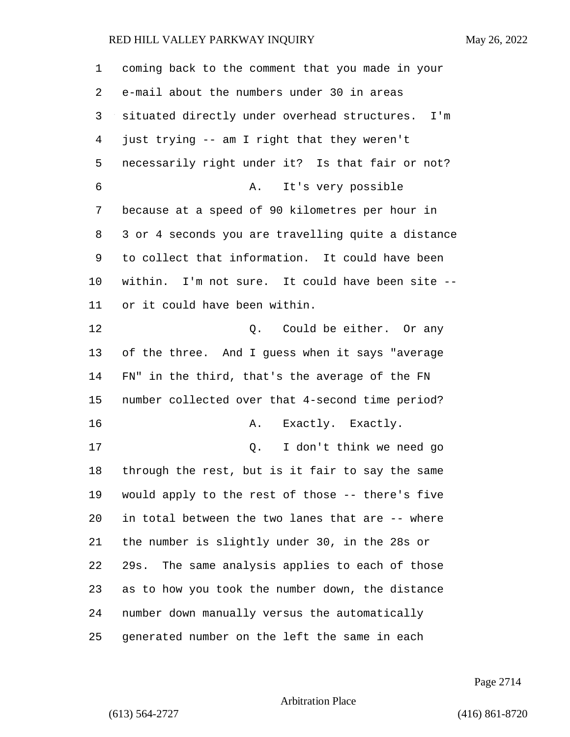coming back to the comment that you made in your e-mail about the numbers under 30 in areas situated directly under overhead structures. I'm just trying -- am I right that they weren't necessarily right under it? Is that fair or not?

A. It's very possible because at a speed of 90 kilometres per hour in 3 or 4 seconds you are travelling quite a distance to collect that information. It could have been within. I'm not sure. It could have been site -- or it could have been within.

Q. Could be either. Or any of the three. And I guess when it says "average FN" in the third, that's the average of the FN number collected over that 4-second time period?

A. Exactly. Exactly.

Q. I don't think we need go through the rest, but is it fair to say the same would apply to the rest of those -- there's five in total between the two lanes that are -- where the number is slightly under 30, in the 28s or 29s. The same analysis applies to each of those as to how you took the number down, the distance number down manually versus the automatically generated number on the left the same in each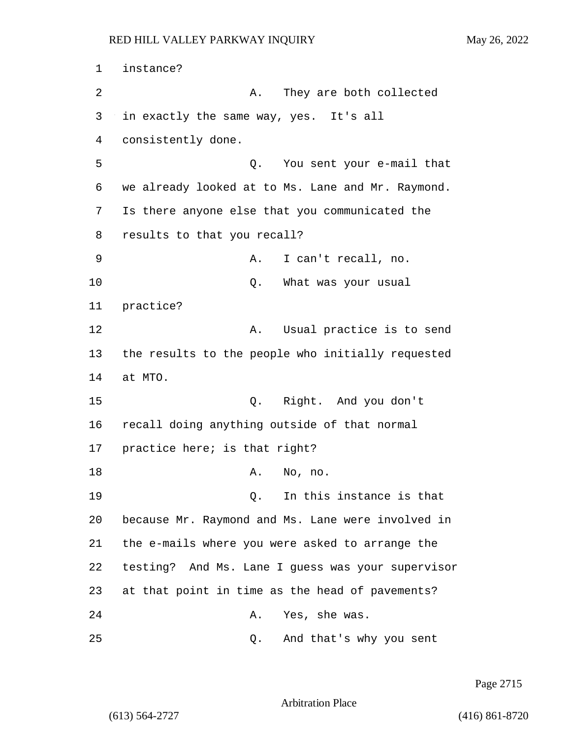instance?

A. They are both collected in exactly the same way, yes. It's all consistently done.

Q. You sent your e-mail that we already looked at to Ms. Lane and Mr. Raymond. Is there anyone else that you communicated the results to that you recall?

A. I can't recall, no.

Q. What was your usual practice?

A. Usual practice is to send the results to the people who initially requested at MTO.

Q. Right. And you don't recall doing anything outside of that normal practice here; is that right?

A. No, no.

Q. In this instance is that because Mr. Raymond and Ms. Lane were involved in the e-mails where you were asked to arrange the testing? And Ms. Lane I guess was your supervisor at that point in time as the head of pavements?

A. Yes, she was.

Q. And that's why you sent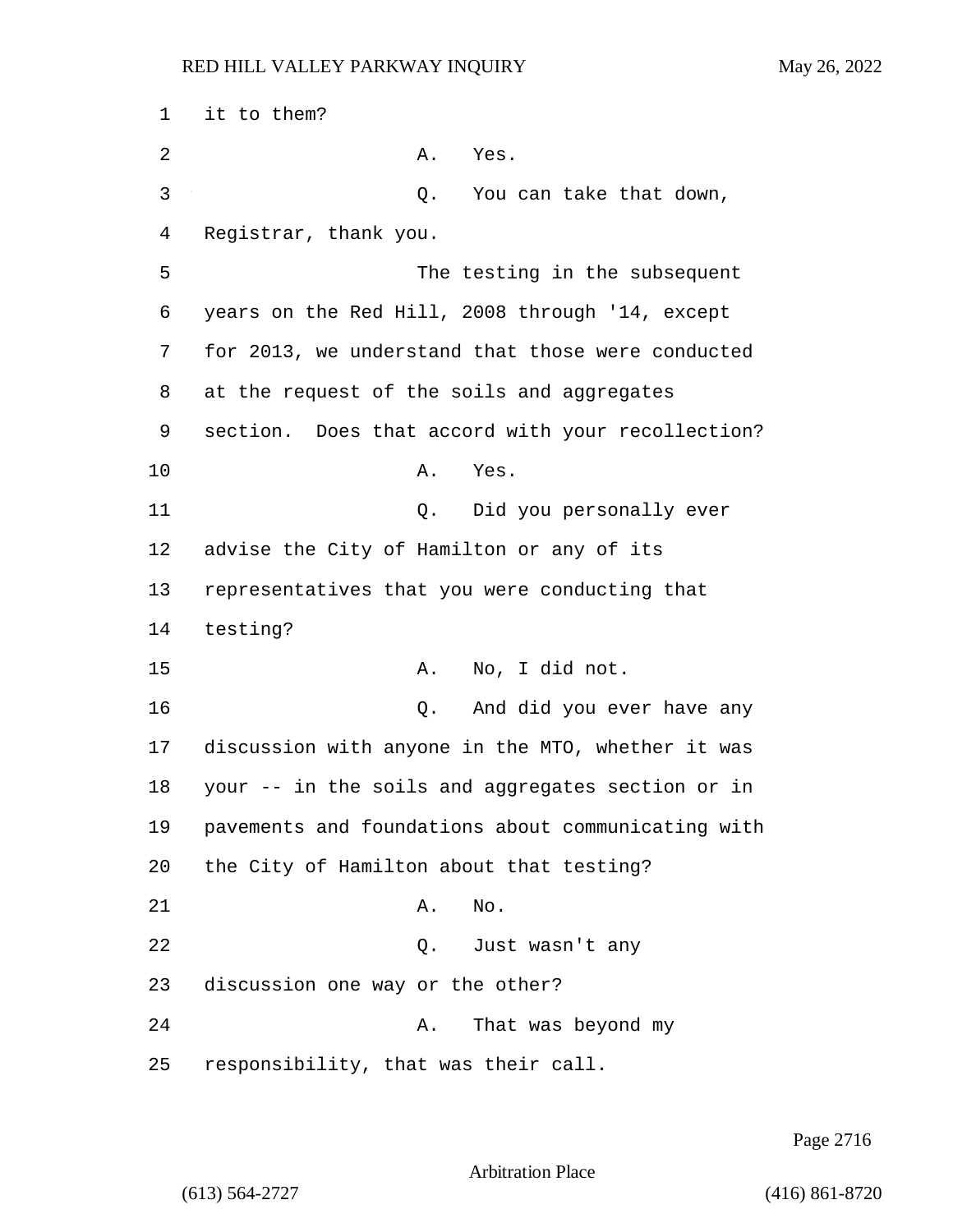it to them?

A. Yes.

Q. You can take that down, Registrar, thank you.

The testing in the subsequent years on the Red Hill, 2008 through '14, except for 2013, we understand that those were conducted at the request of the soils and aggregates section. Does that accord with your recollection?

A. Yes.

Q. Did you personally ever advise the City of Hamilton or any of its representatives that you were conducting that testing?

A. No, I did not.

Q. And did you ever have any discussion with anyone in the MTO, whether it was your -- in the soils and aggregates section or in pavements and foundations about communicating with the City of Hamilton about that testing?

A. No.

Q. Just wasn't any discussion one way or the other?

A. That was beyond my responsibility, that was their call.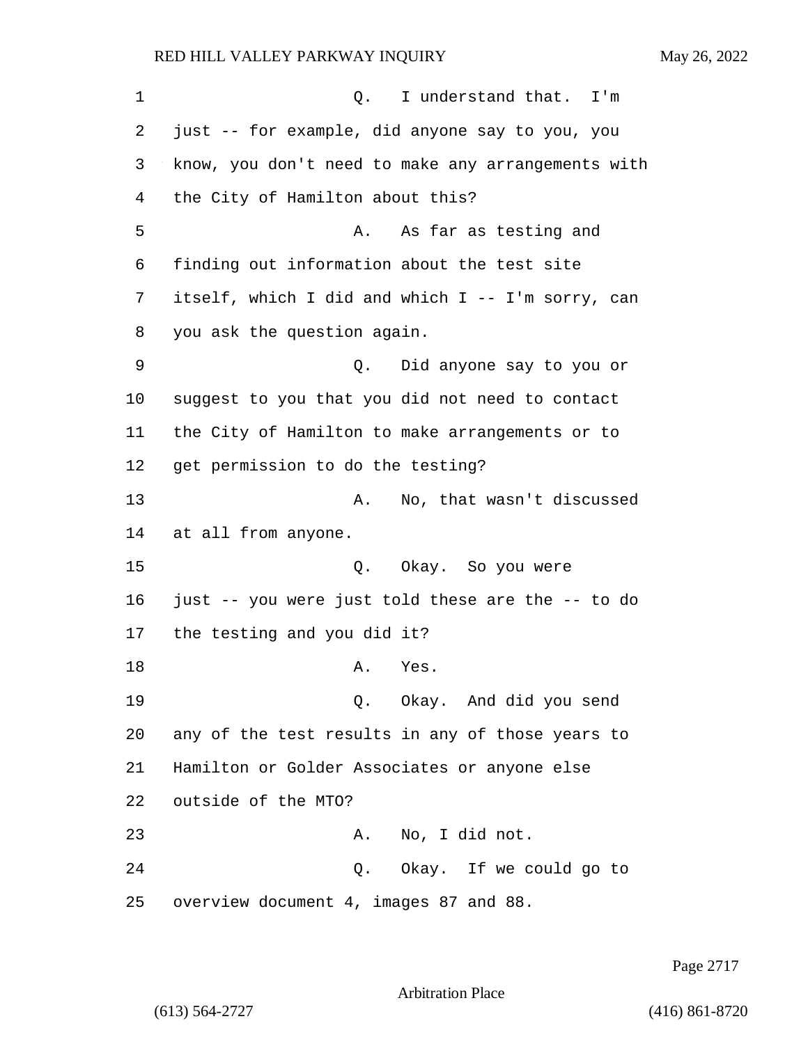Q. I understand that. I'm just -- for example, did anyone say to you, you know, you don't need to make any arrangements with the City of Hamilton about this?

A. As far as testing and finding out information about the test site itself, which I did and which I -- I'm sorry, can you ask the question again.

Q. Did anyone say to you or suggest to you that you did not need to contact the City of Hamilton to make arrangements or to get permission to do the testing?

A. No, that wasn't discussed at all from anyone.

Q. Okay. So you were just -- you were just told these are the -- to do the testing and you did it?

A. Yes.

Q. Okay. And did you send any of the test results in any of those years to Hamilton or Golder Associates or anyone else outside of the MTO?

A. No, I did not.

Q. Okay. If we could go to overview document 4, images 87 and 88.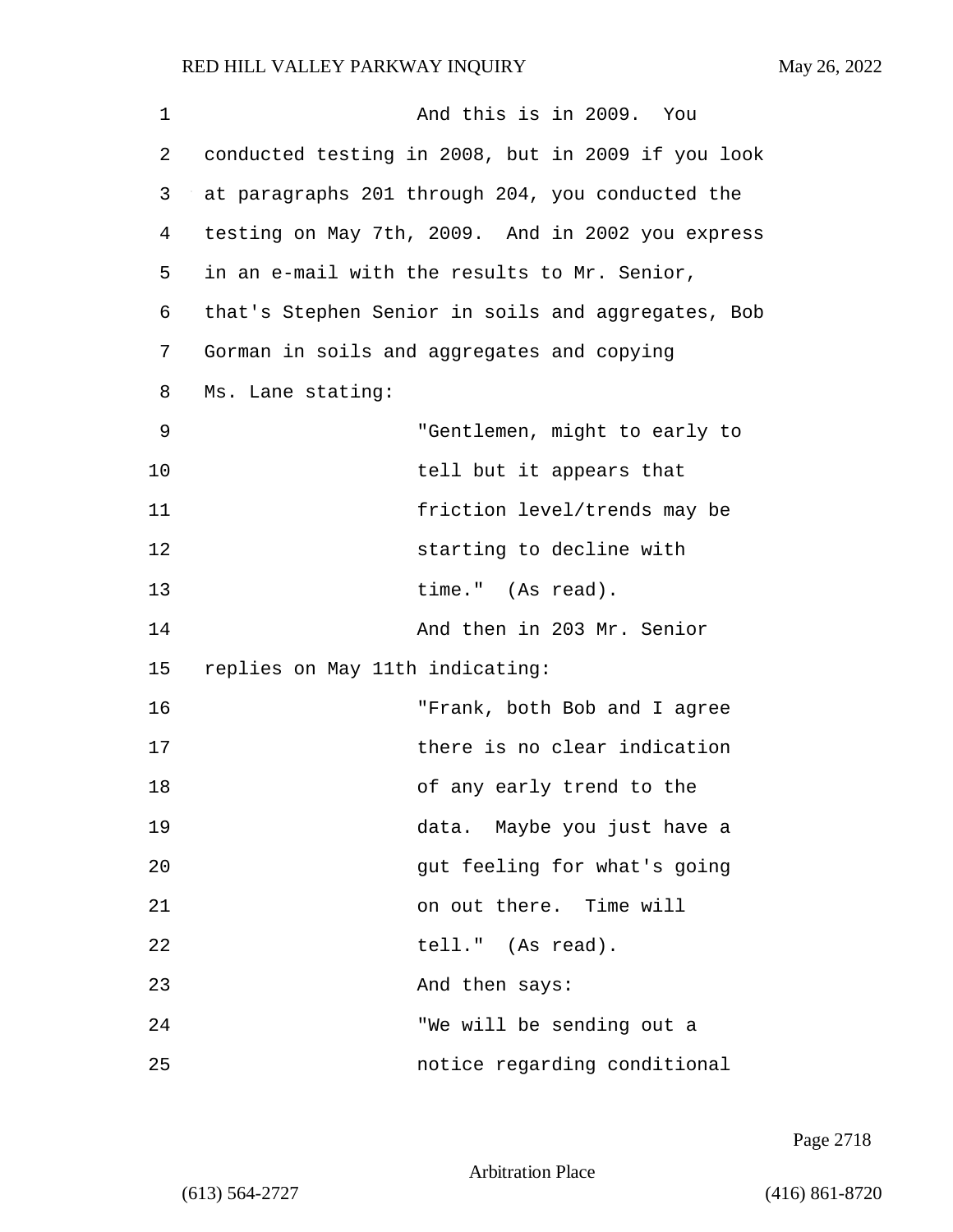And this is in 2009. You conducted testing in 2008, but in 2009 if you look at paragraphs 201 through 204, you conducted the testing on May 7th, 2009. And in 2002 you express in an e-mail with the results to Mr. Senior, that's Stephen Senior in soils and aggregates, Bob Gorman in soils and aggregates and copying Ms. Lane stating:

> "Gentlemen, might to early to tell but it appears that friction level/trends may be starting to decline with time." (As read).

And then in 203 Mr. Senior replies on May 11th indicating:

> "Frank, both Bob and I agree there is no clear indication of any early trend to the data. Maybe you just have a gut feeling for what's going on out there. Time will tell." (As read).

And then says:

> "We will be sending out a notice regarding conditional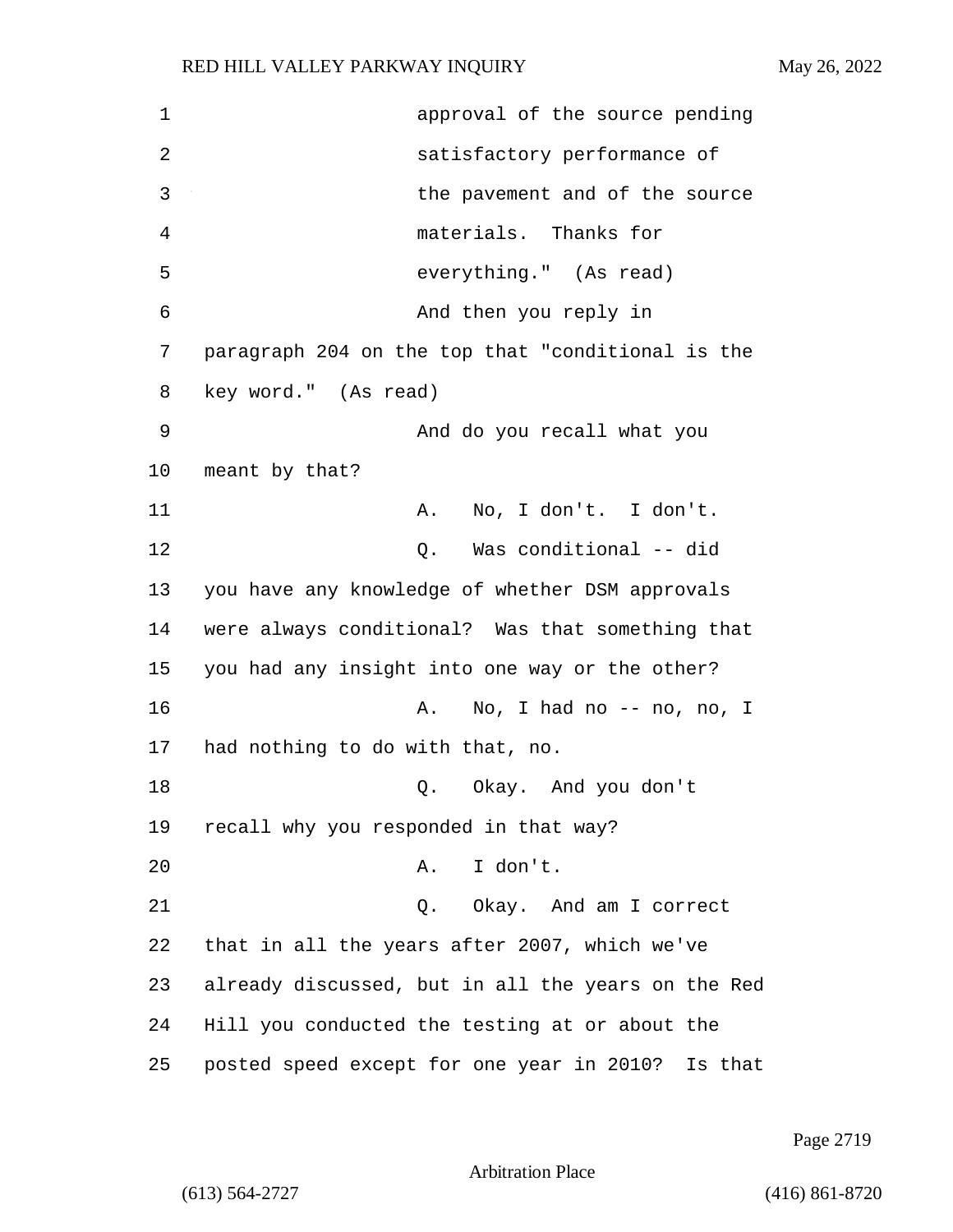approval of the source pending satisfactory performance of the pavement and of the source materials. Thanks for everything." (As read)

And then you reply in paragraph 204 on the top that "conditional is the key word." (As read)

And do you recall what you meant by that?

A. No, I don't. I don't.

Q. Was conditional -- did you have any knowledge of whether DSM approvals were always conditional? Was that something that you had any insight into one way or the other?

A. No, I had no -- no, no, I had nothing to do with that, no.

Q. Okay. And you don't recall why you responded in that way?

A. I don't.

Q. Okay. And am I correct that in all the years after 2007, which we've already discussed, but in all the years on the Red Hill you conducted the testing at or about the posted speed except for one year in 2010? Is that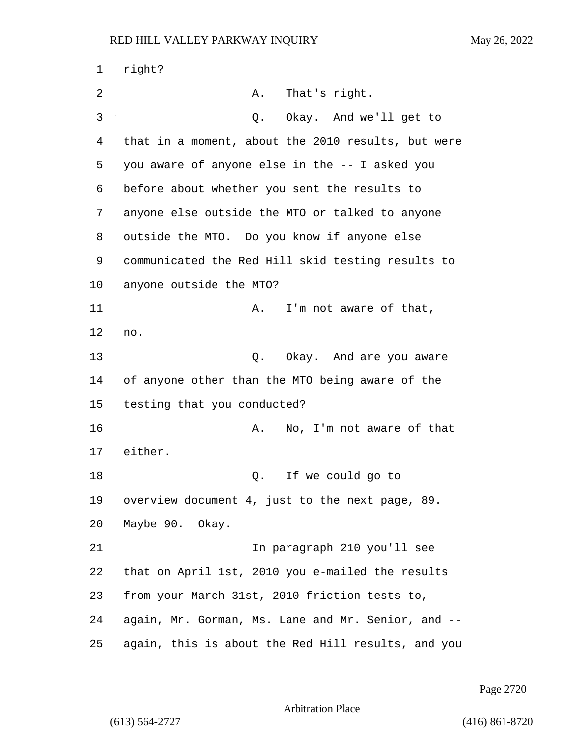right?

A. That's right.

Q. Okay. And we'll get to that in a moment, about the 2010 results, but were you aware of anyone else in the -- I asked you before about whether you sent the results to anyone else outside the MTO or talked to anyone outside the MTO. Do you know if anyone else communicated the Red Hill skid testing results to anyone outside the MTO?

A. I'm not aware of that, no.

Q. Okay. And are you aware of anyone other than the MTO being aware of the testing that you conducted?

A. No, I'm not aware of that either.

Q. If we could go to overview document 4, just to the next page, 89. Maybe 90. Okay.

In paragraph 210 you'll see that on April 1st, 2010 you e-mailed the results from your March 31st, 2010 friction tests to, again, Mr. Gorman, Ms. Lane and Mr. Senior, and -- again, this is about the Red Hill results, and you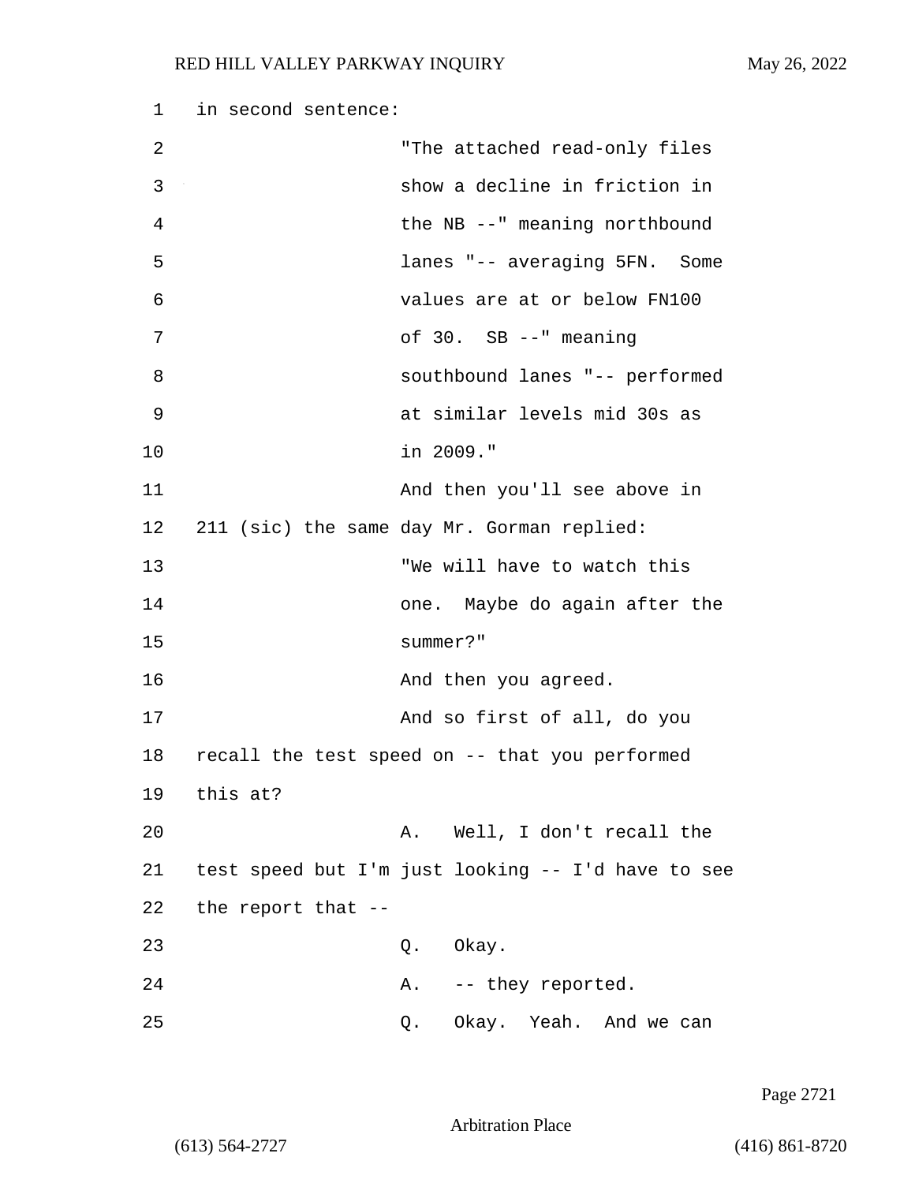1 in second sentence:

2 "The attached read-only files

3 show a decline in friction in

4 the NB --" meaning northbound

5 lanes "-- averaging 5FN. Some

6 values are at or below FN100

7 of 30. SB --" meaning

8 southbound lanes "-- performed

9 at similar levels mid 30s as

10 in 2009."

11 And then you'll see above in

12 211 (sic) the same day Mr. Gorman replied:

13 "We will have to watch this

14 one. Maybe do again after the

15 summer?"

16 And then you agreed.

17 And so first of all, do you

18 recall the test speed on -- that you performed

19 this at?

20 A. Well, I don't recall the

21 test speed but I'm just looking -- I'd have to see

22 the report that --

23 Q. Okay.

24 A. -- they reported.

25 Q. Okay. Yeah. And we can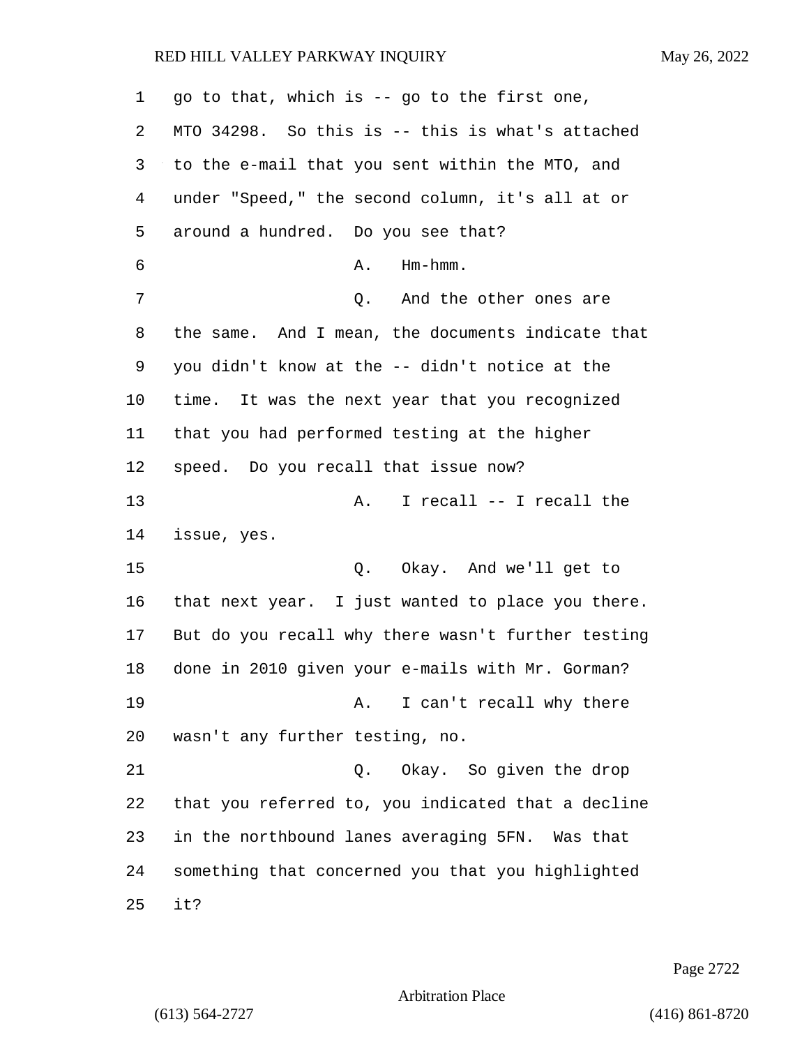1 go to that, which is -- go to the first one,
2 MTO 34298. So this is -- this is what's attached
3 to the e-mail that you sent within the MTO, and
4 under "Speed," the second column, it's all at or
5 around a hundred. Do you see that?
6 A. Hm-hmm.
7 Q. And the other ones are
8 the same. And I mean, the documents indicate that
9 you didn't know at the -- didn't notice at the
10 time. It was the next year that you recognized
11 that you had performed testing at the higher
12 speed. Do you recall that issue now?
13 A. I recall -- I recall the
14 issue, yes.
15 Q. Okay. And we'll get to
16 that next year. I just wanted to place you there.
17 But do you recall why there wasn't further testing
18 done in 2010 given your e-mails with Mr. Gorman?
19 A. I can't recall why there
20 wasn't any further testing, no.
21 Q. Okay. So given the drop
22 that you referred to, you indicated that a decline
23 in the northbound lanes averaging 5FN. Was that
24 something that concerned you that you highlighted
25 it?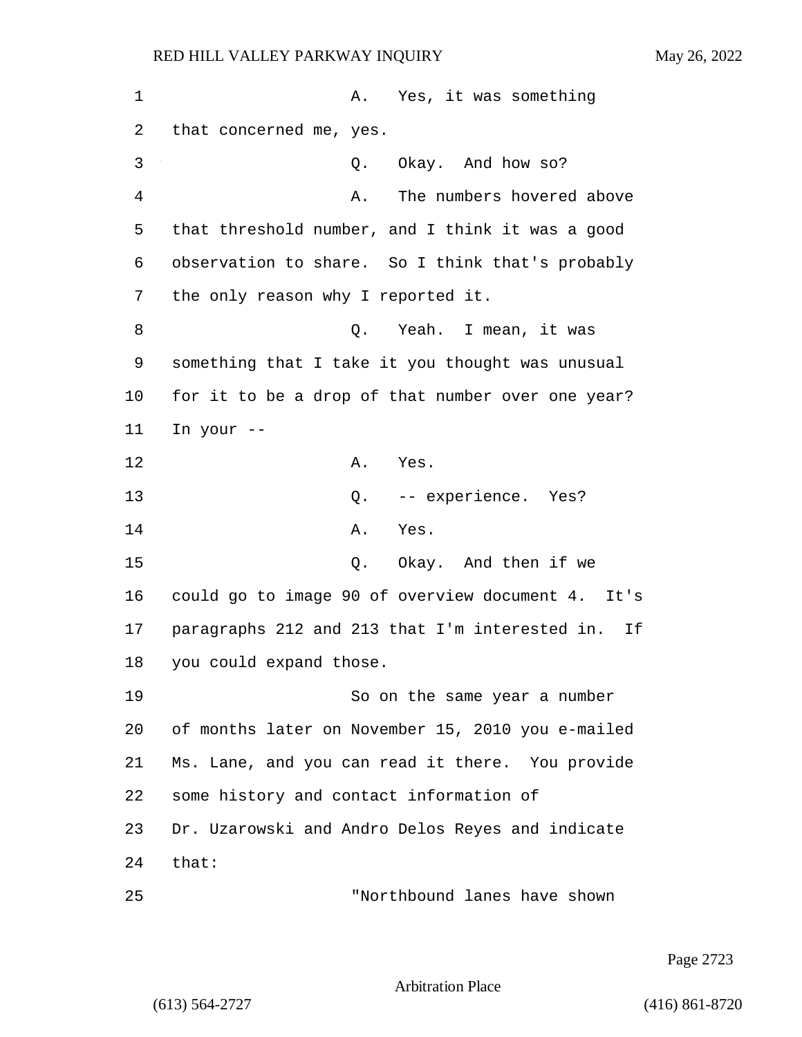A. Yes, it was something that concerned me, yes.

Q. Okay. And how so?

A. The numbers hovered above that threshold number, and I think it was a good observation to share. So I think that's probably the only reason why I reported it.

Q. Yeah. I mean, it was something that I take it you thought was unusual for it to be a drop of that number over one year? In your --

A. Yes.

Q. -- experience. Yes?

A. Yes.

Q. Okay. And then if we could go to image 90 of overview document 4. It's paragraphs 212 and 213 that I'm interested in. If you could expand those.

So on the same year a number of months later on November 15, 2010 you e-mailed Ms. Lane, and you can read it there. You provide some history and contact information of Dr. Uzarowski and Andro Delos Reyes and indicate that:

"Northbound lanes have shown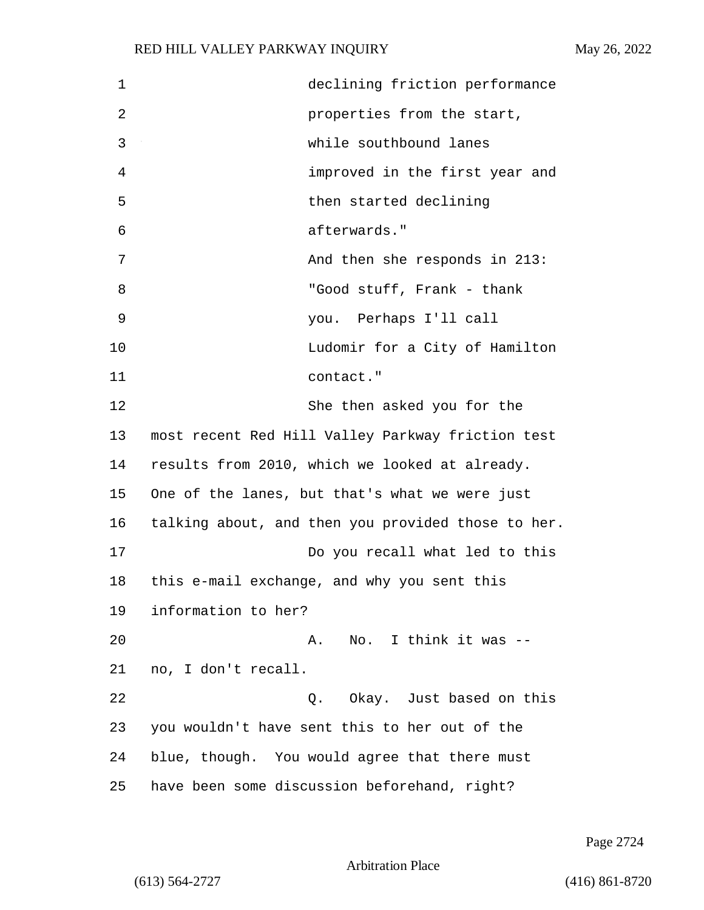declining friction performance properties from the start, while southbound lanes improved in the first year and then started declining afterwards."

And then she responds in 213:

"Good stuff, Frank - thank you. Perhaps I'll call Ludomir for a City of Hamilton contact."

She then asked you for the most recent Red Hill Valley Parkway friction test results from 2010, which we looked at already. One of the lanes, but that's what we were just talking about, and then you provided those to her.

Do you recall what led to this this e-mail exchange, and why you sent this information to her?

A. No. I think it was -- no, I don't recall.

Q. Okay. Just based on this you wouldn't have sent this to her out of the blue, though. You would agree that there must have been some discussion beforehand, right?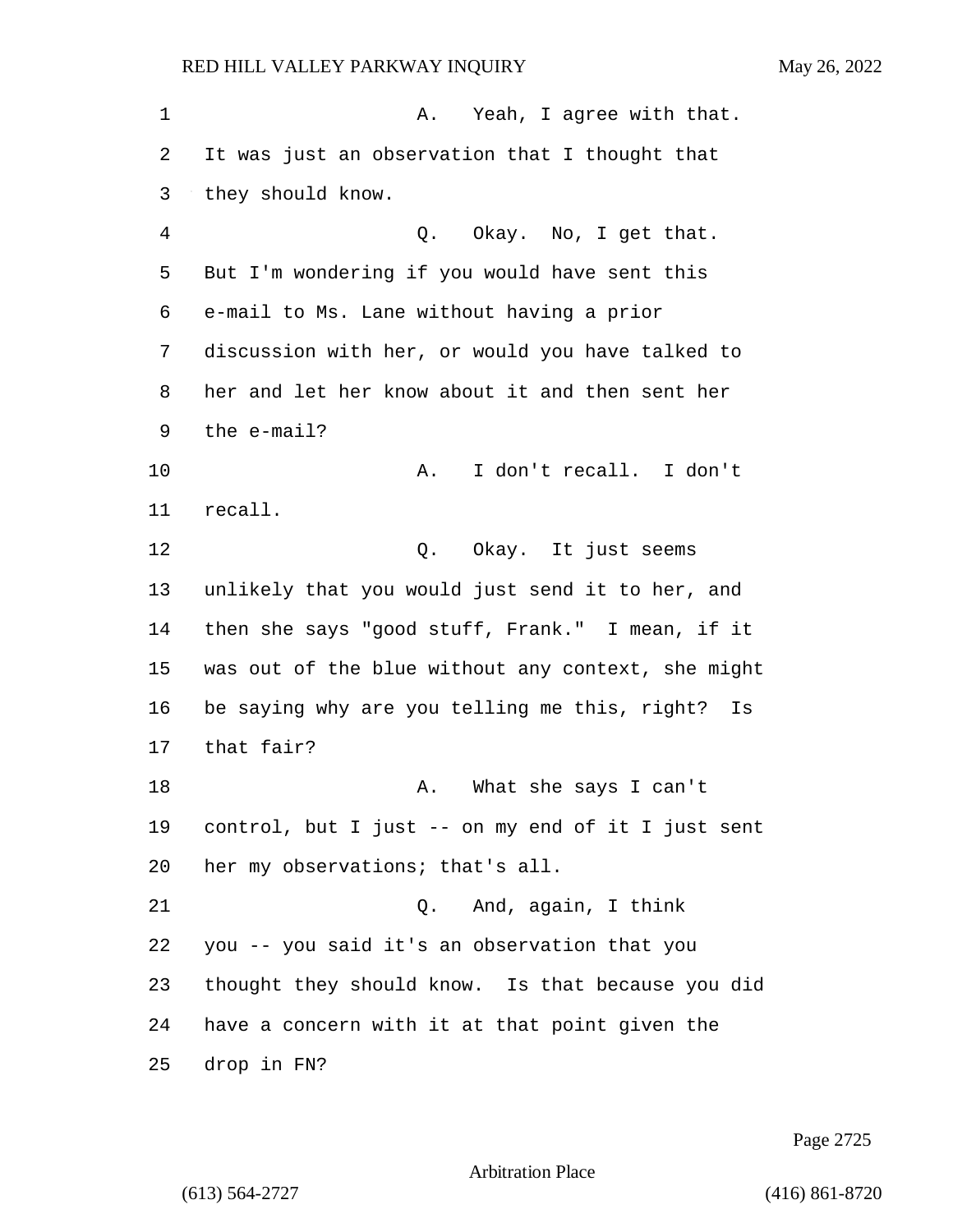A. Yeah, I agree with that. It was just an observation that I thought that they should know.

Q. Okay. No, I get that. But I'm wondering if you would have sent this e-mail to Ms. Lane without having a prior discussion with her, or would you have talked to her and let her know about it and then sent her the e-mail?

A. I don't recall. I don't recall.

Q. Okay. It just seems unlikely that you would just send it to her, and then she says "good stuff, Frank." I mean, if it was out of the blue without any context, she might be saying why are you telling me this, right? Is that fair?

A. What she says I can't control, but I just -- on my end of it I just sent her my observations; that's all.

Q. And, again, I think you -- you said it's an observation that you thought they should know. Is that because you did have a concern with it at that point given the drop in FN?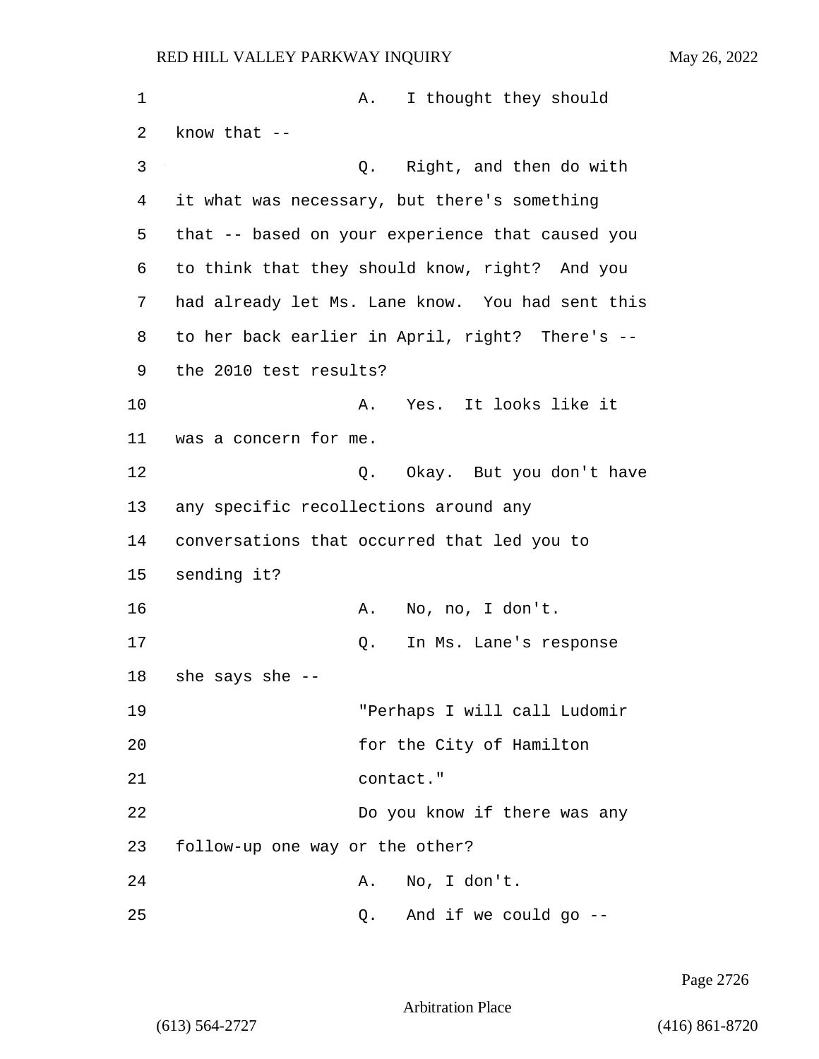A. I thought they should know that --

Q. Right, and then do with it what was necessary, but there's something that -- based on your experience that caused you to think that they should know, right? And you had already let Ms. Lane know. You had sent this to her back earlier in April, right? There's -- the 2010 test results?

A. Yes. It looks like it was a concern for me.

Q. Okay. But you don't have any specific recollections around any conversations that occurred that led you to sending it?

A. No, no, I don't.

Q. In Ms. Lane's response she says she --

"Perhaps I will call Ludomir for the City of Hamilton contact."

Do you know if there was any follow-up one way or the other?

A. No, I don't.

Q. And if we could go --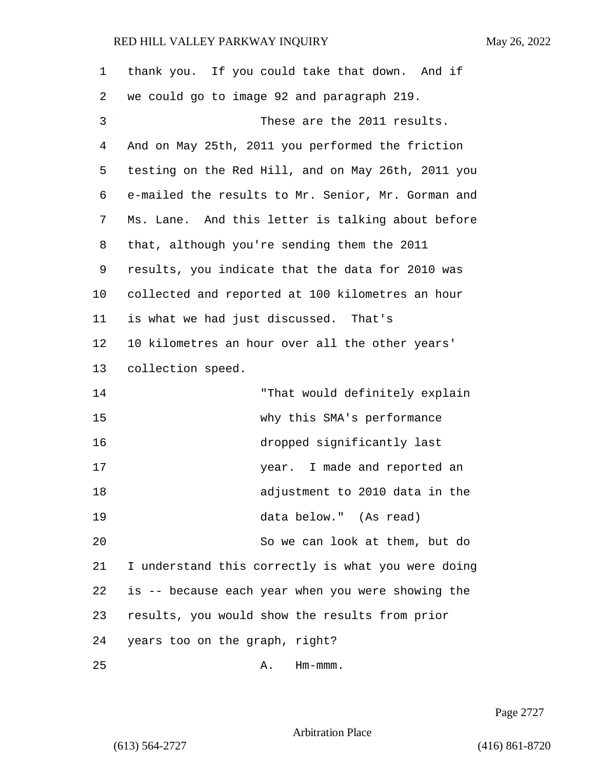thank you. If you could take that down. And if we could go to image 92 and paragraph 219.

These are the 2011 results. And on May 25th, 2011 you performed the friction testing on the Red Hill, and on May 26th, 2011 you e-mailed the results to Mr. Senior, Mr. Gorman and Ms. Lane. And this letter is talking about before that, although you're sending them the 2011 results, you indicate that the data for 2010 was collected and reported at 100 kilometres an hour is what we had just discussed. That's 10 kilometres an hour over all the other years' collection speed.

> "That would definitely explain why this SMA's performance dropped significantly last year. I made and reported an adjustment to 2010 data in the data below." (As read)

So we can look at them, but do I understand this correctly is what you were doing is -- because each year when you were showing the results, you would show the results from prior years too on the graph, right?

A. Hm-mmm.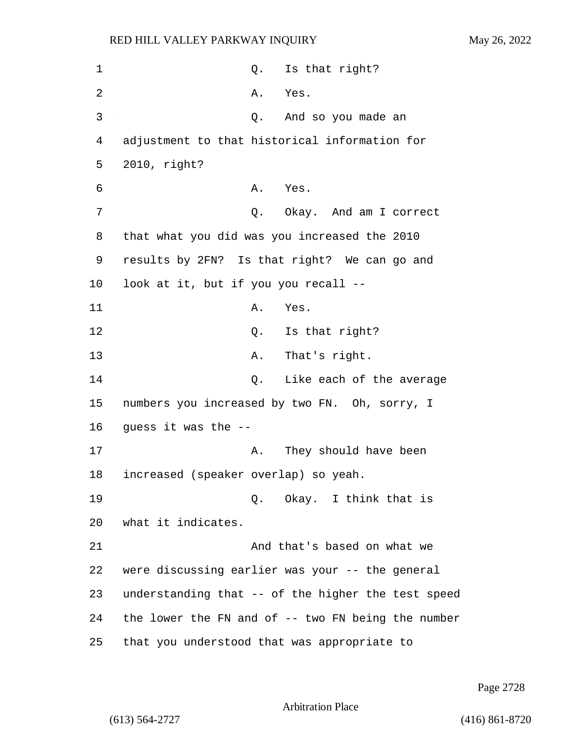Q. Is that right?

A. Yes.

Q. And so you made an adjustment to that historical information for 2010, right?

A. Yes.

Q. Okay. And am I correct that what you did was you increased the 2010 results by 2FN? Is that right? We can go and look at it, but if you you recall --

A. Yes.

Q. Is that right?

A. That's right.

Q. Like each of the average numbers you increased by two FN. Oh, sorry, I guess it was the --

A. They should have been increased (speaker overlap) so yeah.

Q. Okay. I think that is what it indicates.

And that's based on what we were discussing earlier was your -- the general understanding that -- of the higher the test speed the lower the FN and of -- two FN being the number that you understood that was appropriate to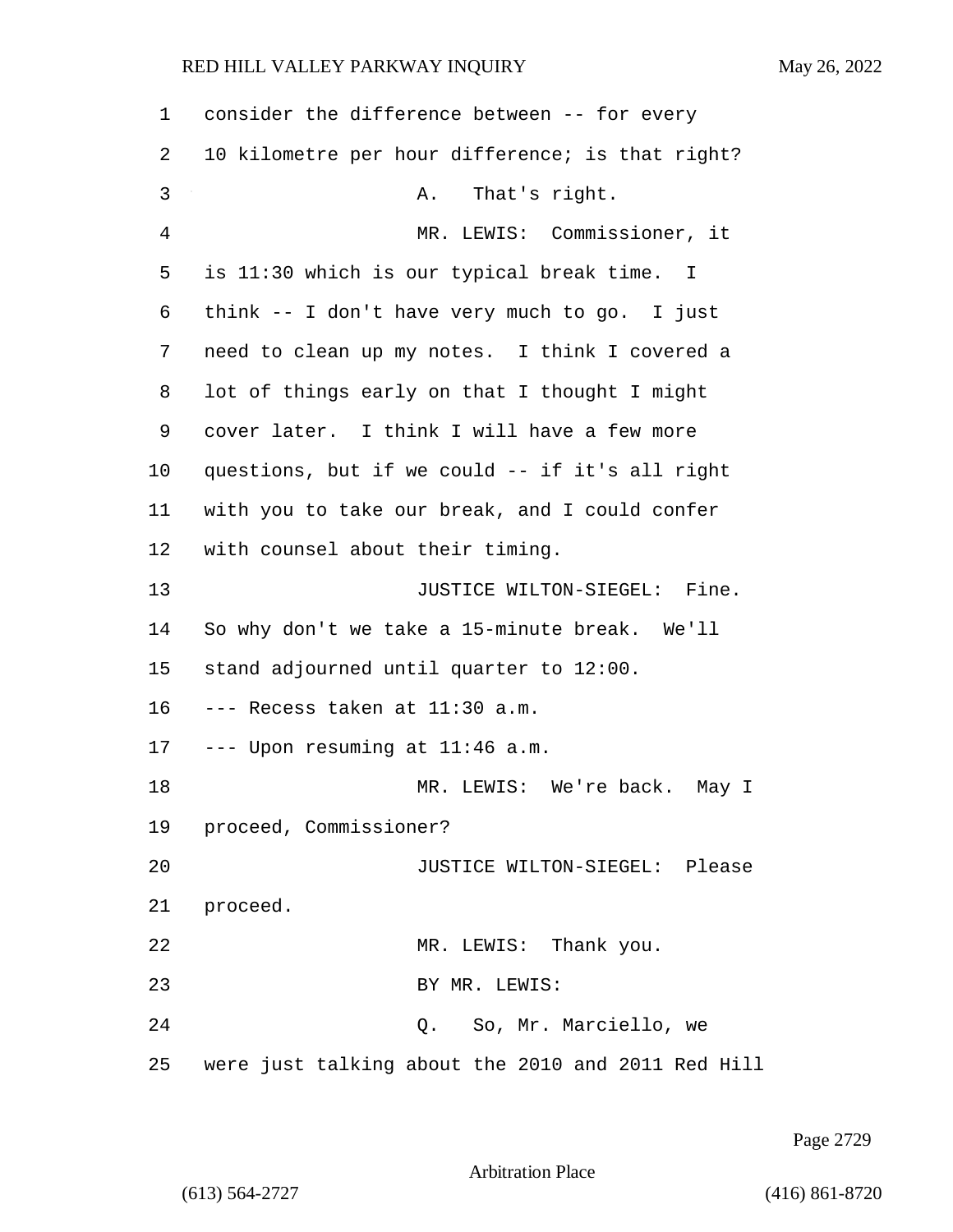1 consider the difference between -- for every
2 10 kilometre per hour difference; is that right?
3 A. That's right.
4 MR. LEWIS: Commissioner, it
5 is 11:30 which is our typical break time. I
6 think -- I don't have very much to go. I just
7 need to clean up my notes. I think I covered a
8 lot of things early on that I thought I might
9 cover later. I think I will have a few more
10 questions, but if we could -- if it's all right
11 with you to take our break, and I could confer
12 with counsel about their timing.
13 JUSTICE WILTON-SIEGEL: Fine.
14 So why don't we take a 15-minute break. We'll
15 stand adjourned until quarter to 12:00.
16 --- Recess taken at 11:30 a.m.
17 --- Upon resuming at 11:46 a.m.
18 MR. LEWIS: We're back. May I
19 proceed, Commissioner?
20 JUSTICE WILTON-SIEGEL: Please
21 proceed.
22 MR. LEWIS: Thank you.
23 BY MR. LEWIS:
24 Q. So, Mr. Marciello, we
25 were just talking about the 2010 and 2011 Red Hill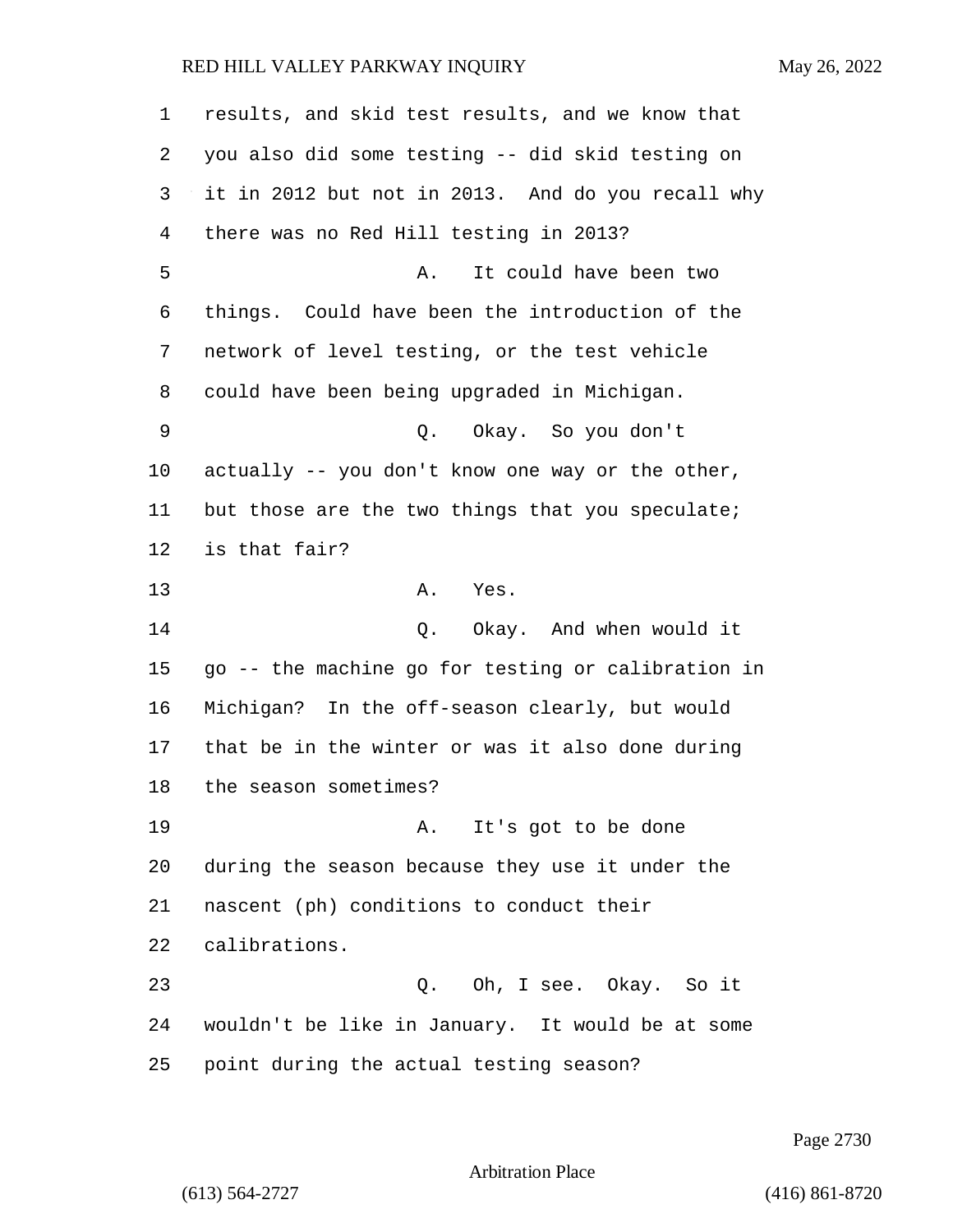results, and skid test results, and we know that you also did some testing -- did skid testing on it in 2012 but not in 2013. And do you recall why there was no Red Hill testing in 2013?

A. It could have been two things. Could have been the introduction of the network of level testing, or the test vehicle could have been being upgraded in Michigan.

Q. Okay. So you don't actually -- you don't know one way or the other, but those are the two things that you speculate; is that fair?

A. Yes.

Q. Okay. And when would it go -- the machine go for testing or calibration in Michigan? In the off-season clearly, but would that be in the winter or was it also done during the season sometimes?

A. It's got to be done during the season because they use it under the nascent (ph) conditions to conduct their calibrations.

Q. Oh, I see. Okay. So it wouldn't be like in January. It would be at some point during the actual testing season?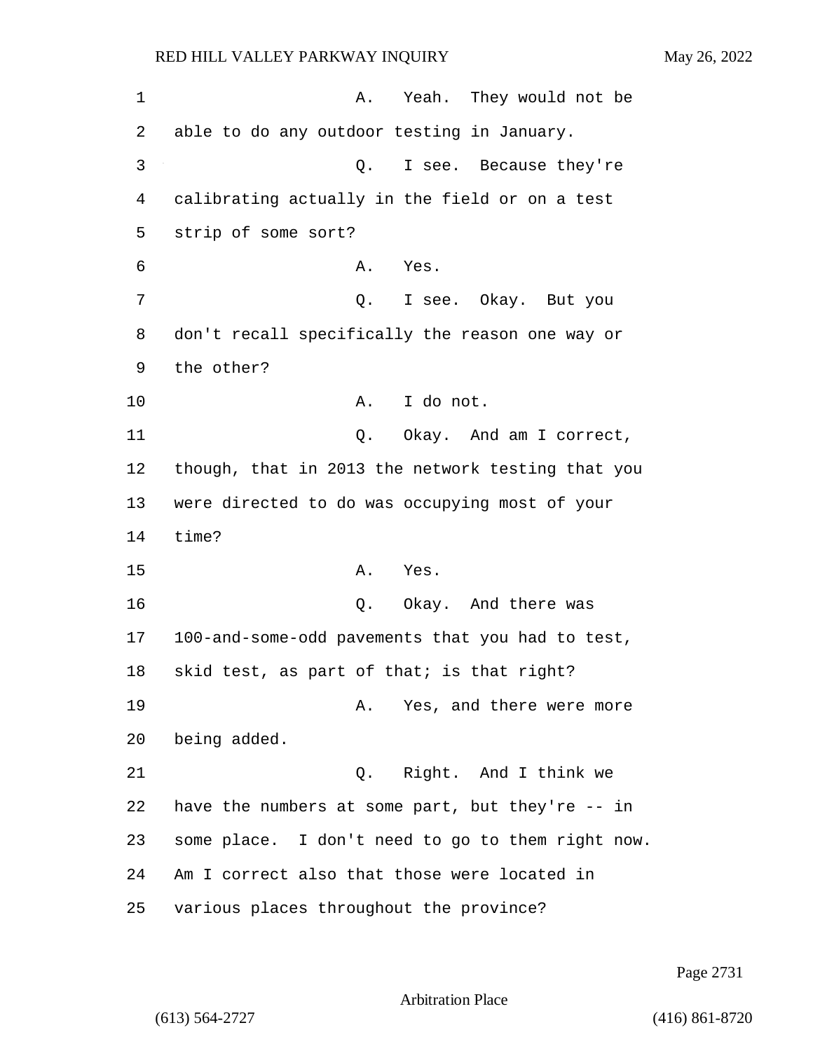1 A. Yeah. They would not be
2 able to do any outdoor testing in January.
3 Q. I see. Because they're
4 calibrating actually in the field or on a test
5 strip of some sort?
6 A. Yes.
7 Q. I see. Okay. But you
8 don't recall specifically the reason one way or
9 the other?
10 A. I do not.
11 Q. Okay. And am I correct,
12 though, that in 2013 the network testing that you
13 were directed to do was occupying most of your
14 time?
15 A. Yes.
16 Q. Okay. And there was
17 100-and-some-odd pavements that you had to test,
18 skid test, as part of that; is that right?
19 A. Yes, and there were more
20 being added.
21 Q. Right. And I think we
22 have the numbers at some part, but they're -- in
23 some place. I don't need to go to them right now.
24 Am I correct also that those were located in
25 various places throughout the province?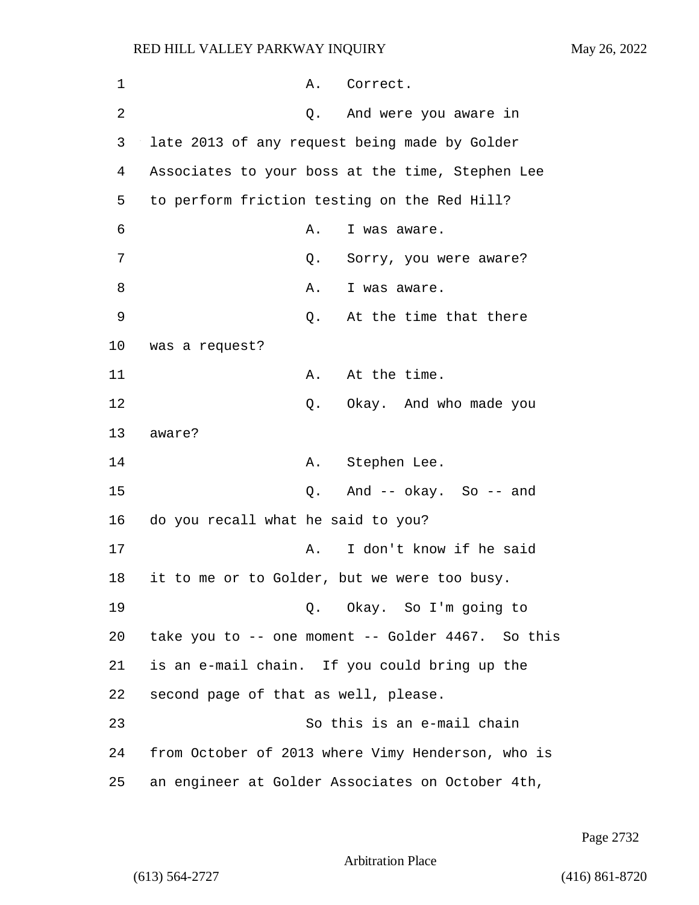A. Correct.

Q. And were you aware in late 2013 of any request being made by Golder Associates to your boss at the time, Stephen Lee to perform friction testing on the Red Hill?

A. I was aware.

Q. Sorry, you were aware?

A. I was aware.

Q. At the time that there was a request?

A. At the time.

Q. Okay. And who made you aware?

A. Stephen Lee.

Q. And -- okay. So -- and do you recall what he said to you?

A. I don't know if he said it to me or to Golder, but we were too busy.

Q. Okay. So I'm going to take you to -- one moment -- Golder 4467. So this is an e-mail chain. If you could bring up the second page of that as well, please.

So this is an e-mail chain from October of 2013 where Vimy Henderson, who is an engineer at Golder Associates on October 4th,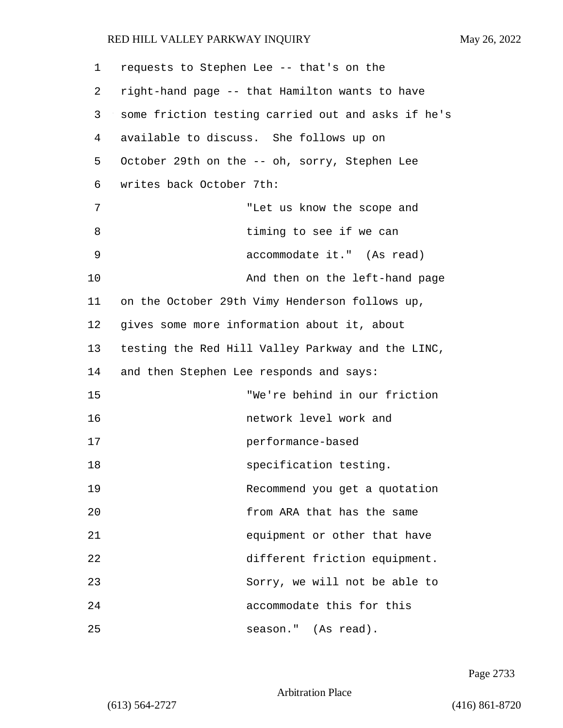requests to Stephen Lee -- that's on the right-hand page -- that Hamilton wants to have some friction testing carried out and asks if he's available to discuss. She follows up on October 29th on the -- oh, sorry, Stephen Lee writes back October 7th:

> "Let us know the scope and timing to see if we can accommodate it." (As read)

And then on the left-hand page on the October 29th Vimy Henderson follows up, gives some more information about it, about testing the Red Hill Valley Parkway and the LINC, and then Stephen Lee responds and says:

> "We're behind in our friction network level work and performance-based specification testing. Recommend you get a quotation from ARA that has the same equipment or other that have different friction equipment. Sorry, we will not be able to accommodate this for this season." (As read).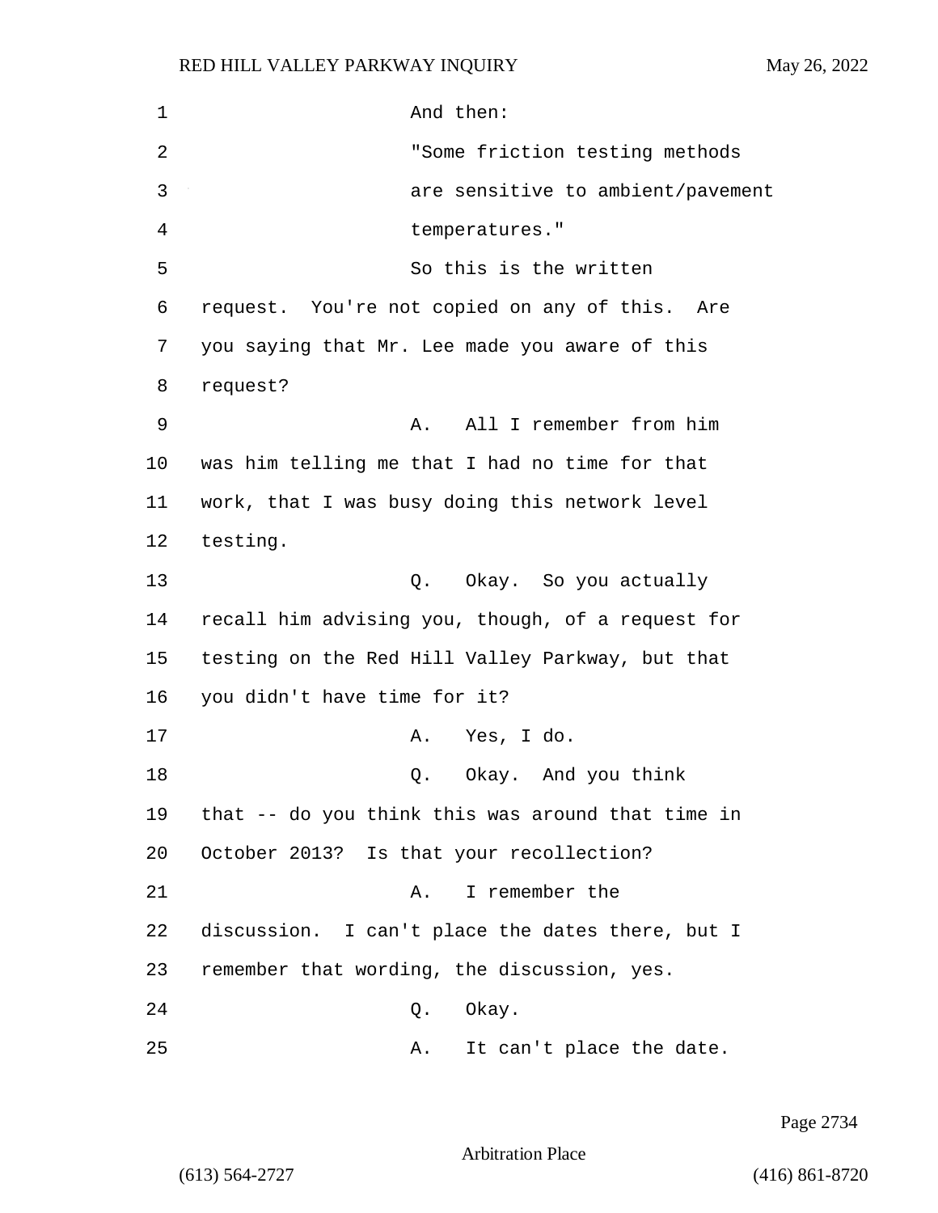And then:

"Some friction testing methods are sensitive to ambient/pavement temperatures."

So this is the written request. You're not copied on any of this. Are you saying that Mr. Lee made you aware of this request?

A. All I remember from him was him telling me that I had no time for that work, that I was busy doing this network level testing.

Q. Okay. So you actually recall him advising you, though, of a request for testing on the Red Hill Valley Parkway, but that you didn't have time for it?

A. Yes, I do.

Q. Okay. And you think that -- do you think this was around that time in October 2013? Is that your recollection?

A. I remember the discussion. I can't place the dates there, but I remember that wording, the discussion, yes.

Q. Okay.

A. It can't place the date.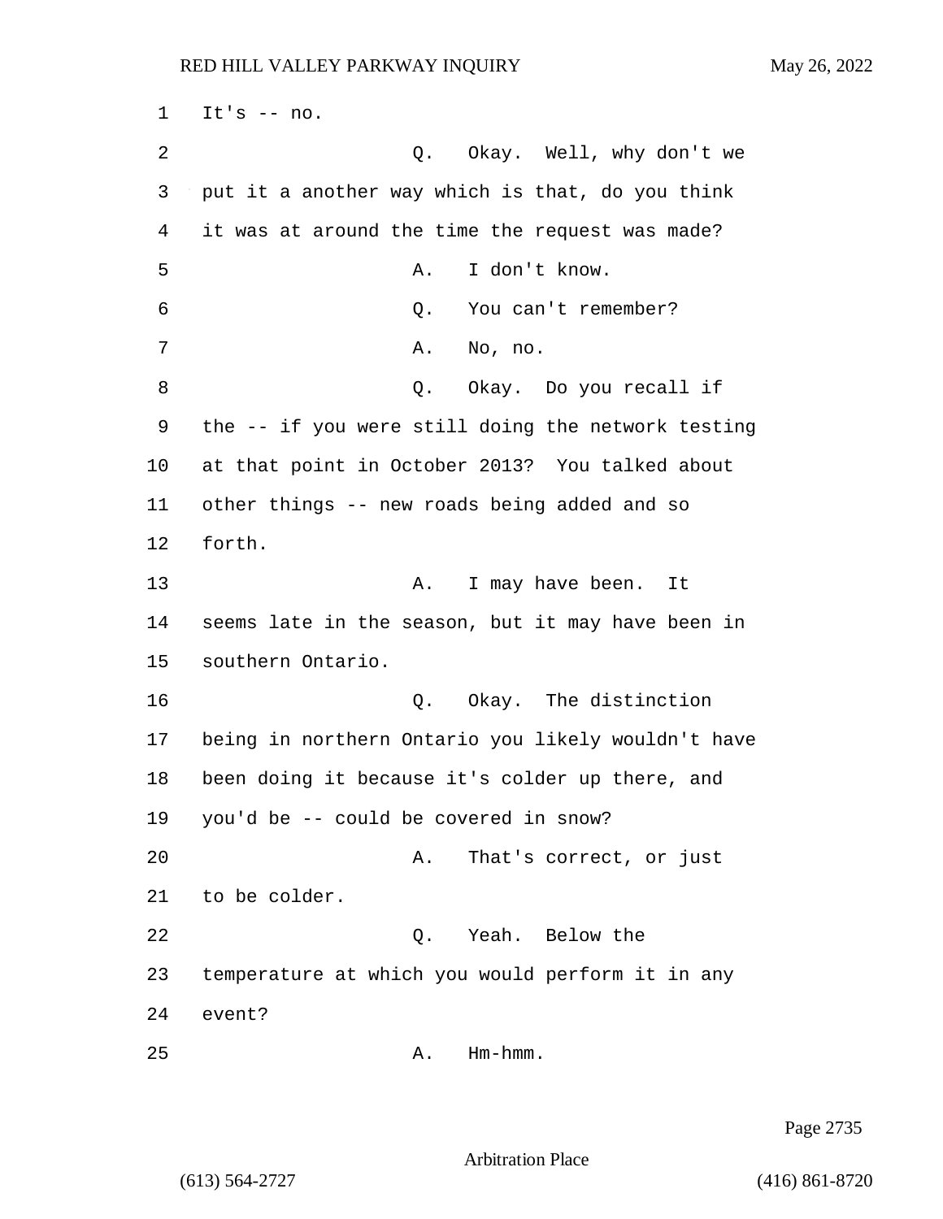It's -- no.

Q. Okay. Well, why don't we put it a another way which is that, do you think it was at around the time the request was made?

A. I don't know.

Q. You can't remember?

A. No, no.

Q. Okay. Do you recall if the -- if you were still doing the network testing at that point in October 2013? You talked about other things -- new roads being added and so forth.

A. I may have been. It seems late in the season, but it may have been in southern Ontario.

Q. Okay. The distinction being in northern Ontario you likely wouldn't have been doing it because it's colder up there, and you'd be -- could be covered in snow?

A. That's correct, or just to be colder.

Q. Yeah. Below the temperature at which you would perform it in any event?

A. Hm-hmm.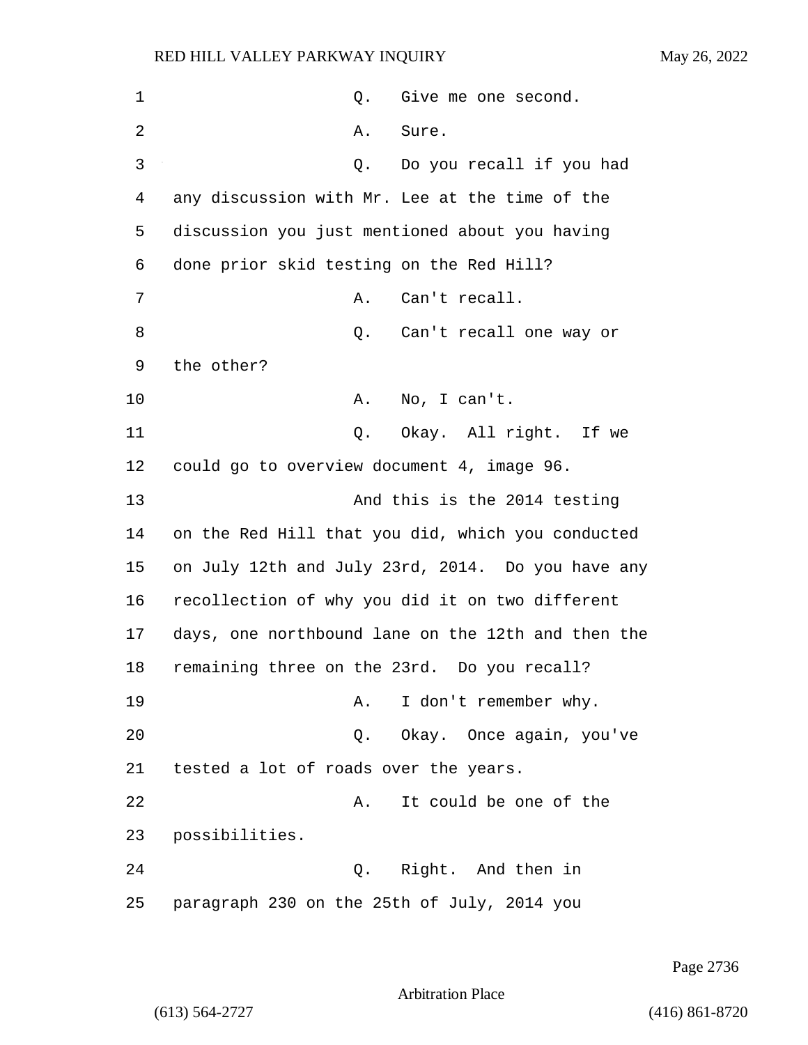Q. Give me one second.

A. Sure.

Q. Do you recall if you had any discussion with Mr. Lee at the time of the discussion you just mentioned about you having done prior skid testing on the Red Hill?

A. Can't recall.

Q. Can't recall one way or the other?

A. No, I can't.

Q. Okay. All right. If we could go to overview document 4, image 96.

And this is the 2014 testing on the Red Hill that you did, which you conducted on July 12th and July 23rd, 2014. Do you have any recollection of why you did it on two different days, one northbound lane on the 12th and then the remaining three on the 23rd. Do you recall?

A. I don't remember why.

Q. Okay. Once again, you've tested a lot of roads over the years.

A. It could be one of the possibilities.

Q. Right. And then in paragraph 230 on the 25th of July, 2014 you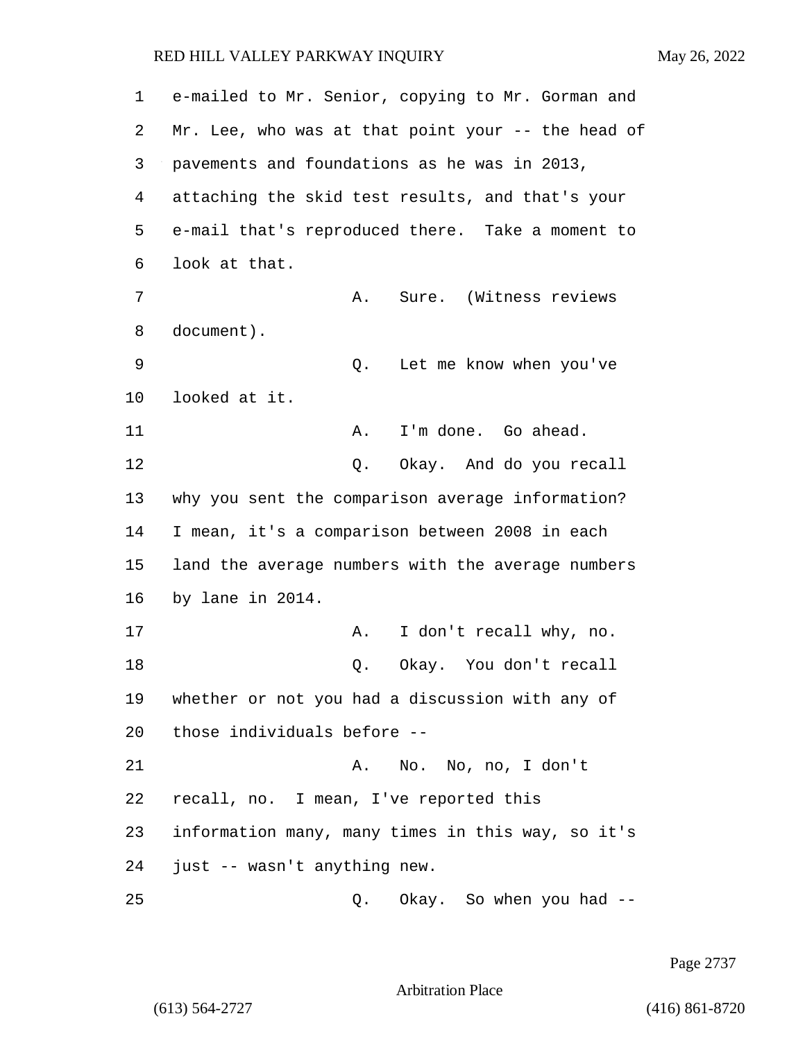e-mailed to Mr. Senior, copying to Mr. Gorman and Mr. Lee, who was at that point your -- the head of pavements and foundations as he was in 2013, attaching the skid test results, and that's your e-mail that's reproduced there. Take a moment to look at that.

A. Sure. (Witness reviews document).

Q. Let me know when you've looked at it.

A. I'm done. Go ahead.

Q. Okay. And do you recall why you sent the comparison average information? I mean, it's a comparison between 2008 in each land the average numbers with the average numbers by lane in 2014.

A. I don't recall why, no.

Q. Okay. You don't recall whether or not you had a discussion with any of those individuals before --

A. No. No, no, I don't recall, no. I mean, I've reported this information many, many times in this way, so it's just -- wasn't anything new.

Q. Okay. So when you had --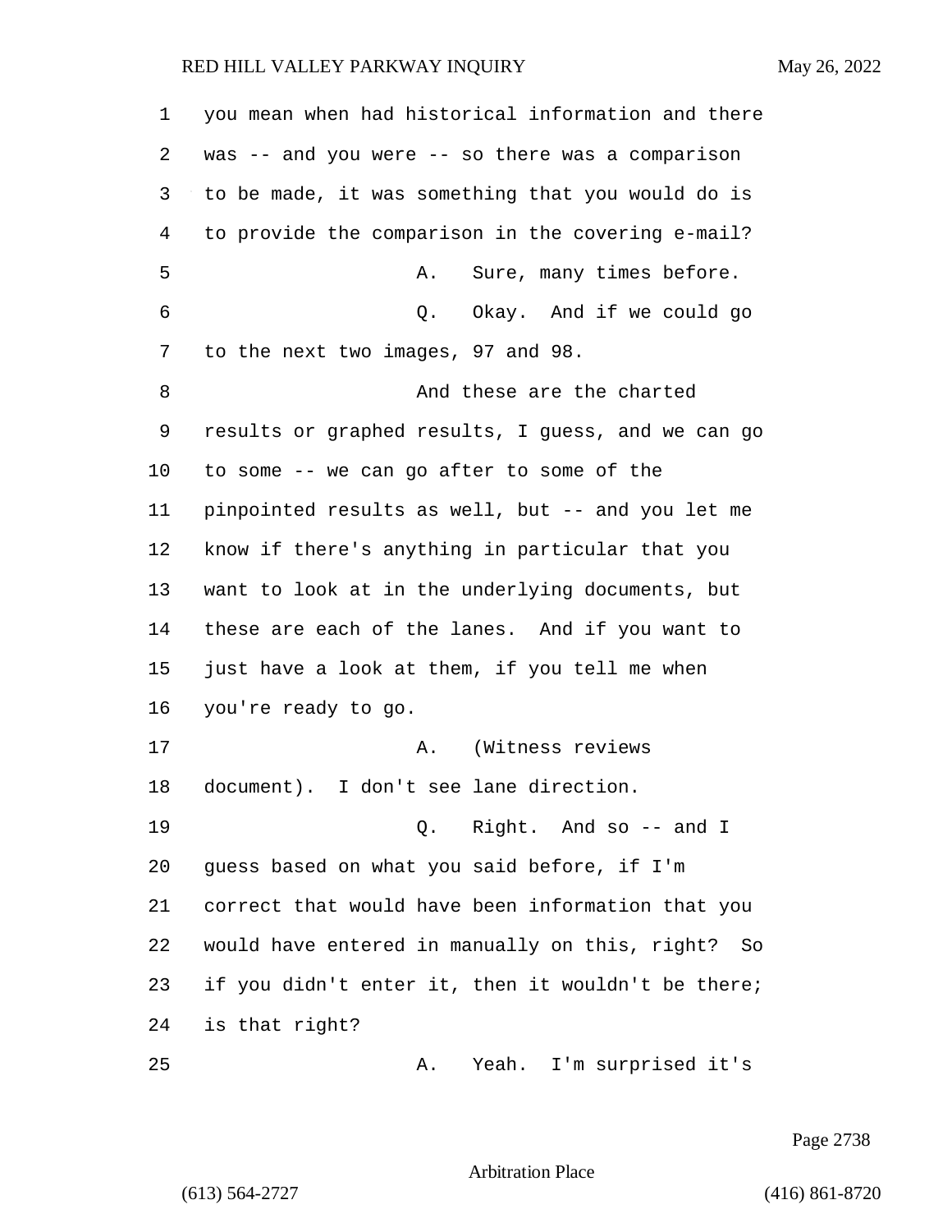1 you mean when had historical information and there
2 was -- and you were -- so there was a comparison
3 to be made, it was something that you would do is
4 to provide the comparison in the covering e-mail?
5 A. Sure, many times before.
6 Q. Okay. And if we could go
7 to the next two images, 97 and 98.
8 And these are the charted
9 results or graphed results, I guess, and we can go
10 to some -- we can go after to some of the
11 pinpointed results as well, but -- and you let me
12 know if there's anything in particular that you
13 want to look at in the underlying documents, but
14 these are each of the lanes. And if you want to
15 just have a look at them, if you tell me when
16 you're ready to go.
17 A. (Witness reviews
18 document). I don't see lane direction.
19 Q. Right. And so -- and I
20 guess based on what you said before, if I'm
21 correct that would have been information that you
22 would have entered in manually on this, right? So
23 if you didn't enter it, then it wouldn't be there;
24 is that right?
25 A. Yeah. I'm surprised it's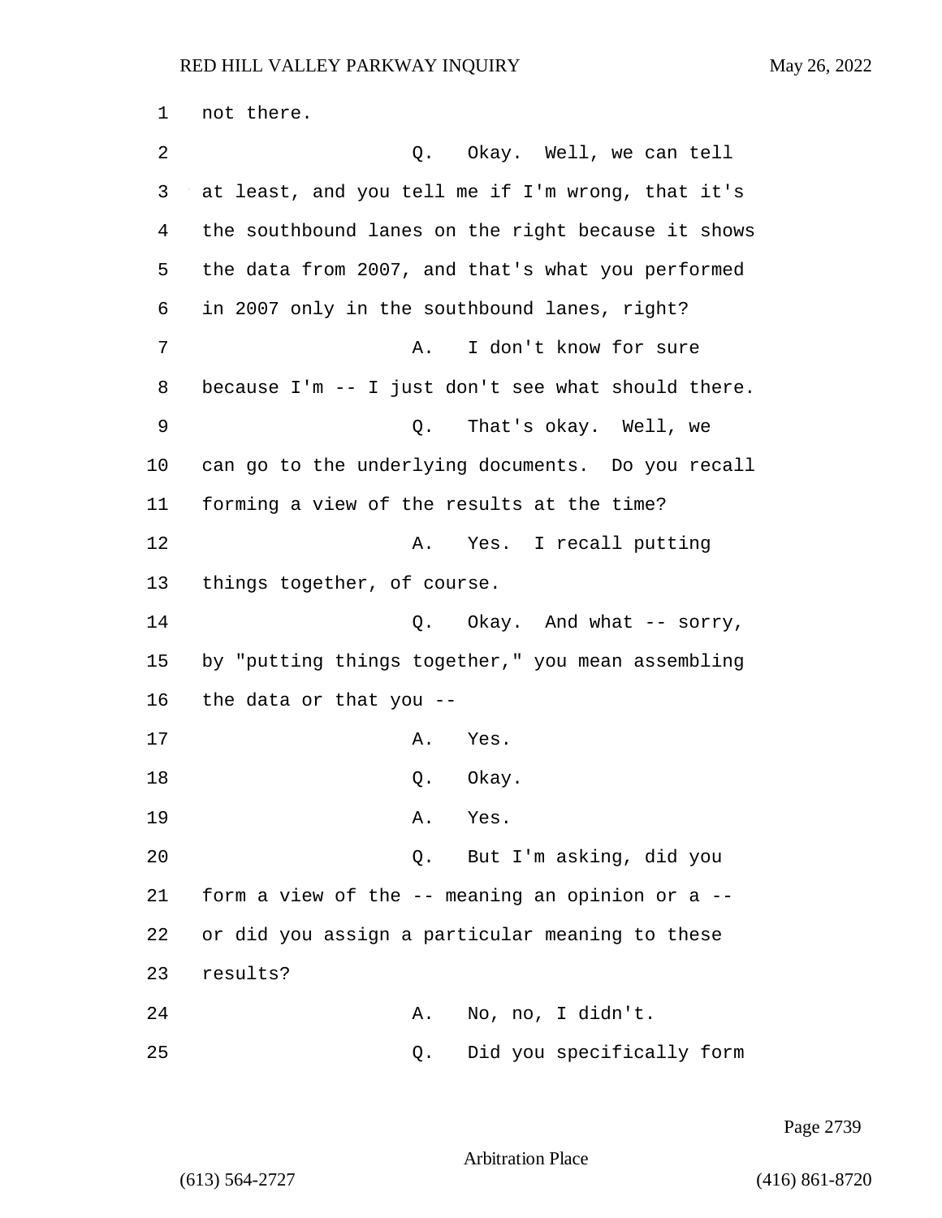not there.

Q. Okay. Well, we can tell at least, and you tell me if I'm wrong, that it's the southbound lanes on the right because it shows the data from 2007, and that's what you performed in 2007 only in the southbound lanes, right?

A. I don't know for sure because I'm -- I just don't see what should there.

Q. That's okay. Well, we can go to the underlying documents. Do you recall forming a view of the results at the time?

A. Yes. I recall putting things together, of course.

Q. Okay. And what -- sorry, by "putting things together," you mean assembling the data or that you --

A. Yes.

Q. Okay.

A. Yes.

Q. But I'm asking, did you form a view of the -- meaning an opinion or a -- or did you assign a particular meaning to these results?

A. No, no, I didn't.

Q. Did you specifically form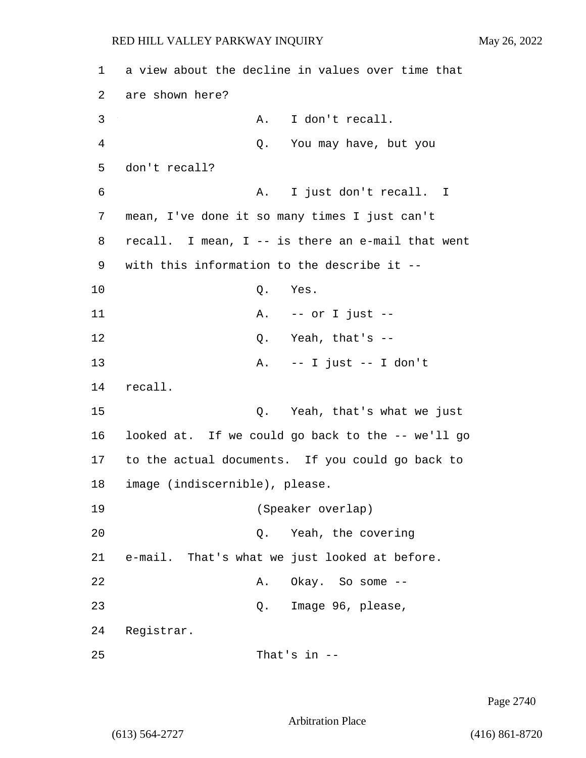a view about the decline in values over time that are shown here?

A. I don't recall.

Q. You may have, but you don't recall?

A. I just don't recall. I mean, I've done it so many times I just can't recall. I mean, I -- is there an e-mail that went with this information to the describe it --

Q. Yes.

A. -- or I just --

Q. Yeah, that's --

A. -- I just -- I don't recall.

Q. Yeah, that's what we just looked at. If we could go back to the -- we'll go to the actual documents. If you could go back to image (indiscernible), please.

(Speaker overlap)

Q. Yeah, the covering e-mail. That's what we just looked at before.

A. Okay. So some --

Q. Image 96, please, Registrar.

That's in --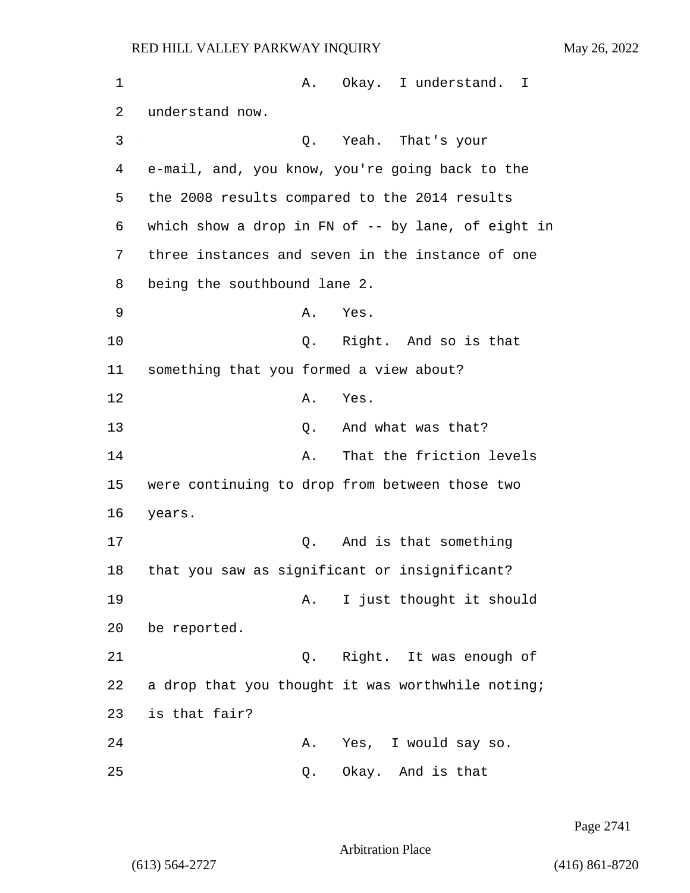A. Okay. I understand. I understand now.

Q. Yeah. That's your e-mail, and, you know, you're going back to the the 2008 results compared to the 2014 results which show a drop in FN of -- by lane, of eight in three instances and seven in the instance of one being the southbound lane 2.

A. Yes.

Q. Right. And so is that something that you formed a view about?

A. Yes.

Q. And what was that?

A. That the friction levels were continuing to drop from between those two years.

Q. And is that something that you saw as significant or insignificant?

A. I just thought it should be reported.

Q. Right. It was enough of a drop that you thought it was worthwhile noting; is that fair?

A. Yes, I would say so.

Q. Okay. And is that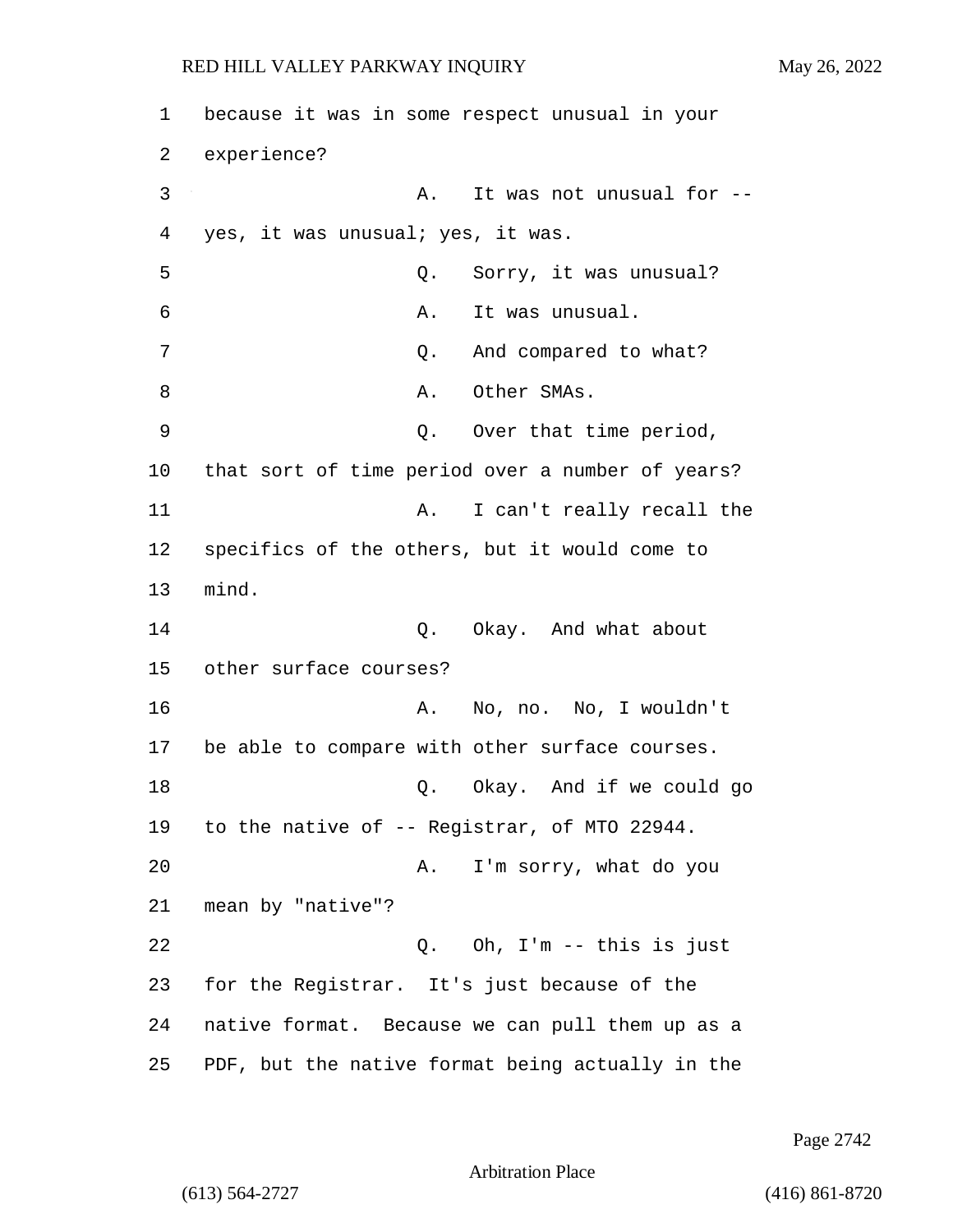because it was in some respect unusual in your experience?

A. It was not unusual for -- yes, it was unusual; yes, it was.

Q. Sorry, it was unusual?

A. It was unusual.

Q. And compared to what?

A. Other SMAs.

Q. Over that time period, that sort of time period over a number of years?

A. I can't really recall the specifics of the others, but it would come to mind.

Q. Okay. And what about other surface courses?

A. No, no. No, I wouldn't be able to compare with other surface courses.

Q. Okay. And if we could go to the native of -- Registrar, of MTO 22944.

A. I'm sorry, what do you mean by "native"?

Q. Oh, I'm -- this is just for the Registrar. It's just because of the native format. Because we can pull them up as a PDF, but the native format being actually in the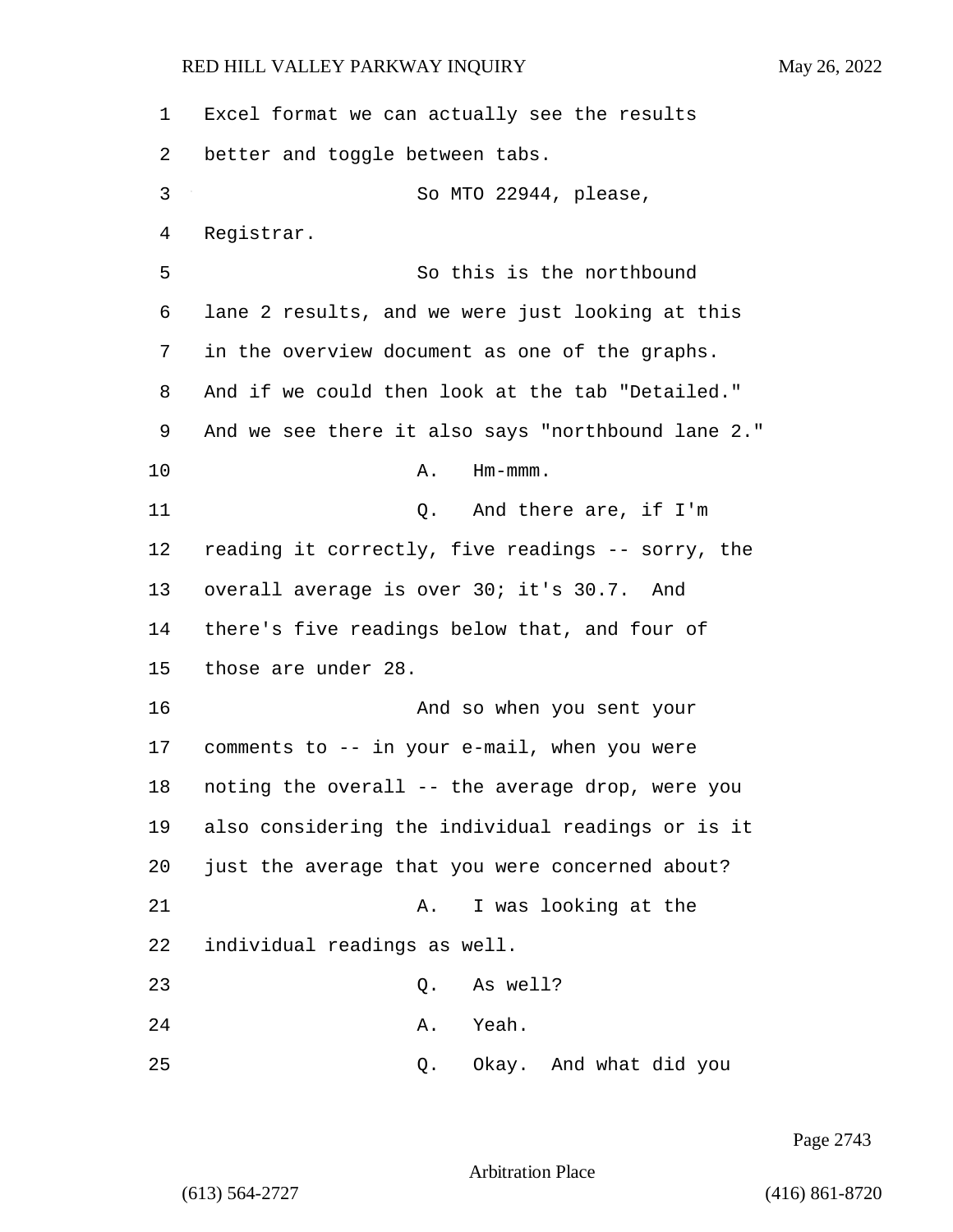Excel format we can actually see the results better and toggle between tabs.

So MTO 22944, please, Registrar.

So this is the northbound lane 2 results, and we were just looking at this in the overview document as one of the graphs. And if we could then look at the tab "Detailed." And we see there it also says "northbound lane 2."

A. Hm-mmm.

Q. And there are, if I'm reading it correctly, five readings -- sorry, the overall average is over 30; it's 30.7. And there's five readings below that, and four of those are under 28.

And so when you sent your comments to -- in your e-mail, when you were noting the overall -- the average drop, were you also considering the individual readings or is it just the average that you were concerned about?

A. I was looking at the individual readings as well.

Q. As well?

A. Yeah.

Q. Okay. And what did you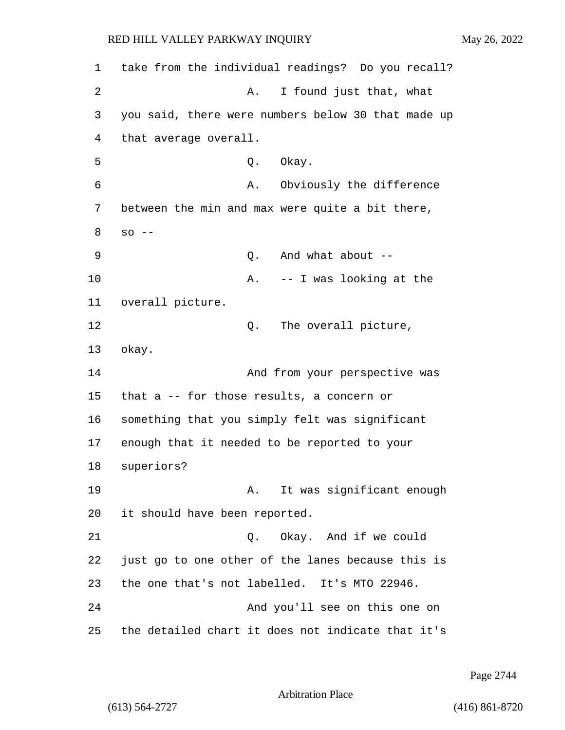take from the individual readings? Do you recall?

A. I found just that, what you said, there were numbers below 30 that made up that average overall.

Q. Okay.

A. Obviously the difference between the min and max were quite a bit there, so --

Q. And what about --

A. -- I was looking at the overall picture.

Q. The overall picture, okay.

And from your perspective was that a -- for those results, a concern or something that you simply felt was significant enough that it needed to be reported to your superiors?

A. It was significant enough it should have been reported.

Q. Okay. And if we could just go to one other of the lanes because this is the one that's not labelled. It's MTO 22946.

And you'll see on this one on the detailed chart it does not indicate that it's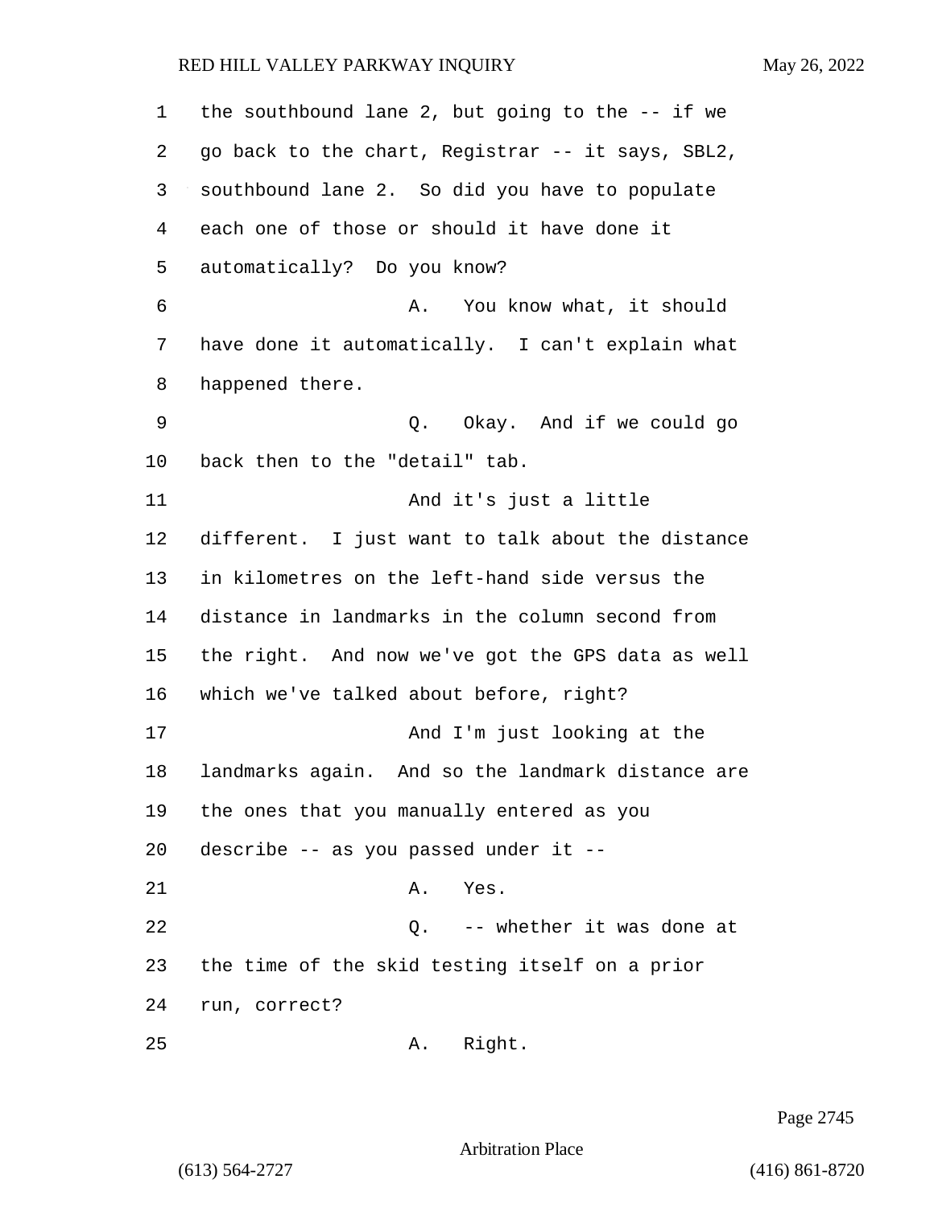the southbound lane 2, but going to the -- if we go back to the chart, Registrar -- it says, SBL2, southbound lane 2. So did you have to populate each one of those or should it have done it automatically? Do you know?

A. You know what, it should have done it automatically. I can't explain what happened there.

Q. Okay. And if we could go back then to the "detail" tab.

And it's just a little different. I just want to talk about the distance in kilometres on the left-hand side versus the distance in landmarks in the column second from the right. And now we've got the GPS data as well which we've talked about before, right?

And I'm just looking at the landmarks again. And so the landmark distance are the ones that you manually entered as you describe -- as you passed under it --

A. Yes.

Q. -- whether it was done at the time of the skid testing itself on a prior run, correct?

A. Right.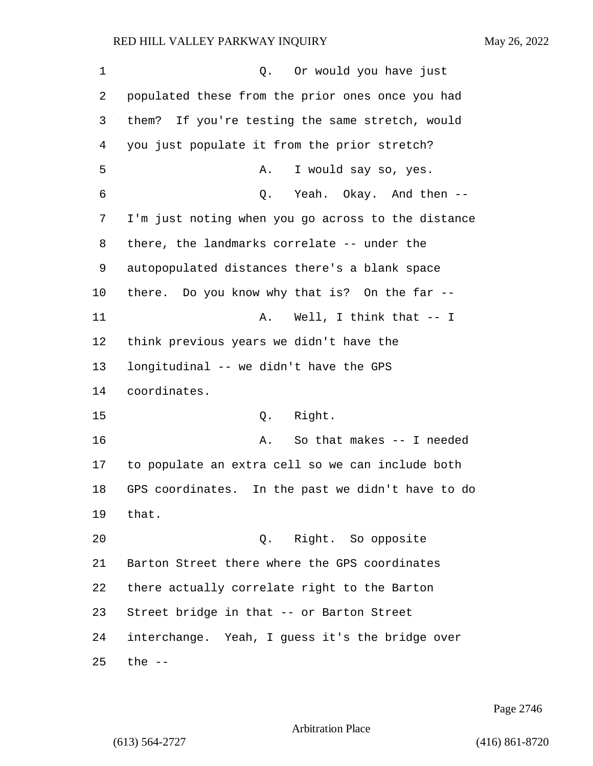Q. Or would you have just populated these from the prior ones once you had them? If you're testing the same stretch, would you just populate it from the prior stretch?

A. I would say so, yes.

Q. Yeah. Okay. And then -- I'm just noting when you go across to the distance there, the landmarks correlate -- under the autopopulated distances there's a blank space there. Do you know why that is? On the far --

A. Well, I think that -- I think previous years we didn't have the longitudinal -- we didn't have the GPS coordinates.

Q. Right.

A. So that makes -- I needed to populate an extra cell so we can include both GPS coordinates. In the past we didn't have to do that.

Q. Right. So opposite Barton Street there where the GPS coordinates there actually correlate right to the Barton Street bridge in that -- or Barton Street interchange. Yeah, I guess it's the bridge over the --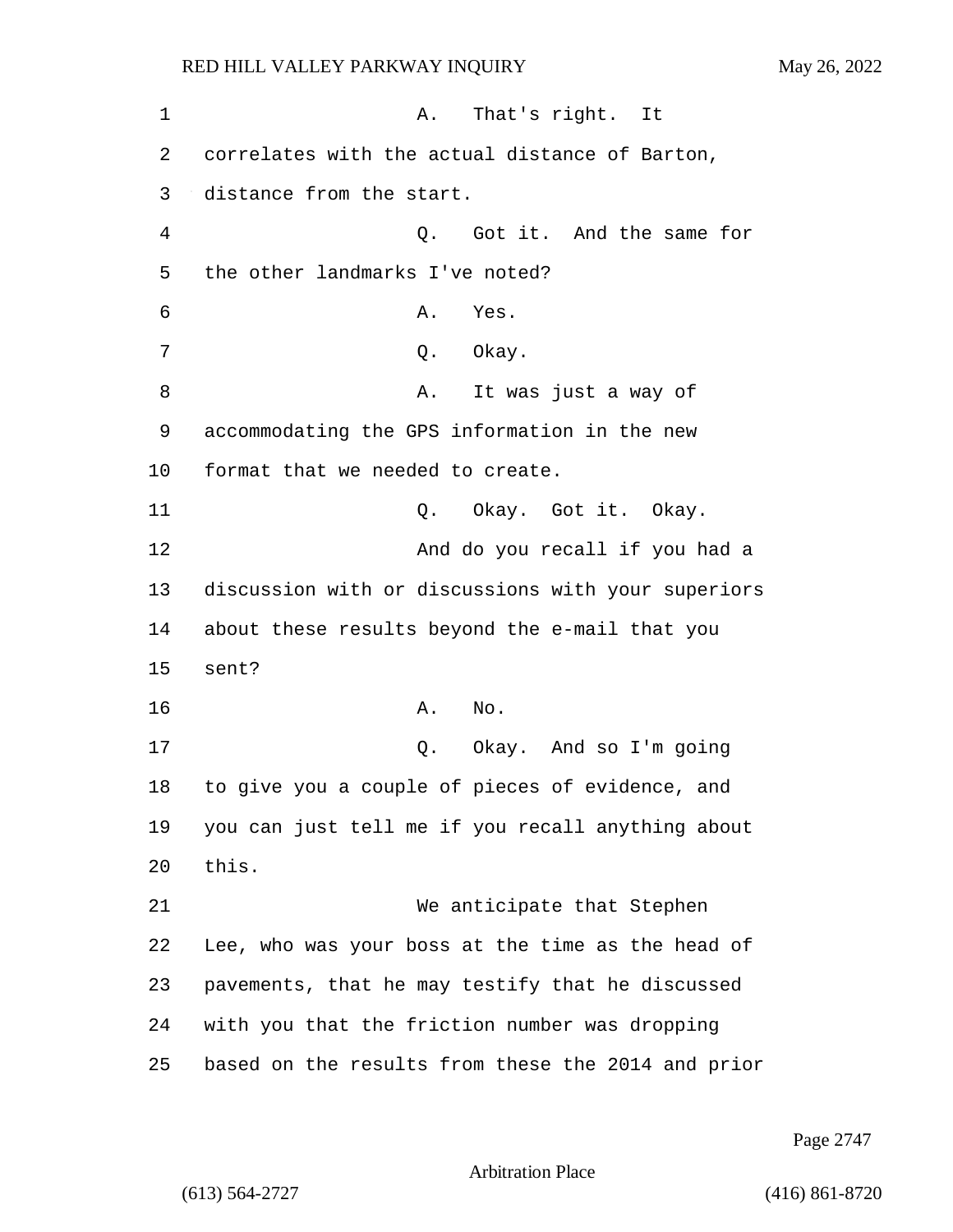A. That's right. It correlates with the actual distance of Barton, distance from the start.

Q. Got it. And the same for the other landmarks I've noted?

A. Yes.

Q. Okay.

A. It was just a way of accommodating the GPS information in the new format that we needed to create.

Q. Okay. Got it. Okay.

And do you recall if you had a discussion with or discussions with your superiors about these results beyond the e-mail that you sent?

A. No.

Q. Okay. And so I'm going to give you a couple of pieces of evidence, and you can just tell me if you recall anything about this.

We anticipate that Stephen Lee, who was your boss at the time as the head of pavements, that he may testify that he discussed with you that the friction number was dropping based on the results from these the 2014 and prior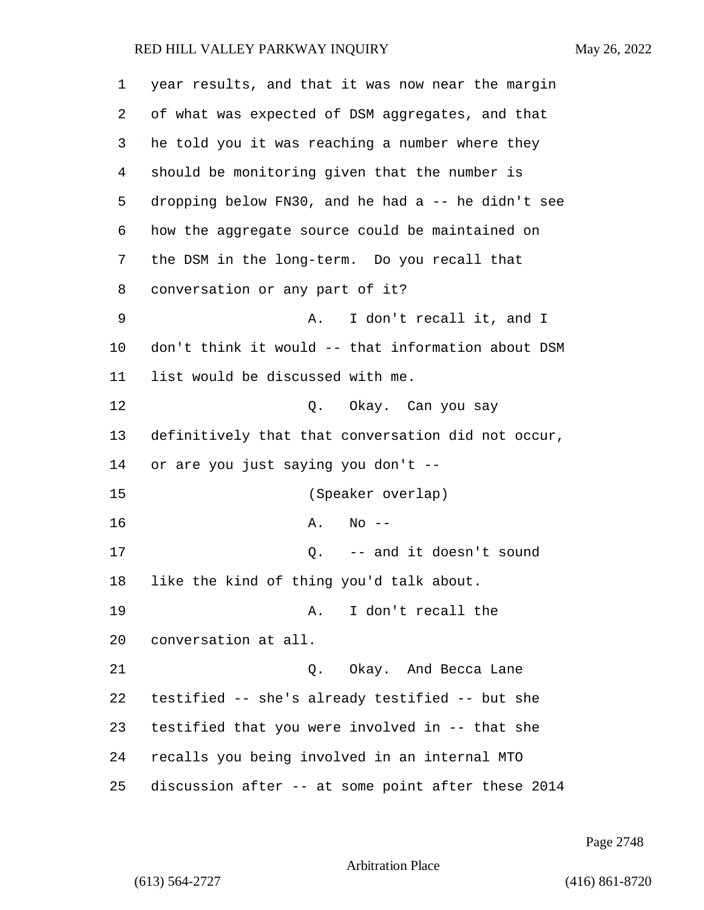year results, and that it was now near the margin of what was expected of DSM aggregates, and that he told you it was reaching a number where they should be monitoring given that the number is dropping below FN30, and he had a -- he didn't see how the aggregate source could be maintained on the DSM in the long-term. Do you recall that conversation or any part of it?

A. I don't recall it, and I don't think it would -- that information about DSM list would be discussed with me.

Q. Okay. Can you say definitively that that conversation did not occur, or are you just saying you don't --

(Speaker overlap)

A. No --

Q. -- and it doesn't sound like the kind of thing you'd talk about.

A. I don't recall the conversation at all.

Q. Okay. And Becca Lane testified -- she's already testified -- but she testified that you were involved in -- that she recalls you being involved in an internal MTO discussion after -- at some point after these 2014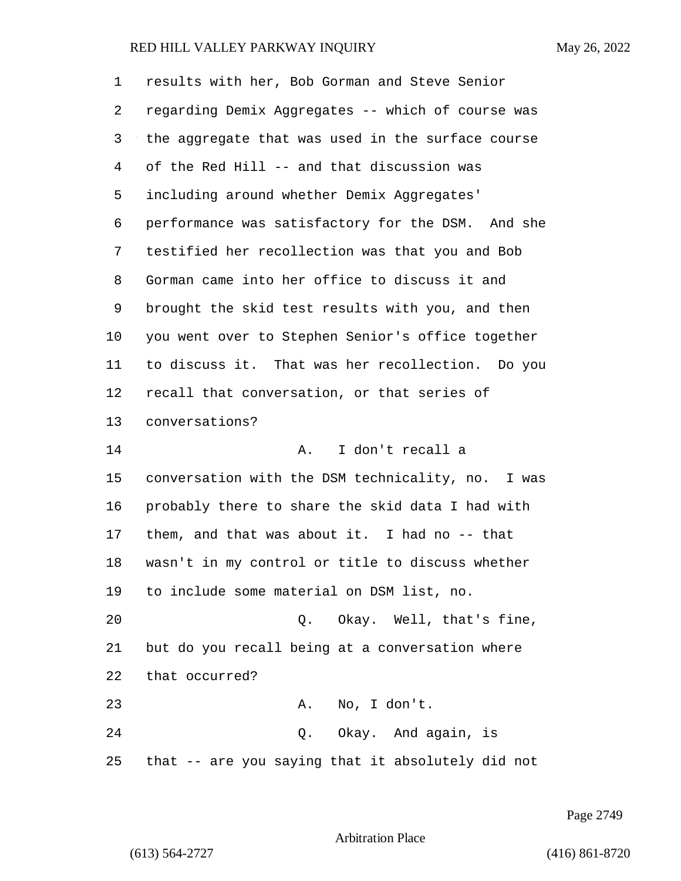results with her, Bob Gorman and Steve Senior regarding Demix Aggregates -- which of course was the aggregate that was used in the surface course of the Red Hill -- and that discussion was including around whether Demix Aggregates' performance was satisfactory for the DSM. And she testified her recollection was that you and Bob Gorman came into her office to discuss it and brought the skid test results with you, and then you went over to Stephen Senior's office together to discuss it. That was her recollection. Do you recall that conversation, or that series of conversations?

A. I don't recall a conversation with the DSM technicality, no. I was probably there to share the skid data I had with them, and that was about it. I had no -- that wasn't in my control or title to discuss whether to include some material on DSM list, no.

Q. Okay. Well, that's fine, but do you recall being at a conversation where that occurred?

A. No, I don't.

Q. Okay. And again, is that -- are you saying that it absolutely did not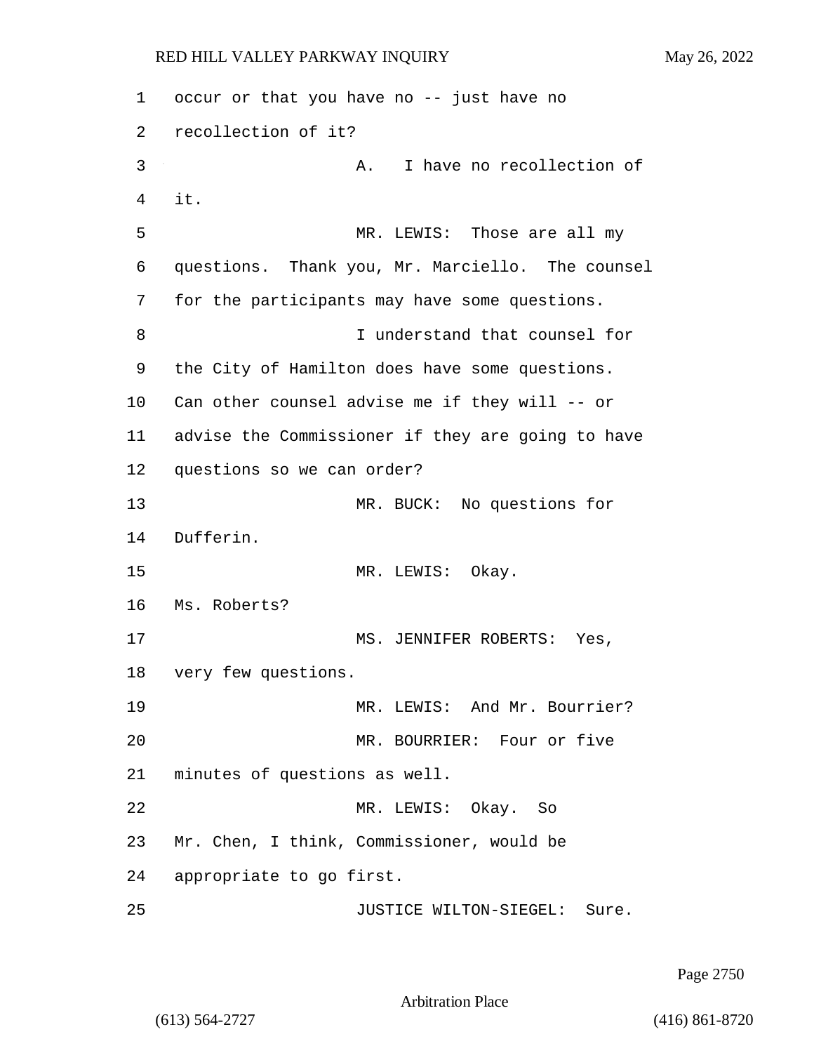occur or that you have no -- just have no recollection of it?

A. I have no recollection of it.

MR. LEWIS: Those are all my questions. Thank you, Mr. Marciello. The counsel for the participants may have some questions.

I understand that counsel for the City of Hamilton does have some questions. Can other counsel advise me if they will -- or advise the Commissioner if they are going to have questions so we can order?

MR. BUCK: No questions for Dufferin.

MR. LEWIS: Okay. Ms. Roberts?

MS. JENNIFER ROBERTS: Yes, very few questions.

MR. LEWIS: And Mr. Bourrier?

MR. BOURRIER: Four or five minutes of questions as well.

MR. LEWIS: Okay. So Mr. Chen, I think, Commissioner, would be appropriate to go first.

JUSTICE WILTON-SIEGEL: Sure.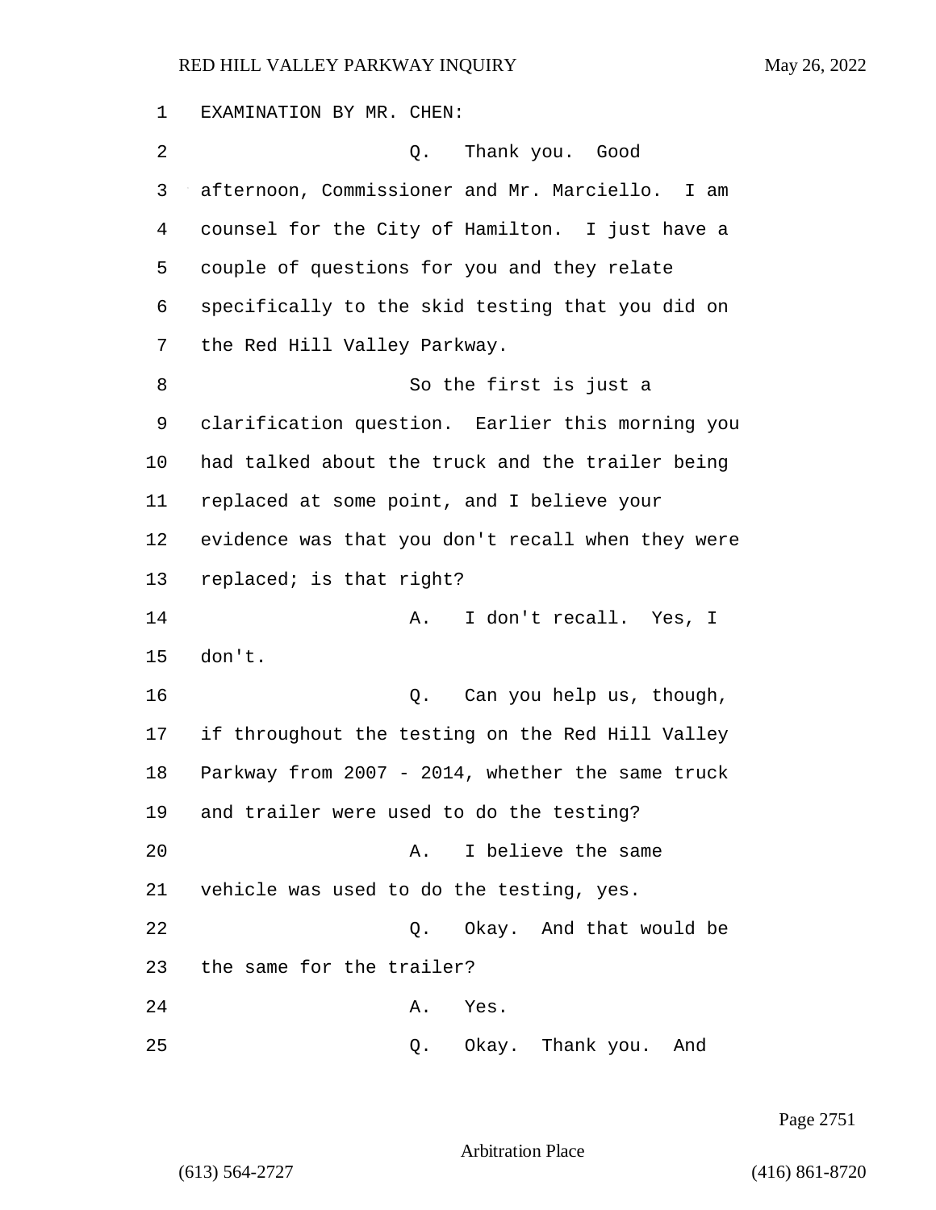EXAMINATION BY MR. CHEN:

Q. Thank you. Good afternoon, Commissioner and Mr. Marciello. I am counsel for the City of Hamilton. I just have a couple of questions for you and they relate specifically to the skid testing that you did on the Red Hill Valley Parkway.

So the first is just a clarification question. Earlier this morning you had talked about the truck and the trailer being replaced at some point, and I believe your evidence was that you don't recall when they were replaced; is that right?

A. I don't recall. Yes, I don't.

Q. Can you help us, though, if throughout the testing on the Red Hill Valley Parkway from 2007 - 2014, whether the same truck and trailer were used to do the testing?

A. I believe the same vehicle was used to do the testing, yes.

Q. Okay. And that would be the same for the trailer?

A. Yes.

Q. Okay. Thank you. And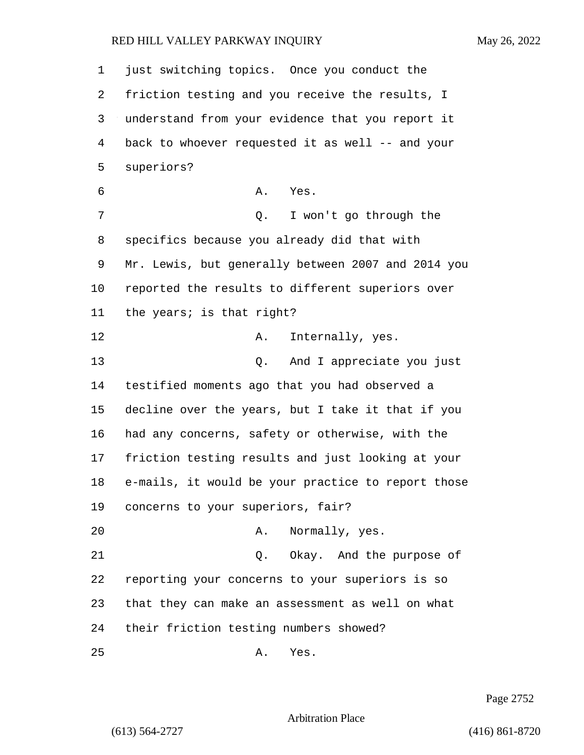just switching topics. Once you conduct the friction testing and you receive the results, I understand from your evidence that you report it back to whoever requested it as well -- and your superiors?

A. Yes.

Q. I won't go through the specifics because you already did that with Mr. Lewis, but generally between 2007 and 2014 you reported the results to different superiors over the years; is that right?

A. Internally, yes.

Q. And I appreciate you just testified moments ago that you had observed a decline over the years, but I take it that if you had any concerns, safety or otherwise, with the friction testing results and just looking at your e-mails, it would be your practice to report those concerns to your superiors, fair?

A. Normally, yes.

Q. Okay. And the purpose of reporting your concerns to your superiors is so that they can make an assessment as well on what their friction testing numbers showed?

A. Yes.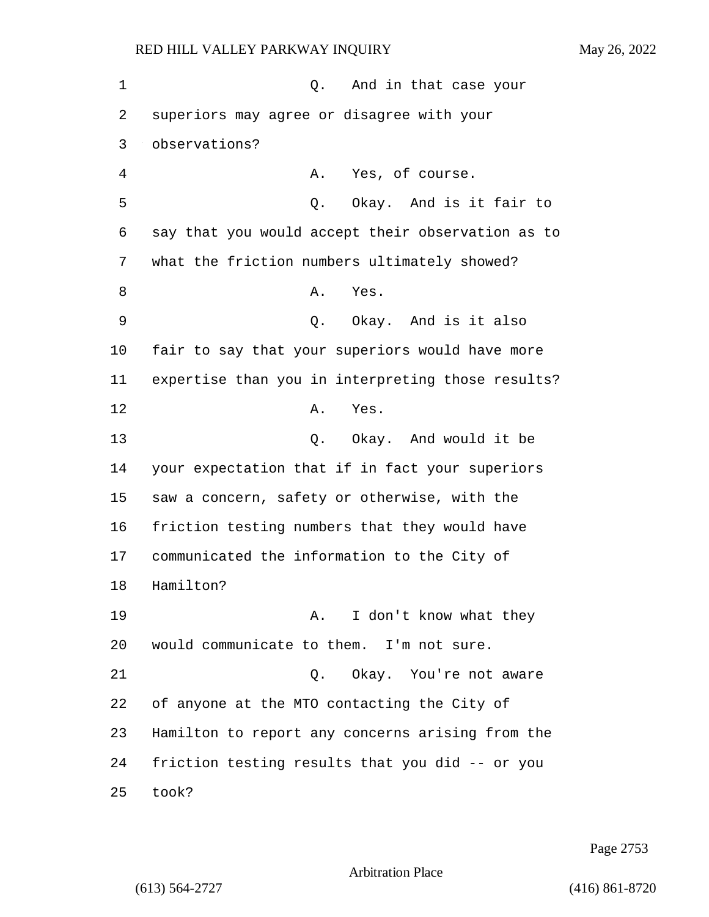1 Q. And in that case your
2 superiors may agree or disagree with your
3 observations?
4 A. Yes, of course.
5 Q. Okay. And is it fair to
6 say that you would accept their observation as to
7 what the friction numbers ultimately showed?
8 A. Yes.
9 Q. Okay. And is it also
10 fair to say that your superiors would have more
11 expertise than you in interpreting those results?
12 A. Yes.
13 Q. Okay. And would it be
14 your expectation that if in fact your superiors
15 saw a concern, safety or otherwise, with the
16 friction testing numbers that they would have
17 communicated the information to the City of
18 Hamilton?
19 A. I don't know what they
20 would communicate to them. I'm not sure.
21 Q. Okay. You're not aware
22 of anyone at the MTO contacting the City of
23 Hamilton to report any concerns arising from the
24 friction testing results that you did -- or you
25 took?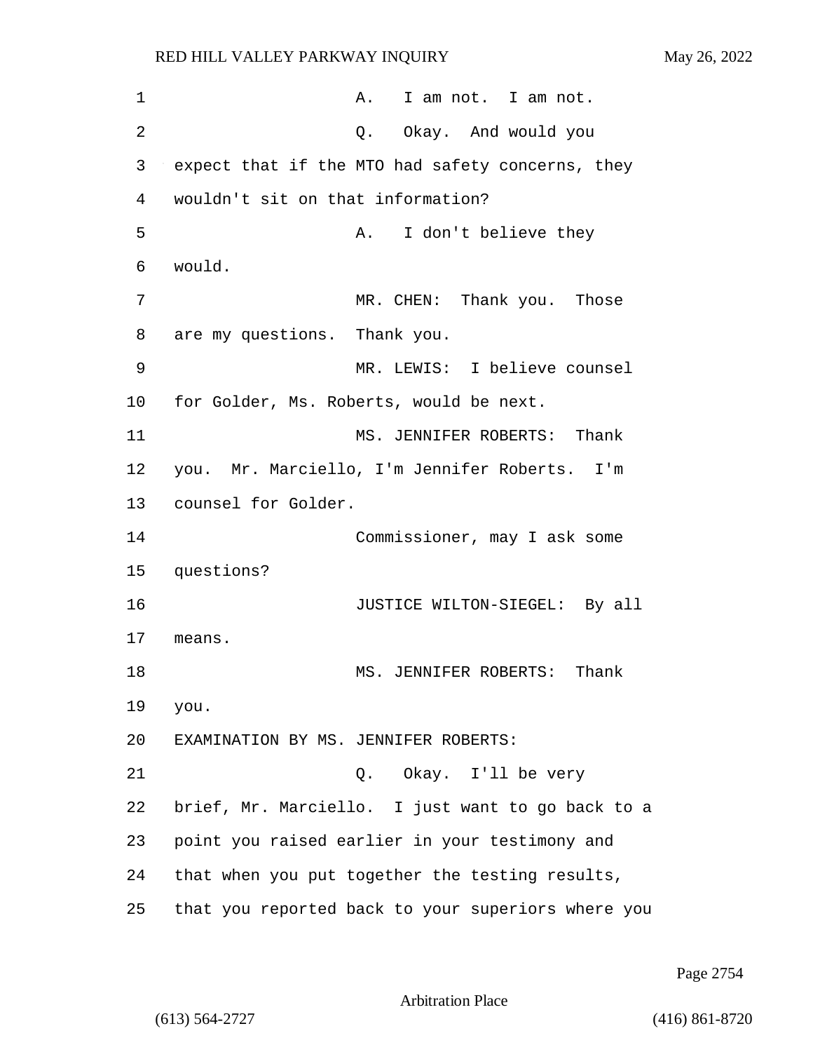A. I am not. I am not.

Q. Okay. And would you expect that if the MTO had safety concerns, they wouldn't sit on that information?

A. I don't believe they would.

MR. CHEN: Thank you. Those are my questions. Thank you.

MR. LEWIS: I believe counsel for Golder, Ms. Roberts, would be next.

MS. JENNIFER ROBERTS: Thank you. Mr. Marciello, I'm Jennifer Roberts. I'm counsel for Golder.

Commissioner, may I ask some questions?

JUSTICE WILTON-SIEGEL: By all means.

MS. JENNIFER ROBERTS: Thank you.

EXAMINATION BY MS. JENNIFER ROBERTS:

Q. Okay. I'll be very brief, Mr. Marciello. I just want to go back to a point you raised earlier in your testimony and that when you put together the testing results, that you reported back to your superiors where you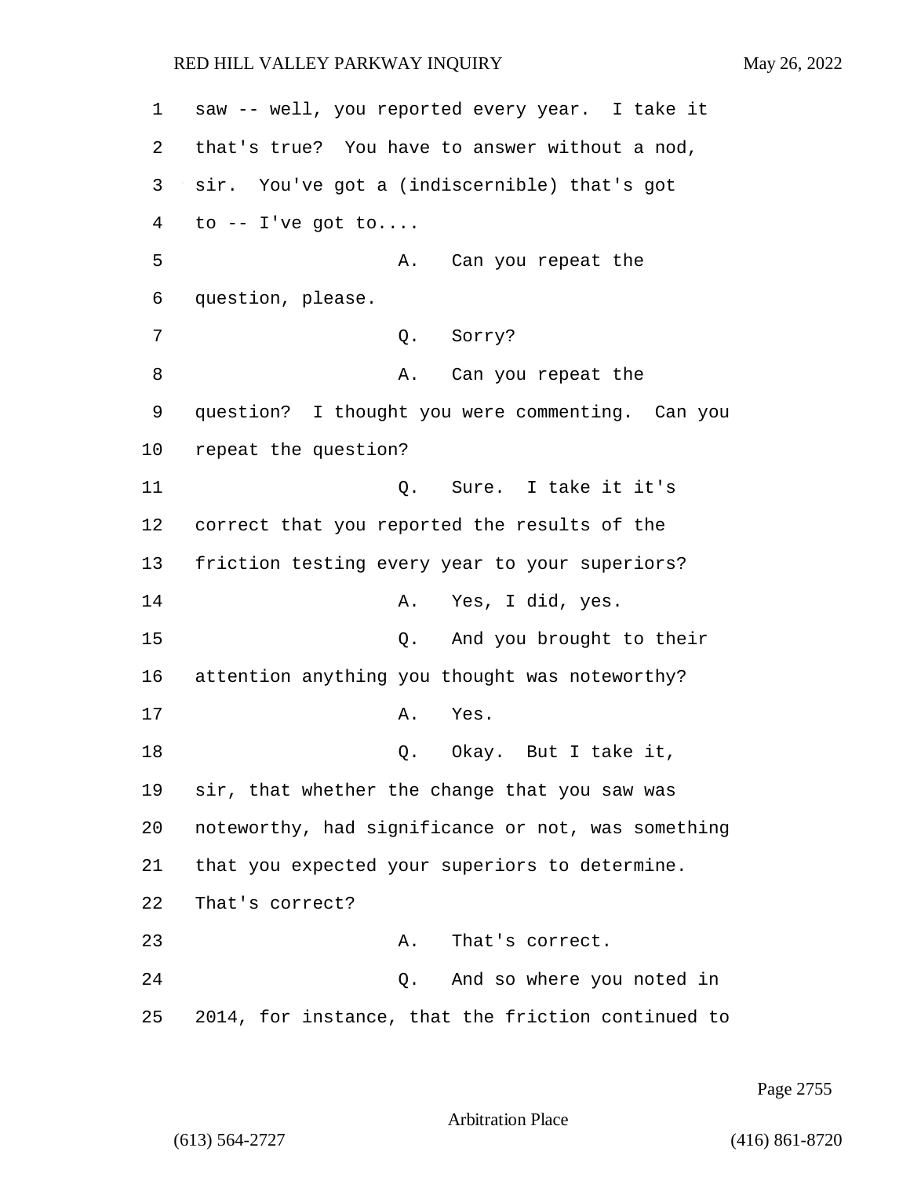saw -- well, you reported every year. I take it that's true? You have to answer without a nod, sir. You've got a (indiscernible) that's got to -- I've got to....

A. Can you repeat the question, please.

Q. Sorry?

A. Can you repeat the question? I thought you were commenting. Can you repeat the question?

Q. Sure. I take it it's correct that you reported the results of the friction testing every year to your superiors?

A. Yes, I did, yes.

Q. And you brought to their attention anything you thought was noteworthy?

A. Yes.

Q. Okay. But I take it, sir, that whether the change that you saw was noteworthy, had significance or not, was something that you expected your superiors to determine. That's correct?

A. That's correct.

Q. And so where you noted in 2014, for instance, that the friction continued to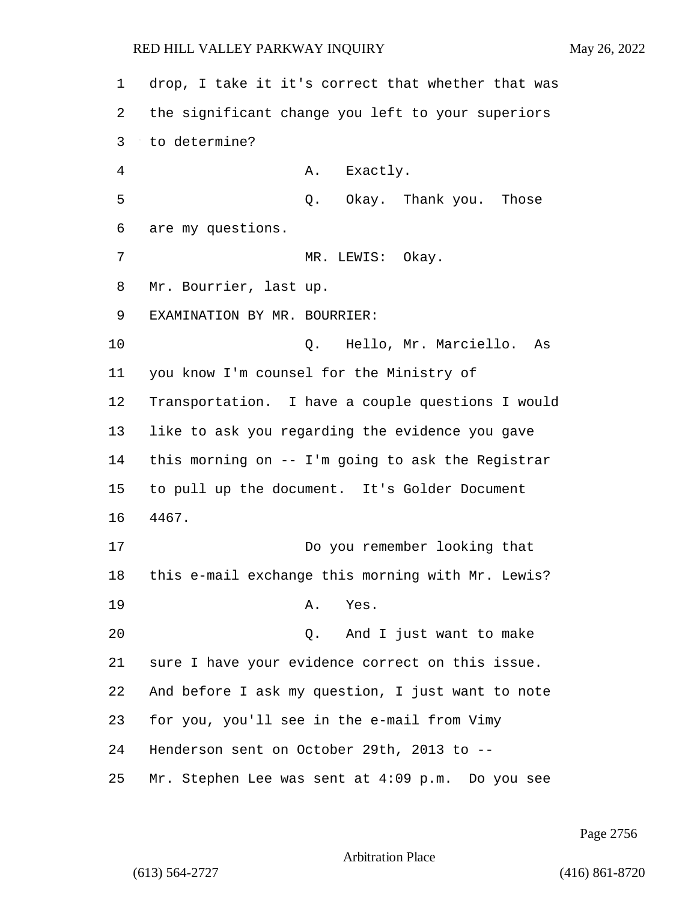drop, I take it it's correct that whether that was the significant change you left to your superiors to determine?

A. Exactly.

Q. Okay. Thank you. Those are my questions.

MR. LEWIS: Okay.

Mr. Bourrier, last up.

EXAMINATION BY MR. BOURRIER:

Q. Hello, Mr. Marciello. As you know I'm counsel for the Ministry of Transportation. I have a couple questions I would like to ask you regarding the evidence you gave this morning on -- I'm going to ask the Registrar to pull up the document. It's Golder Document 4467.

Do you remember looking that this e-mail exchange this morning with Mr. Lewis?

A. Yes.

Q. And I just want to make sure I have your evidence correct on this issue. And before I ask my question, I just want to note for you, you'll see in the e-mail from Vimy Henderson sent on October 29th, 2013 to -- Mr. Stephen Lee was sent at 4:09 p.m. Do you see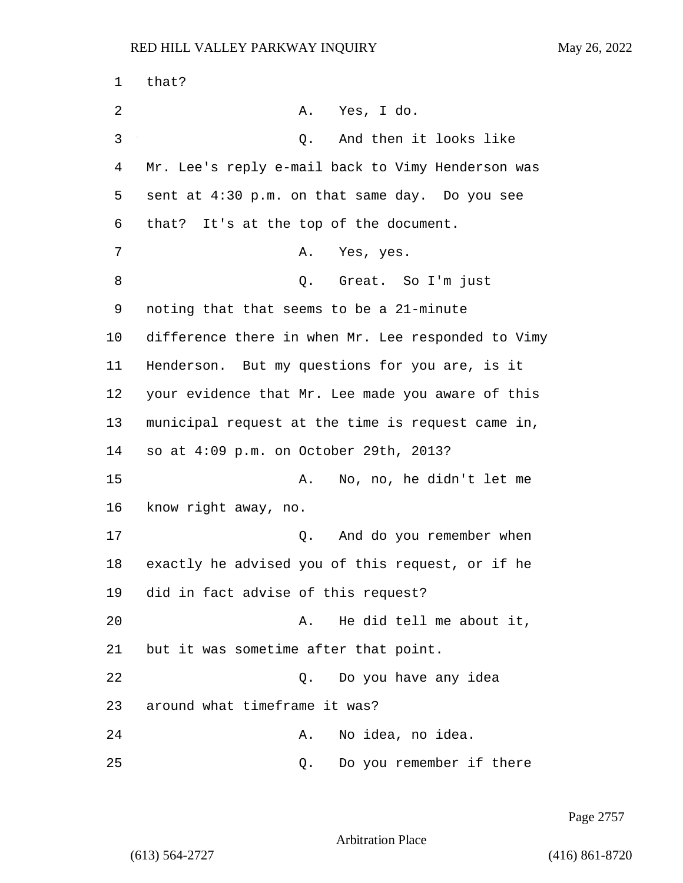1 that?

2 A. Yes, I do.

3 Q. And then it looks like

4 Mr. Lee's reply e-mail back to Vimy Henderson was

5 sent at 4:30 p.m. on that same day. Do you see

6 that? It's at the top of the document.

7 A. Yes, yes.

8 Q. Great. So I'm just

9 noting that that seems to be a 21-minute

10 difference there in when Mr. Lee responded to Vimy

11 Henderson. But my questions for you are, is it

12 your evidence that Mr. Lee made you aware of this

13 municipal request at the time is request came in,

14 so at 4:09 p.m. on October 29th, 2013?

15 A. No, no, he didn't let me

16 know right away, no.

17 Q. And do you remember when

18 exactly he advised you of this request, or if he

19 did in fact advise of this request?

20 A. He did tell me about it,

21 but it was sometime after that point.

22 Q. Do you have any idea

23 around what timeframe it was?

24 A. No idea, no idea.

25 Q. Do you remember if there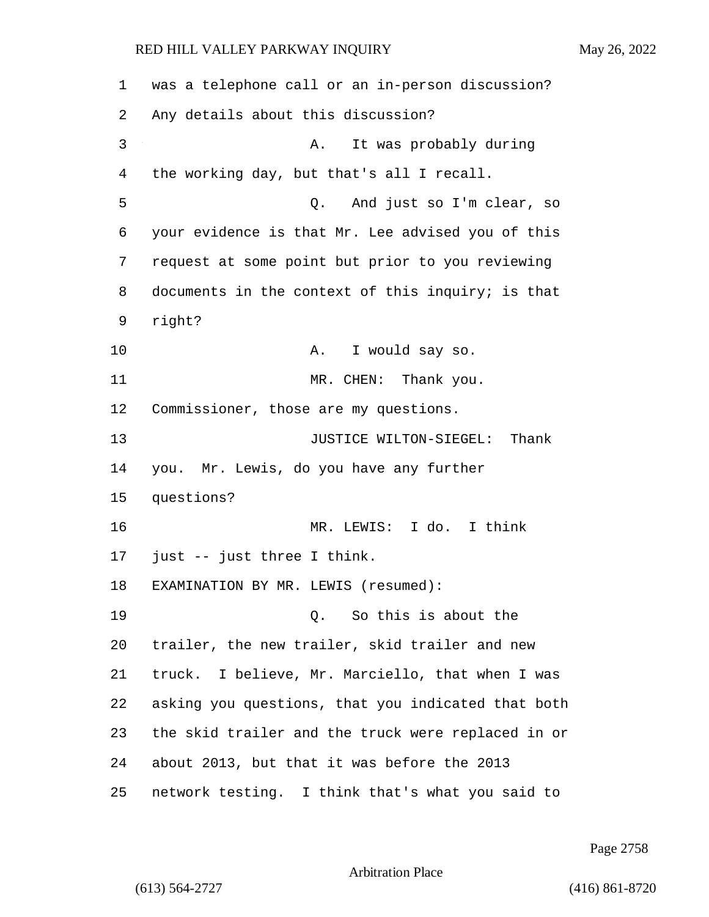was a telephone call or an in-person discussion? Any details about this discussion?

A. It was probably during the working day, but that's all I recall.

Q. And just so I'm clear, so your evidence is that Mr. Lee advised you of this request at some point but prior to you reviewing documents in the context of this inquiry; is that right?

A. I would say so.

MR. CHEN: Thank you. Commissioner, those are my questions.

JUSTICE WILTON-SIEGEL: Thank you. Mr. Lewis, do you have any further questions?

MR. LEWIS: I do. I think just -- just three I think.

EXAMINATION BY MR. LEWIS (resumed):

Q. So this is about the trailer, the new trailer, skid trailer and new truck. I believe, Mr. Marciello, that when I was asking you questions, that you indicated that both the skid trailer and the truck were replaced in or about 2013, but that it was before the 2013 network testing. I think that's what you said to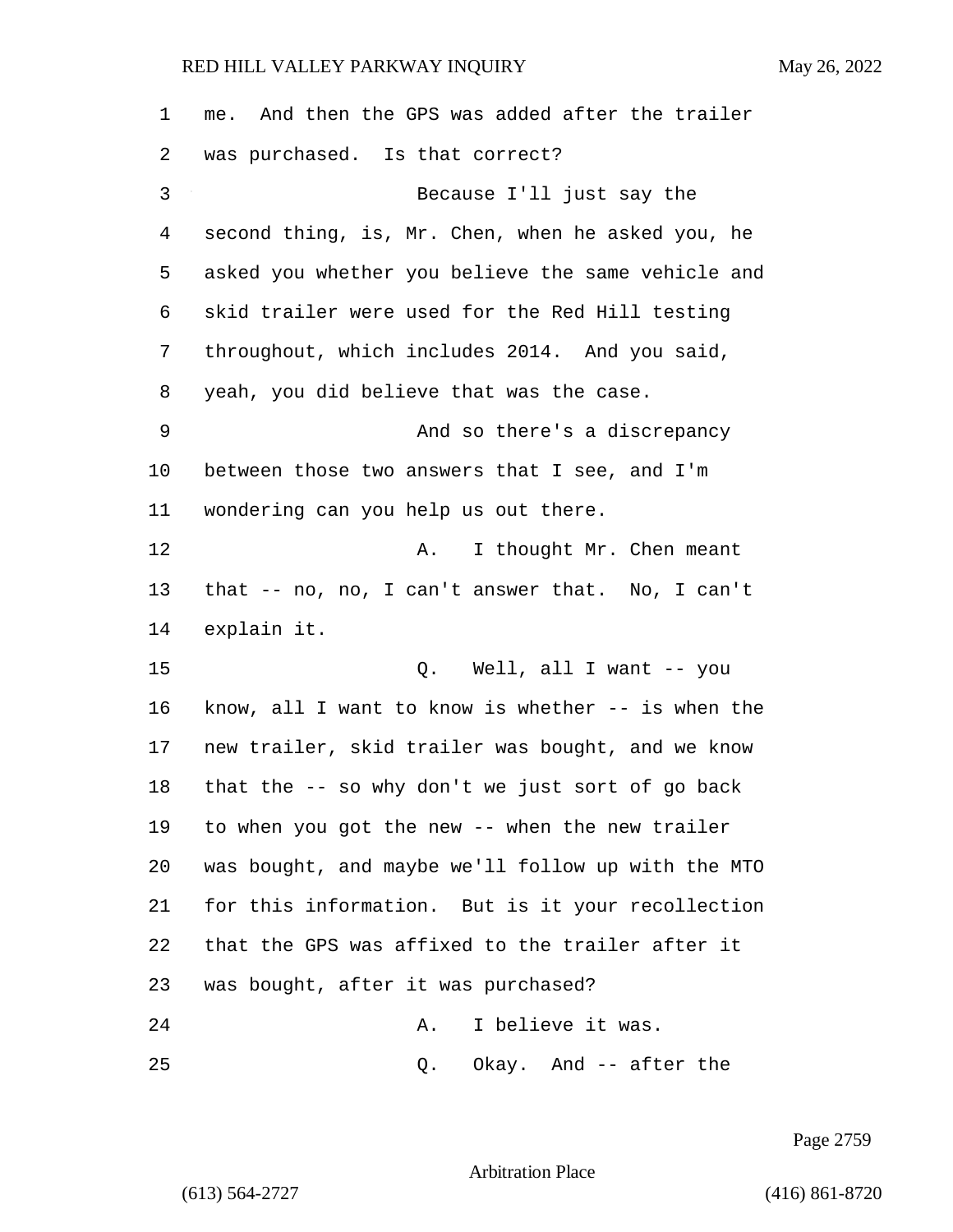me. And then the GPS was added after the trailer was purchased. Is that correct?

Because I'll just say the second thing, is, Mr. Chen, when he asked you, he asked you whether you believe the same vehicle and skid trailer were used for the Red Hill testing throughout, which includes 2014. And you said, yeah, you did believe that was the case.

And so there's a discrepancy between those two answers that I see, and I'm wondering can you help us out there.

A. I thought Mr. Chen meant that -- no, no, I can't answer that. No, I can't explain it.

Q. Well, all I want -- you know, all I want to know is whether -- is when the new trailer, skid trailer was bought, and we know that the -- so why don't we just sort of go back to when you got the new -- when the new trailer was bought, and maybe we'll follow up with the MTO for this information. But is it your recollection that the GPS was affixed to the trailer after it was bought, after it was purchased?

A. I believe it was.

Q. Okay. And -- after the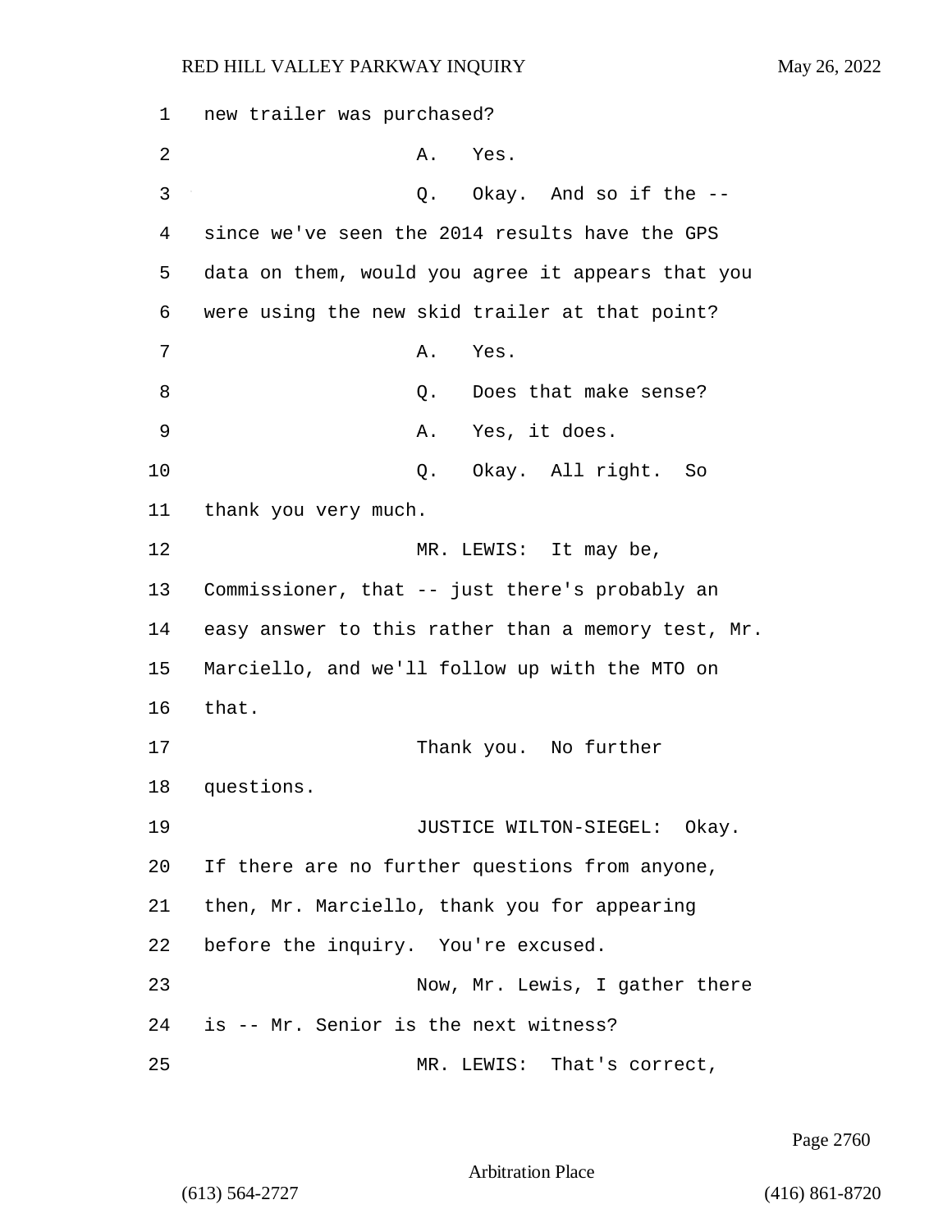1 new trailer was purchased?

2 A. Yes.

3 Q. Okay. And so if the --

4 since we've seen the 2014 results have the GPS

5 data on them, would you agree it appears that you

6 were using the new skid trailer at that point?

7 A. Yes.

8 Q. Does that make sense?

9 A. Yes, it does.

10 Q. Okay. All right. So

11 thank you very much.

12 MR. LEWIS: It may be,

13 Commissioner, that -- just there's probably an

14 easy answer to this rather than a memory test, Mr.

15 Marciello, and we'll follow up with the MTO on

16 that.

17 Thank you. No further

18 questions.

19 JUSTICE WILTON-SIEGEL: Okay.

20 If there are no further questions from anyone,

21 then, Mr. Marciello, thank you for appearing

22 before the inquiry. You're excused.

23 Now, Mr. Lewis, I gather there

24 is -- Mr. Senior is the next witness?

25 MR. LEWIS: That's correct,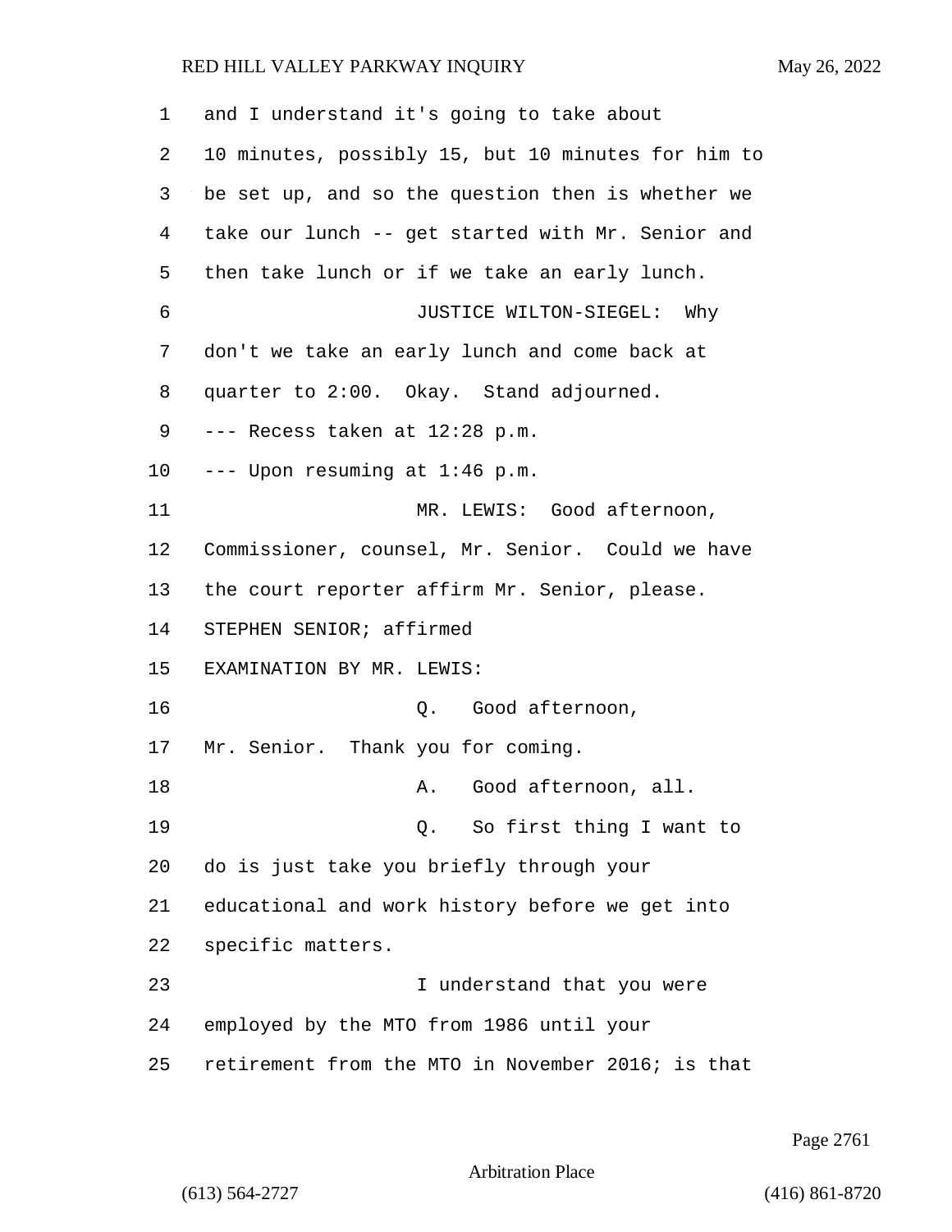1 and I understand it's going to take about
2 10 minutes, possibly 15, but 10 minutes for him to
3 be set up, and so the question then is whether we
4 take our lunch -- get started with Mr. Senior and
5 then take lunch or if we take an early lunch.

6 JUSTICE WILTON-SIEGEL: Why
7 don't we take an early lunch and come back at
8 quarter to 2:00. Okay. Stand adjourned.

9 --- Recess taken at 12:28 p.m.

10 --- Upon resuming at 1:46 p.m.

11 MR. LEWIS: Good afternoon,
12 Commissioner, counsel, Mr. Senior. Could we have
13 the court reporter affirm Mr. Senior, please.

14 STEPHEN SENIOR; affirmed

15 EXAMINATION BY MR. LEWIS:

16 Q. Good afternoon,
17 Mr. Senior. Thank you for coming.

18 A. Good afternoon, all.

19 Q. So first thing I want to
20 do is just take you briefly through your
21 educational and work history before we get into
22 specific matters.

23 I understand that you were
24 employed by the MTO from 1986 until your
25 retirement from the MTO in November 2016; is that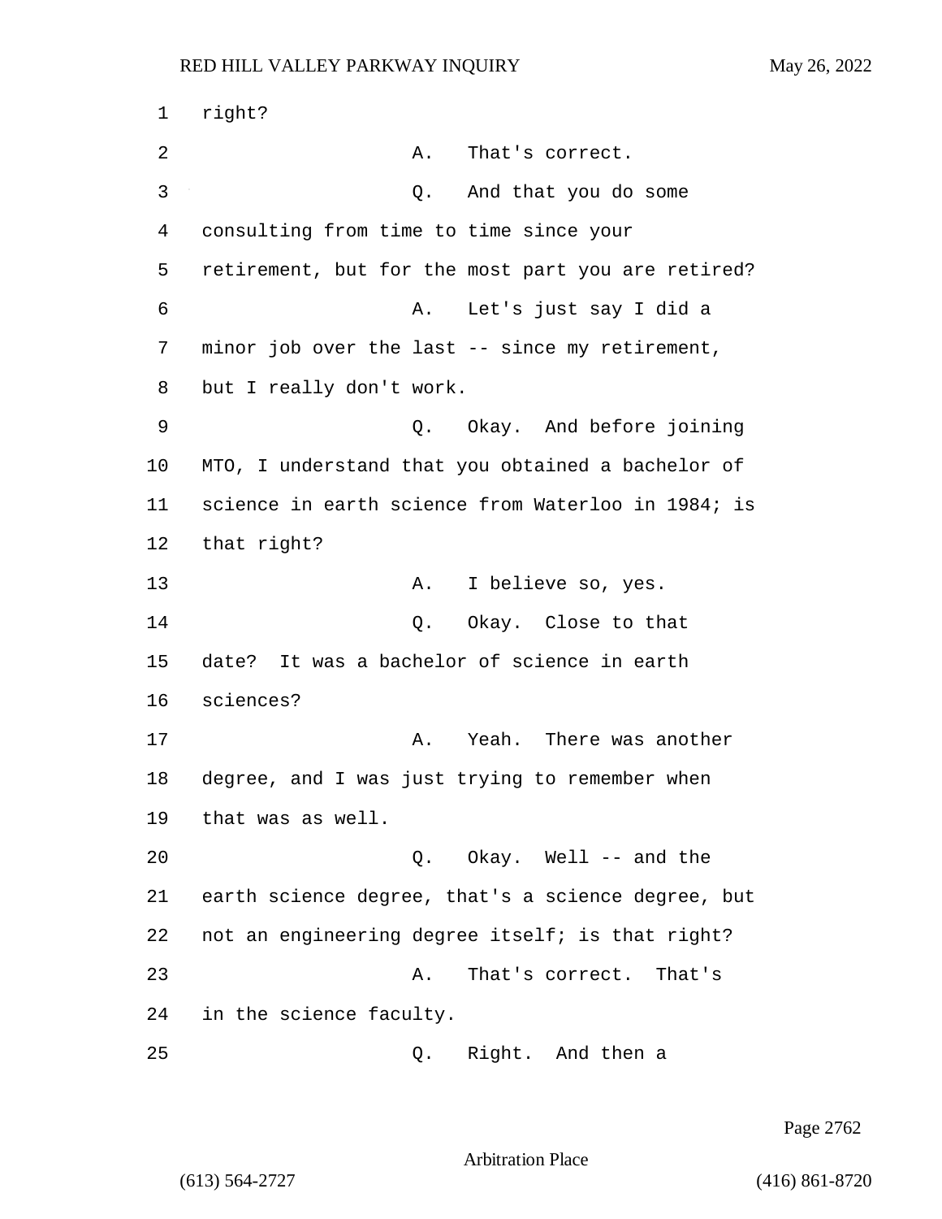1 right?

2 A. That's correct.

3 Q. And that you do some

4 consulting from time to time since your

5 retirement, but for the most part you are retired?

6 A. Let's just say I did a

7 minor job over the last -- since my retirement,

8 but I really don't work.

9 Q. Okay. And before joining

10 MTO, I understand that you obtained a bachelor of

11 science in earth science from Waterloo in 1984; is

12 that right?

13 A. I believe so, yes.

14 Q. Okay. Close to that

15 date? It was a bachelor of science in earth

16 sciences?

17 A. Yeah. There was another

18 degree, and I was just trying to remember when

19 that was as well.

20 Q. Okay. Well -- and the

21 earth science degree, that's a science degree, but

22 not an engineering degree itself; is that right?

23 A. That's correct. That's

24 in the science faculty.

25 Q. Right. And then a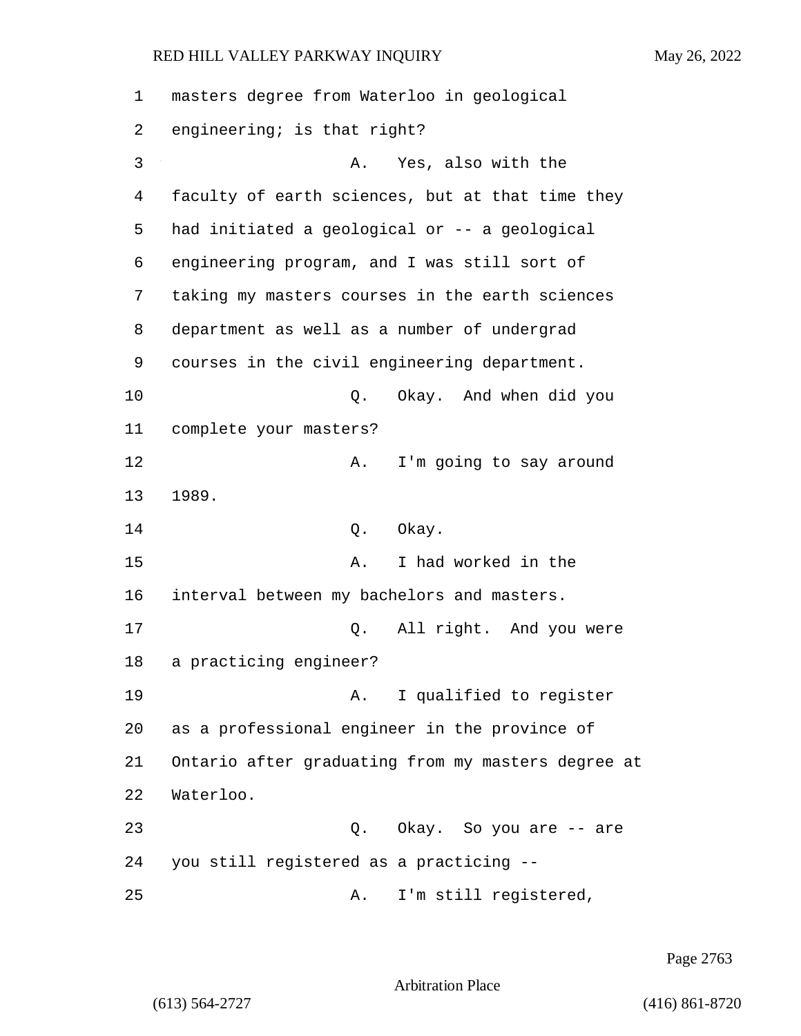masters degree from Waterloo in geological engineering; is that right?

A. Yes, also with the faculty of earth sciences, but at that time they had initiated a geological or -- a geological engineering program, and I was still sort of taking my masters courses in the earth sciences department as well as a number of undergrad courses in the civil engineering department.

Q. Okay. And when did you complete your masters?

A. I'm going to say around 1989.

Q. Okay.

A. I had worked in the interval between my bachelors and masters.

Q. All right. And you were a practicing engineer?

A. I qualified to register as a professional engineer in the province of Ontario after graduating from my masters degree at Waterloo.

Q. Okay. So you are -- are you still registered as a practicing --

A. I'm still registered,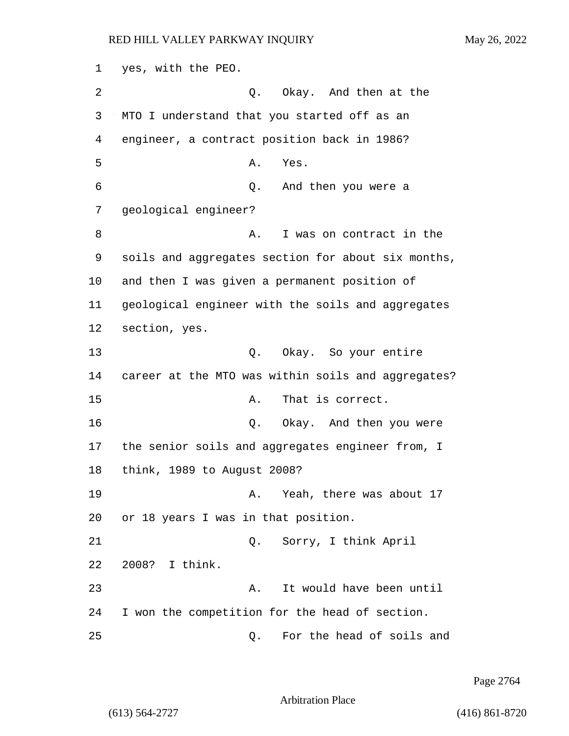yes, with the PEO.

Q. Okay. And then at the MTO I understand that you started off as an engineer, a contract position back in 1986?

A. Yes.

Q. And then you were a geological engineer?

A. I was on contract in the soils and aggregates section for about six months, and then I was given a permanent position of geological engineer with the soils and aggregates section, yes.

Q. Okay. So your entire career at the MTO was within soils and aggregates?

A. That is correct.

Q. Okay. And then you were the senior soils and aggregates engineer from, I think, 1989 to August 2008?

A. Yeah, there was about 17 or 18 years I was in that position.

Q. Sorry, I think April 2008? I think.

A. It would have been until I won the competition for the head of section.

Q. For the head of soils and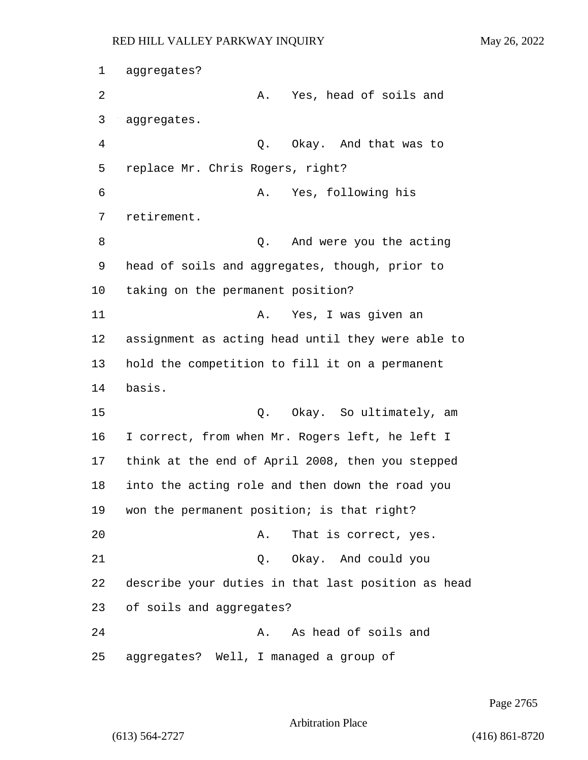1 aggregates?

2 A. Yes, head of soils and

3 aggregates.

4 Q. Okay. And that was to

5 replace Mr. Chris Rogers, right?

6 A. Yes, following his

7 retirement.

8 Q. And were you the acting

9 head of soils and aggregates, though, prior to

10 taking on the permanent position?

11 A. Yes, I was given an

12 assignment as acting head until they were able to

13 hold the competition to fill it on a permanent

14 basis.

15 Q. Okay. So ultimately, am

16 I correct, from when Mr. Rogers left, he left I

17 think at the end of April 2008, then you stepped

18 into the acting role and then down the road you

19 won the permanent position; is that right?

20 A. That is correct, yes.

21 Q. Okay. And could you

22 describe your duties in that last position as head

23 of soils and aggregates?

24 A. As head of soils and

25 aggregates? Well, I managed a group of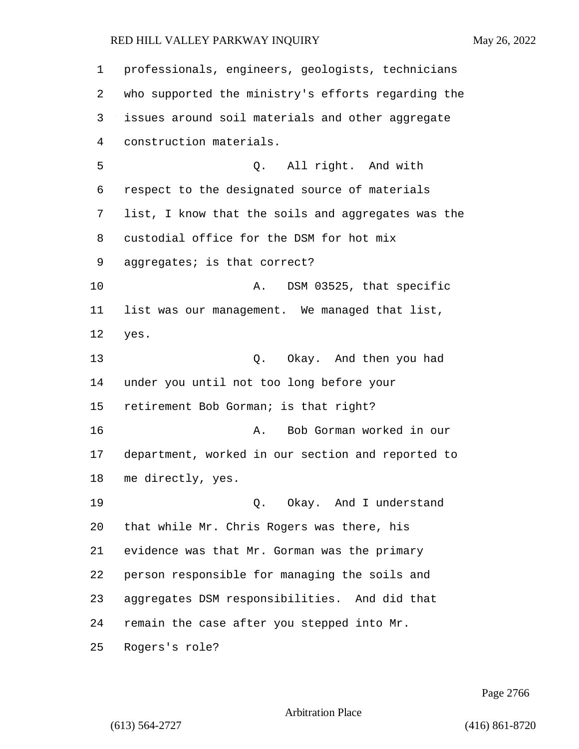professionals, engineers, geologists, technicians who supported the ministry's efforts regarding the issues around soil materials and other aggregate construction materials.

Q. All right. And with respect to the designated source of materials list, I know that the soils and aggregates was the custodial office for the DSM for hot mix aggregates; is that correct?

A. DSM 03525, that specific list was our management. We managed that list, yes.

Q. Okay. And then you had under you until not too long before your retirement Bob Gorman; is that right?

A. Bob Gorman worked in our department, worked in our section and reported to me directly, yes.

Q. Okay. And I understand that while Mr. Chris Rogers was there, his evidence was that Mr. Gorman was the primary person responsible for managing the soils and aggregates DSM responsibilities. And did that remain the case after you stepped into Mr. Rogers's role?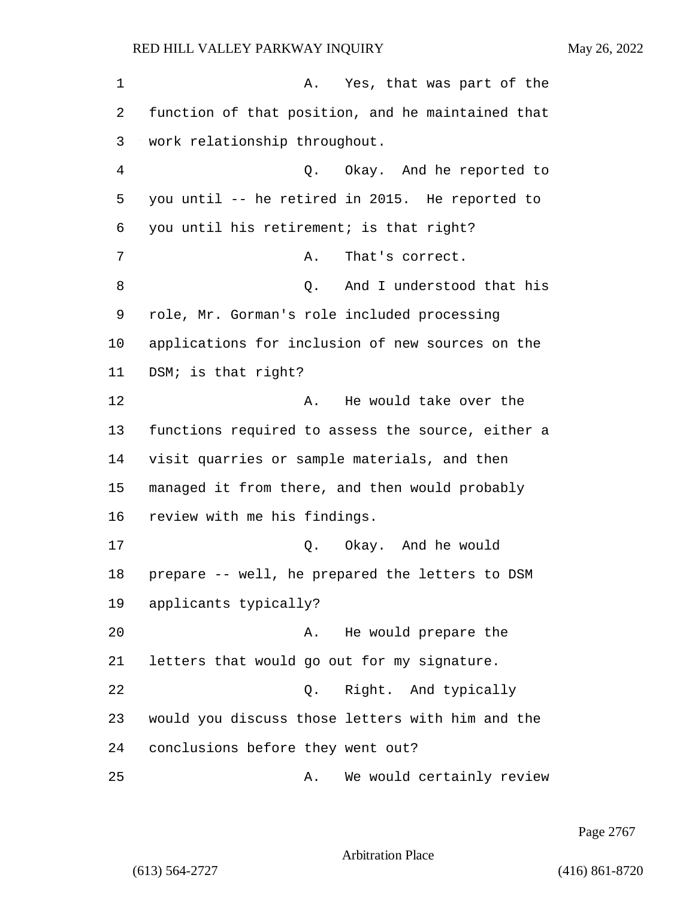A. Yes, that was part of the function of that position, and he maintained that work relationship throughout.

Q. Okay. And he reported to you until -- he retired in 2015. He reported to you until his retirement; is that right?

A. That's correct.

Q. And I understood that his role, Mr. Gorman's role included processing applications for inclusion of new sources on the DSM; is that right?

A. He would take over the functions required to assess the source, either a visit quarries or sample materials, and then managed it from there, and then would probably review with me his findings.

Q. Okay. And he would prepare -- well, he prepared the letters to DSM applicants typically?

A. He would prepare the letters that would go out for my signature.

Q. Right. And typically would you discuss those letters with him and the conclusions before they went out?

A. We would certainly review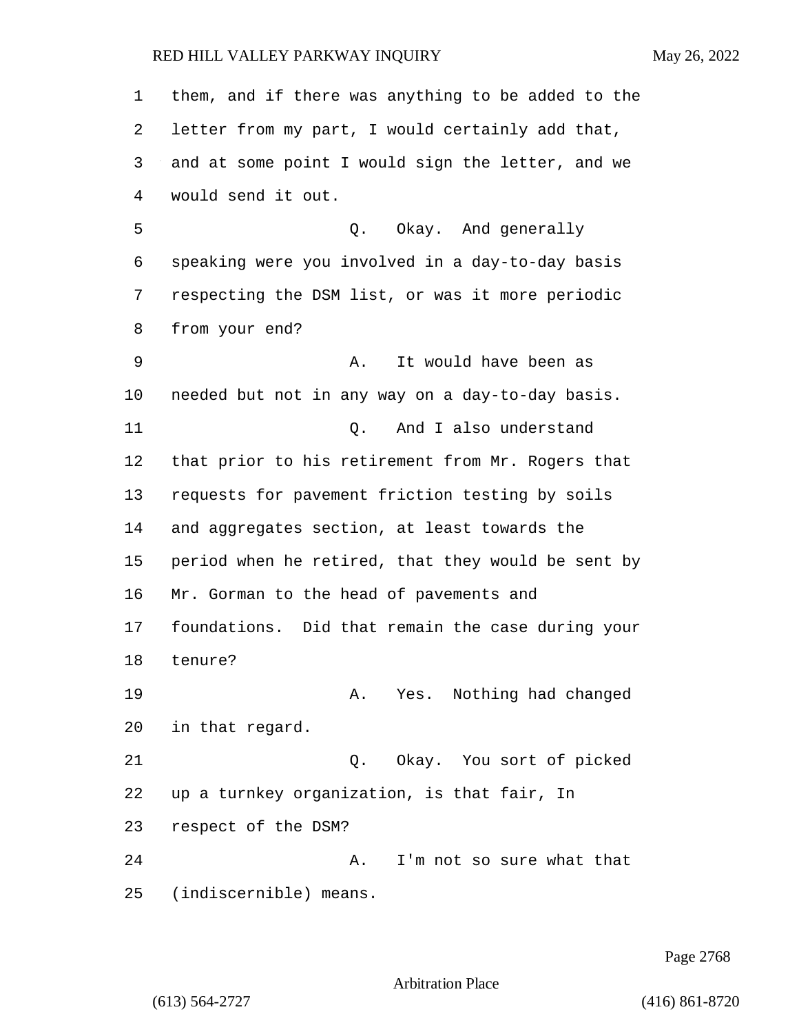them, and if there was anything to be added to the letter from my part, I would certainly add that, and at some point I would sign the letter, and we would send it out.

Q. Okay. And generally speaking were you involved in a day-to-day basis respecting the DSM list, or was it more periodic from your end?

A. It would have been as needed but not in any way on a day-to-day basis.

Q. And I also understand that prior to his retirement from Mr. Rogers that requests for pavement friction testing by soils and aggregates section, at least towards the period when he retired, that they would be sent by Mr. Gorman to the head of pavements and foundations. Did that remain the case during your tenure?

A. Yes. Nothing had changed in that regard.

Q. Okay. You sort of picked up a turnkey organization, is that fair, In respect of the DSM?

A. I'm not so sure what that (indiscernible) means.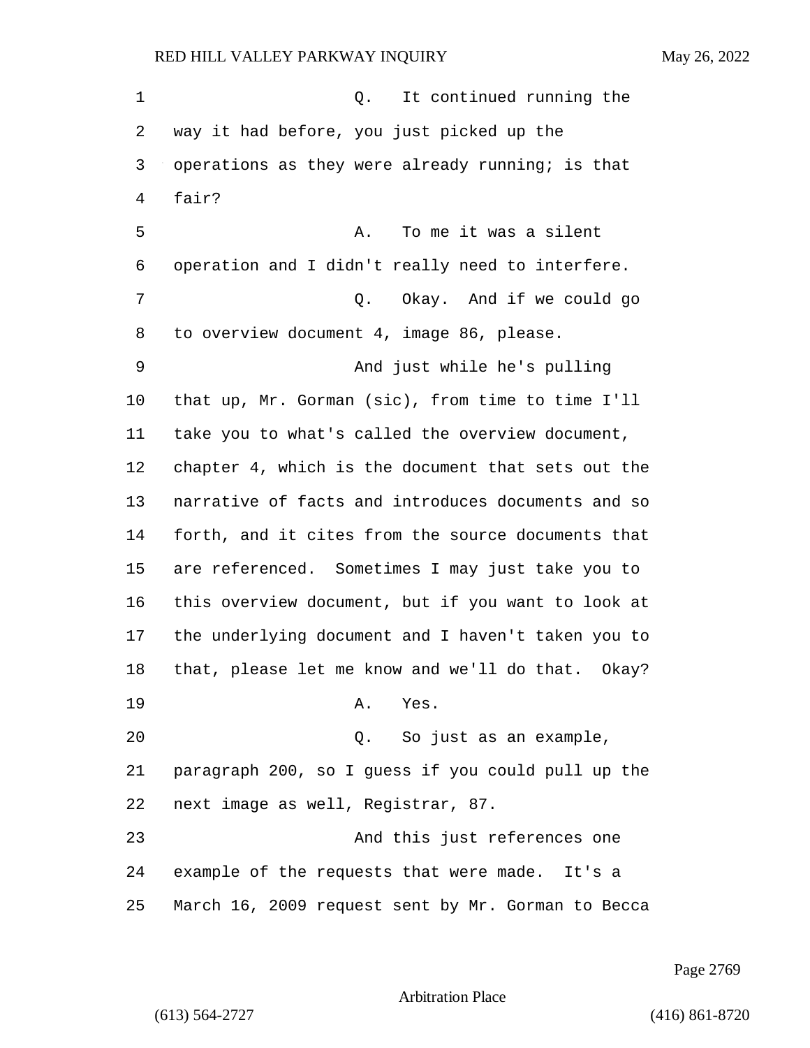Q. It continued running the way it had before, you just picked up the operations as they were already running; is that fair?

A. To me it was a silent operation and I didn't really need to interfere.

Q. Okay. And if we could go to overview document 4, image 86, please.

And just while he's pulling that up, Mr. Gorman (sic), from time to time I'll take you to what's called the overview document, chapter 4, which is the document that sets out the narrative of facts and introduces documents and so forth, and it cites from the source documents that are referenced. Sometimes I may just take you to this overview document, but if you want to look at the underlying document and I haven't taken you to that, please let me know and we'll do that. Okay?

A. Yes.

Q. So just as an example, paragraph 200, so I guess if you could pull up the next image as well, Registrar, 87.

And this just references one example of the requests that were made. It's a March 16, 2009 request sent by Mr. Gorman to Becca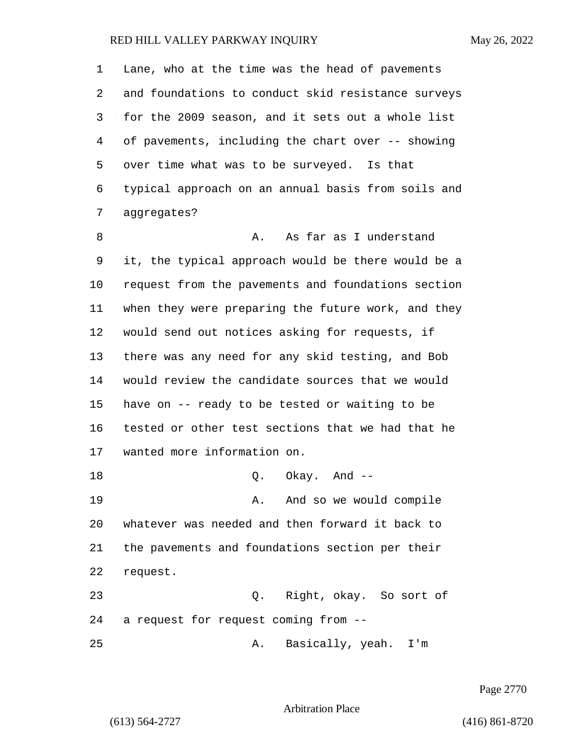Lane, who at the time was the head of pavements and foundations to conduct skid resistance surveys for the 2009 season, and it sets out a whole list of pavements, including the chart over -- showing over time what was to be surveyed. Is that typical approach on an annual basis from soils and aggregates?

A. As far as I understand it, the typical approach would be there would be a request from the pavements and foundations section when they were preparing the future work, and they would send out notices asking for requests, if there was any need for any skid testing, and Bob would review the candidate sources that we would have on -- ready to be tested or waiting to be tested or other test sections that we had that he wanted more information on.

Q. Okay. And --

A. And so we would compile whatever was needed and then forward it back to the pavements and foundations section per their request.

Q. Right, okay. So sort of a request for request coming from --

A. Basically, yeah. I'm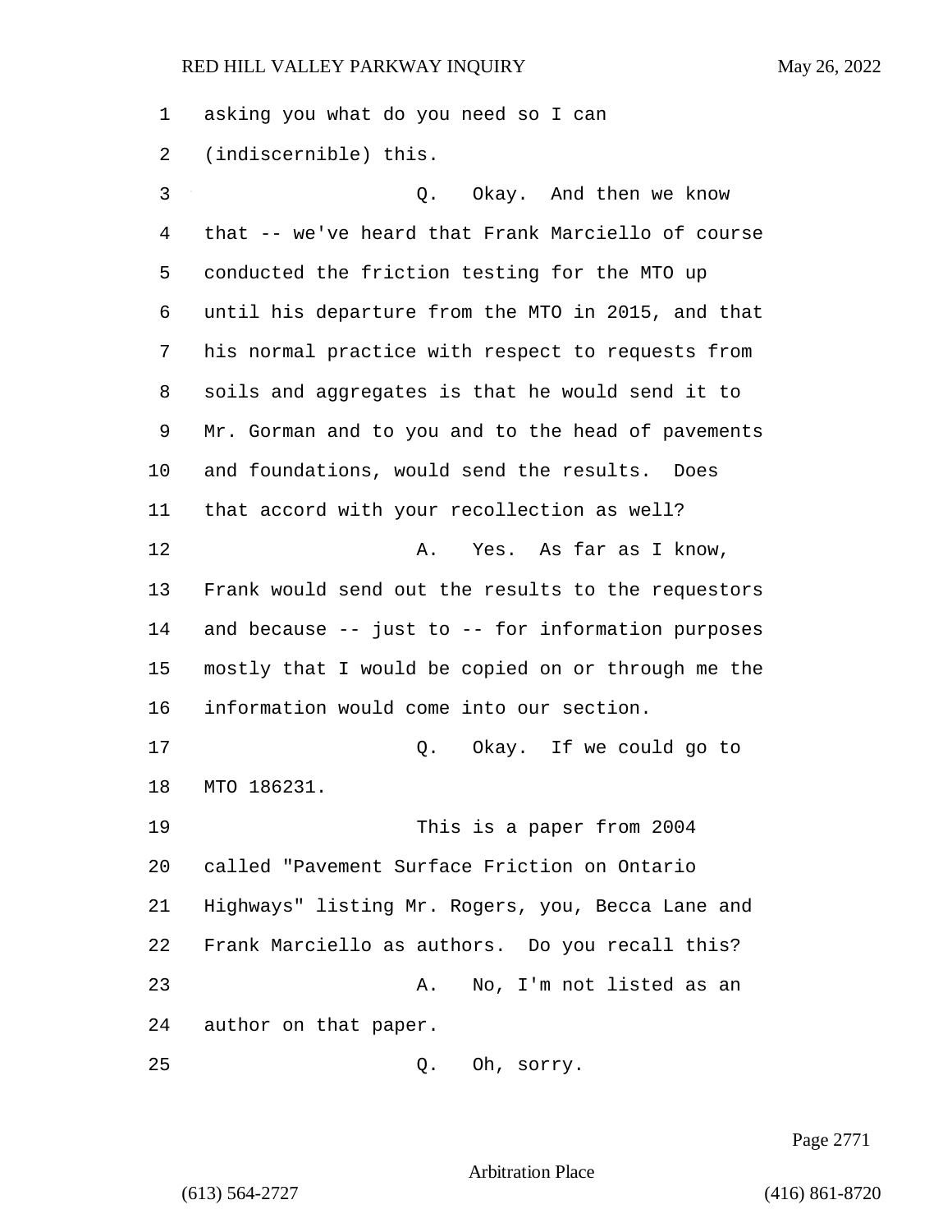asking you what do you need so I can (indiscernible) this.

Q. Okay. And then we know that -- we've heard that Frank Marciello of course conducted the friction testing for the MTO up until his departure from the MTO in 2015, and that his normal practice with respect to requests from soils and aggregates is that he would send it to Mr. Gorman and to you and to the head of pavements and foundations, would send the results. Does that accord with your recollection as well?

A. Yes. As far as I know, Frank would send out the results to the requestors and because -- just to -- for information purposes mostly that I would be copied on or through me the information would come into our section.

Q. Okay. If we could go to MTO 186231.

This is a paper from 2004 called "Pavement Surface Friction on Ontario Highways" listing Mr. Rogers, you, Becca Lane and Frank Marciello as authors. Do you recall this?

A. No, I'm not listed as an author on that paper.

Q. Oh, sorry.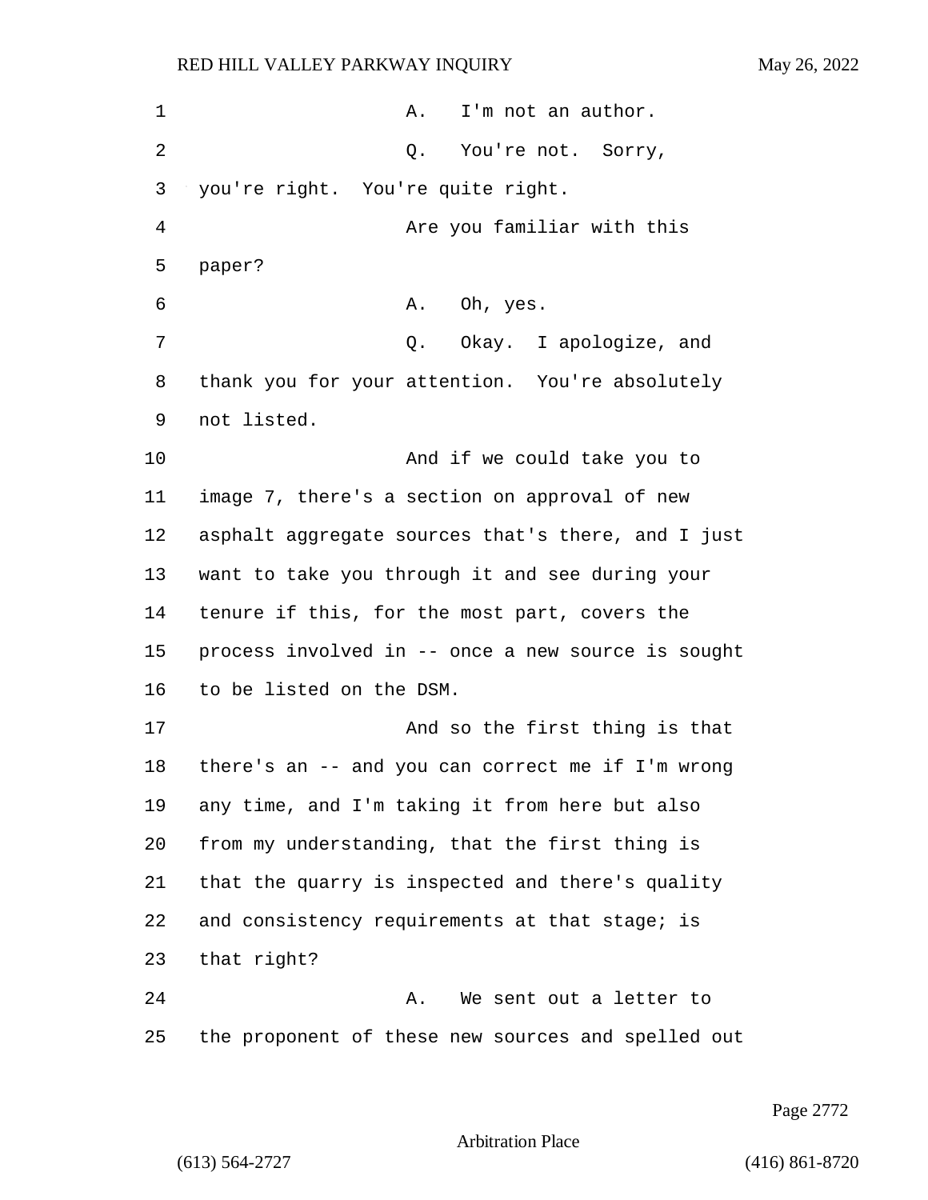A. I'm not an author.

Q. You're not. Sorry, you're right. You're quite right.

Are you familiar with this paper?

A. Oh, yes.

Q. Okay. I apologize, and thank you for your attention. You're absolutely not listed.

And if we could take you to image 7, there's a section on approval of new asphalt aggregate sources that's there, and I just want to take you through it and see during your tenure if this, for the most part, covers the process involved in -- once a new source is sought to be listed on the DSM.

And so the first thing is that there's an -- and you can correct me if I'm wrong any time, and I'm taking it from here but also from my understanding, that the first thing is that the quarry is inspected and there's quality and consistency requirements at that stage; is that right?

A. We sent out a letter to the proponent of these new sources and spelled out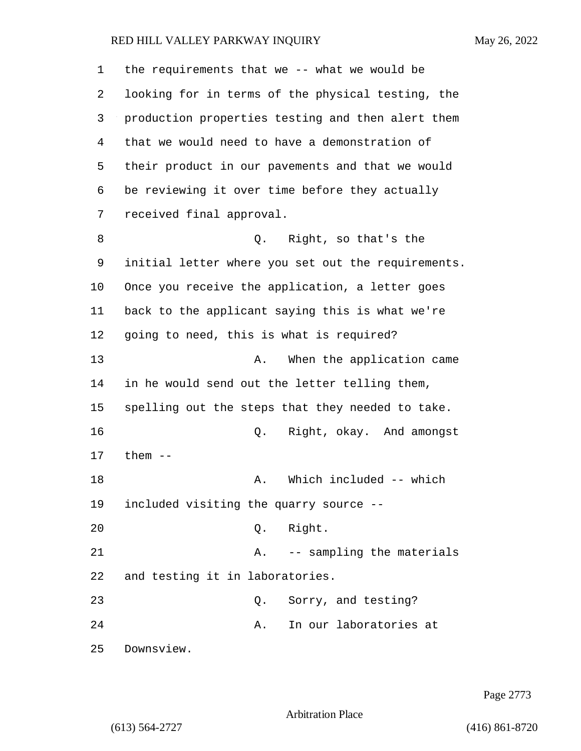1 the requirements that we -- what we would be
2 looking for in terms of the physical testing, the
3 production properties testing and then alert them
4 that we would need to have a demonstration of
5 their product in our pavements and that we would
6 be reviewing it over time before they actually
7 received final approval.

8 Q. Right, so that's the
9 initial letter where you set out the requirements.
10 Once you receive the application, a letter goes
11 back to the applicant saying this is what we're
12 going to need, this is what is required?

13 A. When the application came
14 in he would send out the letter telling them,
15 spelling out the steps that they needed to take.

16 Q. Right, okay. And amongst
17 them --

18 A. Which included -- which
19 included visiting the quarry source --

20 Q. Right.

21 A. -- sampling the materials
22 and testing it in laboratories.

23 Q. Sorry, and testing?

24 A. In our laboratories at
25 Downsview.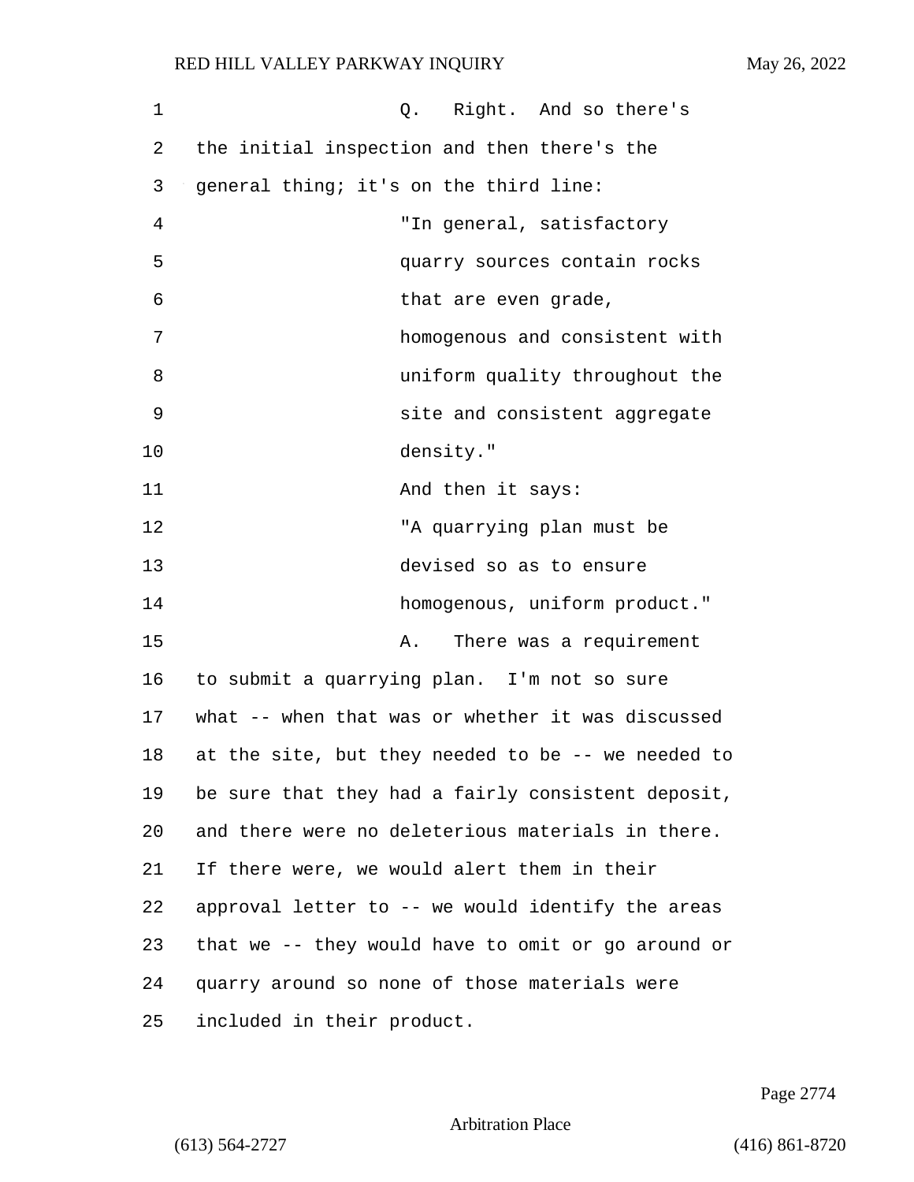Q. Right. And so there's the initial inspection and then there's the general thing; it's on the third line:

> "In general, satisfactory quarry sources contain rocks that are even grade, homogenous and consistent with uniform quality throughout the site and consistent aggregate density."

And then it says:

> "A quarrying plan must be devised so as to ensure homogenous, uniform product."

A. There was a requirement to submit a quarrying plan. I'm not so sure what -- when that was or whether it was discussed at the site, but they needed to be -- we needed to be sure that they had a fairly consistent deposit, and there were no deleterious materials in there. If there were, we would alert them in their approval letter to -- we would identify the areas that we -- they would have to omit or go around or quarry around so none of those materials were included in their product.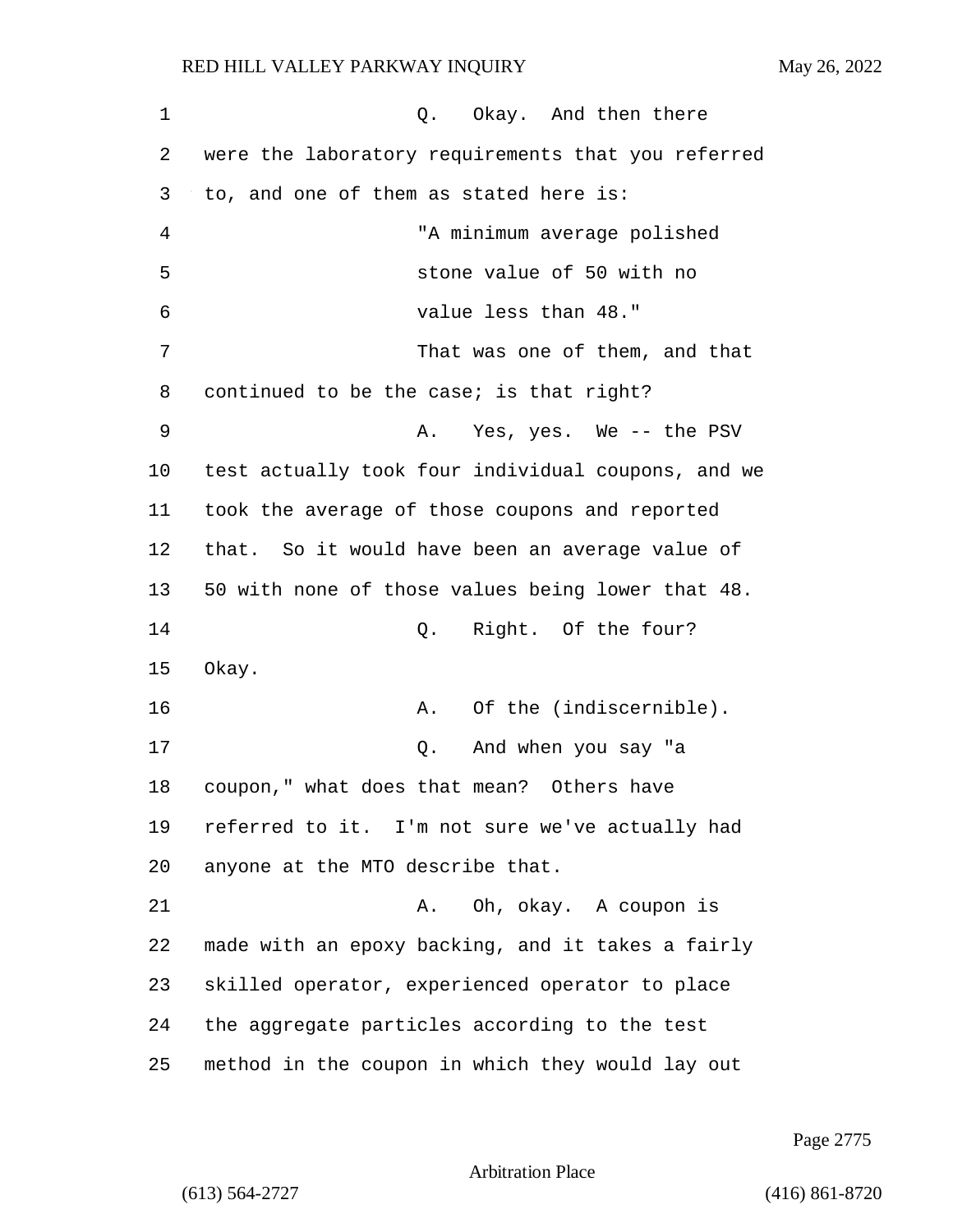Q. Okay. And then there were the laboratory requirements that you referred to, and one of them as stated here is:

> "A minimum average polished stone value of 50 with no value less than 48."

That was one of them, and that continued to be the case; is that right?

A. Yes, yes. We -- the PSV test actually took four individual coupons, and we took the average of those coupons and reported that. So it would have been an average value of 50 with none of those values being lower that 48.

Q. Right. Of the four? Okay.

A. Of the (indiscernible).

Q. And when you say "a coupon," what does that mean? Others have referred to it. I'm not sure we've actually had anyone at the MTO describe that.

A. Oh, okay. A coupon is made with an epoxy backing, and it takes a fairly skilled operator, experienced operator to place the aggregate particles according to the test method in the coupon in which they would lay out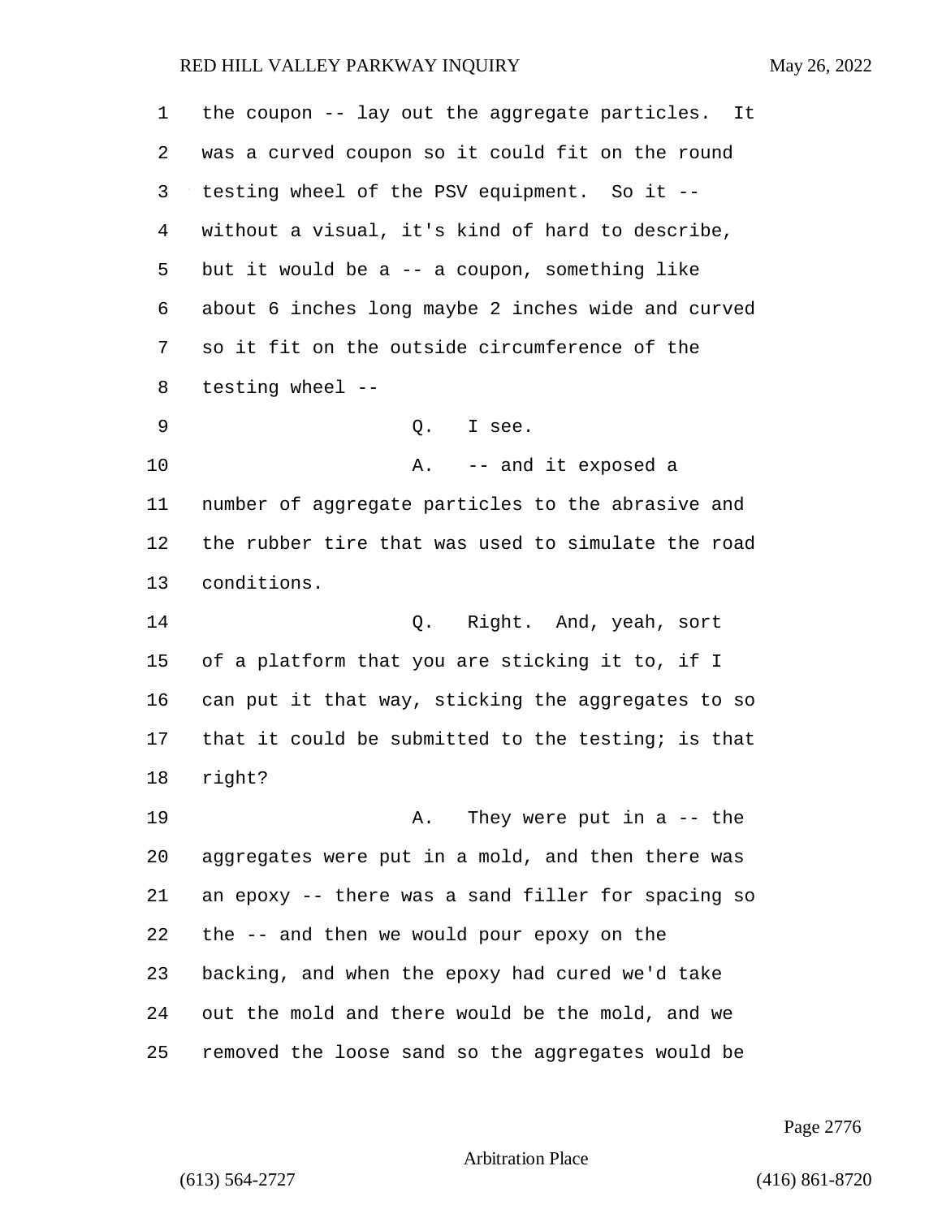the coupon -- lay out the aggregate particles. It was a curved coupon so it could fit on the round testing wheel of the PSV equipment. So it -- without a visual, it's kind of hard to describe, but it would be a -- a coupon, something like about 6 inches long maybe 2 inches wide and curved so it fit on the outside circumference of the testing wheel --

Q. I see.

A. -- and it exposed a number of aggregate particles to the abrasive and the rubber tire that was used to simulate the road conditions.

Q. Right. And, yeah, sort of a platform that you are sticking it to, if I can put it that way, sticking the aggregates to so that it could be submitted to the testing; is that right?

A. They were put in a -- the aggregates were put in a mold, and then there was an epoxy -- there was a sand filler for spacing so the -- and then we would pour epoxy on the backing, and when the epoxy had cured we'd take out the mold and there would be the mold, and we removed the loose sand so the aggregates would be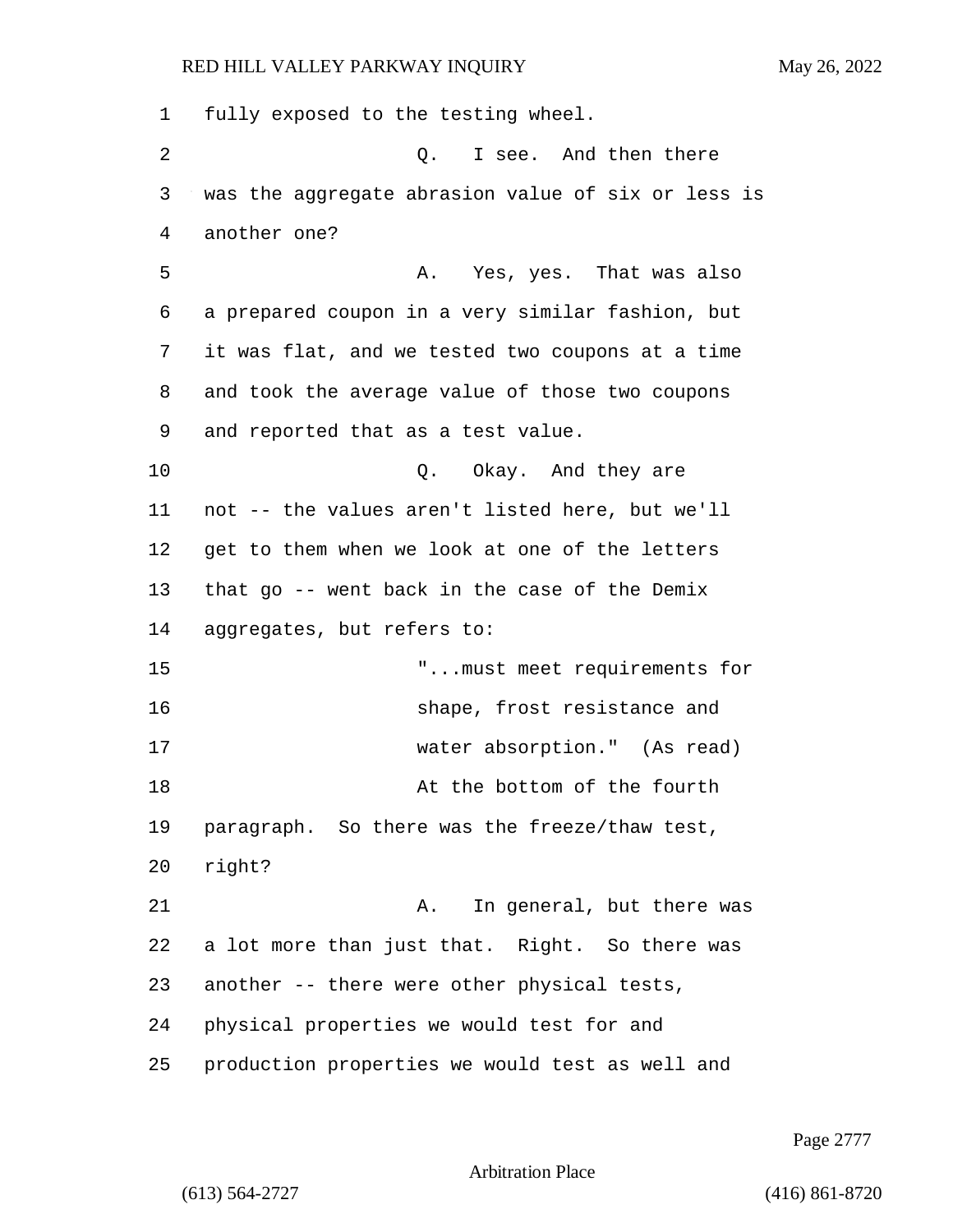fully exposed to the testing wheel.

Q. I see. And then there was the aggregate abrasion value of six or less is another one?

A. Yes, yes. That was also a prepared coupon in a very similar fashion, but it was flat, and we tested two coupons at a time and took the average value of those two coupons and reported that as a test value.

Q. Okay. And they are not -- the values aren't listed here, but we'll get to them when we look at one of the letters that go -- went back in the case of the Demix aggregates, but refers to:

> "...must meet requirements for shape, frost resistance and water absorption." (As read)

At the bottom of the fourth paragraph. So there was the freeze/thaw test, right?

A. In general, but there was a lot more than just that. Right. So there was another -- there were other physical tests, physical properties we would test for and production properties we would test as well and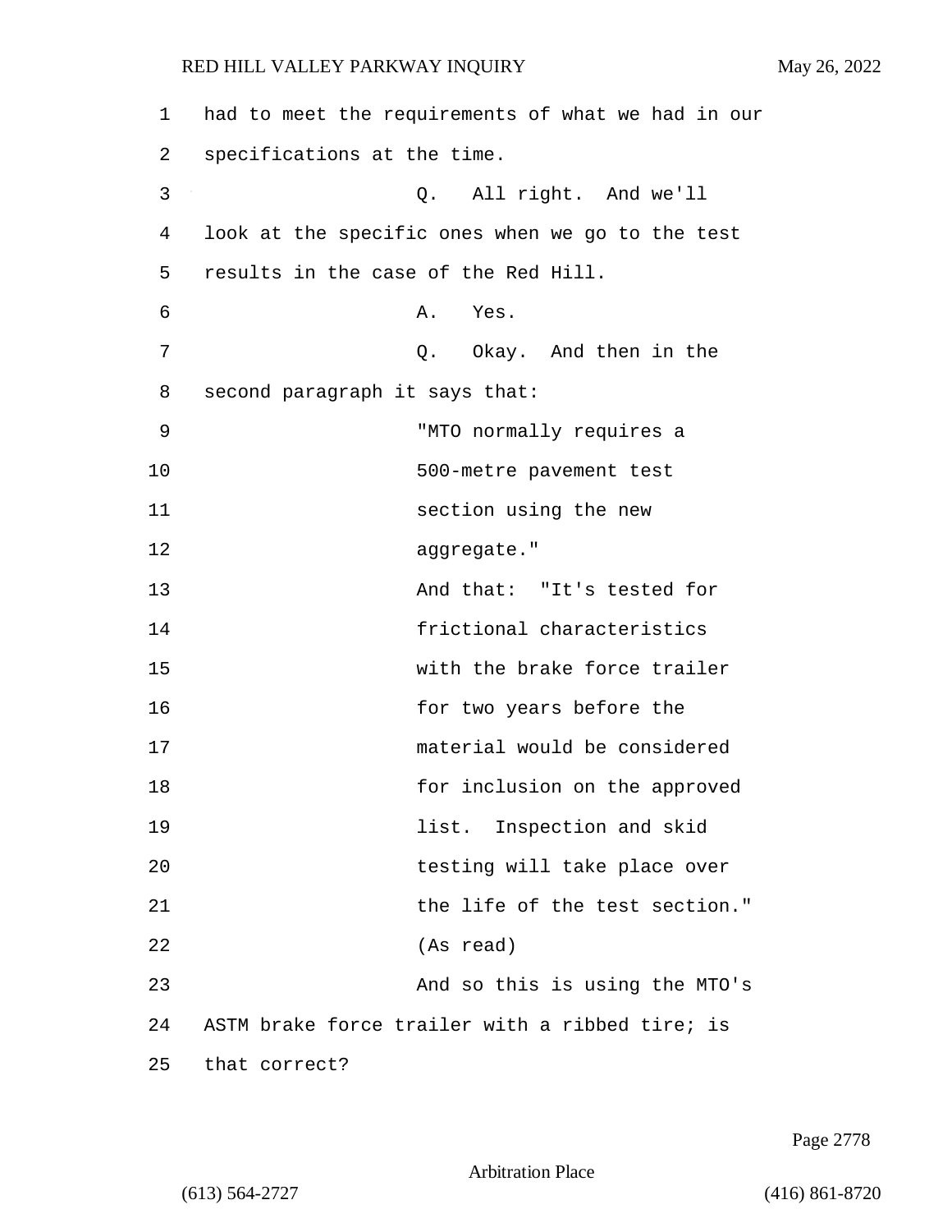had to meet the requirements of what we had in our specifications at the time.

Q. All right. And we'll look at the specific ones when we go to the test results in the case of the Red Hill.

A. Yes.

Q. Okay. And then in the second paragraph it says that:

"MTO normally requires a 500-metre pavement test section using the new aggregate."

And that: "It's tested for frictional characteristics with the brake force trailer for two years before the material would be considered for inclusion on the approved list. Inspection and skid testing will take place over the life of the test section." (As read)

And so this is using the MTO's ASTM brake force trailer with a ribbed tire; is that correct?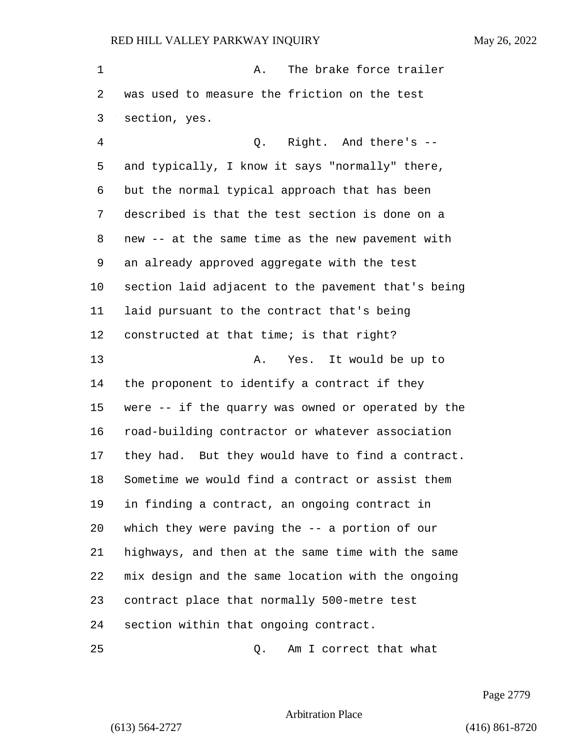A. The brake force trailer was used to measure the friction on the test section, yes.

Q. Right. And there's -- and typically, I know it says "normally" there, but the normal typical approach that has been described is that the test section is done on a new -- at the same time as the new pavement with an already approved aggregate with the test section laid adjacent to the pavement that's being laid pursuant to the contract that's being constructed at that time; is that right?

A. Yes. It would be up to the proponent to identify a contract if they were -- if the quarry was owned or operated by the road-building contractor or whatever association they had. But they would have to find a contract. Sometime we would find a contract or assist them in finding a contract, an ongoing contract in which they were paving the -- a portion of our highways, and then at the same time with the same mix design and the same location with the ongoing contract place that normally 500-metre test section within that ongoing contract.

Q. Am I correct that what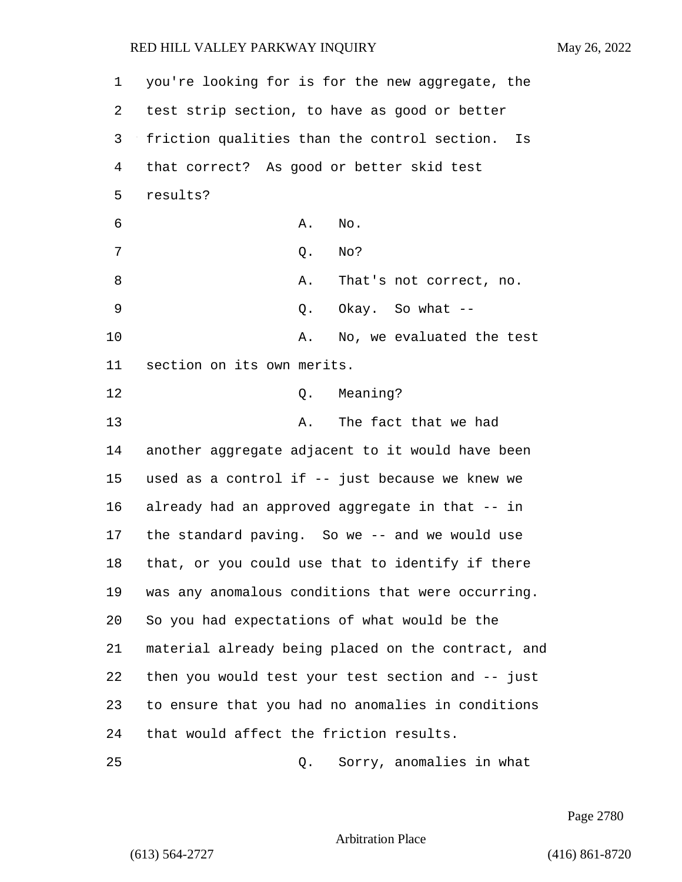you're looking for is for the new aggregate, the test strip section, to have as good or better friction qualities than the control section. Is that correct? As good or better skid test results?

A. No.

Q. No?

A. That's not correct, no.

Q. Okay. So what --

A. No, we evaluated the test section on its own merits.

Q. Meaning?

A. The fact that we had another aggregate adjacent to it would have been used as a control if -- just because we knew we already had an approved aggregate in that -- in the standard paving. So we -- and we would use that, or you could use that to identify if there was any anomalous conditions that were occurring. So you had expectations of what would be the material already being placed on the contract, and then you would test your test section and -- just to ensure that you had no anomalies in conditions that would affect the friction results.

Q. Sorry, anomalies in what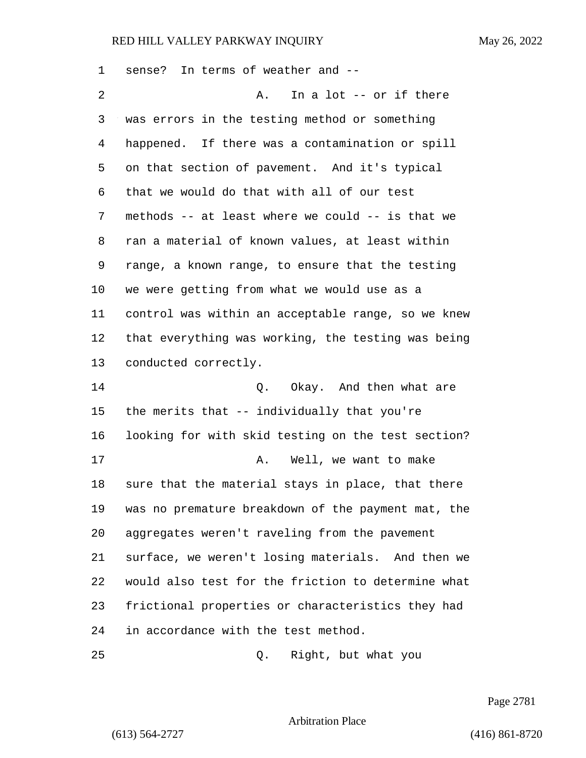sense? In terms of weather and --

A. In a lot -- or if there was errors in the testing method or something happened. If there was a contamination or spill on that section of pavement. And it's typical that we would do that with all of our test methods -- at least where we could -- is that we ran a material of known values, at least within range, a known range, to ensure that the testing we were getting from what we would use as a control was within an acceptable range, so we knew that everything was working, the testing was being conducted correctly.

Q. Okay. And then what are the merits that -- individually that you're looking for with skid testing on the test section?

A. Well, we want to make sure that the material stays in place, that there was no premature breakdown of the payment mat, the aggregates weren't raveling from the pavement surface, we weren't losing materials. And then we would also test for the friction to determine what frictional properties or characteristics they had in accordance with the test method.

Q. Right, but what you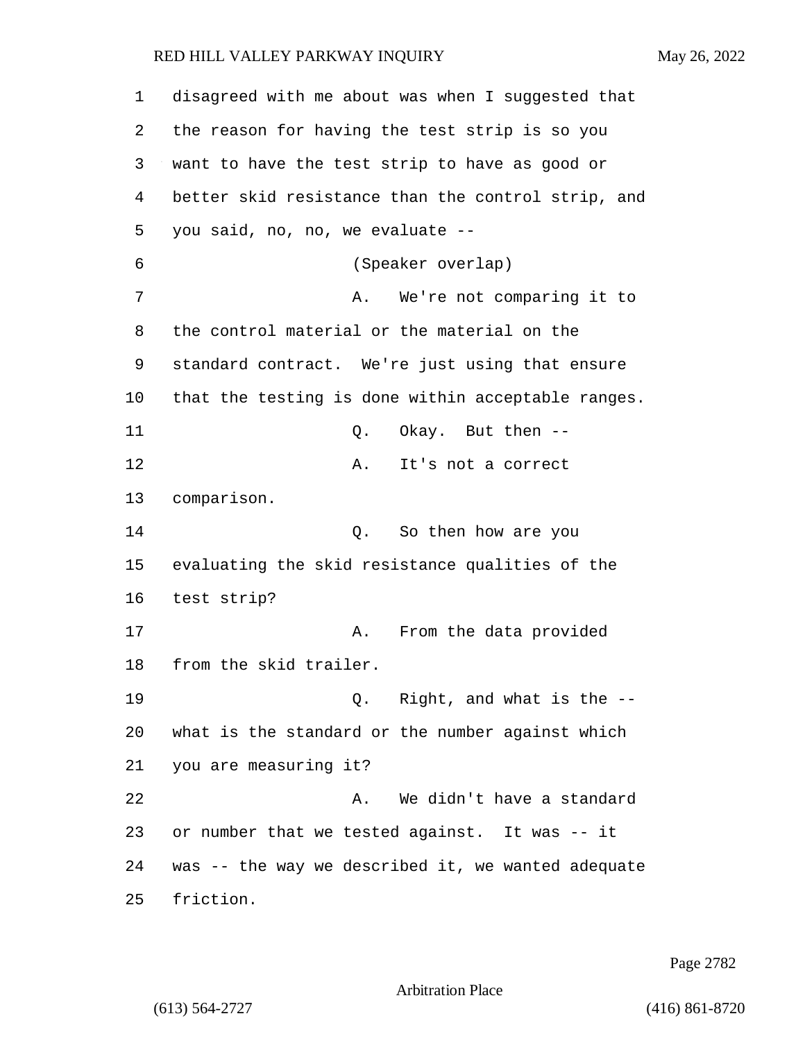disagreed with me about was when I suggested that the reason for having the test strip is so you want to have the test strip to have as good or better skid resistance than the control strip, and you said, no, no, we evaluate --

(Speaker overlap)

A. We're not comparing it to the control material or the material on the standard contract. We're just using that ensure that the testing is done within acceptable ranges.

Q. Okay. But then --

A. It's not a correct comparison.

Q. So then how are you evaluating the skid resistance qualities of the test strip?

A. From the data provided from the skid trailer.

Q. Right, and what is the -- what is the standard or the number against which you are measuring it?

A. We didn't have a standard or number that we tested against. It was -- it was -- the way we described it, we wanted adequate friction.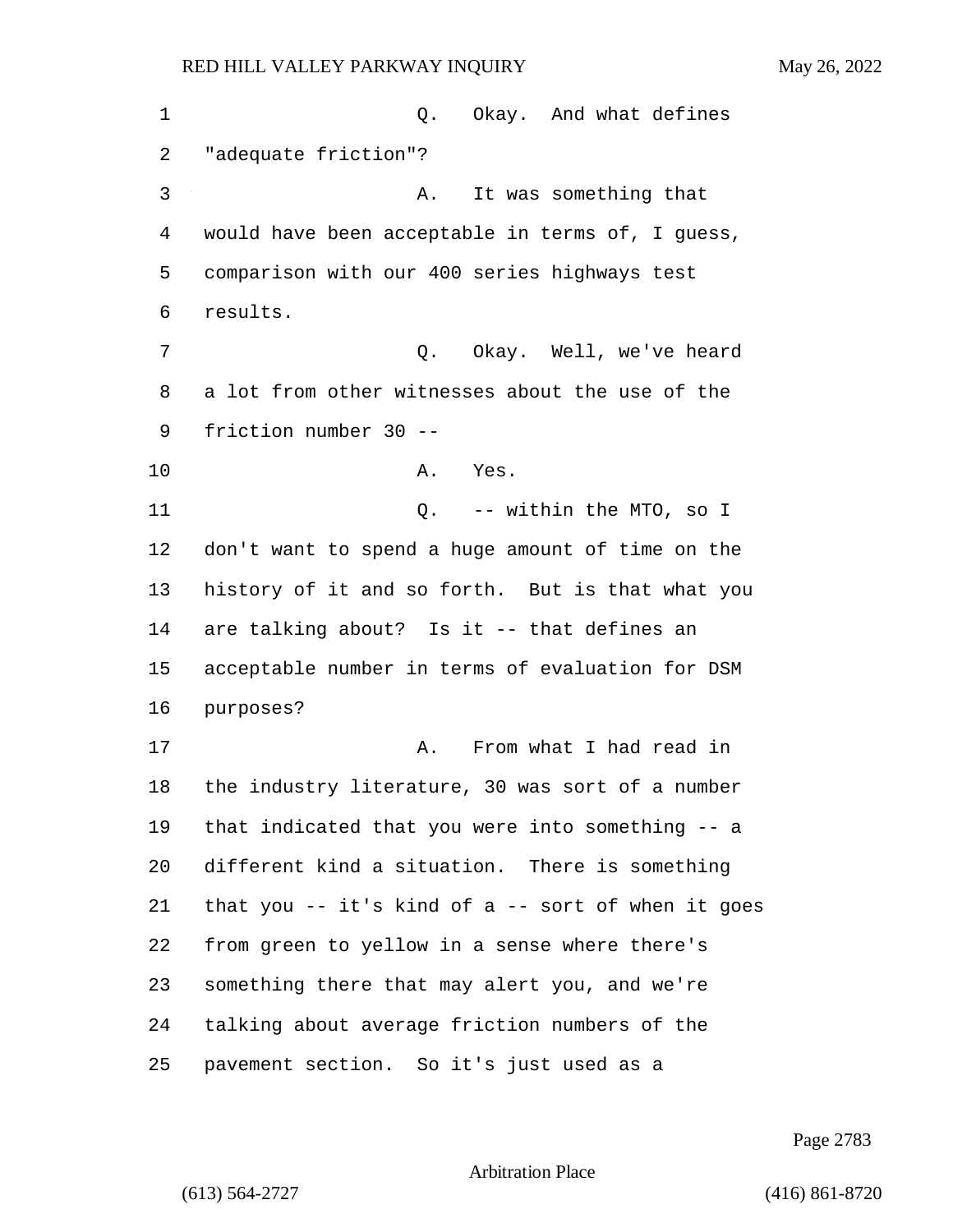Q. Okay. And what defines "adequate friction"?

A. It was something that would have been acceptable in terms of, I guess, comparison with our 400 series highways test results.

Q. Okay. Well, we've heard a lot from other witnesses about the use of the friction number 30 --

A. Yes.

Q. -- within the MTO, so I don't want to spend a huge amount of time on the history of it and so forth. But is that what you are talking about? Is it -- that defines an acceptable number in terms of evaluation for DSM purposes?

A. From what I had read in the industry literature, 30 was sort of a number that indicated that you were into something -- a different kind a situation. There is something that you -- it's kind of a -- sort of when it goes from green to yellow in a sense where there's something there that may alert you, and we're talking about average friction numbers of the pavement section. So it's just used as a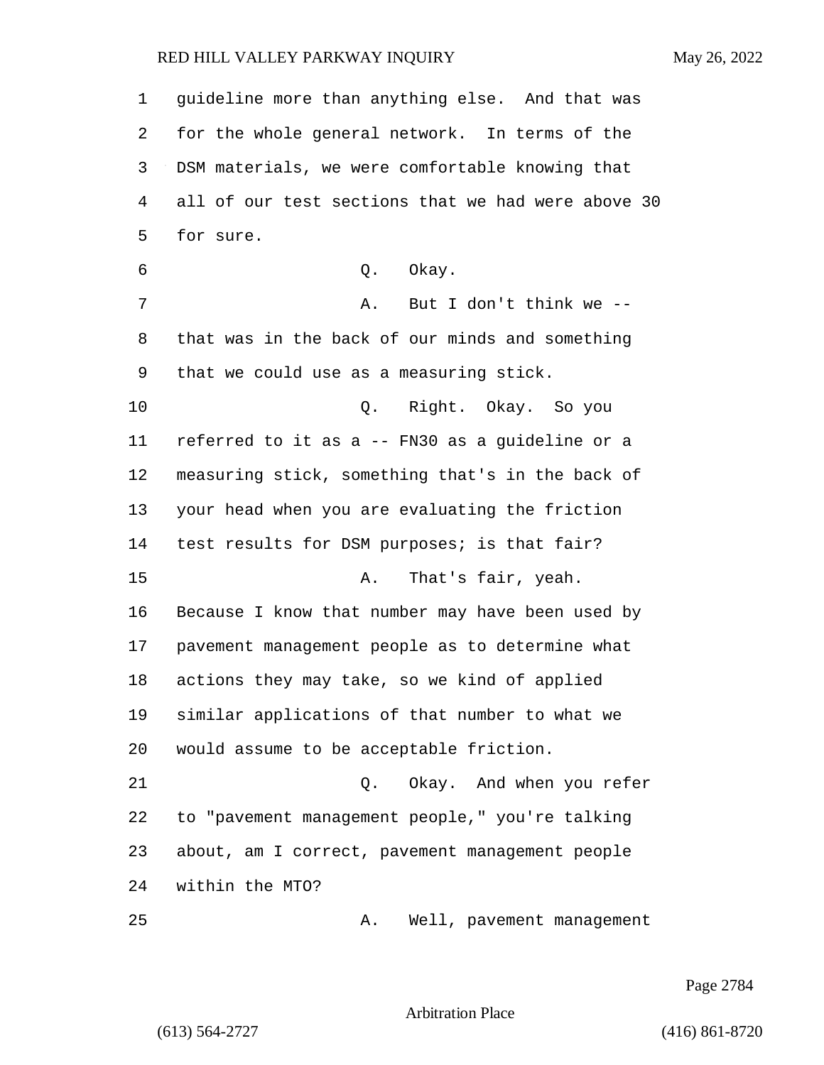1 guideline more than anything else. And that was
2 for the whole general network. In terms of the
3 DSM materials, we were comfortable knowing that
4 all of our test sections that we had were above 30
5 for sure.

6 Q. Okay.

7 A. But I don't think we --
8 that was in the back of our minds and something
9 that we could use as a measuring stick.

10 Q. Right. Okay. So you
11 referred to it as a -- FN30 as a guideline or a
12 measuring stick, something that's in the back of
13 your head when you are evaluating the friction
14 test results for DSM purposes; is that fair?

15 A. That's fair, yeah.
16 Because I know that number may have been used by
17 pavement management people as to determine what
18 actions they may take, so we kind of applied
19 similar applications of that number to what we
20 would assume to be acceptable friction.

21 Q. Okay. And when you refer
22 to "pavement management people," you're talking
23 about, am I correct, pavement management people
24 within the MTO?

25 A. Well, pavement management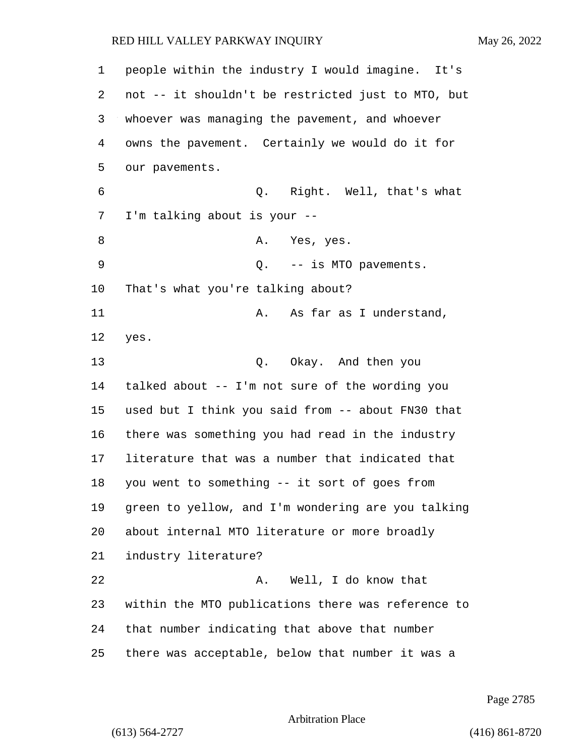people within the industry I would imagine. It's not -- it shouldn't be restricted just to MTO, but whoever was managing the pavement, and whoever owns the pavement. Certainly we would do it for our pavements.

Q. Right. Well, that's what I'm talking about is your --

A. Yes, yes.

Q. -- is MTO pavements. That's what you're talking about?

A. As far as I understand, yes.

Q. Okay. And then you talked about -- I'm not sure of the wording you used but I think you said from -- about FN30 that there was something you had read in the industry literature that was a number that indicated that you went to something -- it sort of goes from green to yellow, and I'm wondering are you talking about internal MTO literature or more broadly industry literature?

A. Well, I do know that within the MTO publications there was reference to that number indicating that above that number there was acceptable, below that number it was a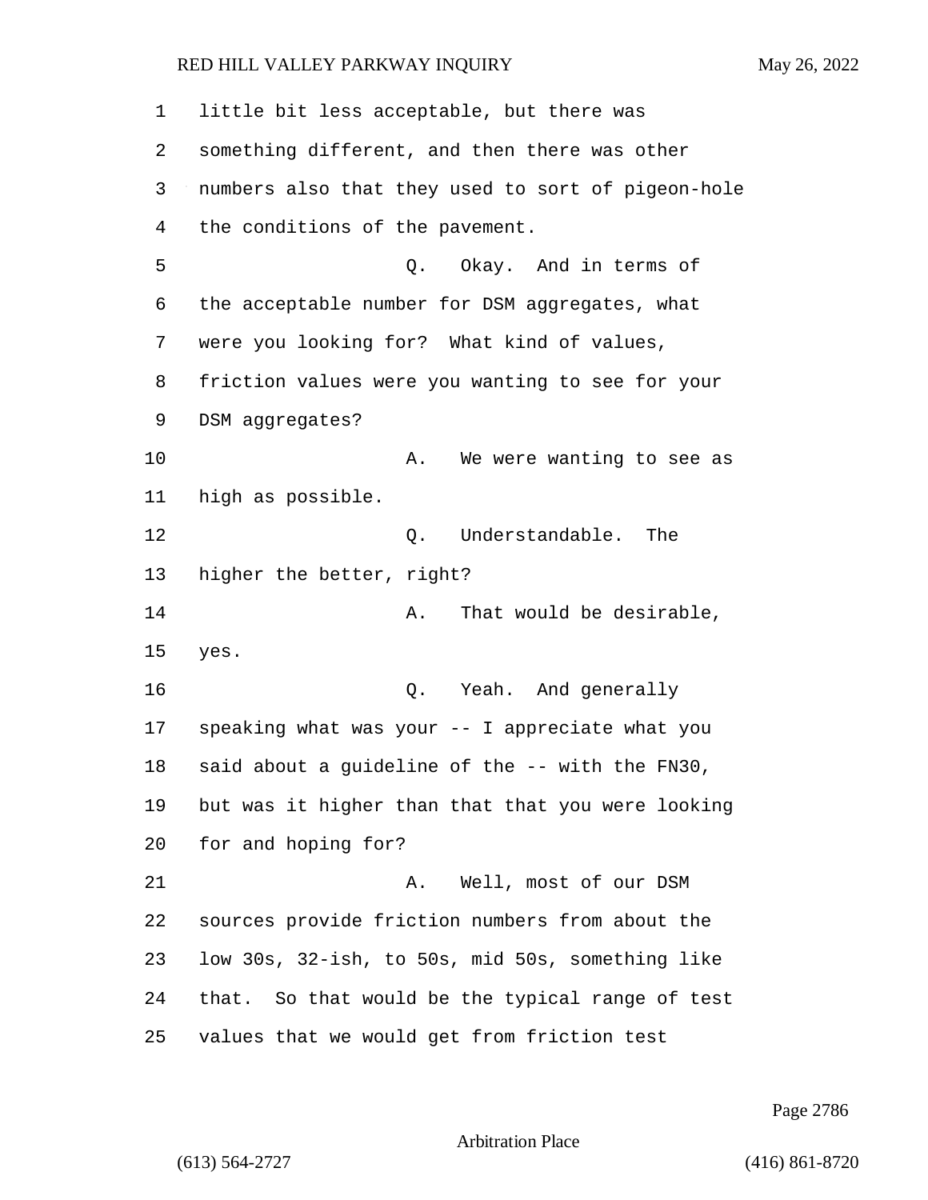little bit less acceptable, but there was something different, and then there was other numbers also that they used to sort of pigeon-hole the conditions of the pavement.

Q. Okay. And in terms of the acceptable number for DSM aggregates, what were you looking for? What kind of values, friction values were you wanting to see for your DSM aggregates?

A. We were wanting to see as high as possible.

Q. Understandable. The higher the better, right?

A. That would be desirable, yes.

Q. Yeah. And generally speaking what was your -- I appreciate what you said about a guideline of the -- with the FN30, but was it higher than that that you were looking for and hoping for?

A. Well, most of our DSM sources provide friction numbers from about the low 30s, 32-ish, to 50s, mid 50s, something like that. So that would be the typical range of test values that we would get from friction test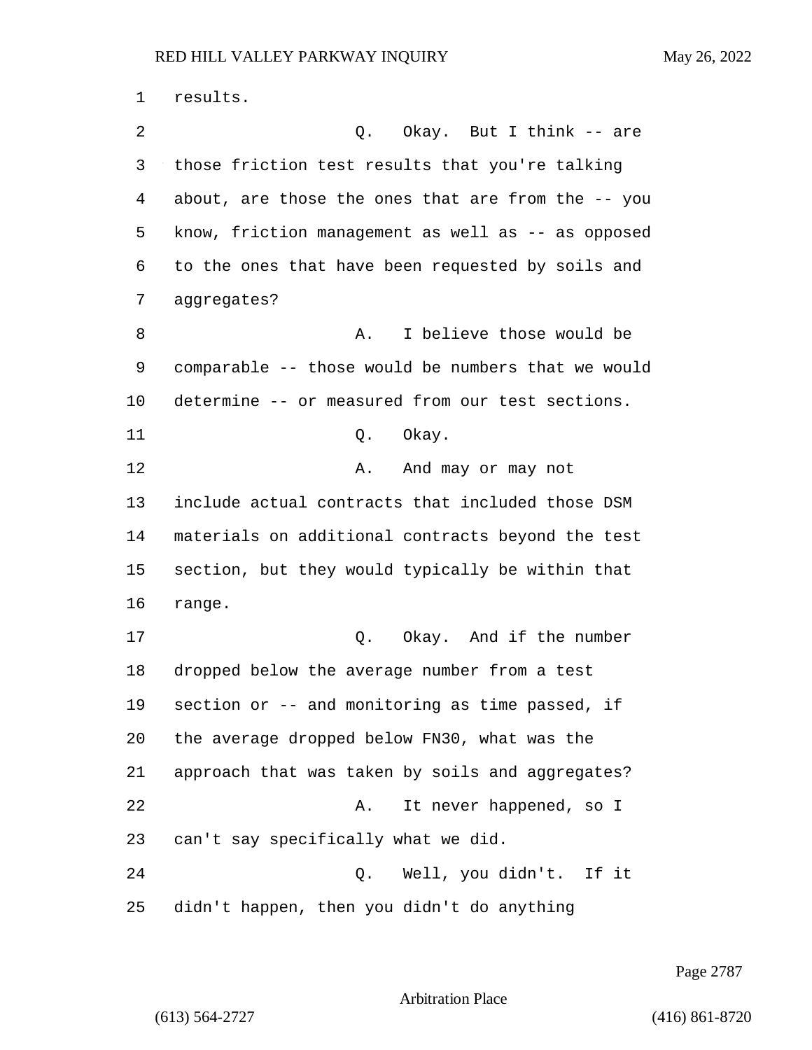1 results.

2 Q. Okay. But I think -- are

3 those friction test results that you're talking

4 about, are those the ones that are from the -- you

5 know, friction management as well as -- as opposed

6 to the ones that have been requested by soils and

7 aggregates?

8 A. I believe those would be

9 comparable -- those would be numbers that we would

10 determine -- or measured from our test sections.

11 Q. Okay.

12 A. And may or may not

13 include actual contracts that included those DSM

14 materials on additional contracts beyond the test

15 section, but they would typically be within that

16 range.

17 Q. Okay. And if the number

18 dropped below the average number from a test

19 section or -- and monitoring as time passed, if

20 the average dropped below FN30, what was the

21 approach that was taken by soils and aggregates?

22 A. It never happened, so I

23 can't say specifically what we did.

24 Q. Well, you didn't. If it

25 didn't happen, then you didn't do anything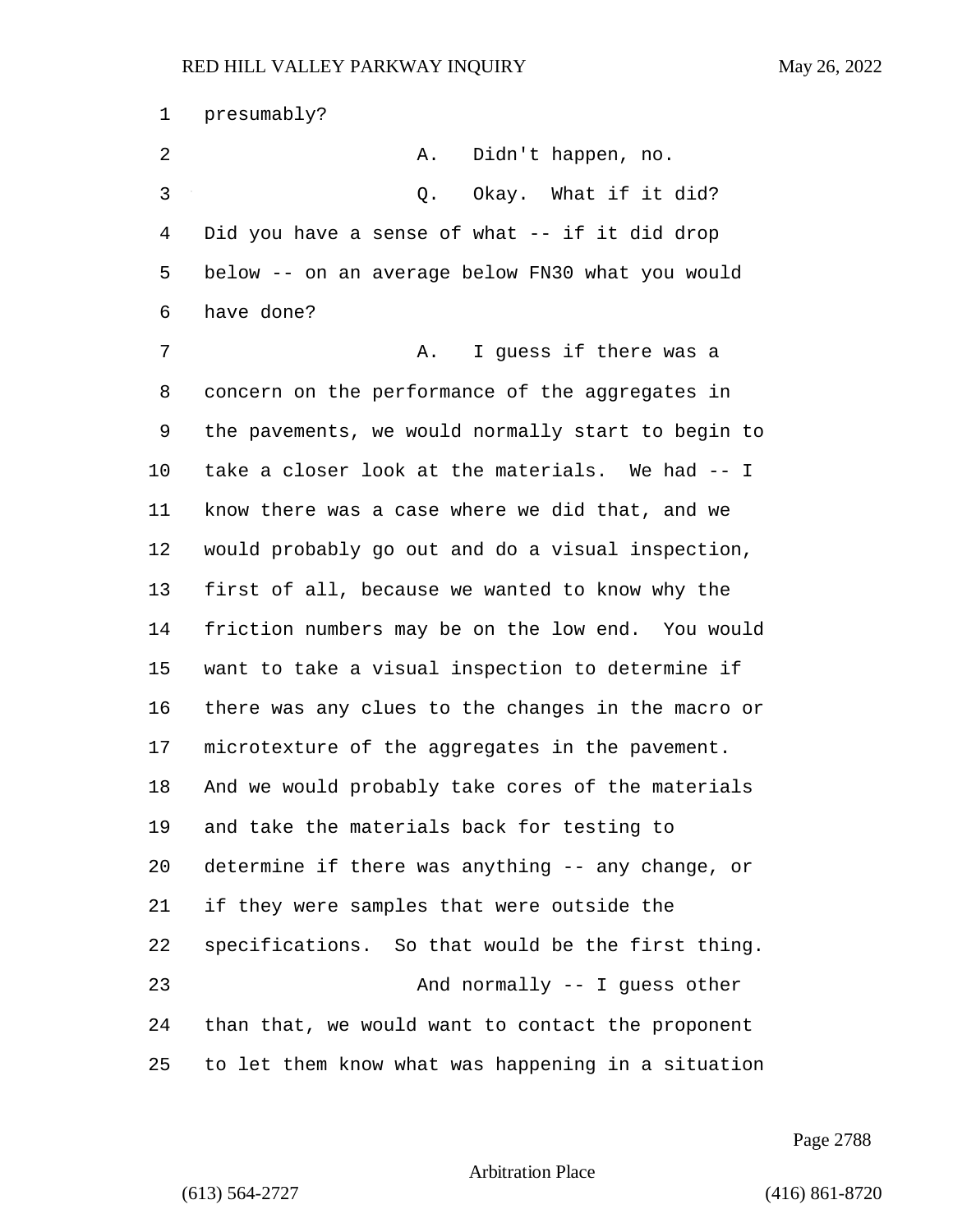presumably?

A. Didn't happen, no.

Q. Okay. What if it did? Did you have a sense of what -- if it did drop below -- on an average below FN30 what you would have done?

A. I guess if there was a concern on the performance of the aggregates in the pavements, we would normally start to begin to take a closer look at the materials. We had -- I know there was a case where we did that, and we would probably go out and do a visual inspection, first of all, because we wanted to know why the friction numbers may be on the low end. You would want to take a visual inspection to determine if there was any clues to the changes in the macro or microtexture of the aggregates in the pavement. And we would probably take cores of the materials and take the materials back for testing to determine if there was anything -- any change, or if they were samples that were outside the specifications. So that would be the first thing.

And normally -- I guess other than that, we would want to contact the proponent to let them know what was happening in a situation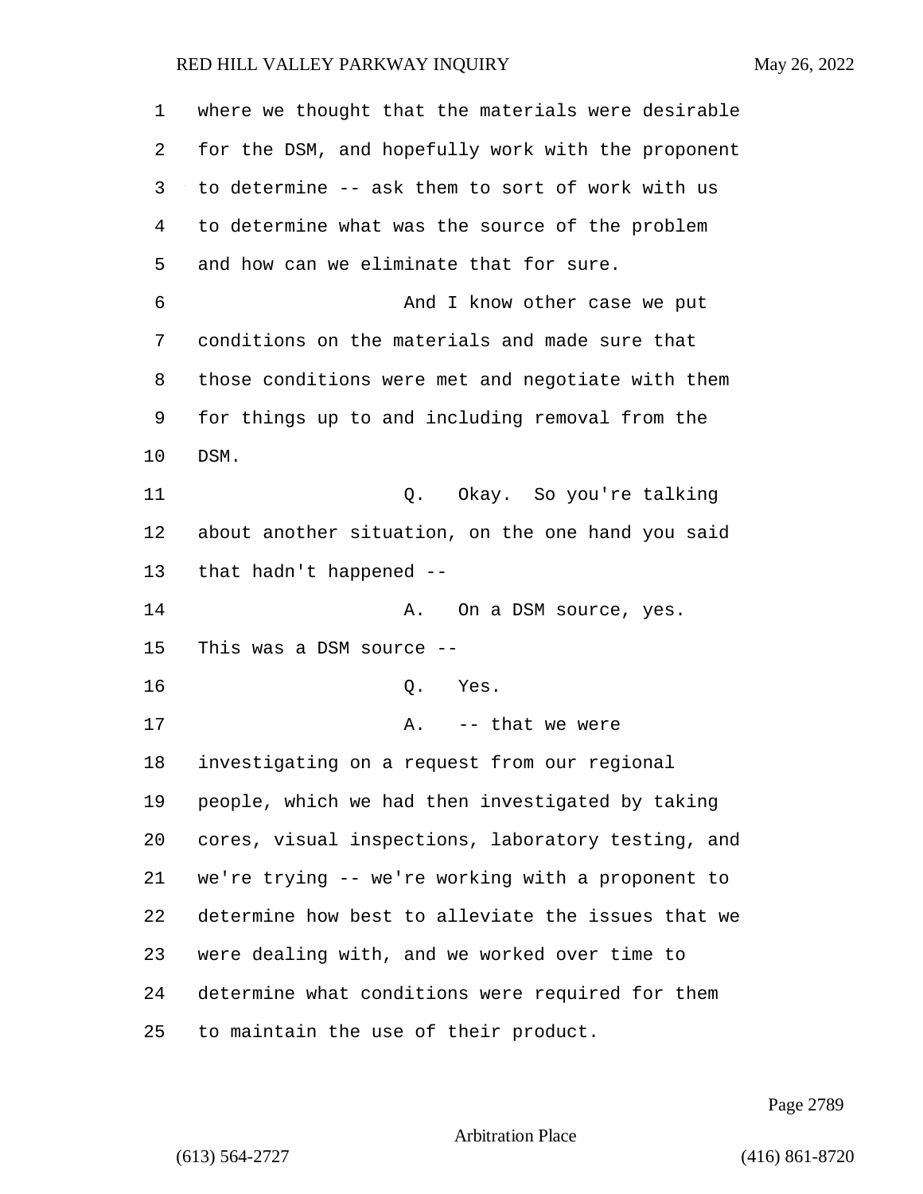where we thought that the materials were desirable for the DSM, and hopefully work with the proponent to determine -- ask them to sort of work with us to determine what was the source of the problem and how can we eliminate that for sure.

And I know other case we put conditions on the materials and made sure that those conditions were met and negotiate with them for things up to and including removal from the DSM.

Q. Okay. So you're talking about another situation, on the one hand you said that hadn't happened --

A. On a DSM source, yes. This was a DSM source --

Q. Yes.

A. -- that we were investigating on a request from our regional people, which we had then investigated by taking cores, visual inspections, laboratory testing, and we're trying -- we're working with a proponent to determine how best to alleviate the issues that we were dealing with, and we worked over time to determine what conditions were required for them to maintain the use of their product.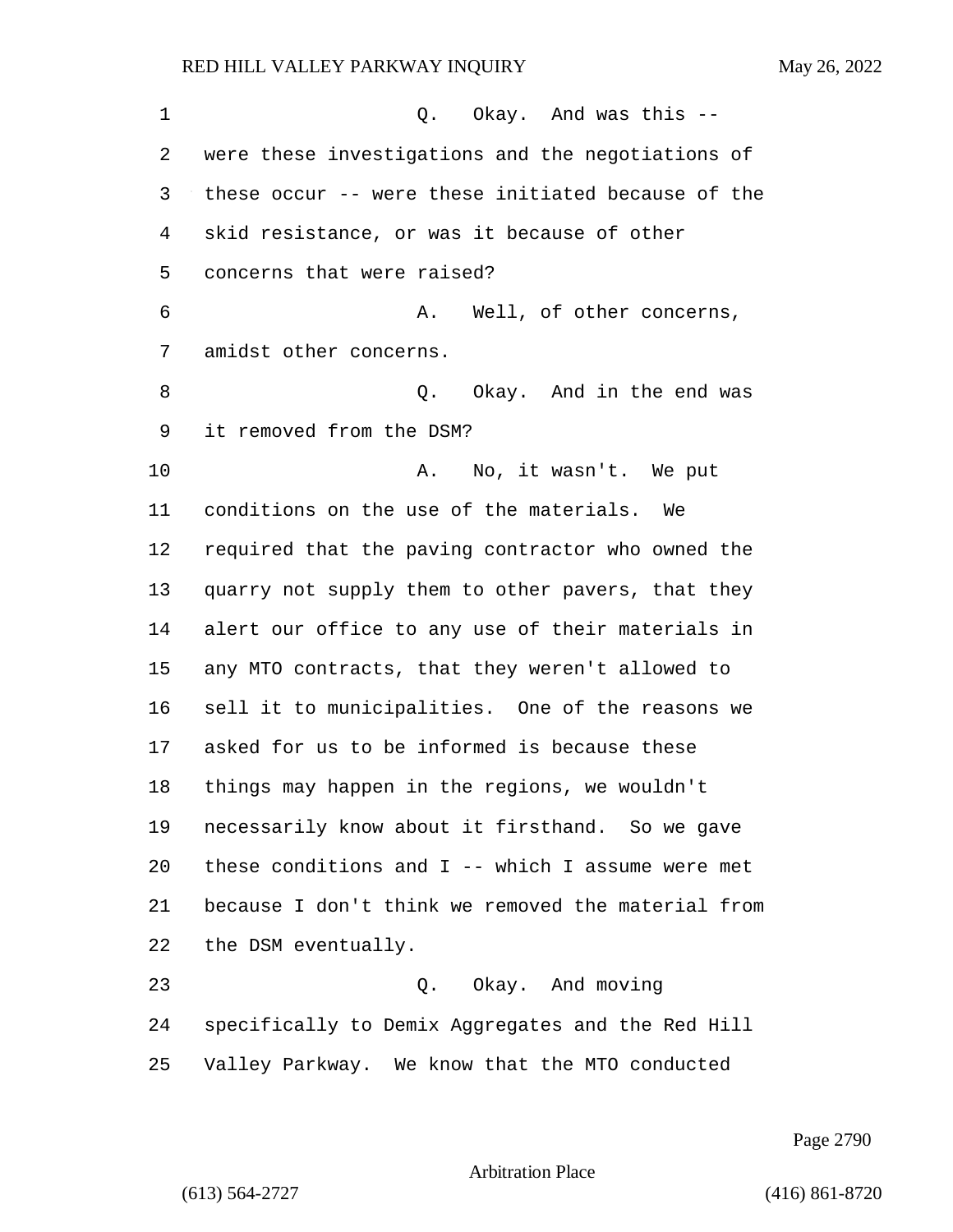Q. Okay. And was this -- were these investigations and the negotiations of these occur -- were these initiated because of the skid resistance, or was it because of other concerns that were raised?

A. Well, of other concerns, amidst other concerns.

Q. Okay. And in the end was it removed from the DSM?

A. No, it wasn't. We put conditions on the use of the materials. We required that the paving contractor who owned the quarry not supply them to other pavers, that they alert our office to any use of their materials in any MTO contracts, that they weren't allowed to sell it to municipalities. One of the reasons we asked for us to be informed is because these things may happen in the regions, we wouldn't necessarily know about it firsthand. So we gave these conditions and I -- which I assume were met because I don't think we removed the material from the DSM eventually.

Q. Okay. And moving specifically to Demix Aggregates and the Red Hill Valley Parkway. We know that the MTO conducted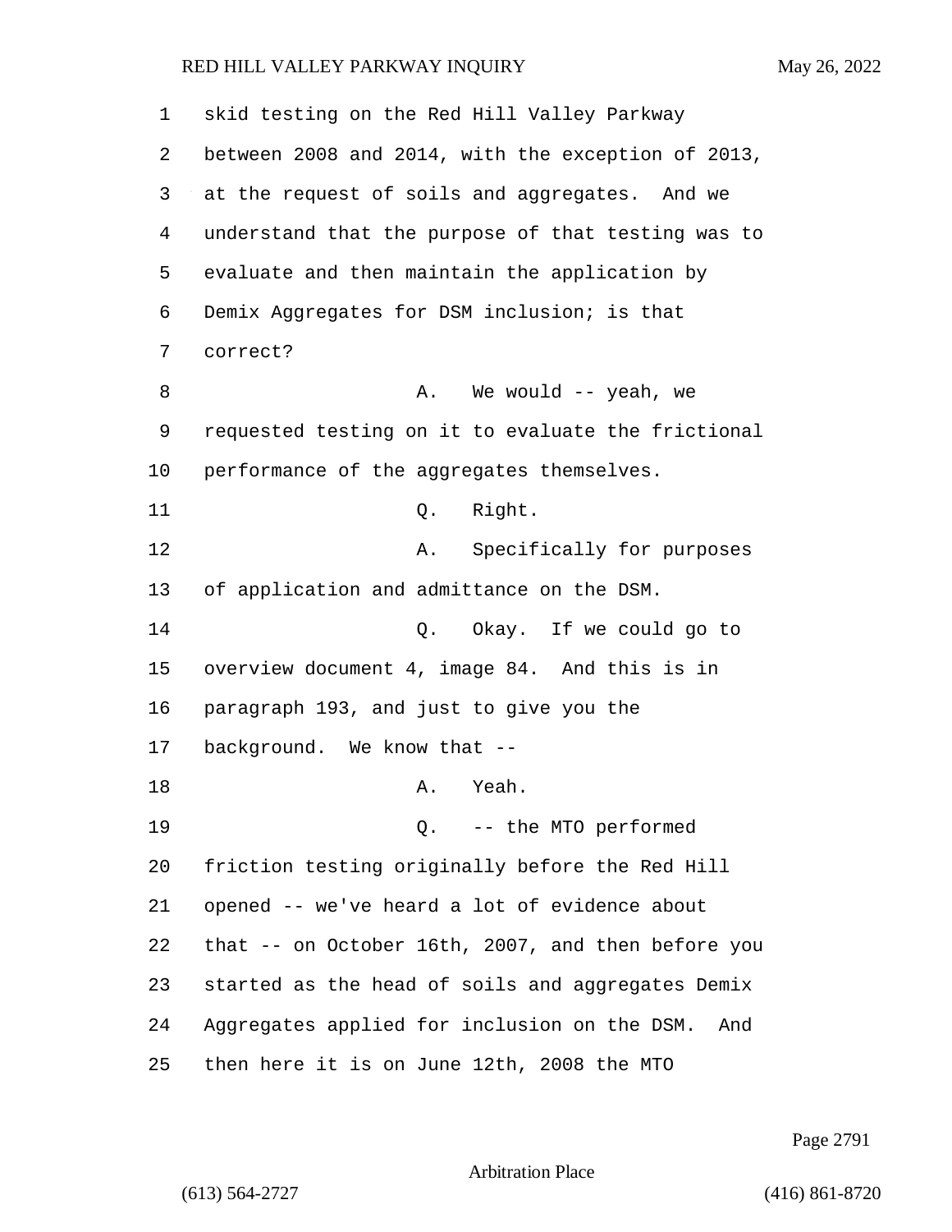skid testing on the Red Hill Valley Parkway between 2008 and 2014, with the exception of 2013, at the request of soils and aggregates. And we understand that the purpose of that testing was to evaluate and then maintain the application by Demix Aggregates for DSM inclusion; is that correct?

A. We would -- yeah, we requested testing on it to evaluate the frictional performance of the aggregates themselves.

Q. Right.

A. Specifically for purposes of application and admittance on the DSM.

Q. Okay. If we could go to overview document 4, image 84. And this is in paragraph 193, and just to give you the background. We know that --

A. Yeah.

Q. -- the MTO performed friction testing originally before the Red Hill opened -- we've heard a lot of evidence about that -- on October 16th, 2007, and then before you started as the head of soils and aggregates Demix Aggregates applied for inclusion on the DSM. And then here it is on June 12th, 2008 the MTO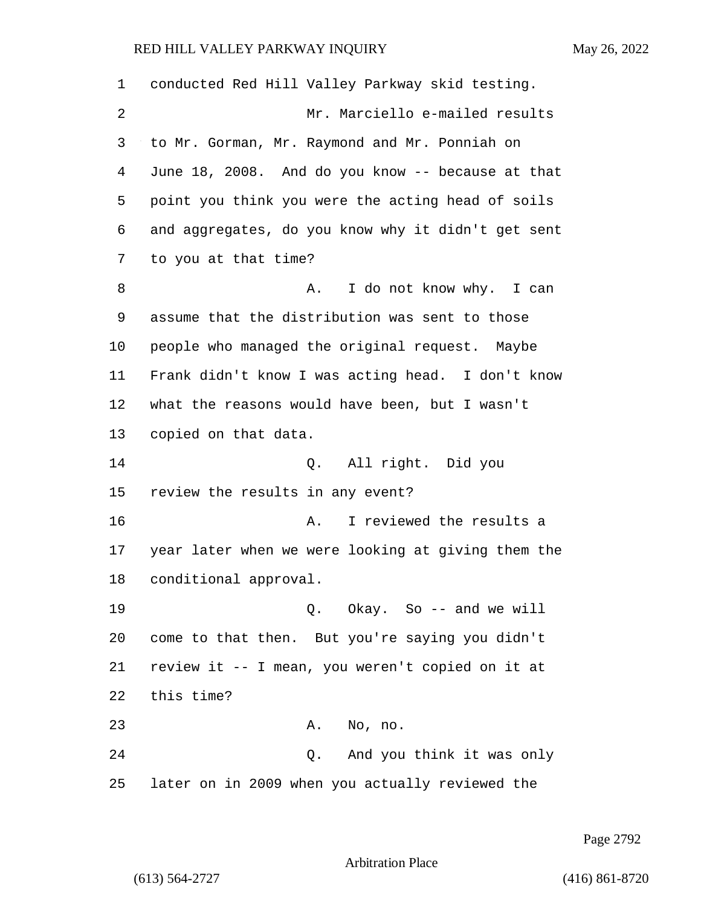conducted Red Hill Valley Parkway skid testing.

Mr. Marciello e-mailed results to Mr. Gorman, Mr. Raymond and Mr. Ponniah on June 18, 2008. And do you know -- because at that point you think you were the acting head of soils and aggregates, do you know why it didn't get sent to you at that time?

A. I do not know why. I can assume that the distribution was sent to those people who managed the original request. Maybe Frank didn't know I was acting head. I don't know what the reasons would have been, but I wasn't copied on that data.

Q. All right. Did you review the results in any event?

A. I reviewed the results a year later when we were looking at giving them the conditional approval.

Q. Okay. So -- and we will come to that then. But you're saying you didn't review it -- I mean, you weren't copied on it at this time?

A. No, no.

Q. And you think it was only later on in 2009 when you actually reviewed the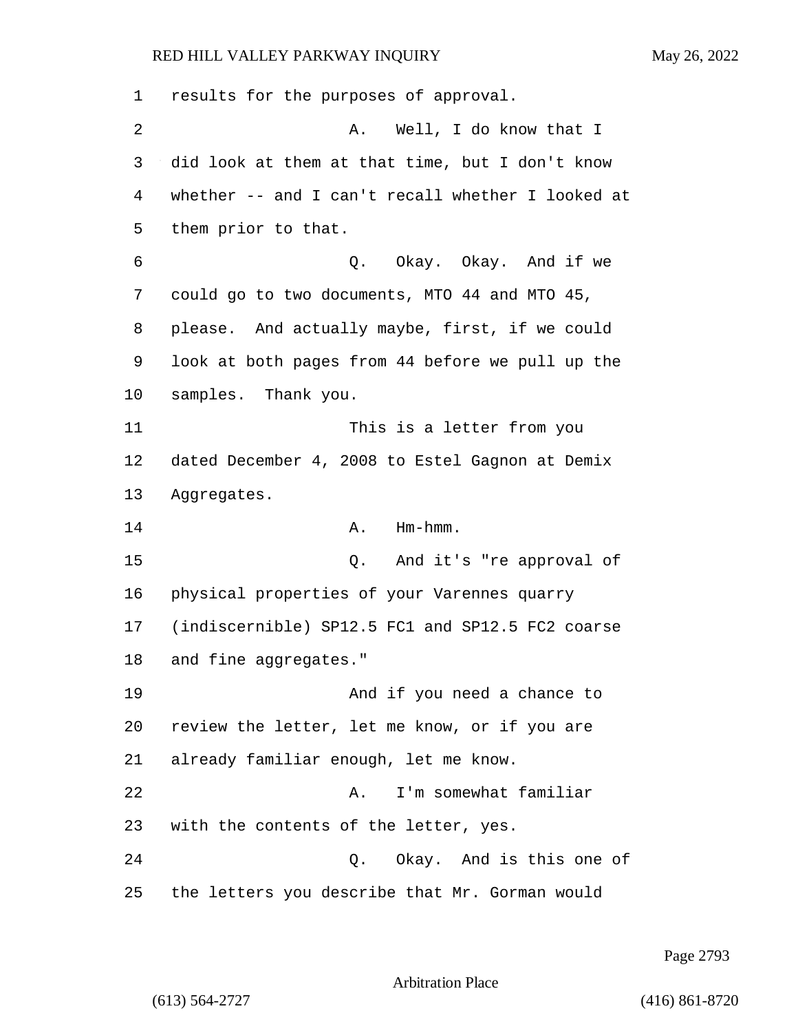1 results for the purposes of approval.

2 A. Well, I do know that I

3 did look at them at that time, but I don't know

4 whether -- and I can't recall whether I looked at

5 them prior to that.

6 Q. Okay. Okay. And if we

7 could go to two documents, MTO 44 and MTO 45,

8 please. And actually maybe, first, if we could

9 look at both pages from 44 before we pull up the

10 samples. Thank you.

11 This is a letter from you

12 dated December 4, 2008 to Estel Gagnon at Demix

13 Aggregates.

14 A. Hm-hmm.

15 Q. And it's "re approval of

16 physical properties of your Varennes quarry

17 (indiscernible) SP12.5 FC1 and SP12.5 FC2 coarse

18 and fine aggregates."

19 And if you need a chance to

20 review the letter, let me know, or if you are

21 already familiar enough, let me know.

22 A. I'm somewhat familiar

23 with the contents of the letter, yes.

24 Q. Okay. And is this one of

25 the letters you describe that Mr. Gorman would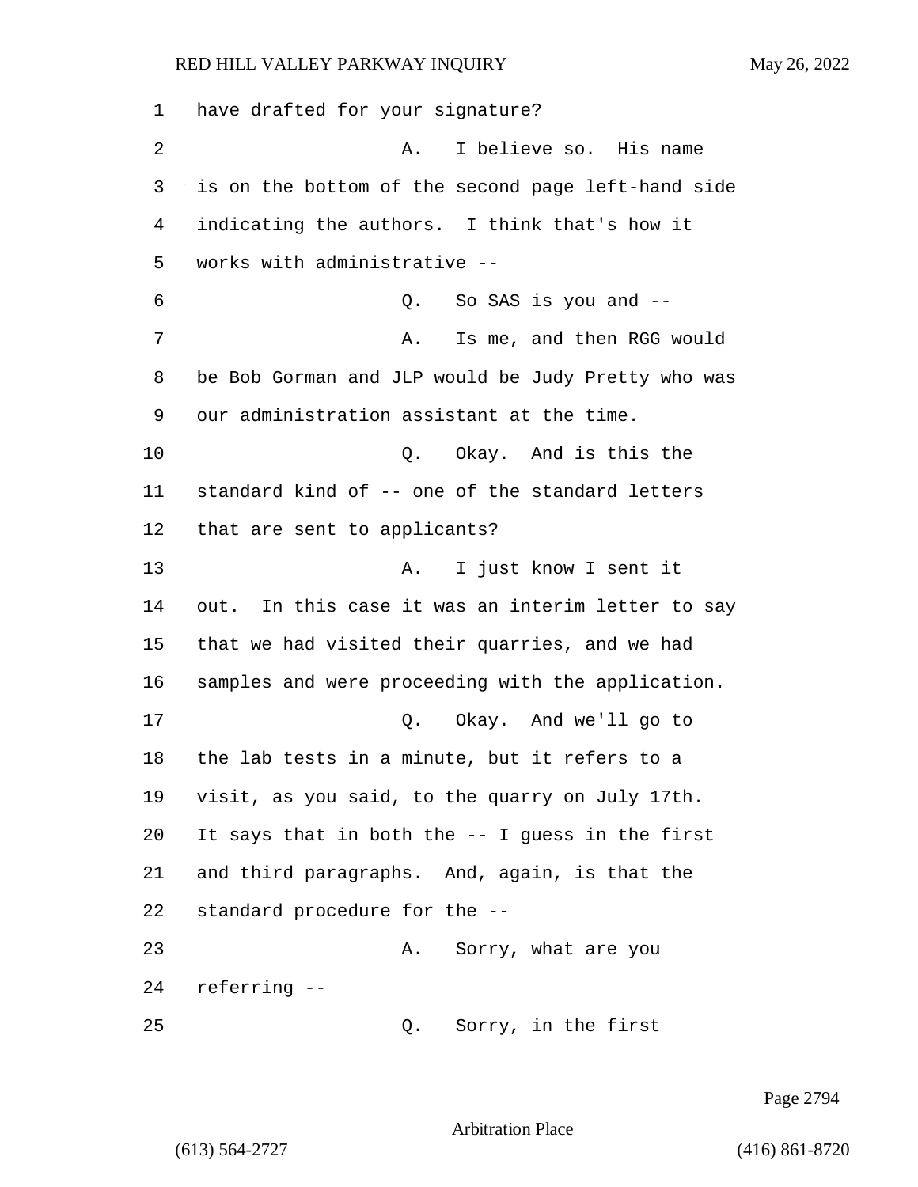1 have drafted for your signature?

2 A. I believe so. His name

3 is on the bottom of the second page left-hand side

4 indicating the authors. I think that's how it

5 works with administrative --

6 Q. So SAS is you and --

7 A. Is me, and then RGG would

8 be Bob Gorman and JLP would be Judy Pretty who was

9 our administration assistant at the time.

10 Q. Okay. And is this the

11 standard kind of -- one of the standard letters

12 that are sent to applicants?

13 A. I just know I sent it

14 out. In this case it was an interim letter to say

15 that we had visited their quarries, and we had

16 samples and were proceeding with the application.

17 Q. Okay. And we'll go to

18 the lab tests in a minute, but it refers to a

19 visit, as you said, to the quarry on July 17th.

20 It says that in both the -- I guess in the first

21 and third paragraphs. And, again, is that the

22 standard procedure for the --

23 A. Sorry, what are you

24 referring --

25 Q. Sorry, in the first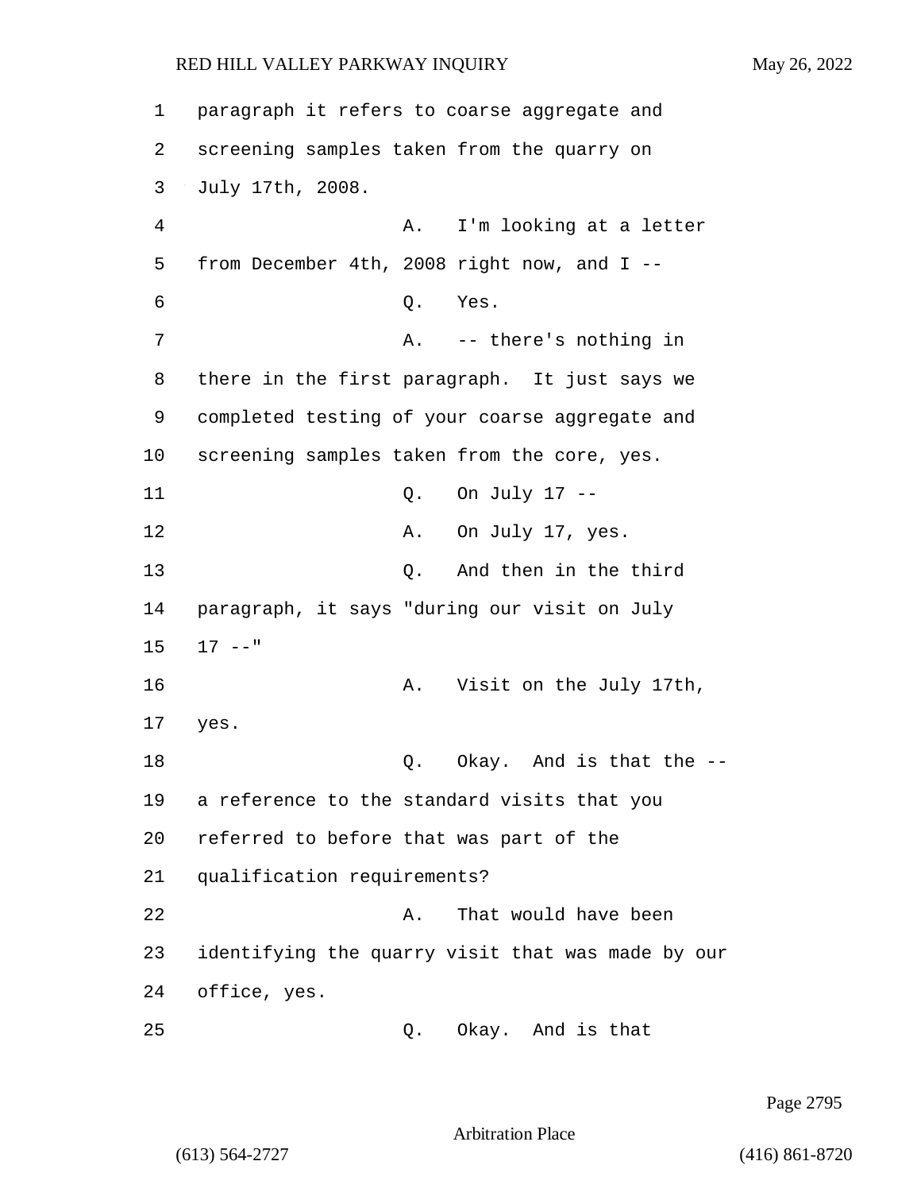1 paragraph it refers to coarse aggregate and
2 screening samples taken from the quarry on
3 July 17th, 2008.
4 A. I'm looking at a letter
5 from December 4th, 2008 right now, and I --
6 Q. Yes.
7 A. -- there's nothing in
8 there in the first paragraph. It just says we
9 completed testing of your coarse aggregate and
10 screening samples taken from the core, yes.
11 Q. On July 17 --
12 A. On July 17, yes.
13 Q. And then in the third
14 paragraph, it says "during our visit on July
15 17 --"
16 A. Visit on the July 17th,
17 yes.
18 Q. Okay. And is that the --
19 a reference to the standard visits that you
20 referred to before that was part of the
21 qualification requirements?
22 A. That would have been
23 identifying the quarry visit that was made by our
24 office, yes.
25 Q. Okay. And is that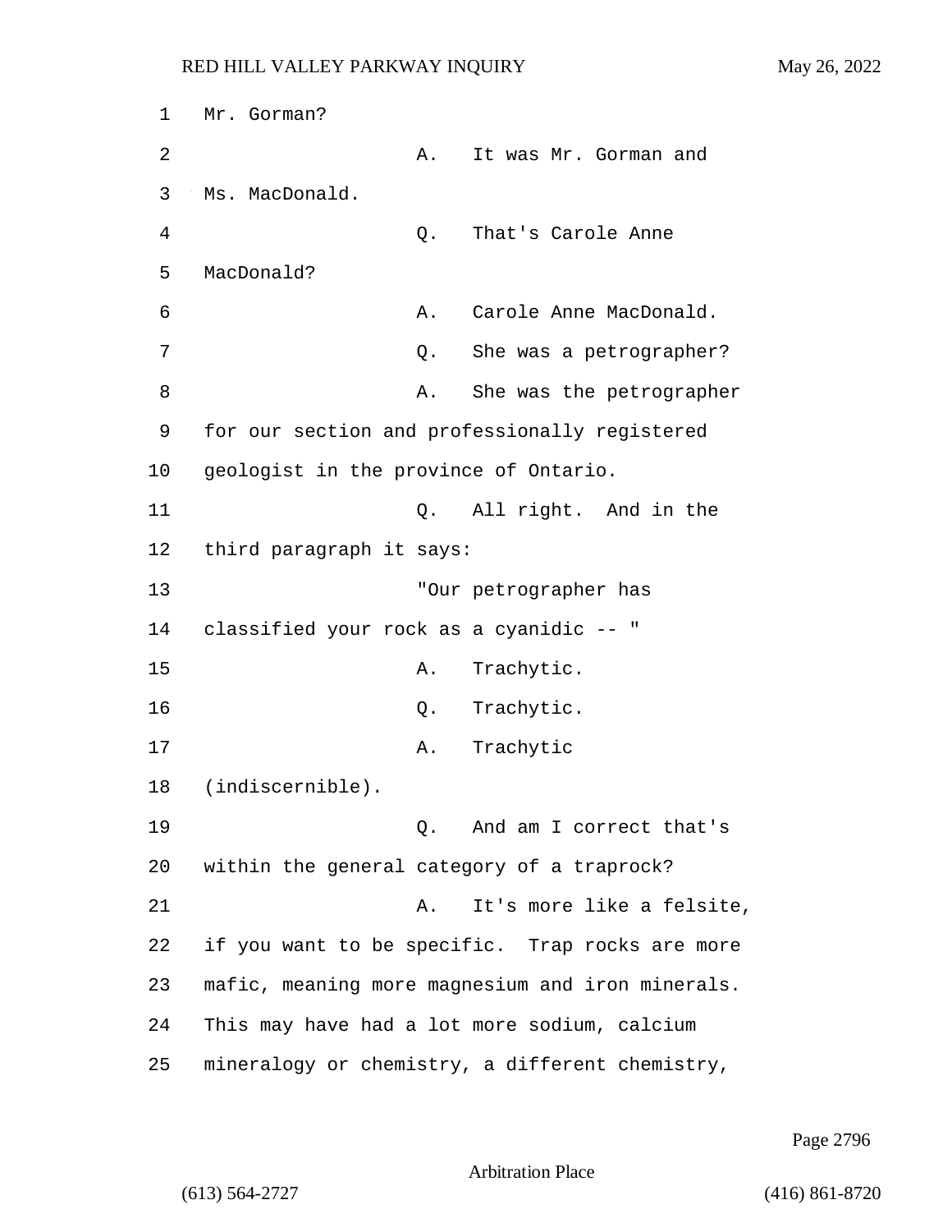Mr. Gorman?

A. It was Mr. Gorman and Ms. MacDonald.

Q. That's Carole Anne MacDonald?

A. Carole Anne MacDonald.

Q. She was a petrographer?

A. She was the petrographer for our section and professionally registered geologist in the province of Ontario.

Q. All right. And in the third paragraph it says:

"Our petrographer has classified your rock as a cyanidic -- "

A. Trachytic.

Q. Trachytic.

A. Trachytic (indiscernible).

Q. And am I correct that's within the general category of a traprock?

A. It's more like a felsite, if you want to be specific. Trap rocks are more mafic, meaning more magnesium and iron minerals. This may have had a lot more sodium, calcium mineralogy or chemistry, a different chemistry,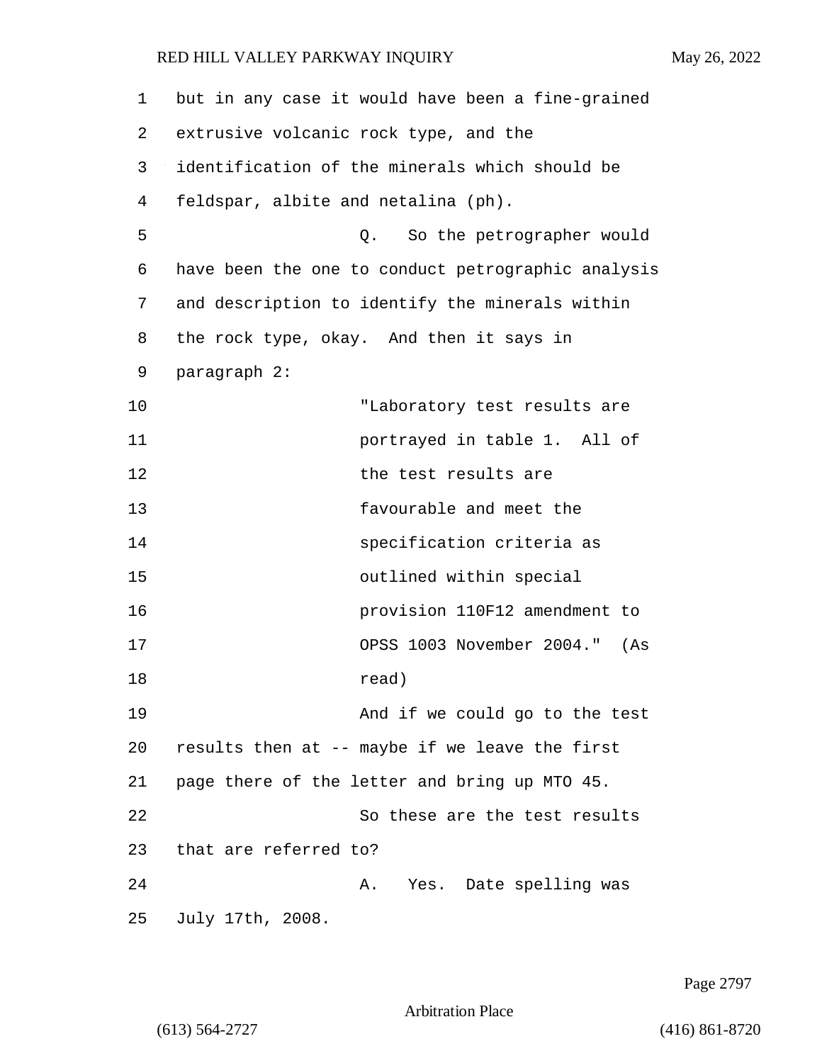but in any case it would have been a fine-grained extrusive volcanic rock type, and the identification of the minerals which should be feldspar, albite and netalina (ph).

Q. So the petrographer would have been the one to conduct petrographic analysis and description to identify the minerals within the rock type, okay. And then it says in paragraph 2:

> "Laboratory test results are portrayed in table 1. All of the test results are favourable and meet the specification criteria as outlined within special provision 110F12 amendment to OPSS 1003 November 2004." (As read)

And if we could go to the test results then at -- maybe if we leave the first page there of the letter and bring up MTO 45.

So these are the test results that are referred to?

A. Yes. Date spelling was July 17th, 2008.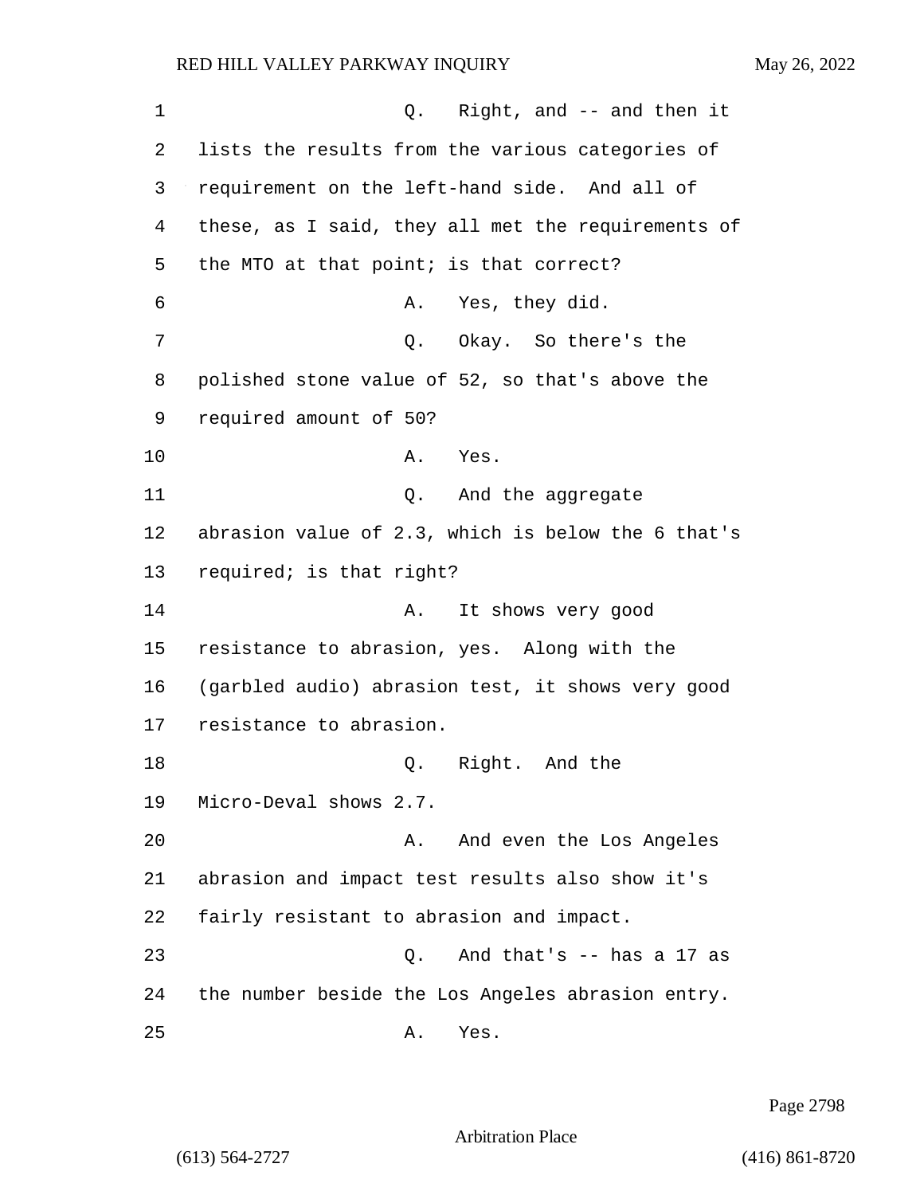Q. Right, and -- and then it lists the results from the various categories of requirement on the left-hand side. And all of these, as I said, they all met the requirements of the MTO at that point; is that correct?

A. Yes, they did.

Q. Okay. So there's the polished stone value of 52, so that's above the required amount of 50?

A. Yes.

Q. And the aggregate abrasion value of 2.3, which is below the 6 that's required; is that right?

A. It shows very good resistance to abrasion, yes. Along with the (garbled audio) abrasion test, it shows very good resistance to abrasion.

Q. Right. And the Micro-Deval shows 2.7.

A. And even the Los Angeles abrasion and impact test results also show it's fairly resistant to abrasion and impact.

Q. And that's -- has a 17 as the number beside the Los Angeles abrasion entry.

A. Yes.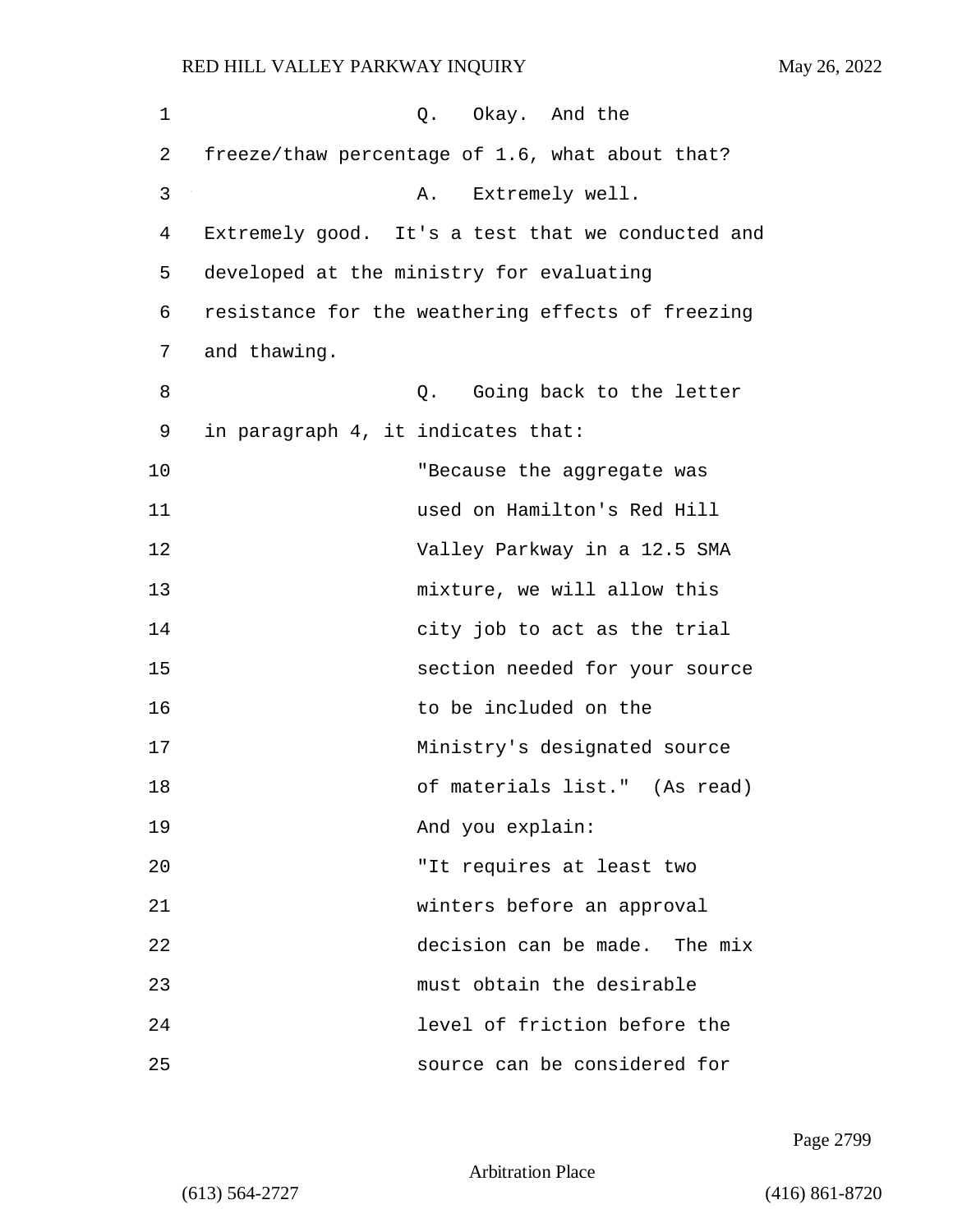Q. Okay. And the freeze/thaw percentage of 1.6, what about that?

A. Extremely well. Extremely good. It's a test that we conducted and developed at the ministry for evaluating resistance for the weathering effects of freezing and thawing.

Q. Going back to the letter in paragraph 4, it indicates that:

> "Because the aggregate was used on Hamilton's Red Hill Valley Parkway in a 12.5 SMA mixture, we will allow this city job to act as the trial section needed for your source to be included on the Ministry's designated source of materials list." (As read)

And you explain:

> "It requires at least two winters before an approval decision can be made. The mix must obtain the desirable level of friction before the source can be considered for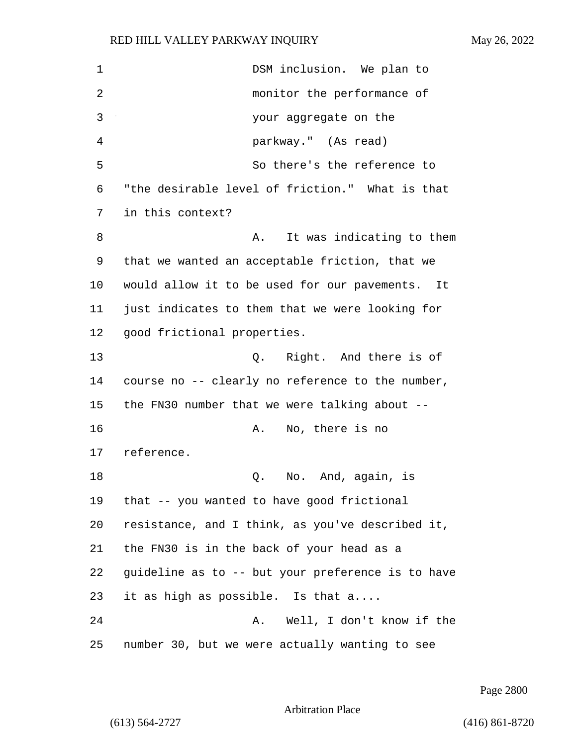DSM inclusion. We plan to monitor the performance of your aggregate on the parkway." (As read)

So there's the reference to "the desirable level of friction." What is that in this context?

A. It was indicating to them that we wanted an acceptable friction, that we would allow it to be used for our pavements. It just indicates to them that we were looking for good frictional properties.

Q. Right. And there is of course no -- clearly no reference to the number, the FN30 number that we were talking about --

A. No, there is no reference.

Q. No. And, again, is that -- you wanted to have good frictional resistance, and I think, as you've described it, the FN30 is in the back of your head as a guideline as to -- but your preference is to have it as high as possible. Is that a....

A. Well, I don't know if the number 30, but we were actually wanting to see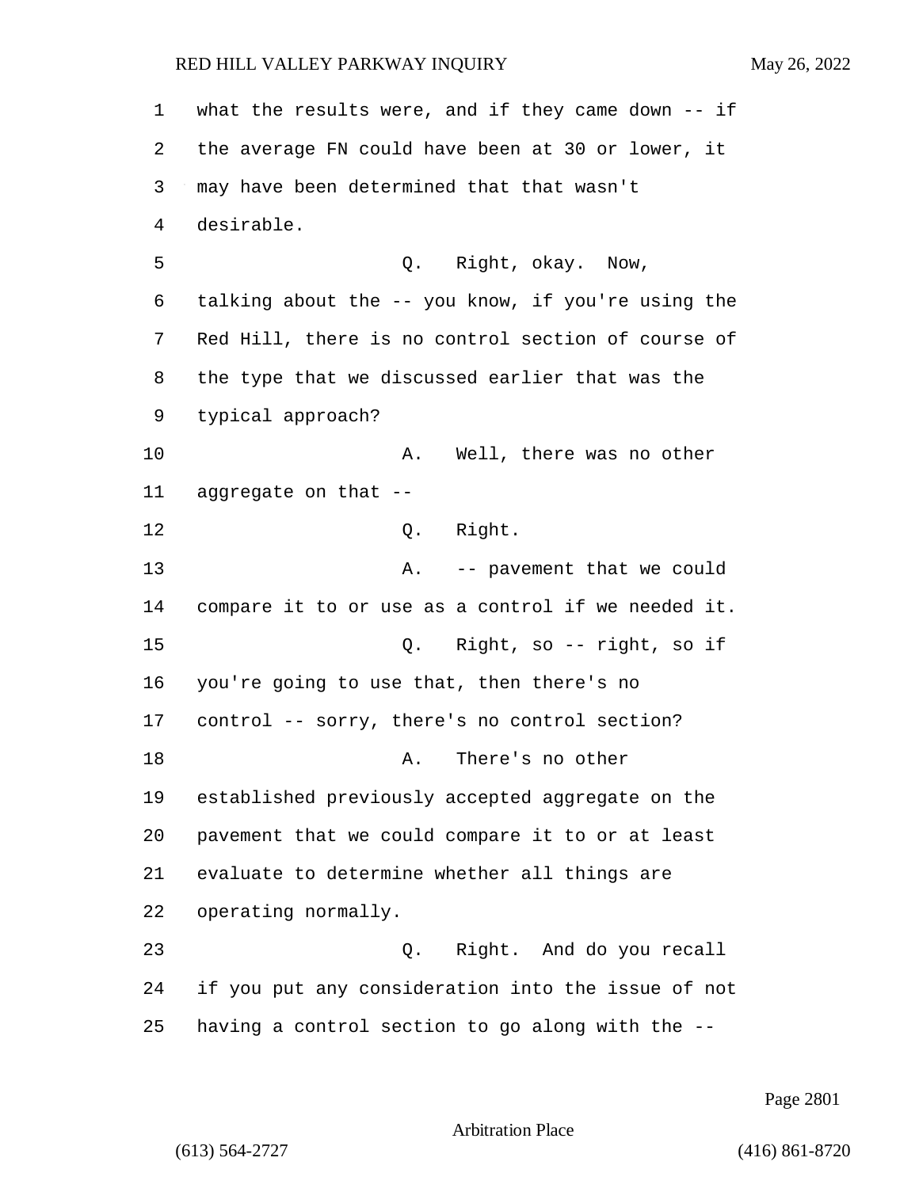what the results were, and if they came down -- if the average FN could have been at 30 or lower, it may have been determined that that wasn't desirable.

Q. Right, okay. Now, talking about the -- you know, if you're using the Red Hill, there is no control section of course of the type that we discussed earlier that was the typical approach?

A. Well, there was no other aggregate on that --

Q. Right.

A. -- pavement that we could compare it to or use as a control if we needed it.

Q. Right, so -- right, so if you're going to use that, then there's no control -- sorry, there's no control section?

A. There's no other established previously accepted aggregate on the pavement that we could compare it to or at least evaluate to determine whether all things are operating normally.

Q. Right. And do you recall if you put any consideration into the issue of not having a control section to go along with the --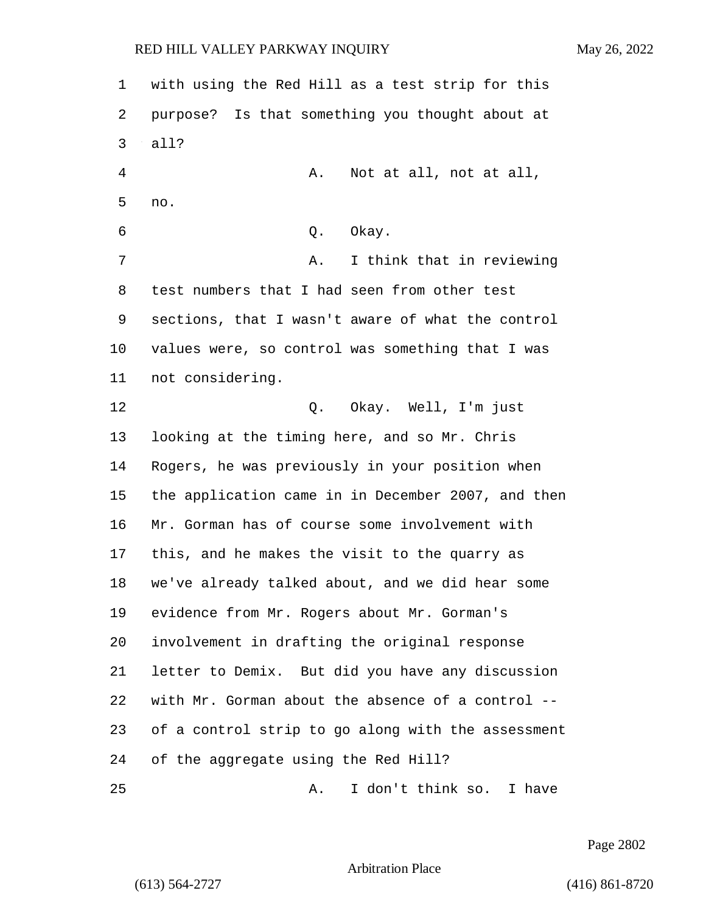1 with using the Red Hill as a test strip for this
2 purpose? Is that something you thought about at
3 all?

4 A. Not at all, not at all,
5 no.

6 Q. Okay.

7 A. I think that in reviewing
8 test numbers that I had seen from other test
9 sections, that I wasn't aware of what the control
10 values were, so control was something that I was
11 not considering.

12 Q. Okay. Well, I'm just
13 looking at the timing here, and so Mr. Chris
14 Rogers, he was previously in your position when
15 the application came in in December 2007, and then
16 Mr. Gorman has of course some involvement with
17 this, and he makes the visit to the quarry as
18 we've already talked about, and we did hear some
19 evidence from Mr. Rogers about Mr. Gorman's
20 involvement in drafting the original response
21 letter to Demix. But did you have any discussion
22 with Mr. Gorman about the absence of a control --
23 of a control strip to go along with the assessment
24 of the aggregate using the Red Hill?

25 A. I don't think so. I have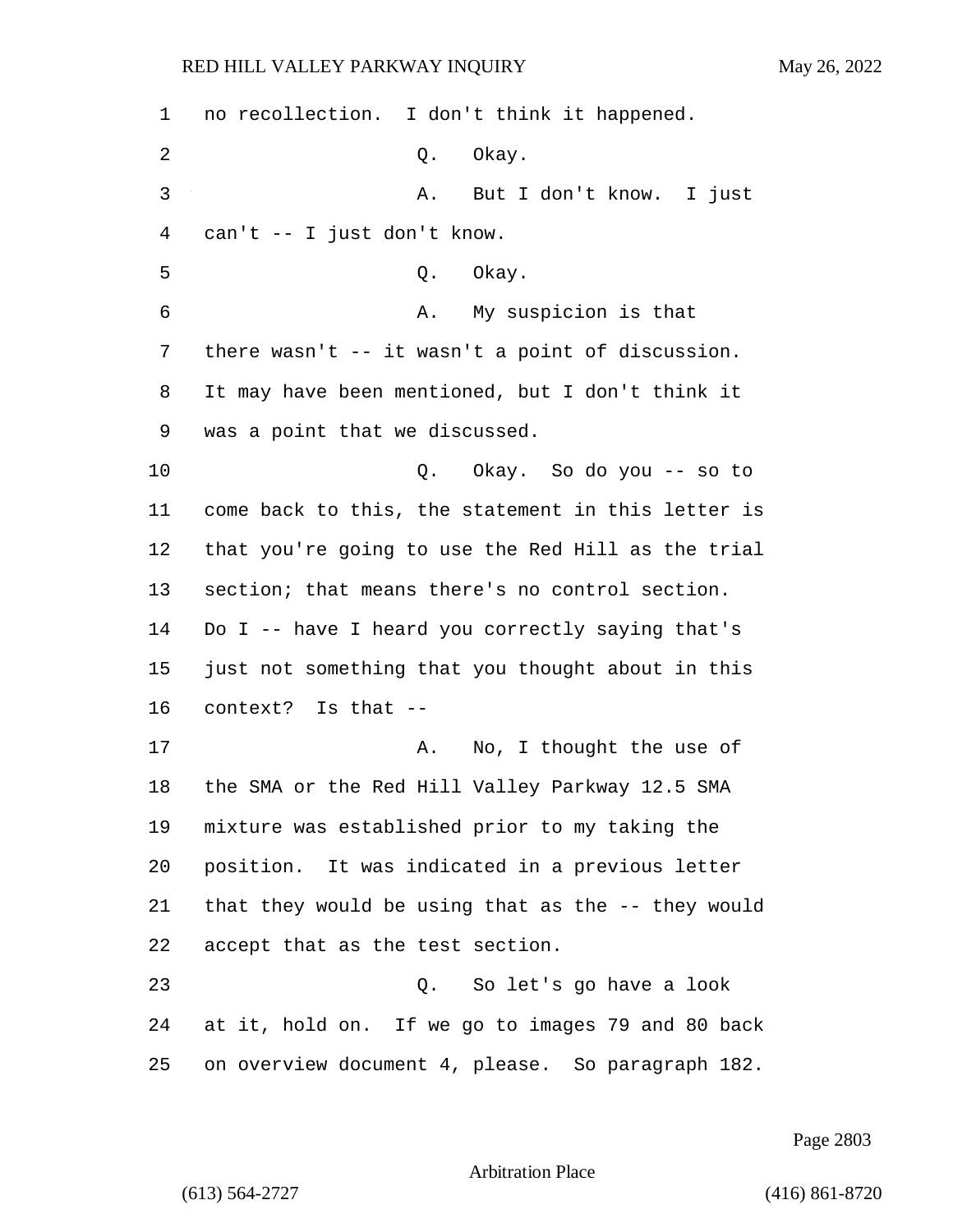1 no recollection. I don't think it happened.

2 Q. Okay.

3 A. But I don't know. I just

4 can't -- I just don't know.

5 Q. Okay.

6 A. My suspicion is that

7 there wasn't -- it wasn't a point of discussion.

8 It may have been mentioned, but I don't think it

9 was a point that we discussed.

10 Q. Okay. So do you -- so to

11 come back to this, the statement in this letter is

12 that you're going to use the Red Hill as the trial

13 section; that means there's no control section.

14 Do I -- have I heard you correctly saying that's

15 just not something that you thought about in this

16 context? Is that --

17 A. No, I thought the use of

18 the SMA or the Red Hill Valley Parkway 12.5 SMA

19 mixture was established prior to my taking the

20 position. It was indicated in a previous letter

21 that they would be using that as the -- they would

22 accept that as the test section.

23 Q. So let's go have a look

24 at it, hold on. If we go to images 79 and 80 back

25 on overview document 4, please. So paragraph 182.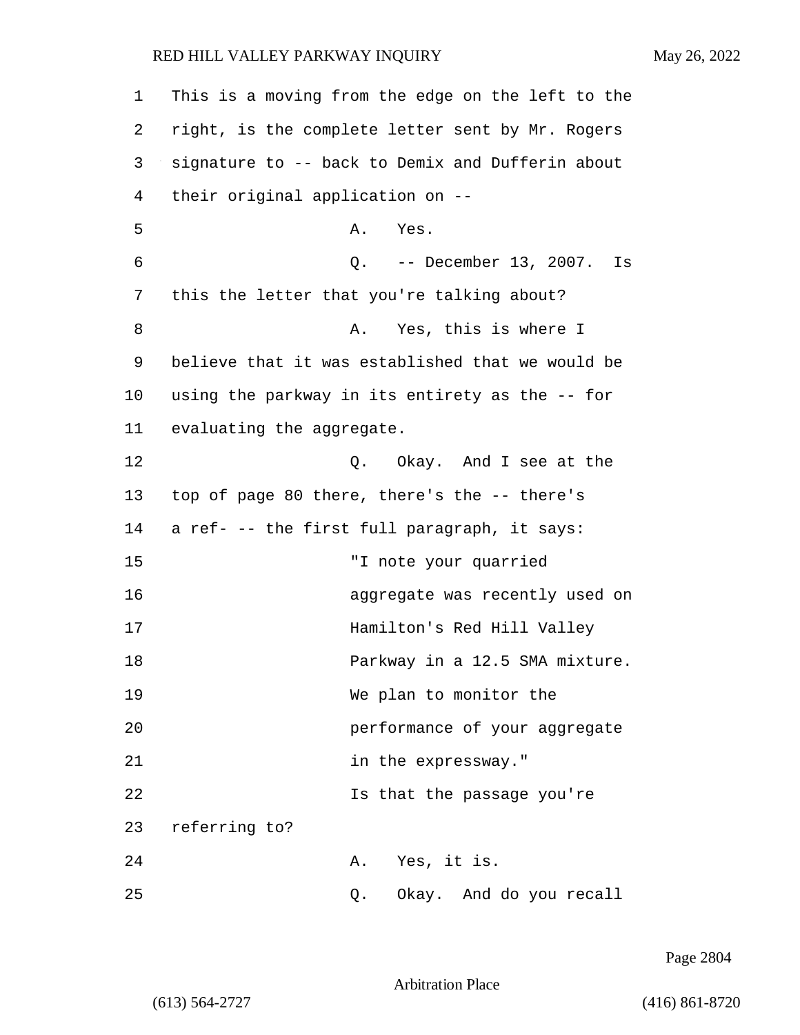This is a moving from the edge on the left to the right, is the complete letter sent by Mr. Rogers signature to -- back to Demix and Dufferin about their original application on --

A. Yes.

Q. -- December 13, 2007. Is this the letter that you're talking about?

A. Yes, this is where I believe that it was established that we would be using the parkway in its entirety as the -- for evaluating the aggregate.

Q. Okay. And I see at the top of page 80 there, there's the -- there's a ref- -- the first full paragraph, it says:

> "I note your quarried aggregate was recently used on Hamilton's Red Hill Valley Parkway in a 12.5 SMA mixture. We plan to monitor the performance of your aggregate in the expressway."

Is that the passage you're referring to?

A. Yes, it is.

Q. Okay. And do you recall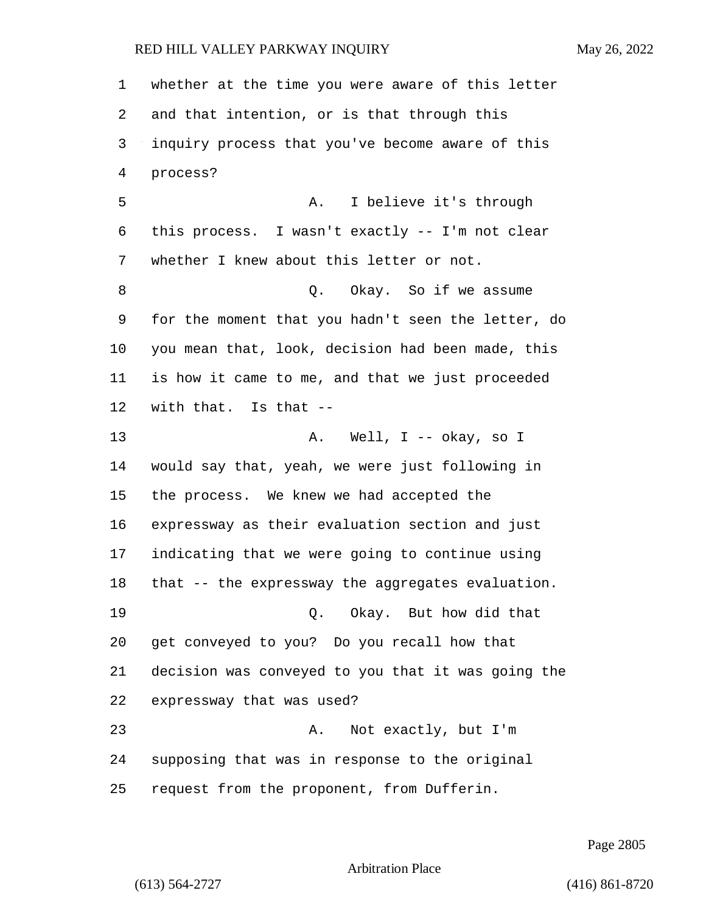whether at the time you were aware of this letter and that intention, or is that through this inquiry process that you've become aware of this process?

A. I believe it's through this process. I wasn't exactly -- I'm not clear whether I knew about this letter or not.

Q. Okay. So if we assume for the moment that you hadn't seen the letter, do you mean that, look, decision had been made, this is how it came to me, and that we just proceeded with that. Is that --

A. Well, I -- okay, so I would say that, yeah, we were just following in the process. We knew we had accepted the expressway as their evaluation section and just indicating that we were going to continue using that -- the expressway the aggregates evaluation.

Q. Okay. But how did that get conveyed to you? Do you recall how that decision was conveyed to you that it was going the expressway that was used?

A. Not exactly, but I'm supposing that was in response to the original request from the proponent, from Dufferin.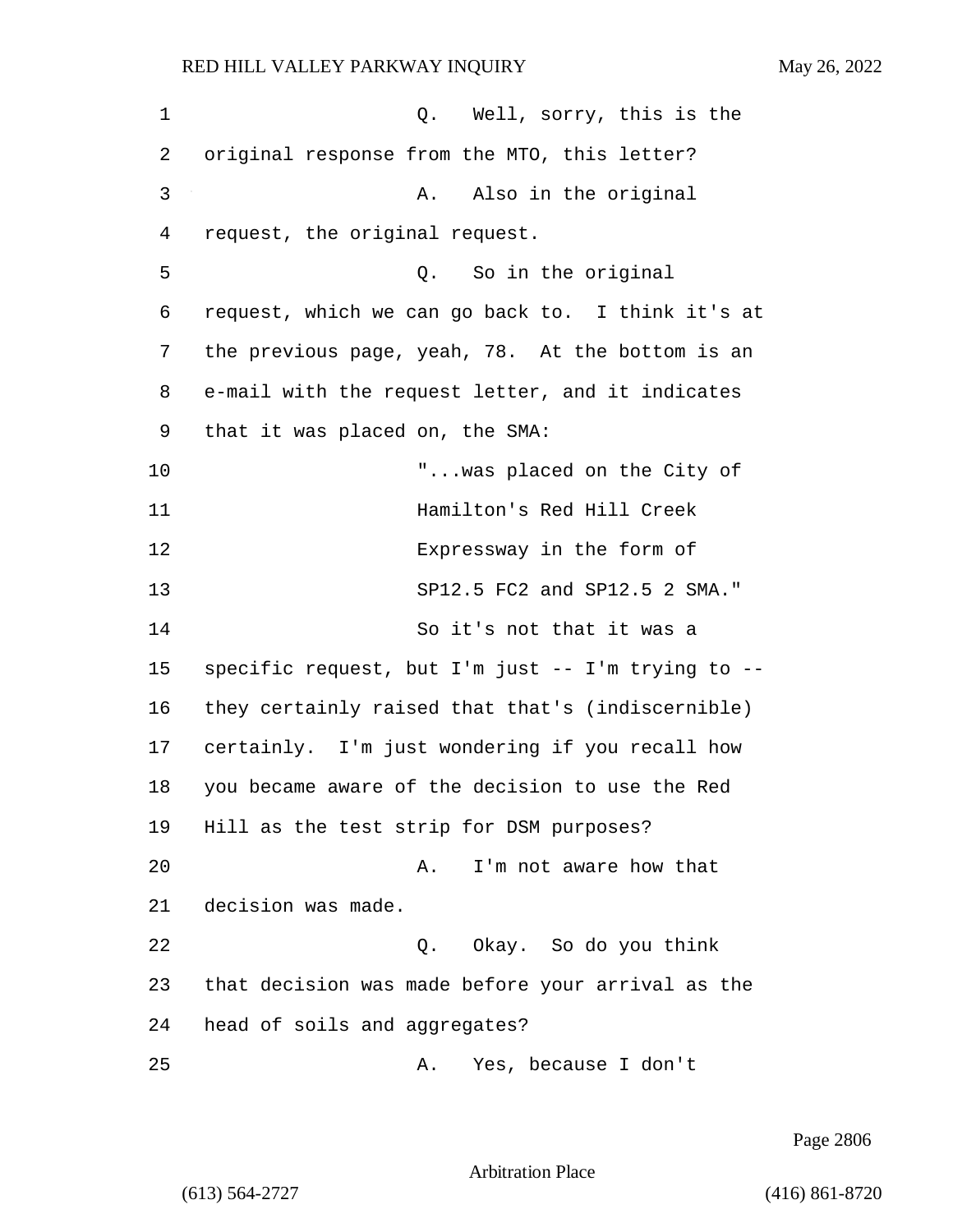1 Q. Well, sorry, this is the
2 original response from the MTO, this letter?
3 A. Also in the original
4 request, the original request.
5 Q. So in the original
6 request, which we can go back to. I think it's at
7 the previous page, yeah, 78. At the bottom is an
8 e-mail with the request letter, and it indicates
9 that it was placed on, the SMA:
10 "...was placed on the City of
11 Hamilton's Red Hill Creek
12 Expressway in the form of
13 SP12.5 FC2 and SP12.5 2 SMA."
14 So it's not that it was a
15 specific request, but I'm just -- I'm trying to --
16 they certainly raised that that's (indiscernible)
17 certainly. I'm just wondering if you recall how
18 you became aware of the decision to use the Red
19 Hill as the test strip for DSM purposes?
20 A. I'm not aware how that
21 decision was made.
22 Q. Okay. So do you think
23 that decision was made before your arrival as the
24 head of soils and aggregates?
25 A. Yes, because I don't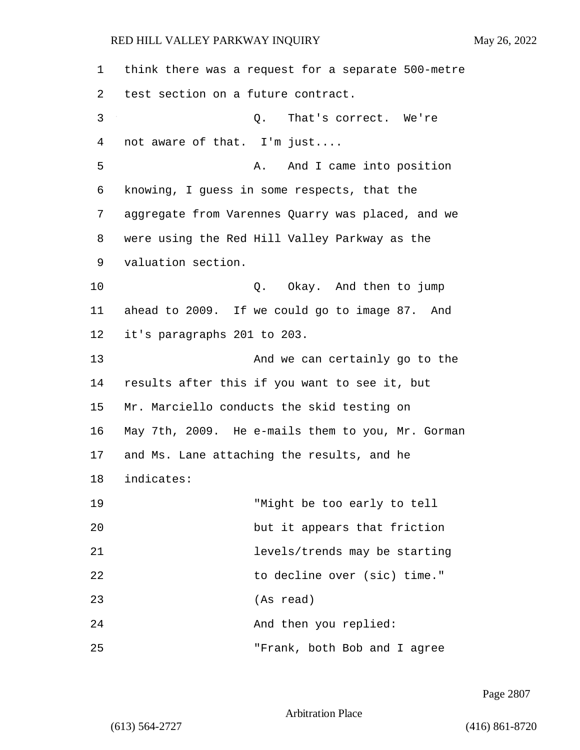think there was a request for a separate 500-metre test section on a future contract.

Q. That's correct. We're not aware of that. I'm just....

A. And I came into position knowing, I guess in some respects, that the aggregate from Varennes Quarry was placed, and we were using the Red Hill Valley Parkway as the valuation section.

Q. Okay. And then to jump ahead to 2009. If we could go to image 87. And it's paragraphs 201 to 203.

And we can certainly go to the results after this if you want to see it, but Mr. Marciello conducts the skid testing on May 7th, 2009. He e-mails them to you, Mr. Gorman and Ms. Lane attaching the results, and he indicates:

"Might be too early to tell but it appears that friction levels/trends may be starting to decline over (sic) time." (As read)

And then you replied:

"Frank, both Bob and I agree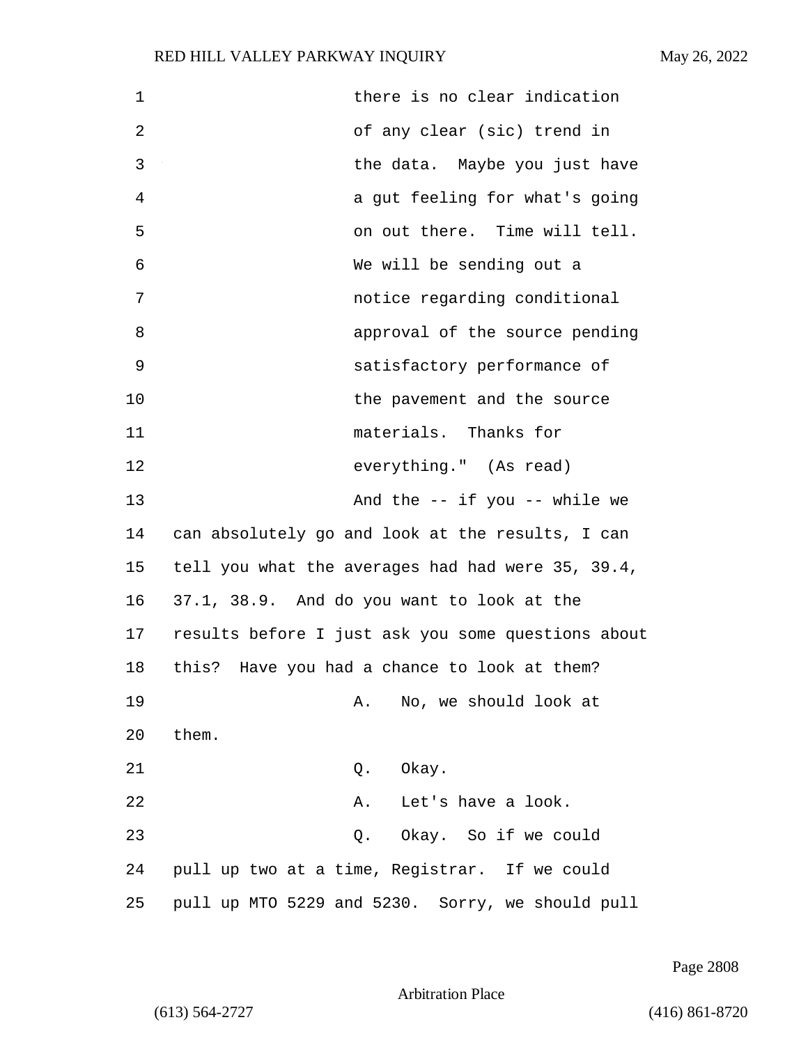there is no clear indication of any clear (sic) trend in the data. Maybe you just have a gut feeling for what's going on out there. Time will tell. We will be sending out a notice regarding conditional approval of the source pending satisfactory performance of the pavement and the source materials. Thanks for everything." (As read)

And the -- if you -- while we can absolutely go and look at the results, I can tell you what the averages had had were 35, 39.4, 37.1, 38.9. And do you want to look at the results before I just ask you some questions about this? Have you had a chance to look at them?

A. No, we should look at them.

Q. Okay.

A. Let's have a look.

Q. Okay. So if we could pull up two at a time, Registrar. If we could pull up MTO 5229 and 5230. Sorry, we should pull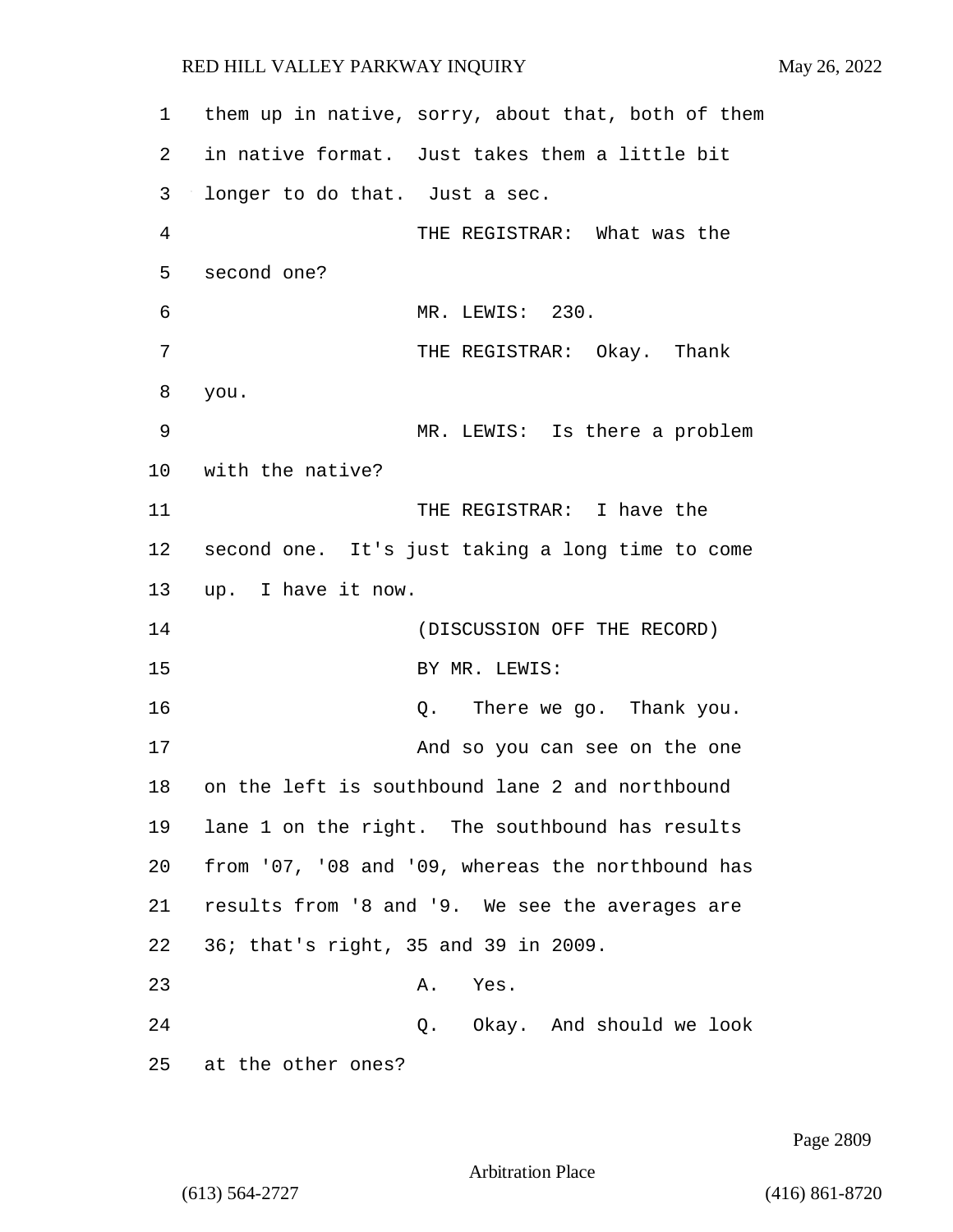1 them up in native, sorry, about that, both of them
2 in native format. Just takes them a little bit
3 longer to do that. Just a sec.
4 THE REGISTRAR: What was the
5 second one?
6 MR. LEWIS: 230.
7 THE REGISTRAR: Okay. Thank
8 you.
9 MR. LEWIS: Is there a problem
10 with the native?
11 THE REGISTRAR: I have the
12 second one. It's just taking a long time to come
13 up. I have it now.
14 (DISCUSSION OFF THE RECORD)
15 BY MR. LEWIS:
16 Q. There we go. Thank you.
17 And so you can see on the one
18 on the left is southbound lane 2 and northbound
19 lane 1 on the right. The southbound has results
20 from '07, '08 and '09, whereas the northbound has
21 results from '8 and '9. We see the averages are
22 36; that's right, 35 and 39 in 2009.
23 A. Yes.
24 Q. Okay. And should we look
25 at the other ones?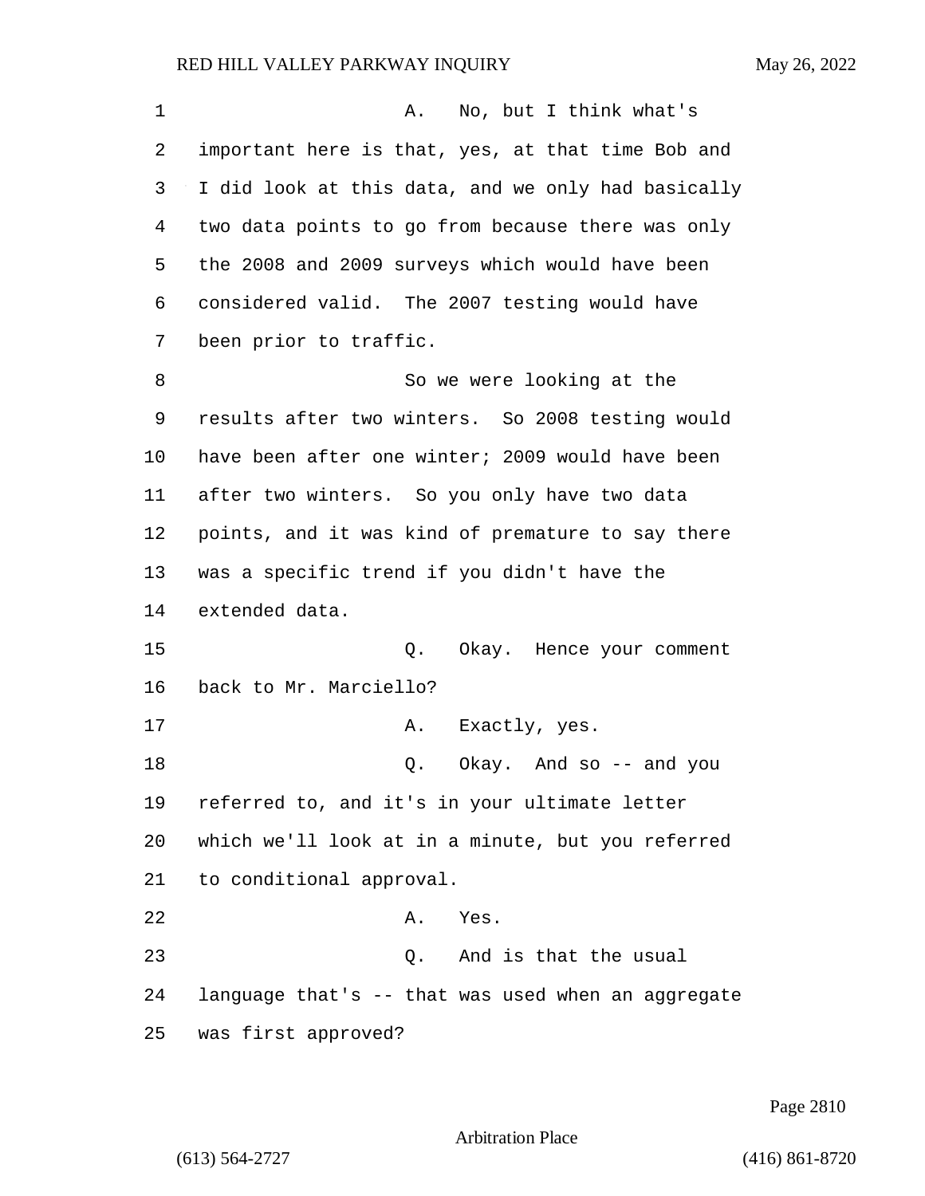A. No, but I think what's important here is that, yes, at that time Bob and I did look at this data, and we only had basically two data points to go from because there was only the 2008 and 2009 surveys which would have been considered valid. The 2007 testing would have been prior to traffic.

So we were looking at the results after two winters. So 2008 testing would have been after one winter; 2009 would have been after two winters. So you only have two data points, and it was kind of premature to say there was a specific trend if you didn't have the extended data.

Q. Okay. Hence your comment back to Mr. Marciello?

A. Exactly, yes.

Q. Okay. And so -- and you referred to, and it's in your ultimate letter which we'll look at in a minute, but you referred to conditional approval.

A. Yes.

Q. And is that the usual language that's -- that was used when an aggregate was first approved?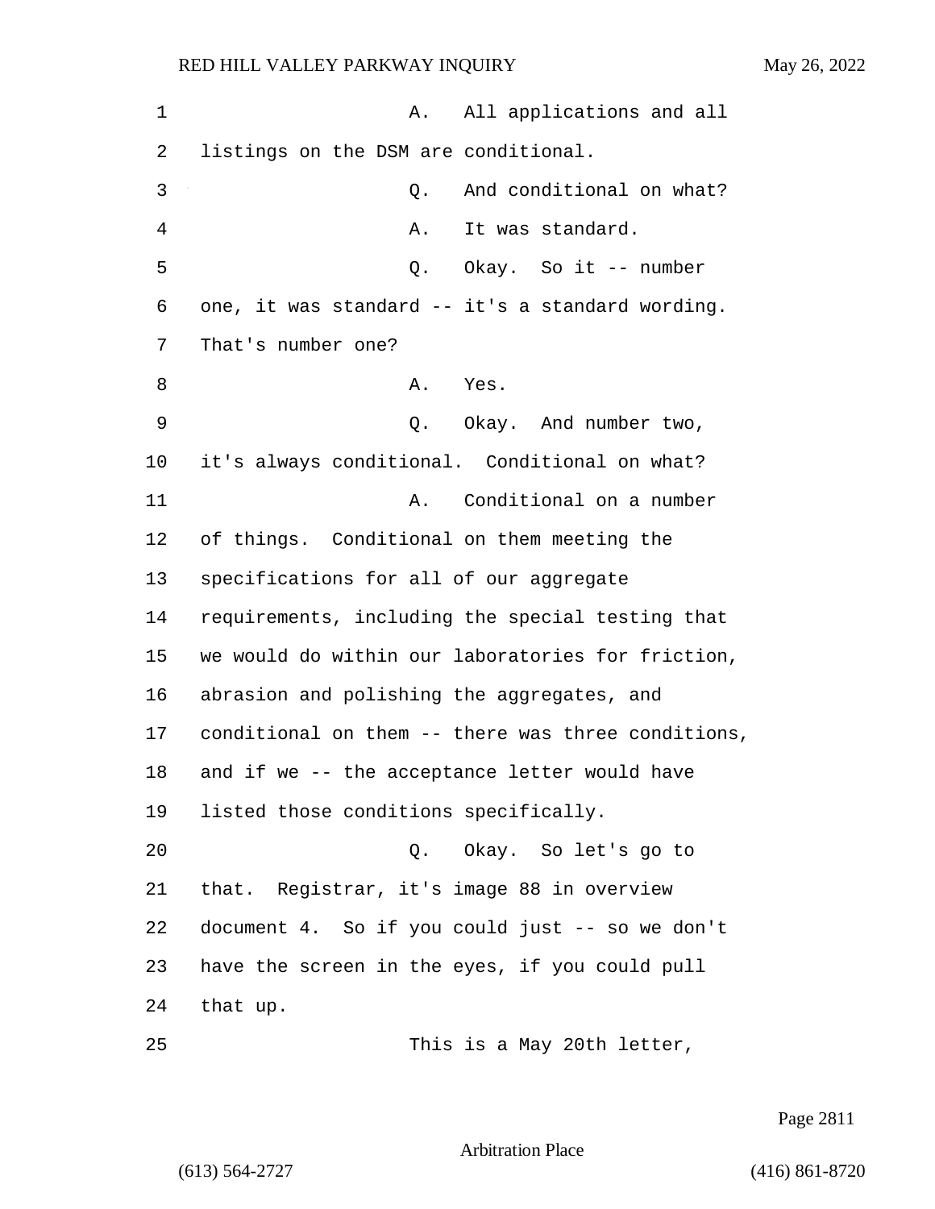1 A. All applications and all
2 listings on the DSM are conditional.
3 Q. And conditional on what?
4 A. It was standard.
5 Q. Okay. So it -- number
6 one, it was standard -- it's a standard wording.
7 That's number one?
8 A. Yes.
9 Q. Okay. And number two,
10 it's always conditional. Conditional on what?
11 A. Conditional on a number
12 of things. Conditional on them meeting the
13 specifications for all of our aggregate
14 requirements, including the special testing that
15 we would do within our laboratories for friction,
16 abrasion and polishing the aggregates, and
17 conditional on them -- there was three conditions,
18 and if we -- the acceptance letter would have
19 listed those conditions specifically.
20 Q. Okay. So let's go to
21 that. Registrar, it's image 88 in overview
22 document 4. So if you could just -- so we don't
23 have the screen in the eyes, if you could pull
24 that up.
25 This is a May 20th letter,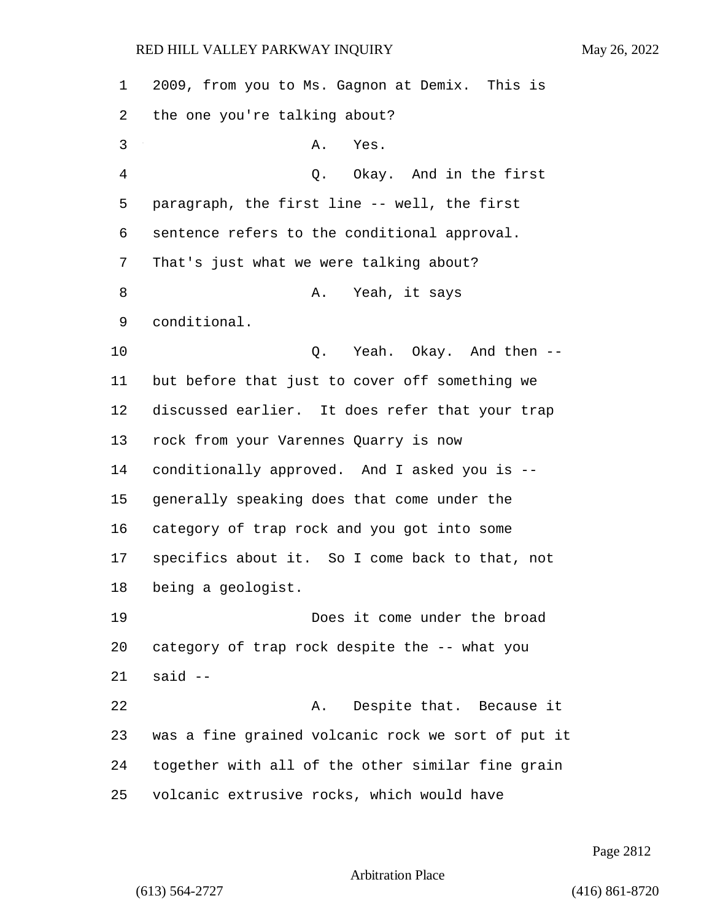2009, from you to Ms. Gagnon at Demix. This is the one you're talking about?

A. Yes.

Q. Okay. And in the first paragraph, the first line -- well, the first sentence refers to the conditional approval. That's just what we were talking about?

A. Yeah, it says conditional.

Q. Yeah. Okay. And then -- but before that just to cover off something we discussed earlier. It does refer that your trap rock from your Varennes Quarry is now conditionally approved. And I asked you is -- generally speaking does that come under the category of trap rock and you got into some specifics about it. So I come back to that, not being a geologist.

Does it come under the broad category of trap rock despite the -- what you said --

A. Despite that. Because it was a fine grained volcanic rock we sort of put it together with all of the other similar fine grain volcanic extrusive rocks, which would have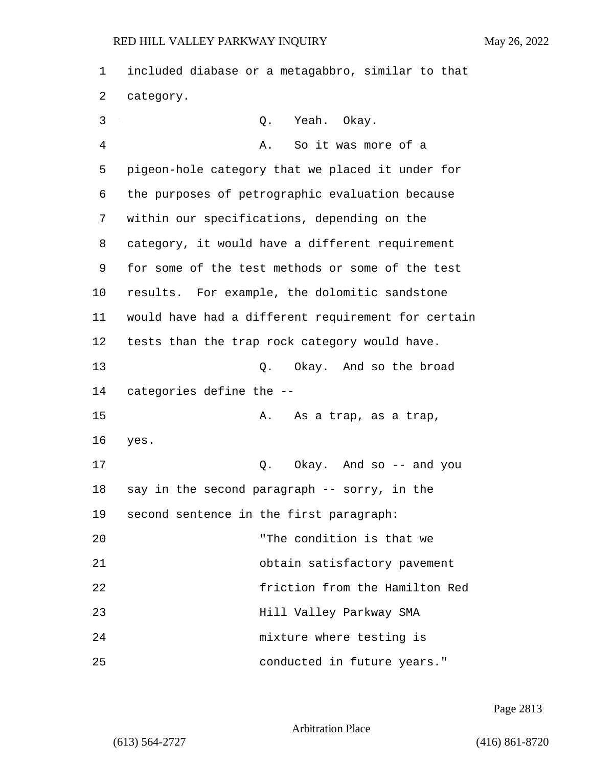1 included diabase or a metagabbro, similar to that
2 category.

3 Q. Yeah. Okay.

4 A. So it was more of a
5 pigeon-hole category that we placed it under for
6 the purposes of petrographic evaluation because
7 within our specifications, depending on the
8 category, it would have a different requirement
9 for some of the test methods or some of the test
10 results. For example, the dolomitic sandstone
11 would have had a different requirement for certain
12 tests than the trap rock category would have.

13 Q. Okay. And so the broad
14 categories define the --

15 A. As a trap, as a trap,
16 yes.

17 Q. Okay. And so -- and you
18 say in the second paragraph -- sorry, in the
19 second sentence in the first paragraph:

20 "The condition is that we
21 obtain satisfactory pavement
22 friction from the Hamilton Red
23 Hill Valley Parkway SMA
24 mixture where testing is
25 conducted in future years."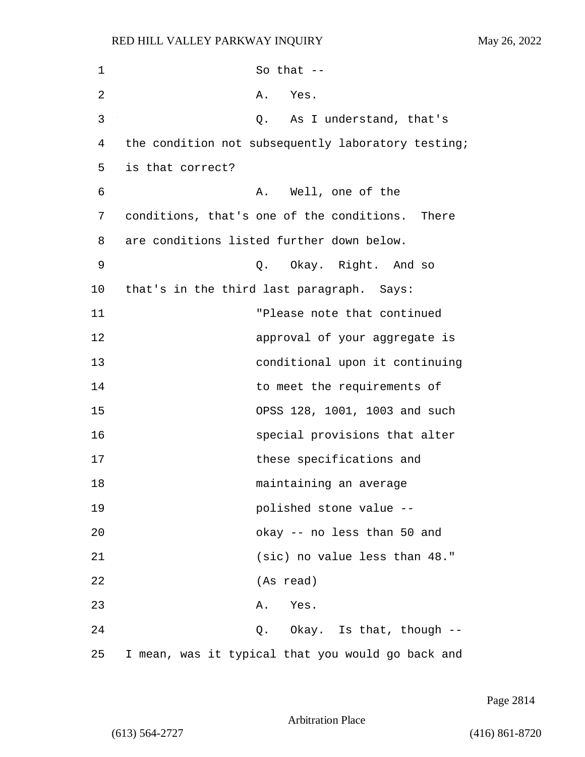So that --

A. Yes.

Q. As I understand, that's the condition not subsequently laboratory testing; is that correct?

A. Well, one of the conditions, that's one of the conditions. There are conditions listed further down below.

Q. Okay. Right. And so that's in the third last paragraph. Says:

> "Please note that continued approval of your aggregate is conditional upon it continuing to meet the requirements of OPSS 128, 1001, 1003 and such special provisions that alter these specifications and maintaining an average polished stone value -- okay -- no less than 50 and (sic) no value less than 48." (As read)

A. Yes.

Q. Okay. Is that, though -- I mean, was it typical that you would go back and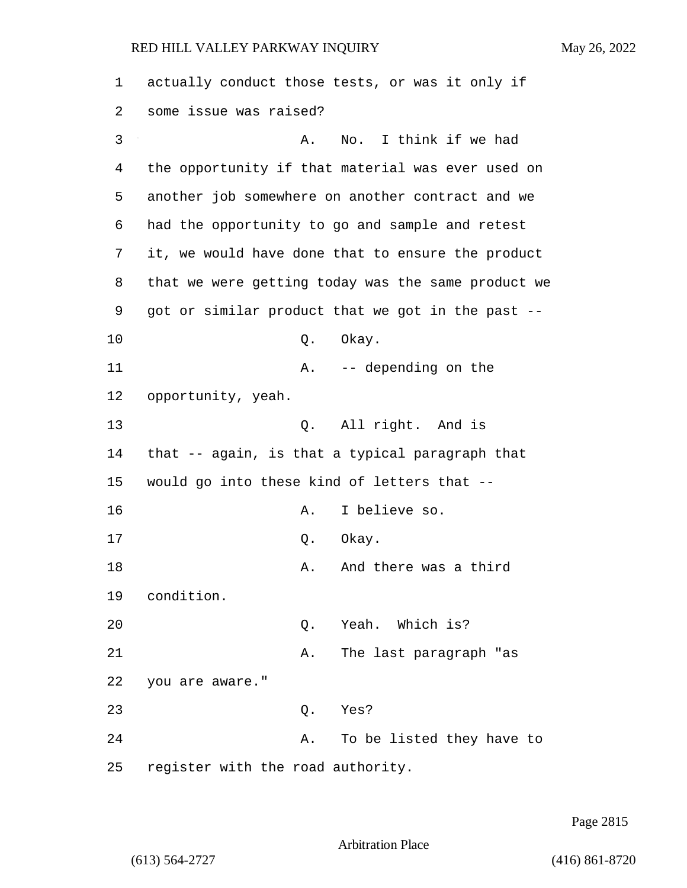actually conduct those tests, or was it only if some issue was raised?

A. No. I think if we had the opportunity if that material was ever used on another job somewhere on another contract and we had the opportunity to go and sample and retest it, we would have done that to ensure the product that we were getting today was the same product we got or similar product that we got in the past --

Q. Okay.

A. -- depending on the opportunity, yeah.

Q. All right. And is that -- again, is that a typical paragraph that would go into these kind of letters that --

A. I believe so.

Q. Okay.

A. And there was a third condition.

Q. Yeah. Which is?

A. The last paragraph "as you are aware."

Q. Yes?

A. To be listed they have to register with the road authority.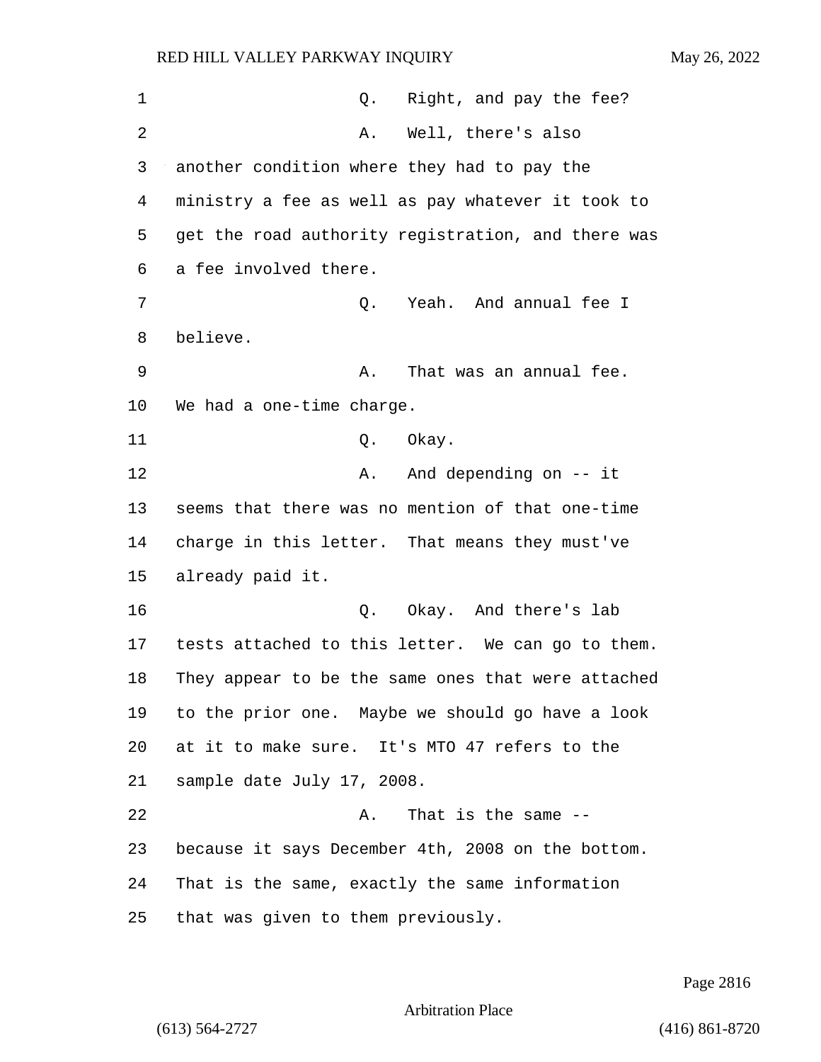Q. Right, and pay the fee?

A. Well, there's also another condition where they had to pay the ministry a fee as well as pay whatever it took to get the road authority registration, and there was a fee involved there.

Q. Yeah. And annual fee I believe.

A. That was an annual fee. We had a one-time charge.

Q. Okay.

A. And depending on -- it seems that there was no mention of that one-time charge in this letter. That means they must've already paid it.

Q. Okay. And there's lab tests attached to this letter. We can go to them. They appear to be the same ones that were attached to the prior one. Maybe we should go have a look at it to make sure. It's MTO 47 refers to the sample date July 17, 2008.

A. That is the same -- because it says December 4th, 2008 on the bottom. That is the same, exactly the same information that was given to them previously.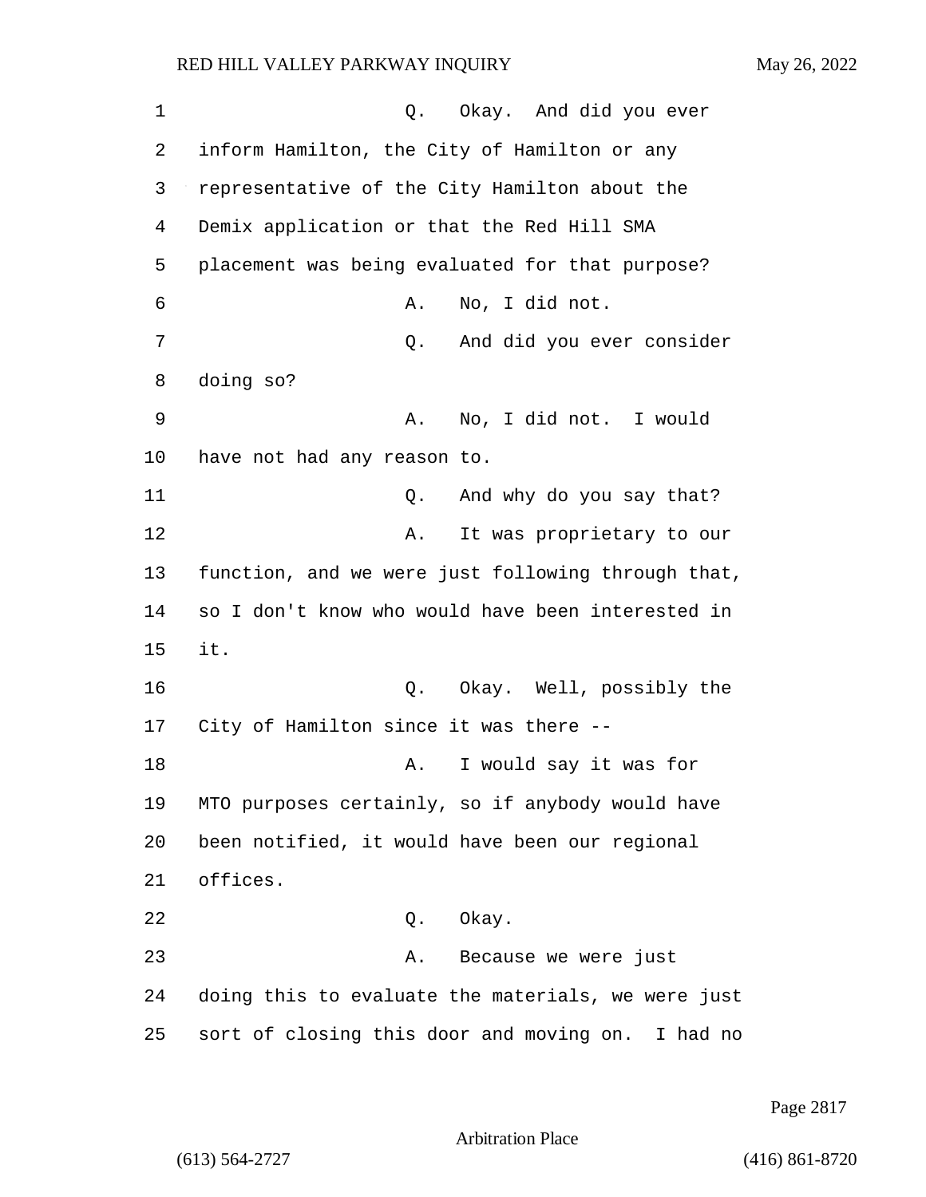Q. Okay. And did you ever inform Hamilton, the City of Hamilton or any representative of the City Hamilton about the Demix application or that the Red Hill SMA placement was being evaluated for that purpose?

A. No, I did not.

Q. And did you ever consider doing so?

A. No, I did not. I would have not had any reason to.

Q. And why do you say that?

A. It was proprietary to our function, and we were just following through that, so I don't know who would have been interested in it.

Q. Okay. Well, possibly the City of Hamilton since it was there --

A. I would say it was for MTO purposes certainly, so if anybody would have been notified, it would have been our regional offices.

Q. Okay.

A. Because we were just doing this to evaluate the materials, we were just sort of closing this door and moving on. I had no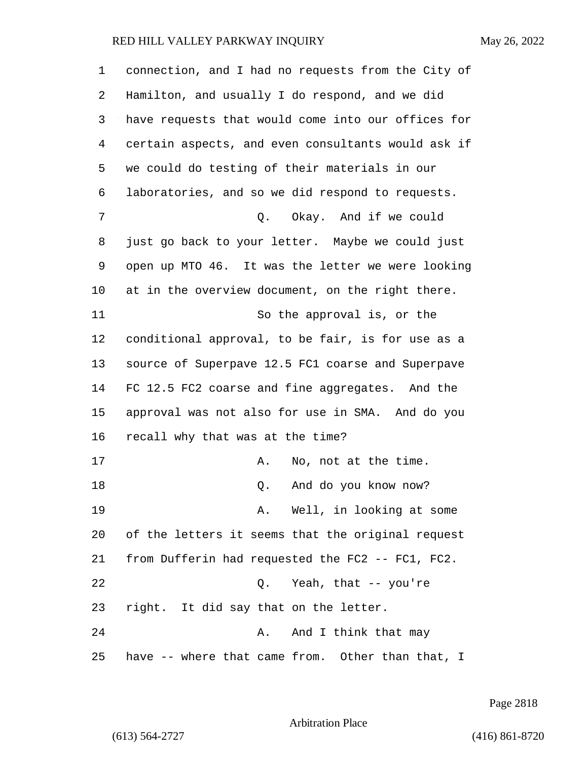connection, and I had no requests from the City of Hamilton, and usually I do respond, and we did have requests that would come into our offices for certain aspects, and even consultants would ask if we could do testing of their materials in our laboratories, and so we did respond to requests.

Q. Okay. And if we could just go back to your letter. Maybe we could just open up MTO 46. It was the letter we were looking at in the overview document, on the right there.

So the approval is, or the conditional approval, to be fair, is for use as a source of Superpave 12.5 FC1 coarse and Superpave FC 12.5 FC2 coarse and fine aggregates. And the approval was not also for use in SMA. And do you recall why that was at the time?

A. No, not at the time.

Q. And do you know now?

A. Well, in looking at some of the letters it seems that the original request from Dufferin had requested the FC2 -- FC1, FC2.

Q. Yeah, that -- you're right. It did say that on the letter.

A. And I think that may have -- where that came from. Other than that, I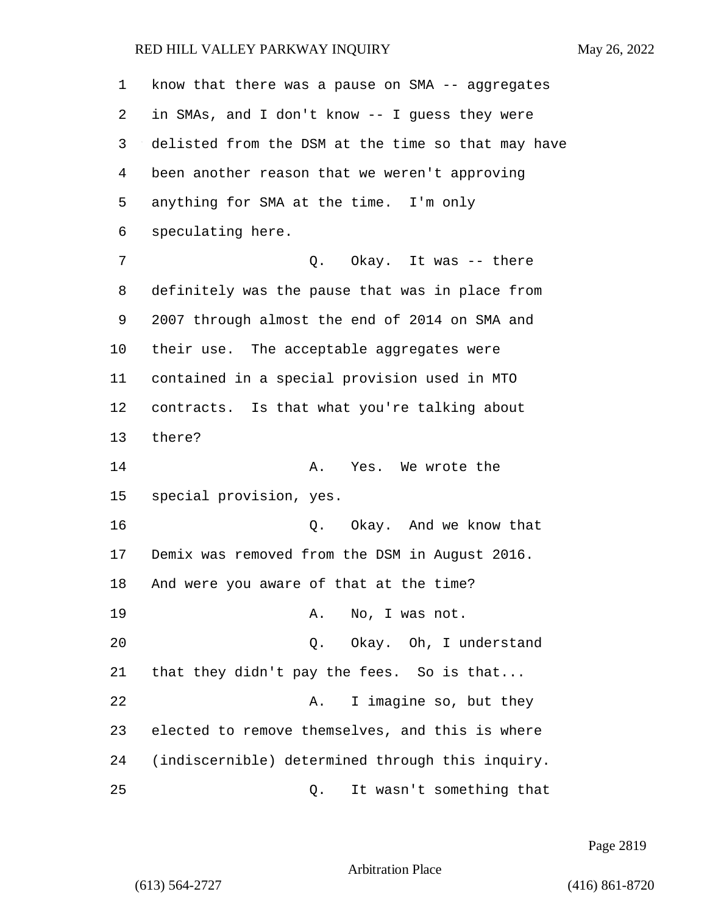1 know that there was a pause on SMA -- aggregates
2 in SMAs, and I don't know -- I guess they were
3 delisted from the DSM at the time so that may have
4 been another reason that we weren't approving
5 anything for SMA at the time. I'm only
6 speculating here.

7 Q. Okay. It was -- there
8 definitely was the pause that was in place from
9 2007 through almost the end of 2014 on SMA and
10 their use. The acceptable aggregates were
11 contained in a special provision used in MTO
12 contracts. Is that what you're talking about
13 there?

14 A. Yes. We wrote the
15 special provision, yes.

16 Q. Okay. And we know that
17 Demix was removed from the DSM in August 2016.
18 And were you aware of that at the time?

19 A. No, I was not.

20 Q. Okay. Oh, I understand
21 that they didn't pay the fees. So is that...

22 A. I imagine so, but they
23 elected to remove themselves, and this is where
24 (indiscernible) determined through this inquiry.

25 Q. It wasn't something that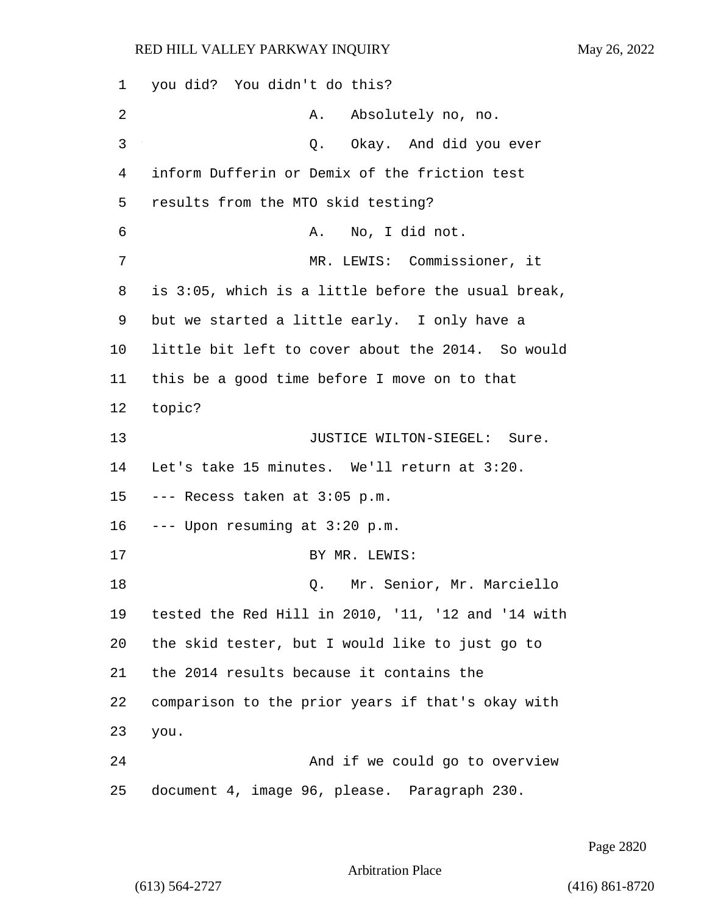you did? You didn't do this?

A. Absolutely no, no.

Q. Okay. And did you ever inform Dufferin or Demix of the friction test results from the MTO skid testing?

A. No, I did not.

MR. LEWIS: Commissioner, it is 3:05, which is a little before the usual break, but we started a little early. I only have a little bit left to cover about the 2014. So would this be a good time before I move on to that topic?

JUSTICE WILTON-SIEGEL: Sure. Let's take 15 minutes. We'll return at 3:20.

--- Recess taken at 3:05 p.m.

--- Upon resuming at 3:20 p.m.

BY MR. LEWIS:

Q. Mr. Senior, Mr. Marciello tested the Red Hill in 2010, '11, '12 and '14 with the skid tester, but I would like to just go to the 2014 results because it contains the comparison to the prior years if that's okay with you.

And if we could go to overview document 4, image 96, please. Paragraph 230.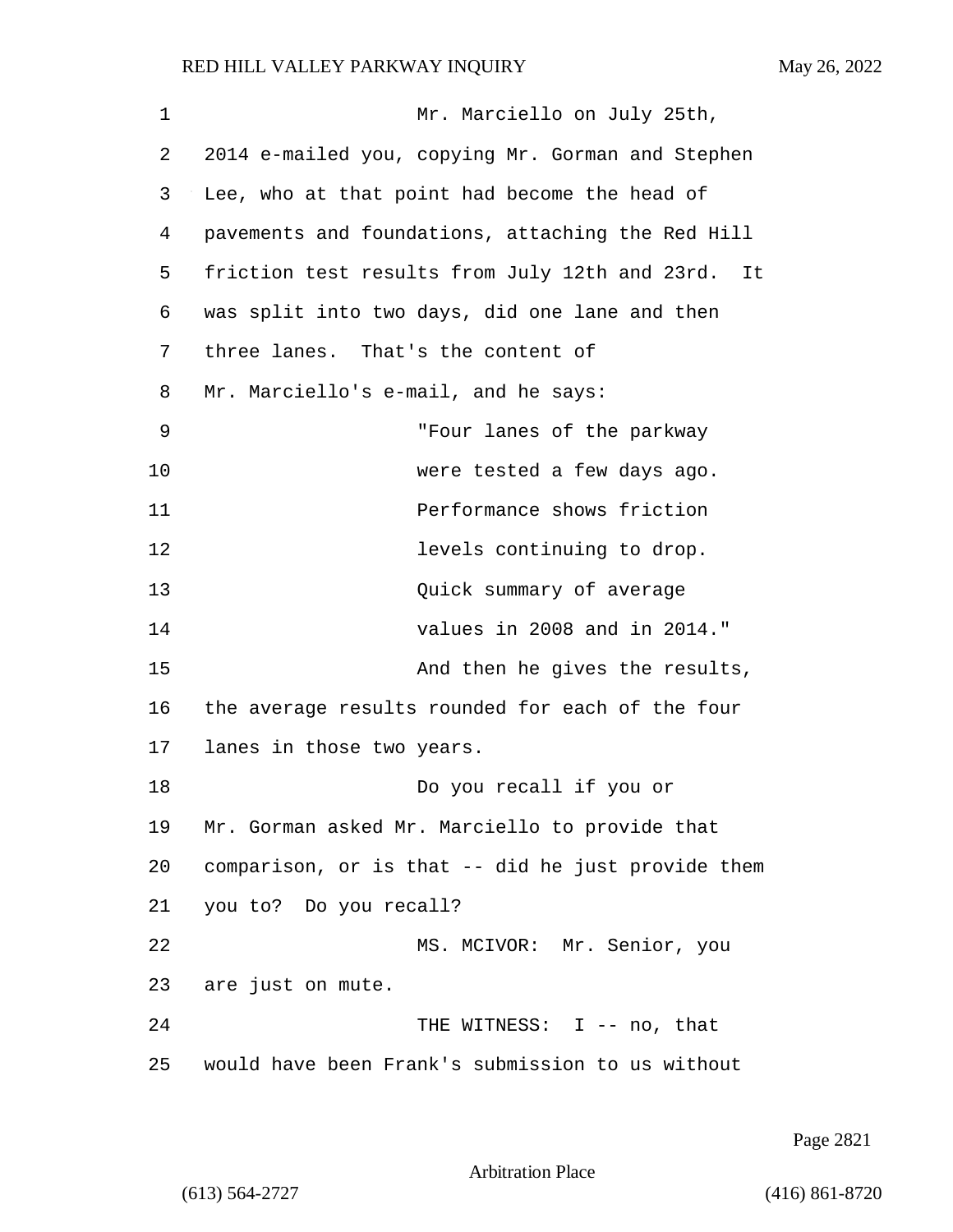Mr. Marciello on July 25th, 2014 e-mailed you, copying Mr. Gorman and Stephen Lee, who at that point had become the head of pavements and foundations, attaching the Red Hill friction test results from July 12th and 23rd. It was split into two days, did one lane and then three lanes. That's the content of Mr. Marciello's e-mail, and he says:

> "Four lanes of the parkway were tested a few days ago. Performance shows friction levels continuing to drop. Quick summary of average values in 2008 and in 2014."

And then he gives the results, the average results rounded for each of the four lanes in those two years.

Do you recall if you or Mr. Gorman asked Mr. Marciello to provide that comparison, or is that -- did he just provide them you to? Do you recall?

MS. MCIVOR: Mr. Senior, you are just on mute.

THE WITNESS: I -- no, that would have been Frank's submission to us without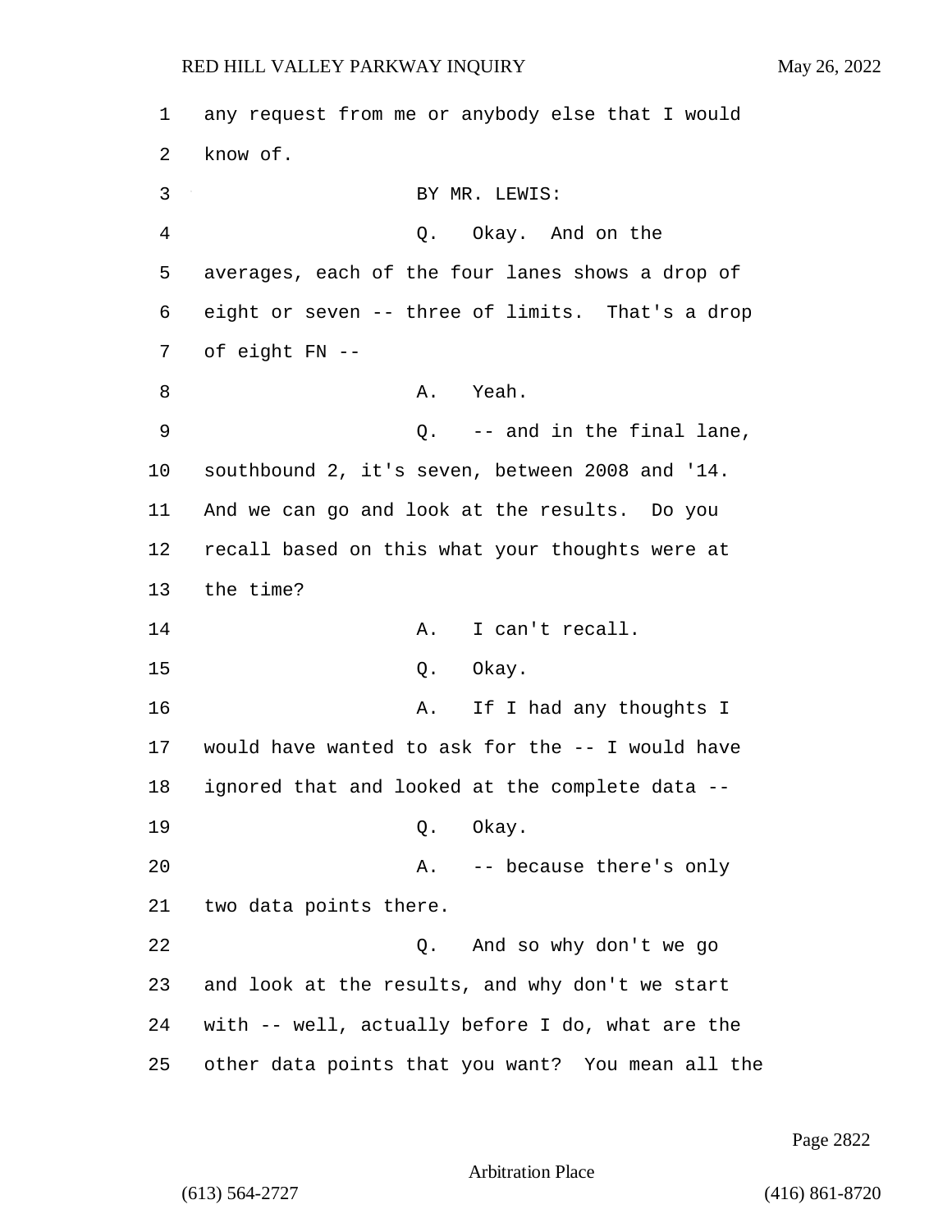1 any request from me or anybody else that I would

2 know of.

3 BY MR. LEWIS:

4 Q. Okay. And on the

5 averages, each of the four lanes shows a drop of

6 eight or seven -- three of limits. That's a drop

7 of eight FN --

8 A. Yeah.

9 Q. -- and in the final lane,

10 southbound 2, it's seven, between 2008 and '14.

11 And we can go and look at the results. Do you

12 recall based on this what your thoughts were at

13 the time?

14 A. I can't recall.

15 Q. Okay.

16 A. If I had any thoughts I

17 would have wanted to ask for the -- I would have

18 ignored that and looked at the complete data --

19 Q. Okay.

20 A. -- because there's only

21 two data points there.

22 Q. And so why don't we go

23 and look at the results, and why don't we start

24 with -- well, actually before I do, what are the

25 other data points that you want? You mean all the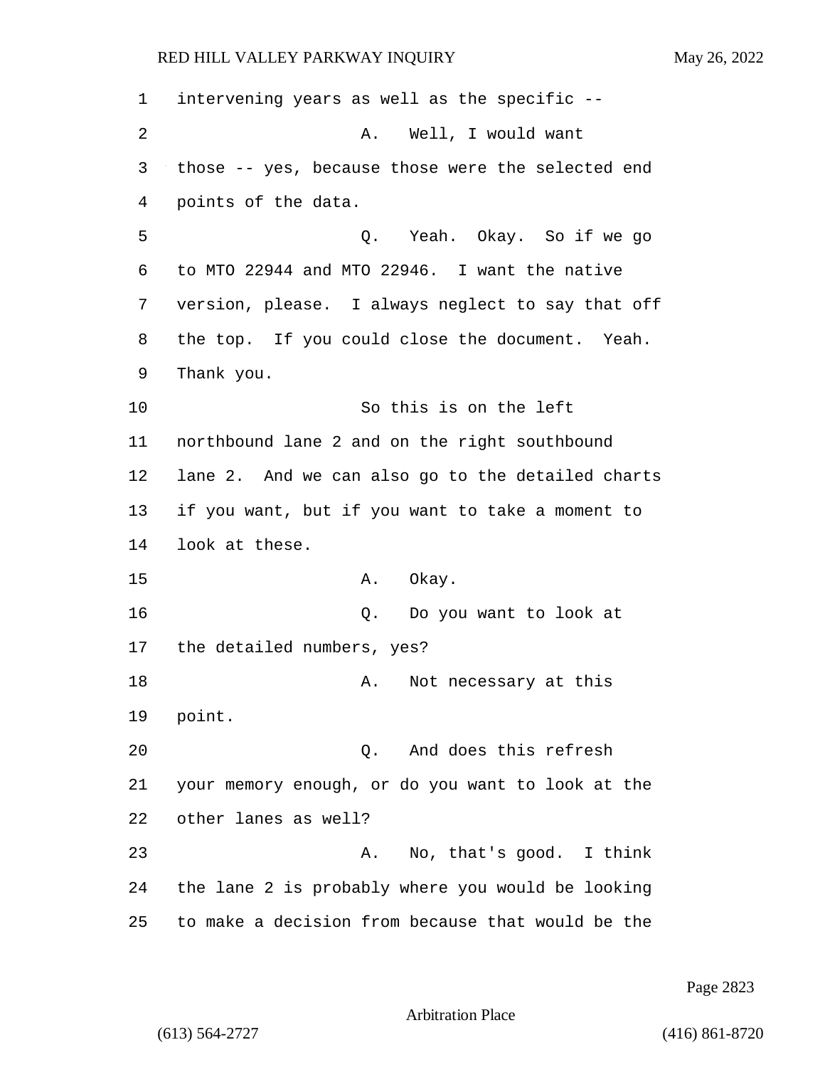intervening years as well as the specific --

A. Well, I would want those -- yes, because those were the selected end points of the data.

Q. Yeah. Okay. So if we go to MTO 22944 and MTO 22946. I want the native version, please. I always neglect to say that off the top. If you could close the document. Yeah. Thank you.

So this is on the left northbound lane 2 and on the right southbound lane 2. And we can also go to the detailed charts if you want, but if you want to take a moment to look at these.

A. Okay.

Q. Do you want to look at the detailed numbers, yes?

A. Not necessary at this point.

Q. And does this refresh your memory enough, or do you want to look at the other lanes as well?

A. No, that's good. I think the lane 2 is probably where you would be looking to make a decision from because that would be the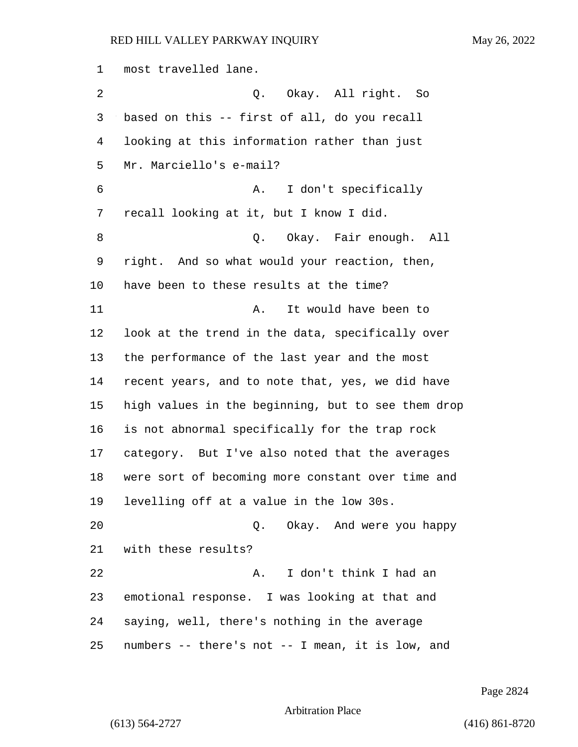most travelled lane.

Q. Okay. All right. So based on this -- first of all, do you recall looking at this information rather than just Mr. Marciello's e-mail?

A. I don't specifically recall looking at it, but I know I did.

Q. Okay. Fair enough. All right. And so what would your reaction, then, have been to these results at the time?

A. It would have been to look at the trend in the data, specifically over the performance of the last year and the most recent years, and to note that, yes, we did have high values in the beginning, but to see them drop is not abnormal specifically for the trap rock category. But I've also noted that the averages were sort of becoming more constant over time and levelling off at a value in the low 30s.

Q. Okay. And were you happy with these results?

A. I don't think I had an emotional response. I was looking at that and saying, well, there's nothing in the average numbers -- there's not -- I mean, it is low, and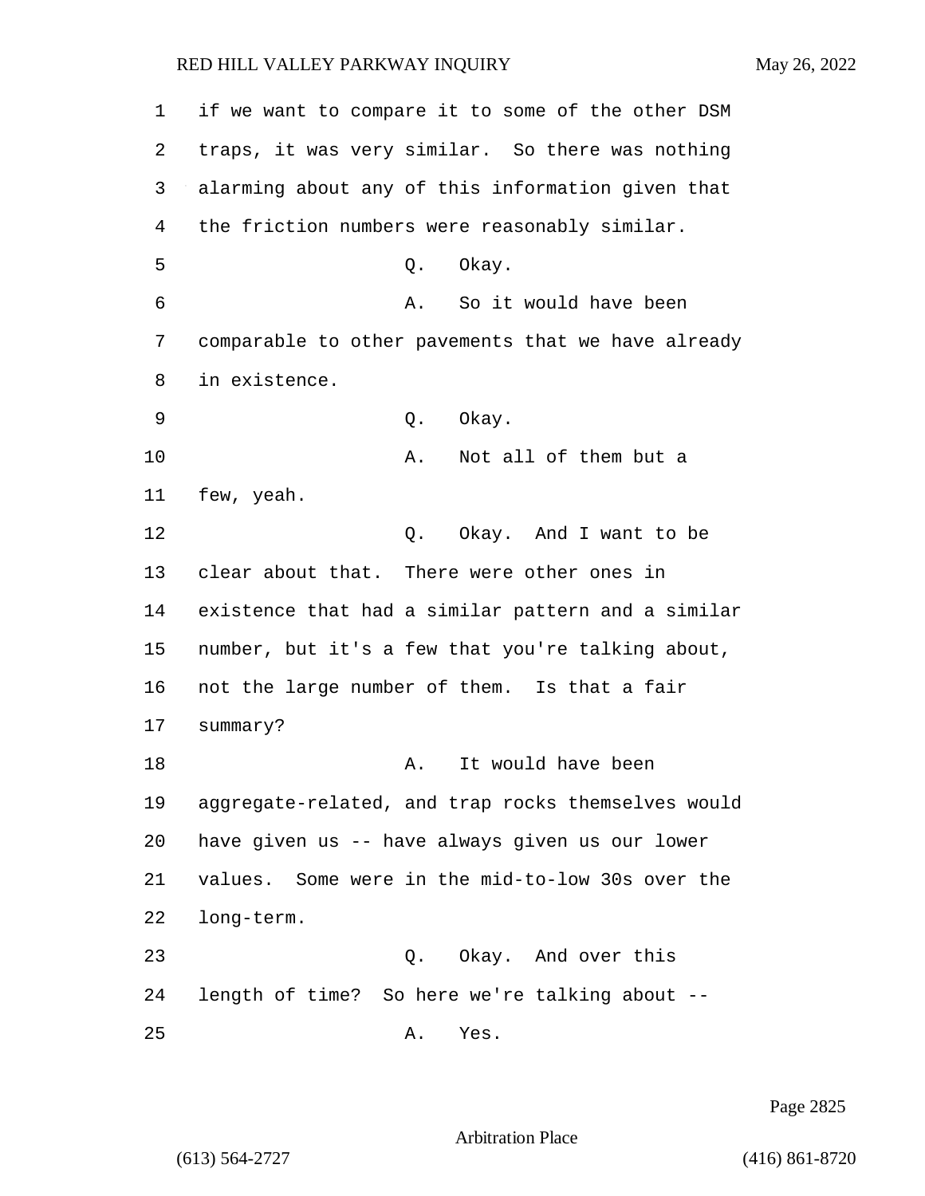if we want to compare it to some of the other DSM traps, it was very similar. So there was nothing alarming about any of this information given that the friction numbers were reasonably similar.

Q. Okay.

A. So it would have been comparable to other pavements that we have already in existence.

Q. Okay.

A. Not all of them but a few, yeah.

Q. Okay. And I want to be clear about that. There were other ones in existence that had a similar pattern and a similar number, but it's a few that you're talking about, not the large number of them. Is that a fair summary?

A. It would have been aggregate-related, and trap rocks themselves would have given us -- have always given us our lower values. Some were in the mid-to-low 30s over the long-term.

Q. Okay. And over this length of time? So here we're talking about --

A. Yes.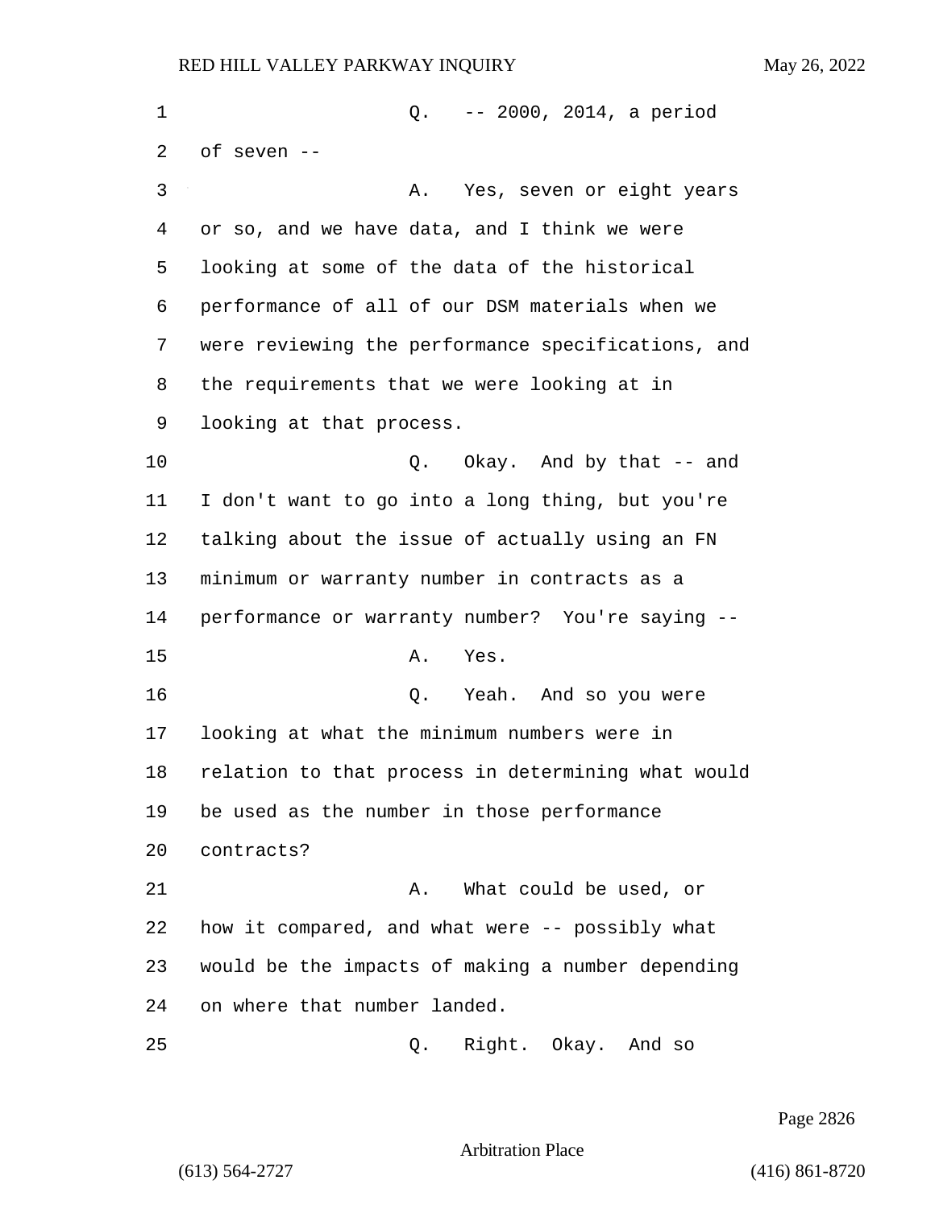1 Q. -- 2000, 2014, a period
2 of seven --
3 A. Yes, seven or eight years
4 or so, and we have data, and I think we were
5 looking at some of the data of the historical
6 performance of all of our DSM materials when we
7 were reviewing the performance specifications, and
8 the requirements that we were looking at in
9 looking at that process.
10 Q. Okay. And by that -- and
11 I don't want to go into a long thing, but you're
12 talking about the issue of actually using an FN
13 minimum or warranty number in contracts as a
14 performance or warranty number? You're saying --
15 A. Yes.
16 Q. Yeah. And so you were
17 looking at what the minimum numbers were in
18 relation to that process in determining what would
19 be used as the number in those performance
20 contracts?
21 A. What could be used, or
22 how it compared, and what were -- possibly what
23 would be the impacts of making a number depending
24 on where that number landed.
25 Q. Right. Okay. And so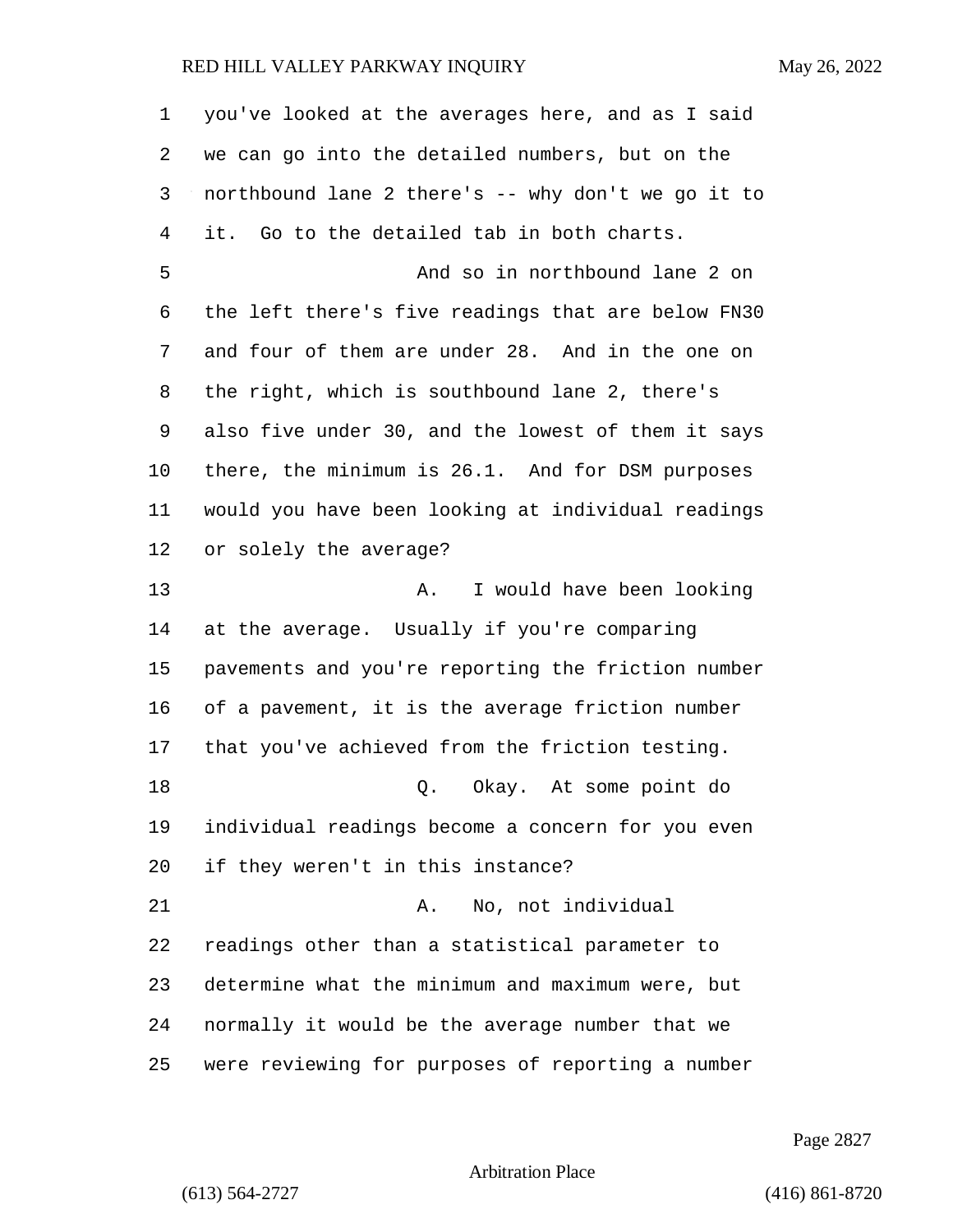you've looked at the averages here, and as I said we can go into the detailed numbers, but on the northbound lane 2 there's -- why don't we go it to it. Go to the detailed tab in both charts.

And so in northbound lane 2 on the left there's five readings that are below FN30 and four of them are under 28. And in the one on the right, which is southbound lane 2, there's also five under 30, and the lowest of them it says there, the minimum is 26.1. And for DSM purposes would you have been looking at individual readings or solely the average?

A. I would have been looking at the average. Usually if you're comparing pavements and you're reporting the friction number of a pavement, it is the average friction number that you've achieved from the friction testing.

Q. Okay. At some point do individual readings become a concern for you even if they weren't in this instance?

A. No, not individual readings other than a statistical parameter to determine what the minimum and maximum were, but normally it would be the average number that we were reviewing for purposes of reporting a number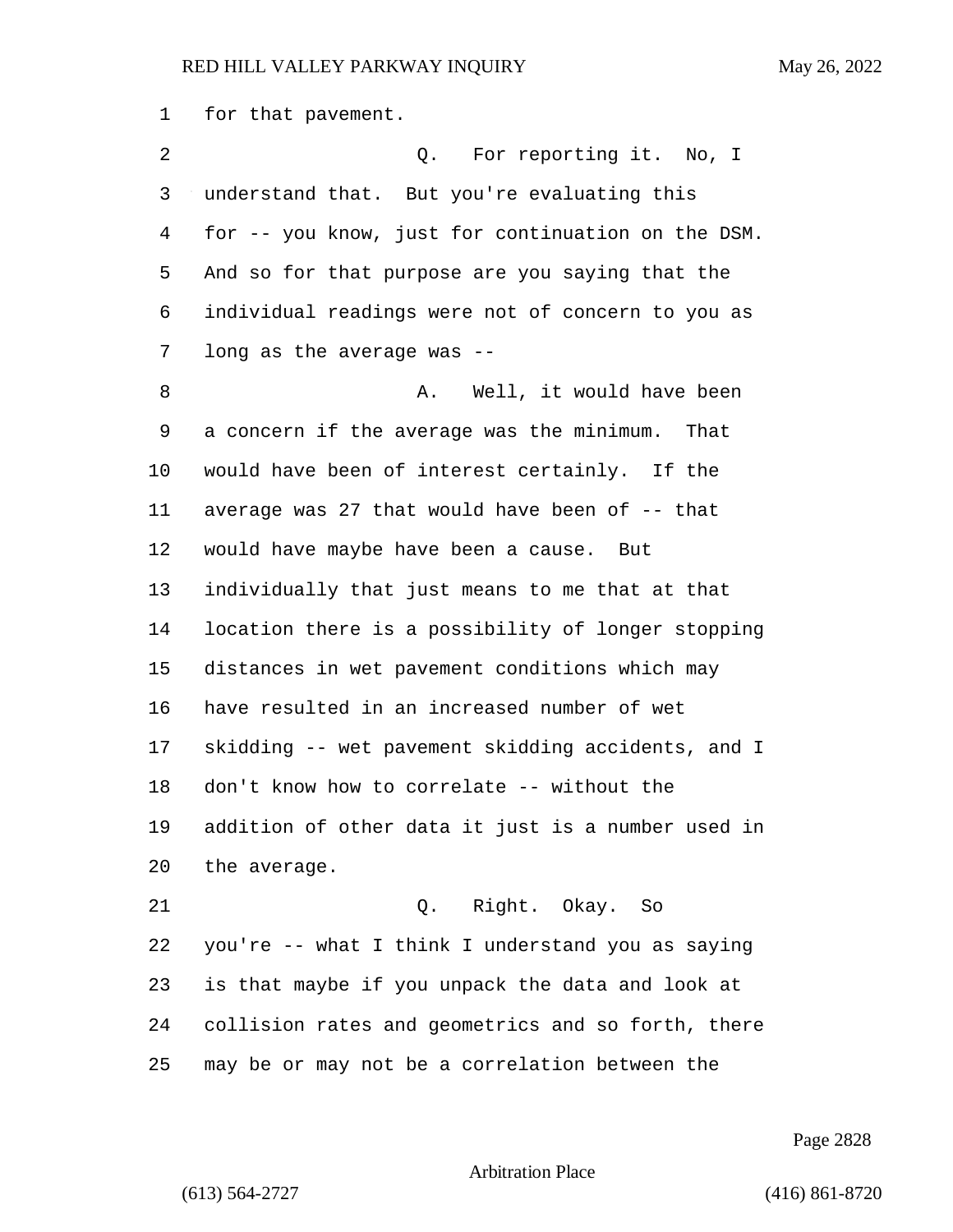for that pavement.

Q. For reporting it. No, I understand that. But you're evaluating this for -- you know, just for continuation on the DSM. And so for that purpose are you saying that the individual readings were not of concern to you as long as the average was --

A. Well, it would have been a concern if the average was the minimum. That would have been of interest certainly. If the average was 27 that would have been of -- that would have maybe have been a cause. But individually that just means to me that at that location there is a possibility of longer stopping distances in wet pavement conditions which may have resulted in an increased number of wet skidding -- wet pavement skidding accidents, and I don't know how to correlate -- without the addition of other data it just is a number used in the average.

Q. Right. Okay. So you're -- what I think I understand you as saying is that maybe if you unpack the data and look at collision rates and geometrics and so forth, there may be or may not be a correlation between the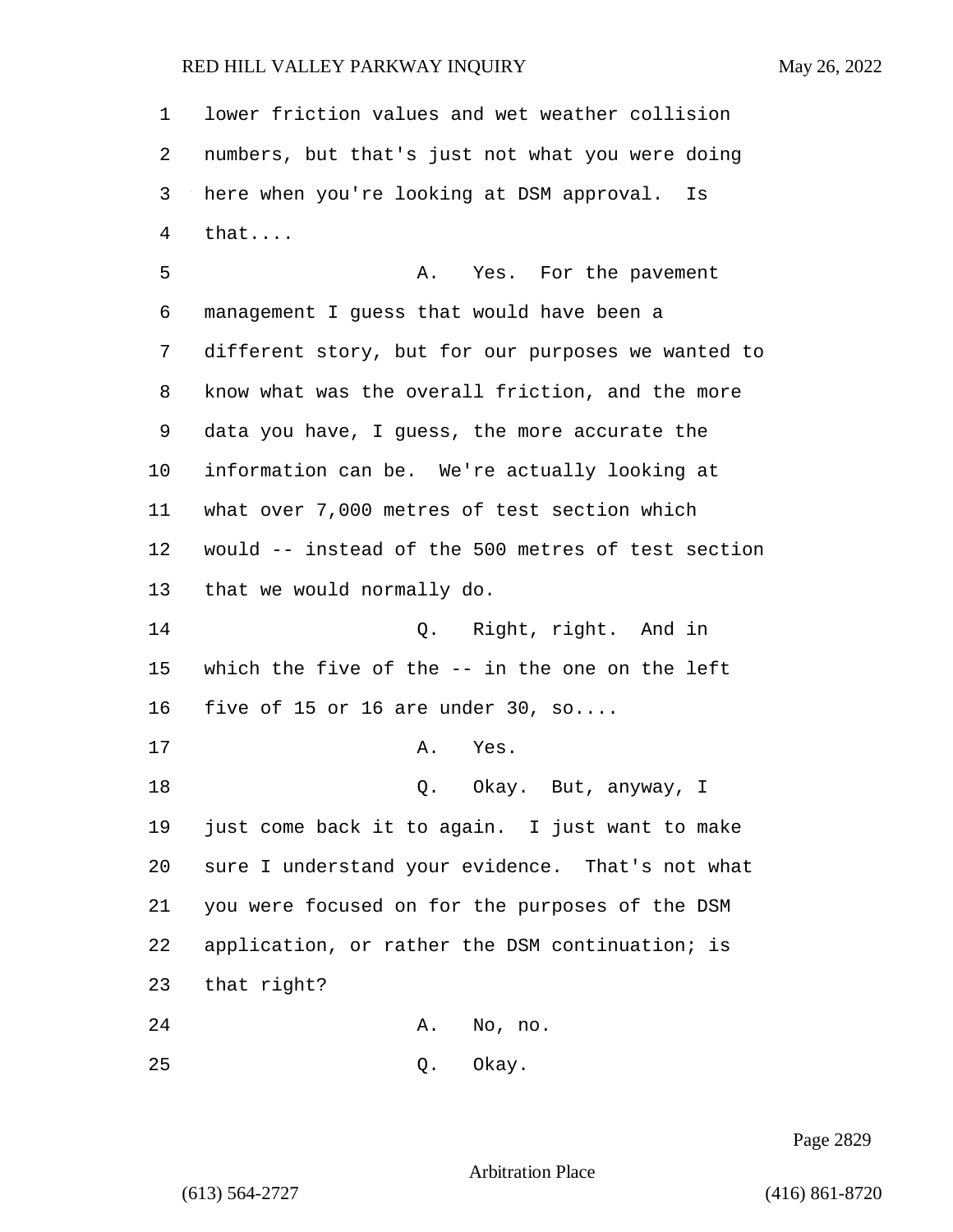lower friction values and wet weather collision numbers, but that's just not what you were doing here when you're looking at DSM approval. Is that....

A. Yes. For the pavement management I guess that would have been a different story, but for our purposes we wanted to know what was the overall friction, and the more data you have, I guess, the more accurate the information can be. We're actually looking at what over 7,000 metres of test section which would -- instead of the 500 metres of test section that we would normally do.

Q. Right, right. And in which the five of the -- in the one on the left five of 15 or 16 are under 30, so....

A. Yes.

Q. Okay. But, anyway, I just come back it to again. I just want to make sure I understand your evidence. That's not what you were focused on for the purposes of the DSM application, or rather the DSM continuation; is that right?

A. No, no.

Q. Okay.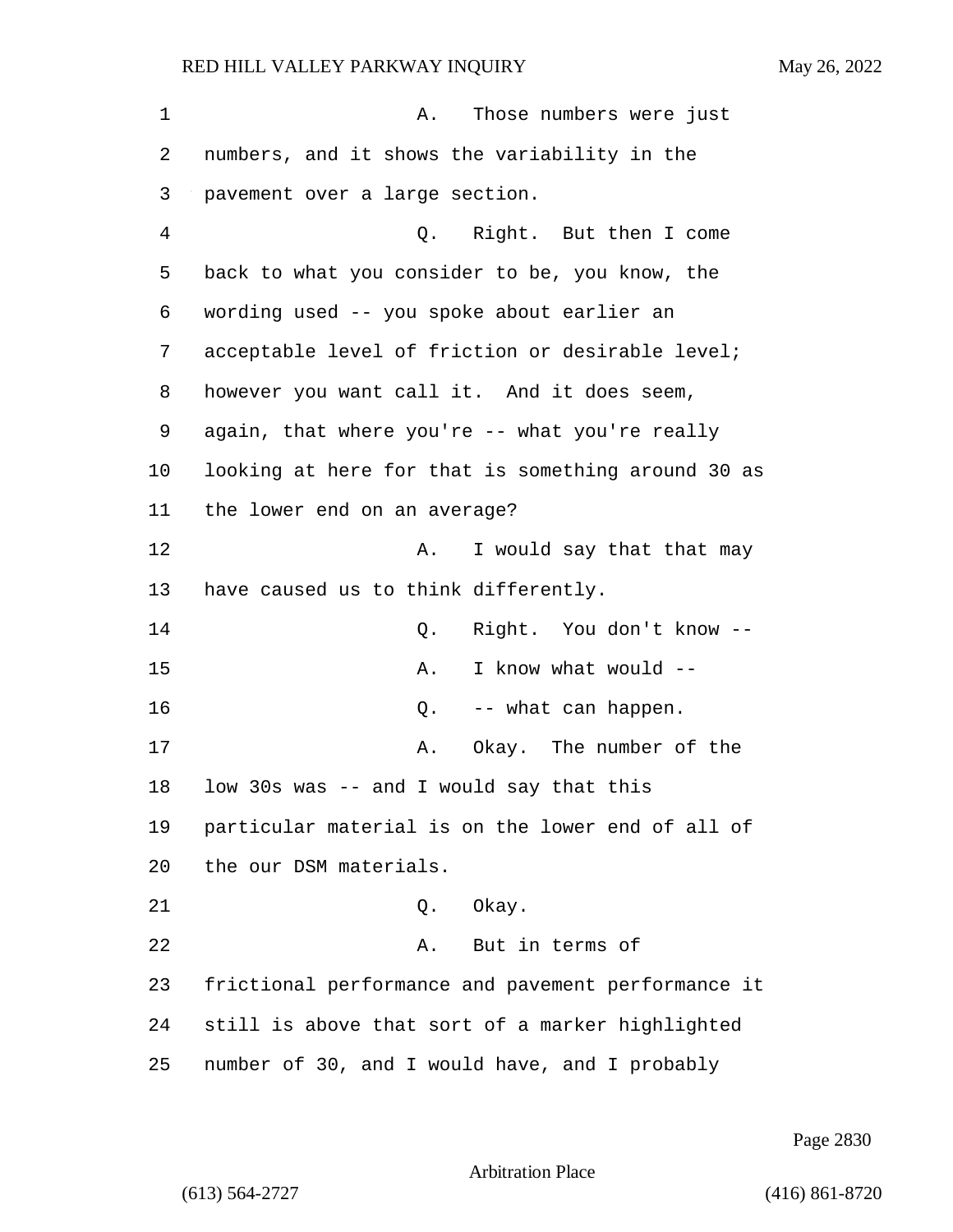A. Those numbers were just numbers, and it shows the variability in the pavement over a large section.

Q. Right. But then I come back to what you consider to be, you know, the wording used -- you spoke about earlier an acceptable level of friction or desirable level; however you want call it. And it does seem, again, that where you're -- what you're really looking at here for that is something around 30 as the lower end on an average?

A. I would say that that may have caused us to think differently.

Q. Right. You don't know --

A. I know what would --

Q. -- what can happen.

A. Okay. The number of the low 30s was -- and I would say that this particular material is on the lower end of all of the our DSM materials.

Q. Okay.

A. But in terms of frictional performance and pavement performance it still is above that sort of a marker highlighted number of 30, and I would have, and I probably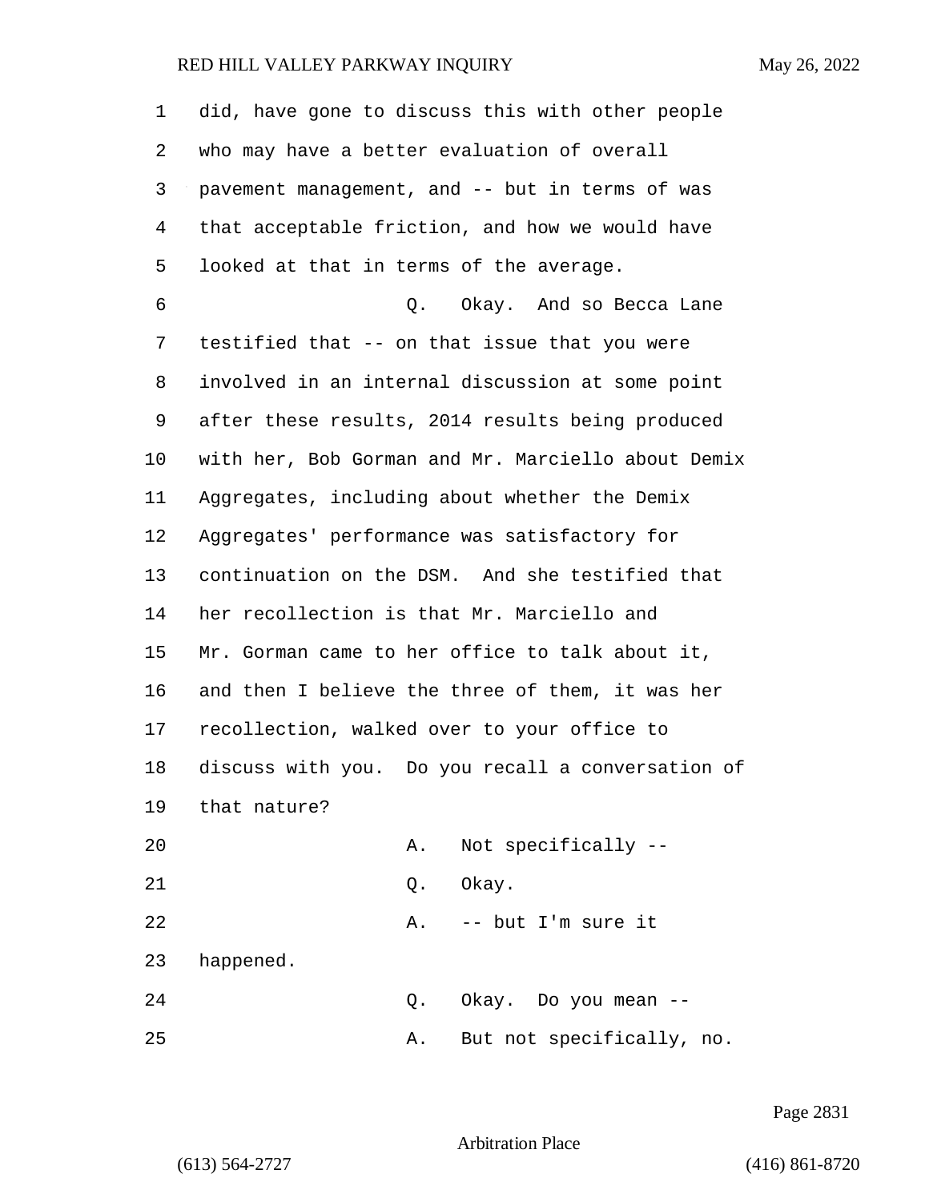did, have gone to discuss this with other people who may have a better evaluation of overall pavement management, and -- but in terms of was that acceptable friction, and how we would have looked at that in terms of the average.

Q. Okay. And so Becca Lane testified that -- on that issue that you were involved in an internal discussion at some point after these results, 2014 results being produced with her, Bob Gorman and Mr. Marciello about Demix Aggregates, including about whether the Demix Aggregates' performance was satisfactory for continuation on the DSM. And she testified that her recollection is that Mr. Marciello and Mr. Gorman came to her office to talk about it, and then I believe the three of them, it was her recollection, walked over to your office to discuss with you. Do you recall a conversation of that nature?

A. Not specifically --

Q. Okay.

A. -- but I'm sure it happened.

Q. Okay. Do you mean --

A. But not specifically, no.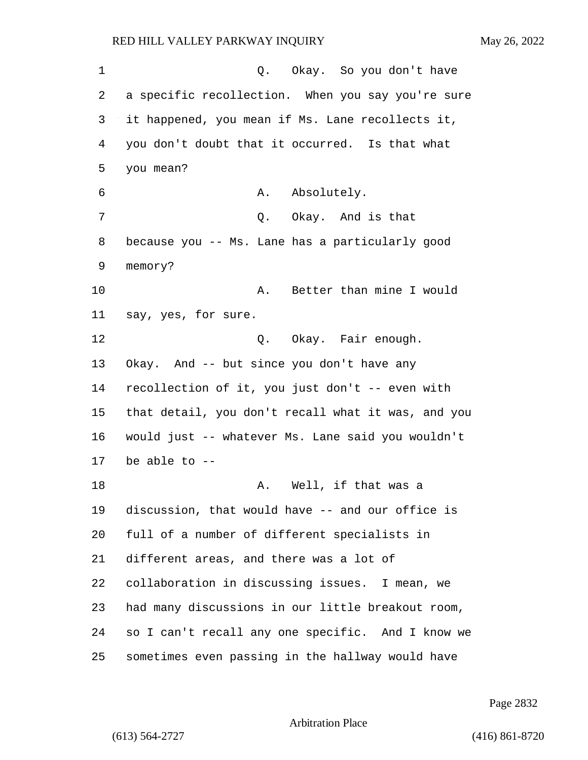Q. Okay. So you don't have a specific recollection. When you say you're sure it happened, you mean if Ms. Lane recollects it, you don't doubt that it occurred. Is that what you mean?

A. Absolutely.

Q. Okay. And is that because you -- Ms. Lane has a particularly good memory?

A. Better than mine I would say, yes, for sure.

Q. Okay. Fair enough. Okay. And -- but since you don't have any recollection of it, you just don't -- even with that detail, you don't recall what it was, and you would just -- whatever Ms. Lane said you wouldn't be able to --

A. Well, if that was a discussion, that would have -- and our office is full of a number of different specialists in different areas, and there was a lot of collaboration in discussing issues. I mean, we had many discussions in our little breakout room, so I can't recall any one specific. And I know we sometimes even passing in the hallway would have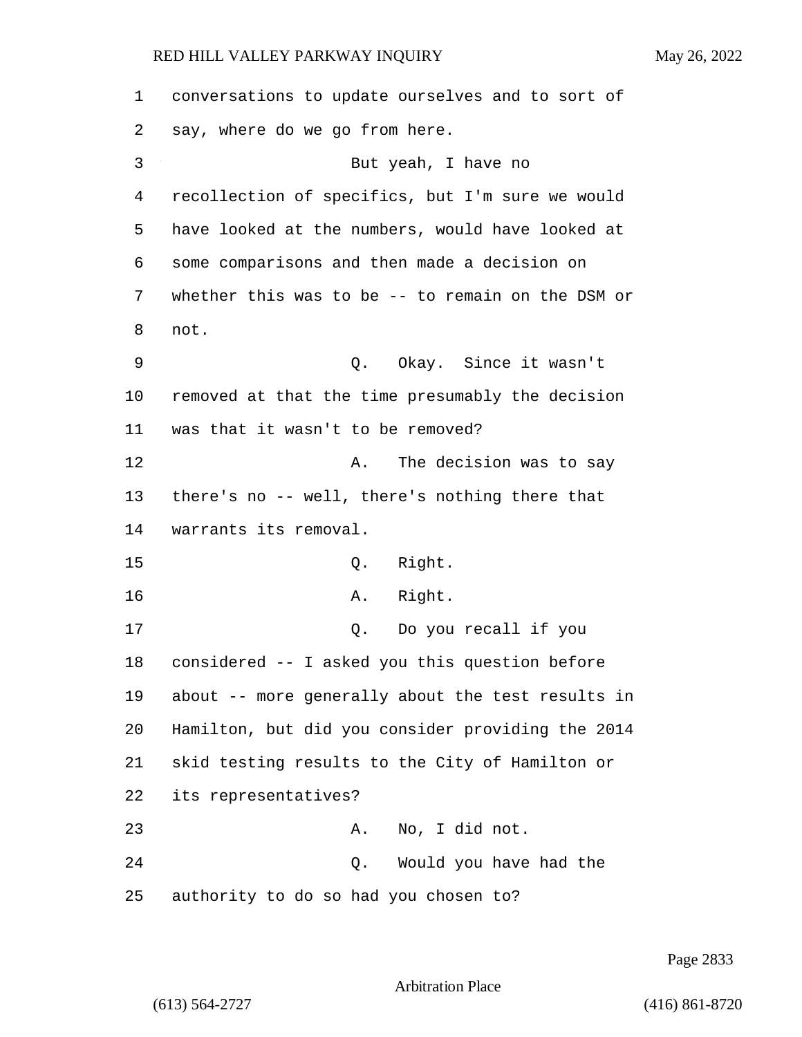conversations to update ourselves and to sort of say, where do we go from here.

But yeah, I have no recollection of specifics, but I'm sure we would have looked at the numbers, would have looked at some comparisons and then made a decision on whether this was to be -- to remain on the DSM or not.

Q. Okay. Since it wasn't removed at that the time presumably the decision was that it wasn't to be removed?

A. The decision was to say there's no -- well, there's nothing there that warrants its removal.

Q. Right.

A. Right.

Q. Do you recall if you considered -- I asked you this question before about -- more generally about the test results in Hamilton, but did you consider providing the 2014 skid testing results to the City of Hamilton or its representatives?

A. No, I did not.

Q. Would you have had the authority to do so had you chosen to?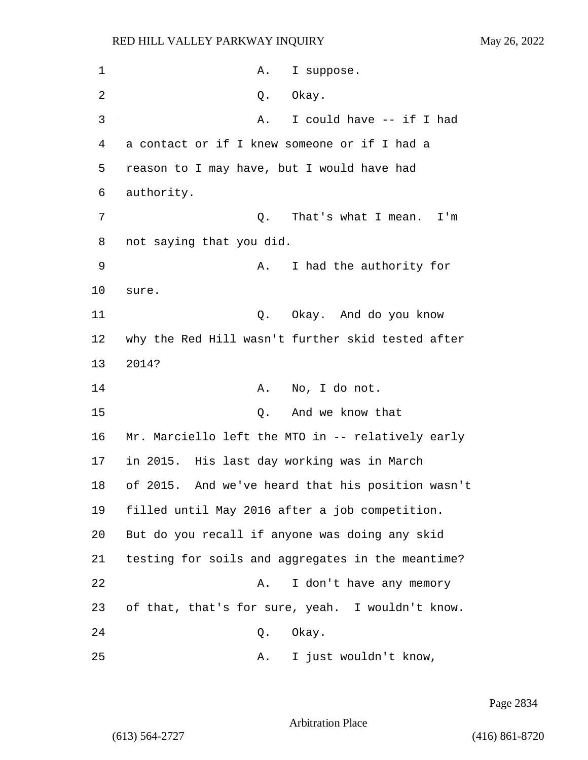A. I suppose.

Q. Okay.

A. I could have -- if I had a contact or if I knew someone or if I had a reason to I may have, but I would have had authority.

Q. That's what I mean. I'm not saying that you did.

A. I had the authority for sure.

Q. Okay. And do you know why the Red Hill wasn't further skid tested after 2014?

A. No, I do not.

Q. And we know that Mr. Marciello left the MTO in -- relatively early in 2015. His last day working was in March of 2015. And we've heard that his position wasn't filled until May 2016 after a job competition. But do you recall if anyone was doing any skid testing for soils and aggregates in the meantime?

A. I don't have any memory of that, that's for sure, yeah. I wouldn't know.

Q. Okay.

A. I just wouldn't know,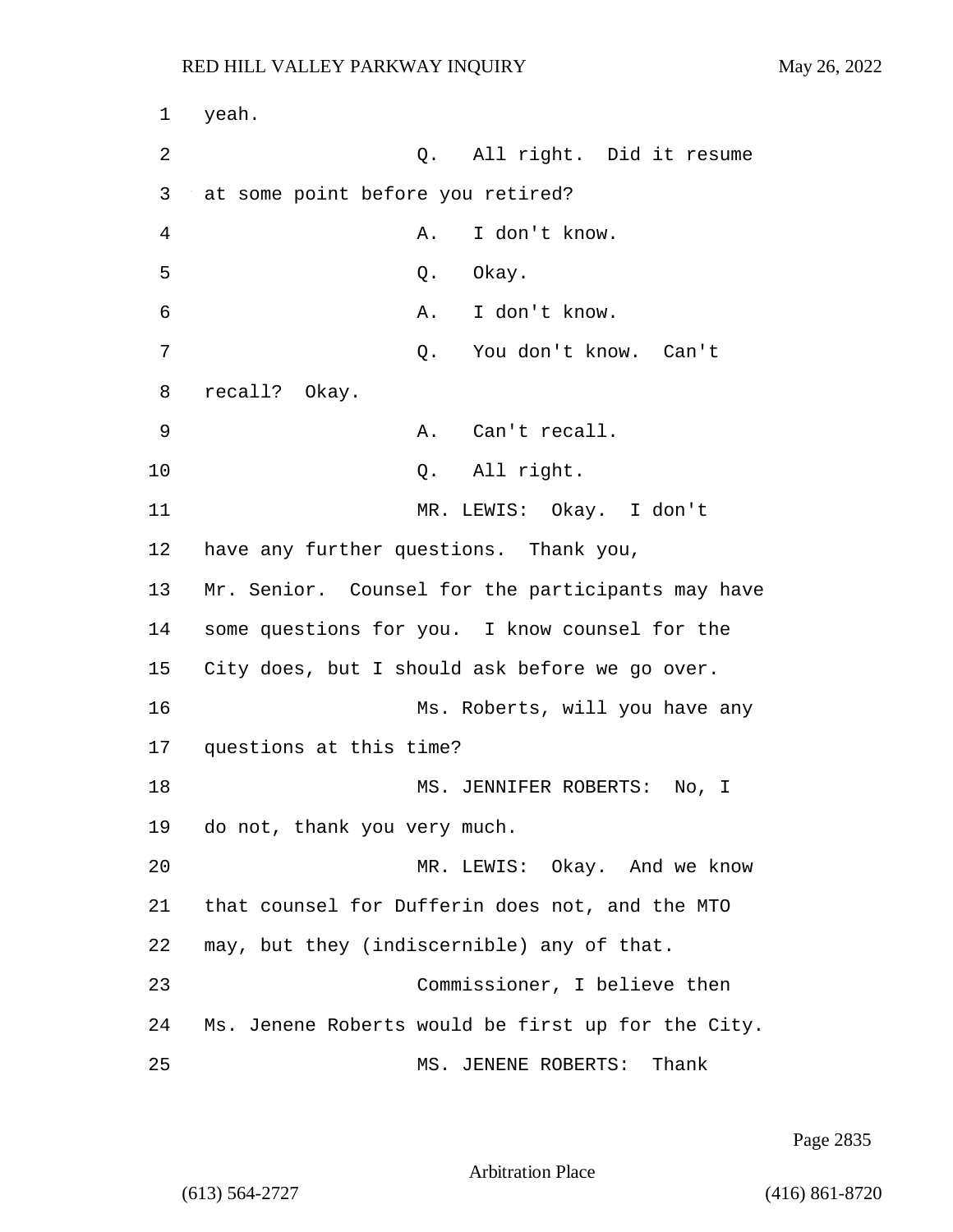1 yeah.

2 Q. All right. Did it resume

3 at some point before you retired?

4 A. I don't know.

5 Q. Okay.

6 A. I don't know.

7 Q. You don't know. Can't

8 recall? Okay.

9 A. Can't recall.

10 Q. All right.

11 MR. LEWIS: Okay. I don't

12 have any further questions. Thank you,

13 Mr. Senior. Counsel for the participants may have

14 some questions for you. I know counsel for the

15 City does, but I should ask before we go over.

16 Ms. Roberts, will you have any

17 questions at this time?

18 MS. JENNIFER ROBERTS: No, I

19 do not, thank you very much.

20 MR. LEWIS: Okay. And we know

21 that counsel for Dufferin does not, and the MTO

22 may, but they (indiscernible) any of that.

23 Commissioner, I believe then

24 Ms. Jenene Roberts would be first up for the City.

25 MS. JENENE ROBERTS: Thank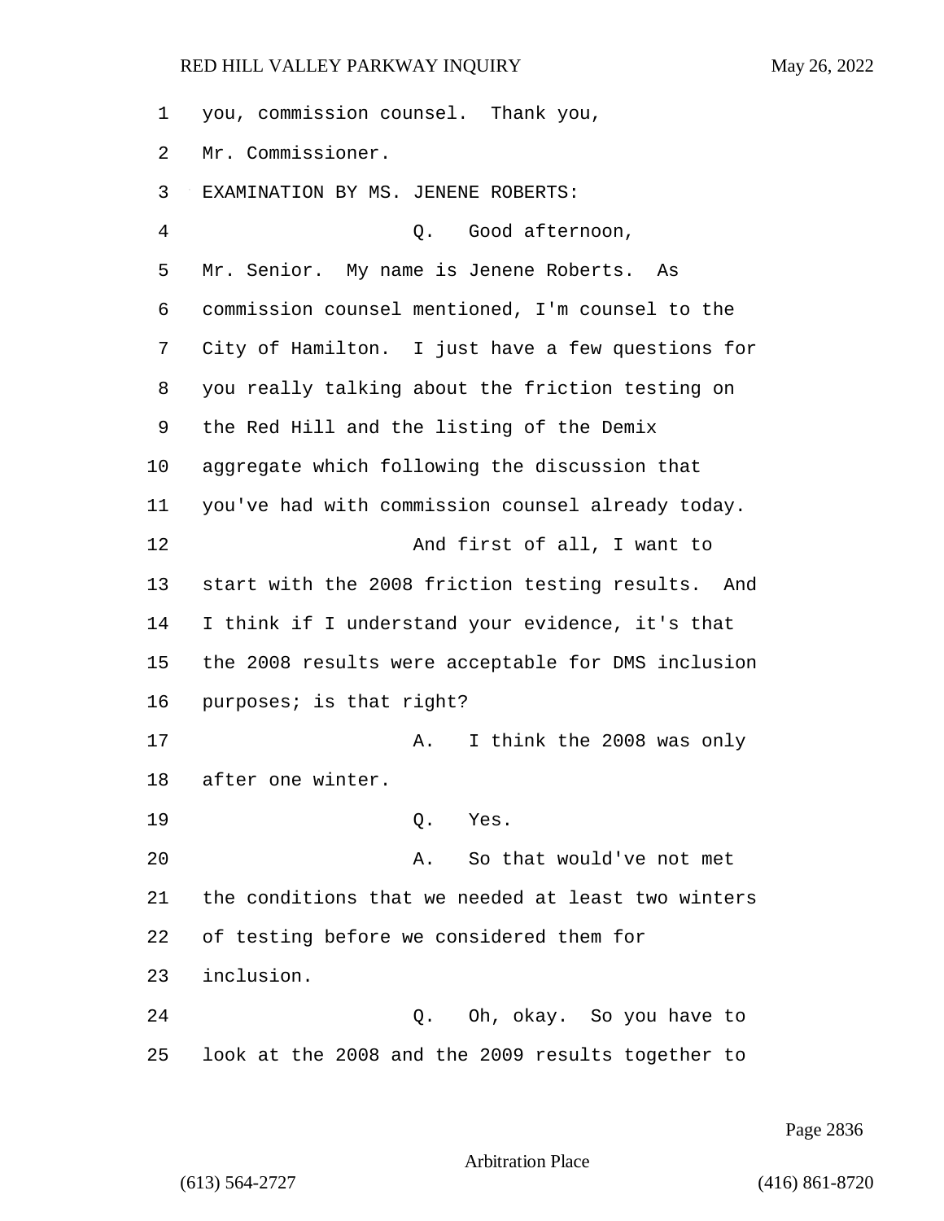you, commission counsel. Thank you, Mr. Commissioner.

EXAMINATION BY MS. JENENE ROBERTS:

Q. Good afternoon, Mr. Senior. My name is Jenene Roberts. As commission counsel mentioned, I'm counsel to the City of Hamilton. I just have a few questions for you really talking about the friction testing on the Red Hill and the listing of the Demix aggregate which following the discussion that you've had with commission counsel already today.

And first of all, I want to start with the 2008 friction testing results. And I think if I understand your evidence, it's that the 2008 results were acceptable for DMS inclusion purposes; is that right?

A. I think the 2008 was only after one winter.

Q. Yes.

A. So that would've not met the conditions that we needed at least two winters of testing before we considered them for inclusion.

Q. Oh, okay. So you have to look at the 2008 and the 2009 results together to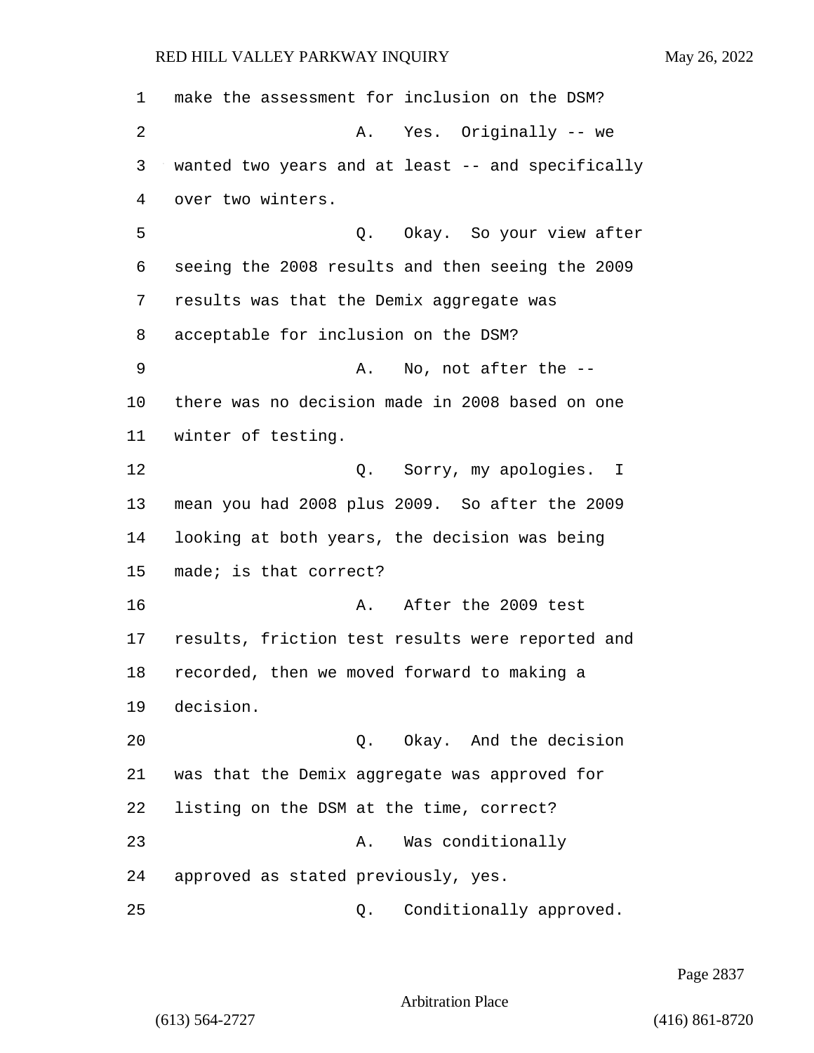make the assessment for inclusion on the DSM?

A. Yes. Originally -- we wanted two years and at least -- and specifically over two winters.

Q. Okay. So your view after seeing the 2008 results and then seeing the 2009 results was that the Demix aggregate was acceptable for inclusion on the DSM?

A. No, not after the -- there was no decision made in 2008 based on one winter of testing.

Q. Sorry, my apologies. I mean you had 2008 plus 2009. So after the 2009 looking at both years, the decision was being made; is that correct?

A. After the 2009 test results, friction test results were reported and recorded, then we moved forward to making a decision.

Q. Okay. And the decision was that the Demix aggregate was approved for listing on the DSM at the time, correct?

A. Was conditionally approved as stated previously, yes.

Q. Conditionally approved.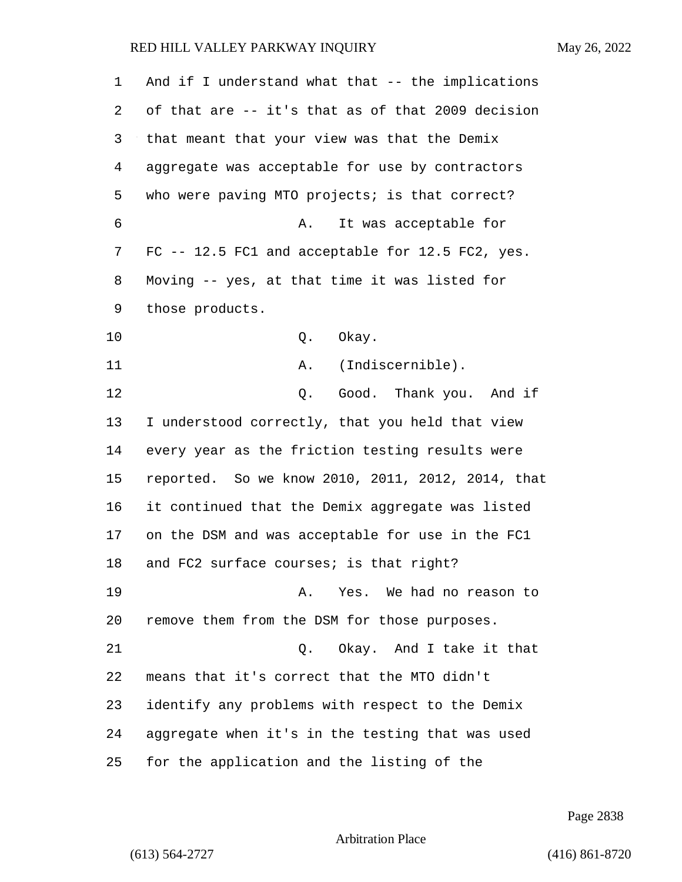1 And if I understand what that -- the implications
2 of that are -- it's that as of that 2009 decision
3 that meant that your view was that the Demix
4 aggregate was acceptable for use by contractors
5 who were paving MTO projects; is that correct?
6 A. It was acceptable for
7 FC -- 12.5 FC1 and acceptable for 12.5 FC2, yes.
8 Moving -- yes, at that time it was listed for
9 those products.
10 Q. Okay.
11 A. (Indiscernible).
12 Q. Good. Thank you. And if
13 I understood correctly, that you held that view
14 every year as the friction testing results were
15 reported. So we know 2010, 2011, 2012, 2014, that
16 it continued that the Demix aggregate was listed
17 on the DSM and was acceptable for use in the FC1
18 and FC2 surface courses; is that right?
19 A. Yes. We had no reason to
20 remove them from the DSM for those purposes.
21 Q. Okay. And I take it that
22 means that it's correct that the MTO didn't
23 identify any problems with respect to the Demix
24 aggregate when it's in the testing that was used
25 for the application and the listing of the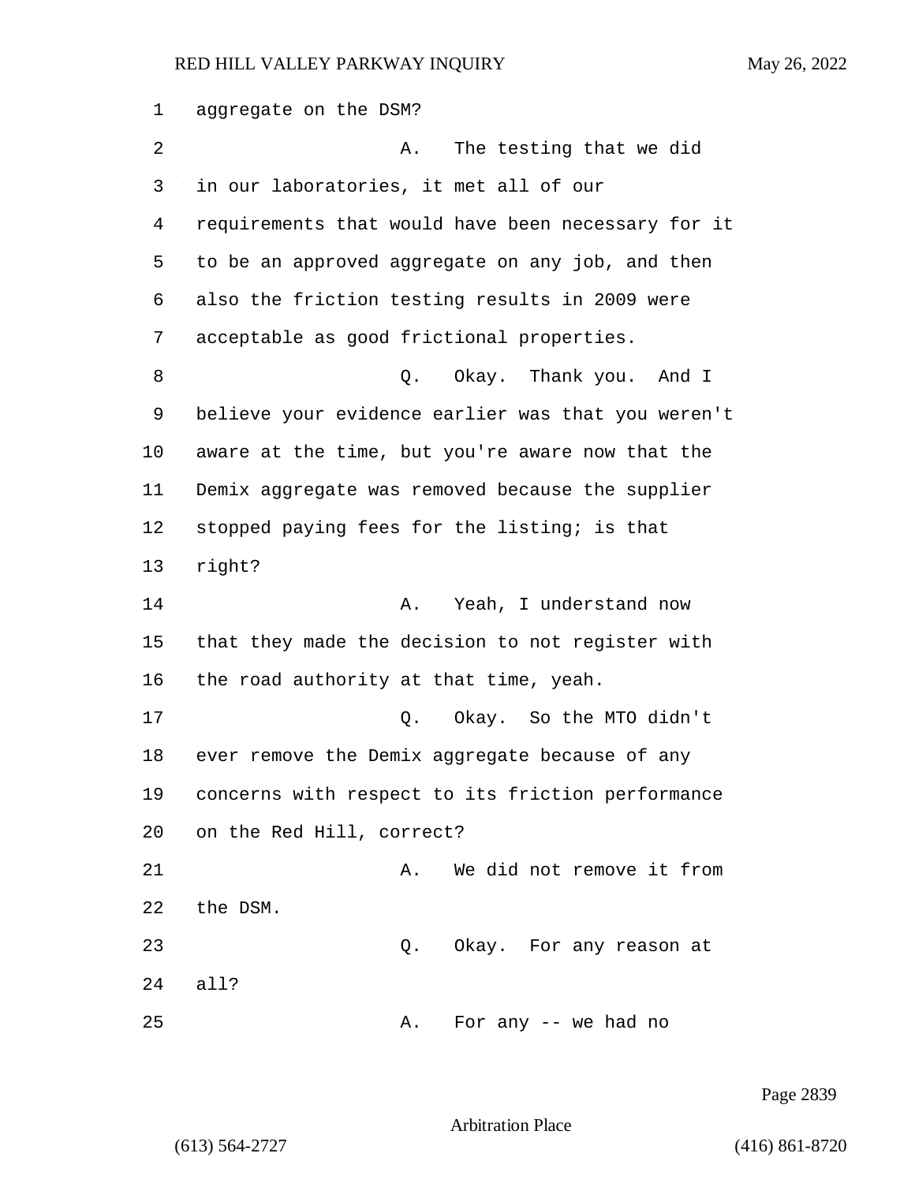aggregate on the DSM?

A. The testing that we did in our laboratories, it met all of our requirements that would have been necessary for it to be an approved aggregate on any job, and then also the friction testing results in 2009 were acceptable as good frictional properties.

Q. Okay. Thank you. And I believe your evidence earlier was that you weren't aware at the time, but you're aware now that the Demix aggregate was removed because the supplier stopped paying fees for the listing; is that right?

A. Yeah, I understand now that they made the decision to not register with the road authority at that time, yeah.

Q. Okay. So the MTO didn't ever remove the Demix aggregate because of any concerns with respect to its friction performance on the Red Hill, correct?

A. We did not remove it from the DSM.

Q. Okay. For any reason at all?

A. For any -- we had no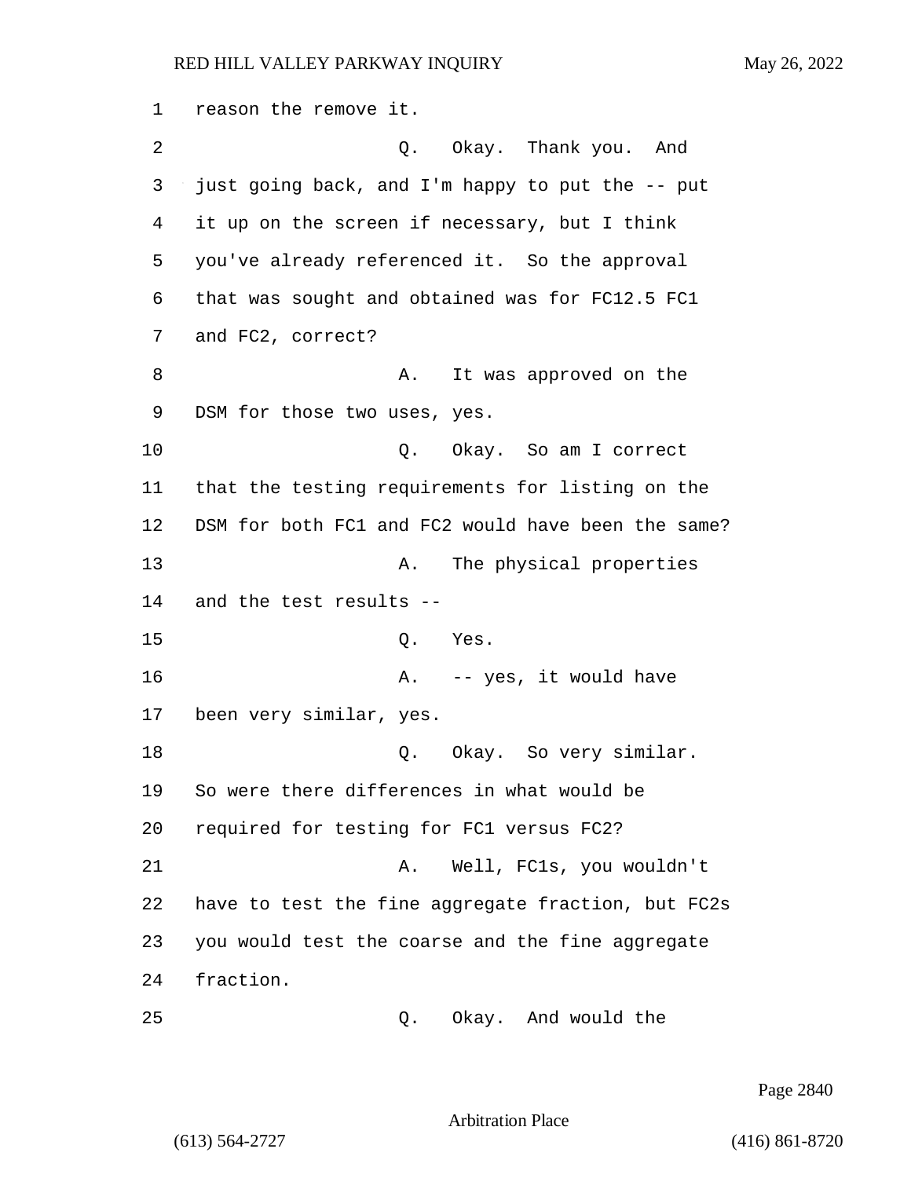reason the remove it.

Q. Okay. Thank you. And just going back, and I'm happy to put the -- put it up on the screen if necessary, but I think you've already referenced it. So the approval that was sought and obtained was for FC12.5 FC1 and FC2, correct?

A. It was approved on the DSM for those two uses, yes.

Q. Okay. So am I correct that the testing requirements for listing on the DSM for both FC1 and FC2 would have been the same?

A. The physical properties and the test results --

Q. Yes.

A. -- yes, it would have been very similar, yes.

Q. Okay. So very similar. So were there differences in what would be required for testing for FC1 versus FC2?

A. Well, FC1s, you wouldn't have to test the fine aggregate fraction, but FC2s you would test the coarse and the fine aggregate fraction.

Q. Okay. And would the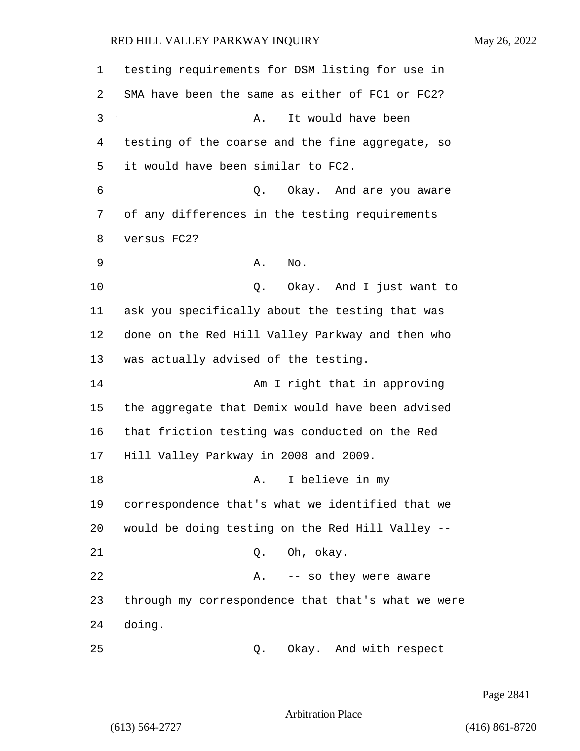1 testing requirements for DSM listing for use in
2 SMA have been the same as either of FC1 or FC2?
3 A. It would have been
4 testing of the coarse and the fine aggregate, so
5 it would have been similar to FC2.
6 Q. Okay. And are you aware
7 of any differences in the testing requirements
8 versus FC2?
9 A. No.
10 Q. Okay. And I just want to
11 ask you specifically about the testing that was
12 done on the Red Hill Valley Parkway and then who
13 was actually advised of the testing.
14 Am I right that in approving
15 the aggregate that Demix would have been advised
16 that friction testing was conducted on the Red
17 Hill Valley Parkway in 2008 and 2009.
18 A. I believe in my
19 correspondence that's what we identified that we
20 would be doing testing on the Red Hill Valley --
21 Q. Oh, okay.
22 A. -- so they were aware
23 through my correspondence that that's what we were
24 doing.
25 Q. Okay. And with respect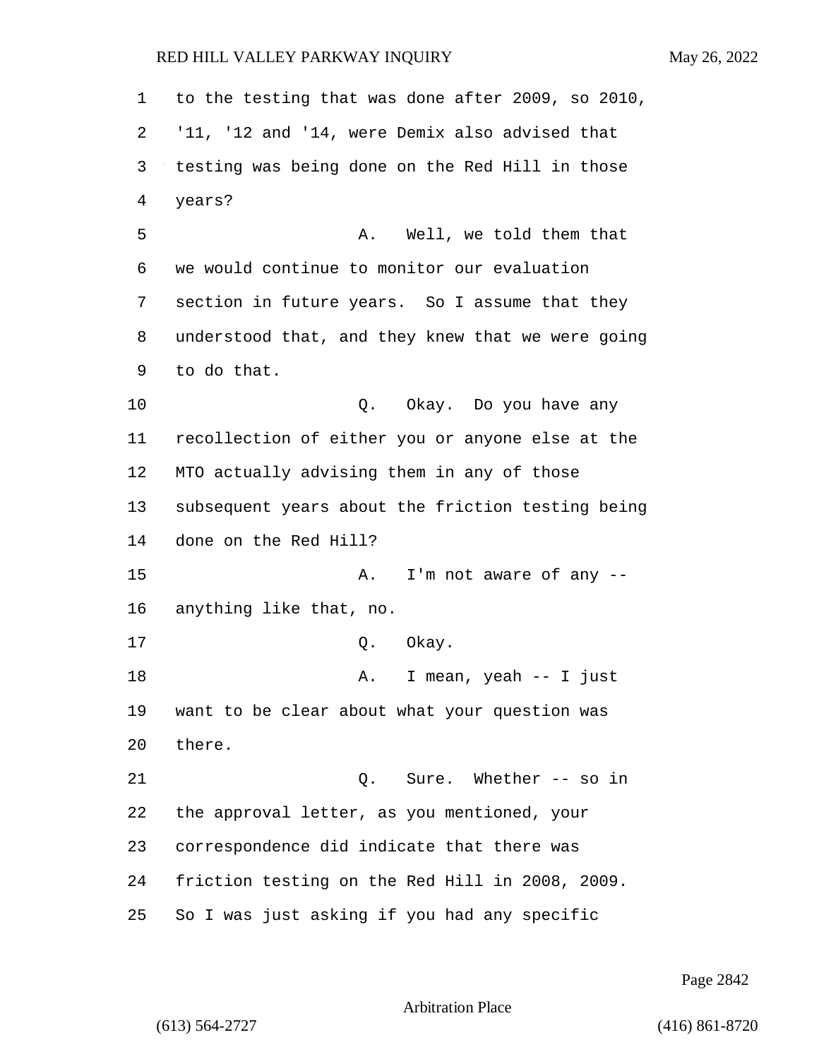to the testing that was done after 2009, so 2010, '11, '12 and '14, were Demix also advised that testing was being done on the Red Hill in those years?

A. Well, we told them that we would continue to monitor our evaluation section in future years. So I assume that they understood that, and they knew that we were going to do that.

Q. Okay. Do you have any recollection of either you or anyone else at the MTO actually advising them in any of those subsequent years about the friction testing being done on the Red Hill?

A. I'm not aware of any -- anything like that, no.

Q. Okay.

A. I mean, yeah -- I just want to be clear about what your question was there.

Q. Sure. Whether -- so in the approval letter, as you mentioned, your correspondence did indicate that there was friction testing on the Red Hill in 2008, 2009. So I was just asking if you had any specific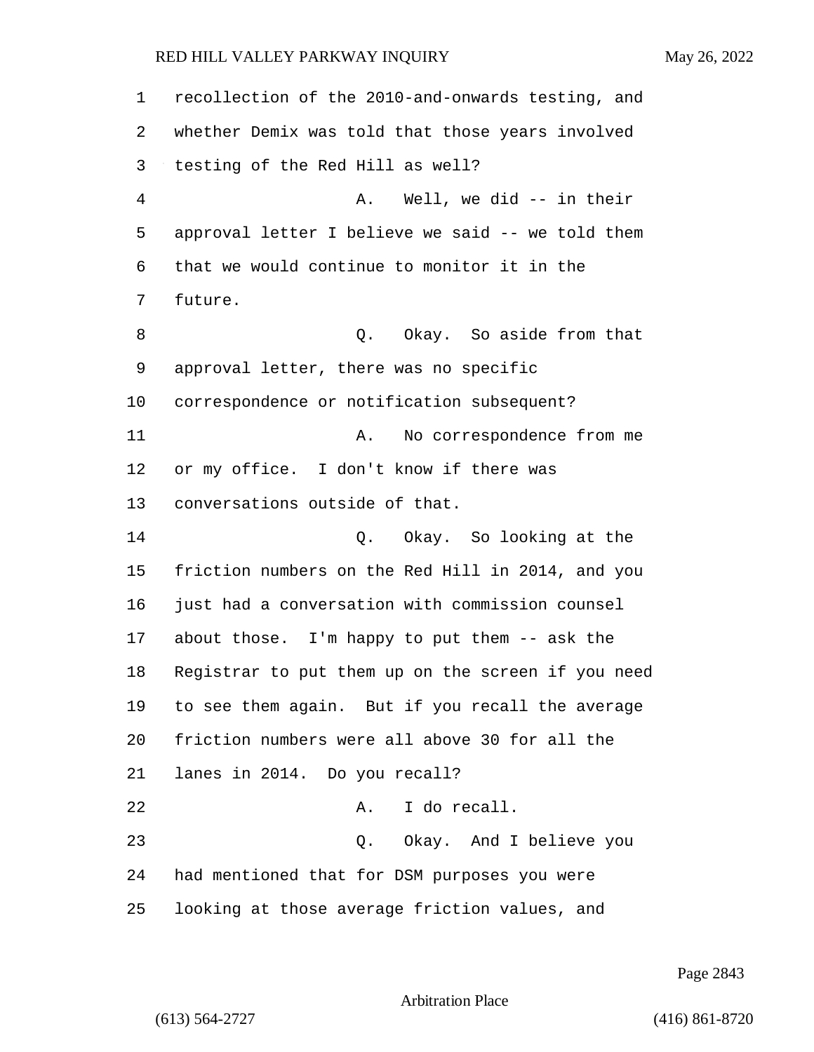recollection of the 2010-and-onwards testing, and whether Demix was told that those years involved testing of the Red Hill as well?

A. Well, we did -- in their approval letter I believe we said -- we told them that we would continue to monitor it in the future.

Q. Okay. So aside from that approval letter, there was no specific correspondence or notification subsequent?

A. No correspondence from me or my office. I don't know if there was conversations outside of that.

Q. Okay. So looking at the friction numbers on the Red Hill in 2014, and you just had a conversation with commission counsel about those. I'm happy to put them -- ask the Registrar to put them up on the screen if you need to see them again. But if you recall the average friction numbers were all above 30 for all the lanes in 2014. Do you recall?

A. I do recall.

Q. Okay. And I believe you had mentioned that for DSM purposes you were looking at those average friction values, and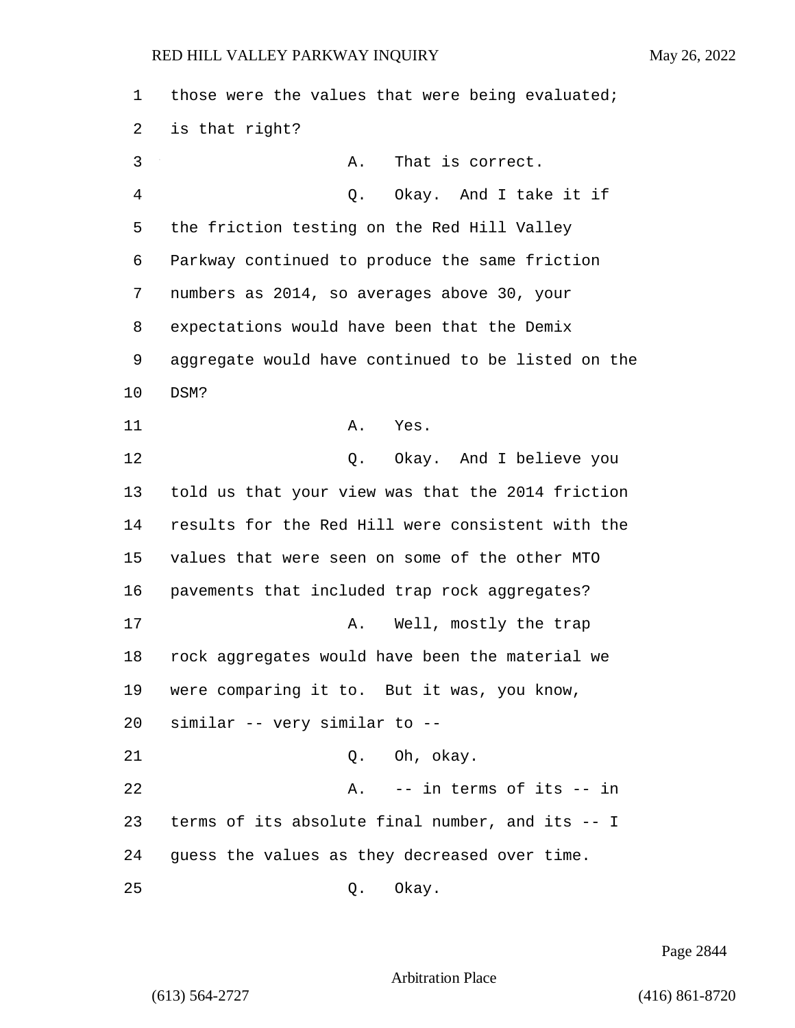those were the values that were being evaluated; is that right?

A. That is correct.

Q. Okay. And I take it if the friction testing on the Red Hill Valley Parkway continued to produce the same friction numbers as 2014, so averages above 30, your expectations would have been that the Demix aggregate would have continued to be listed on the DSM?

A. Yes.

Q. Okay. And I believe you told us that your view was that the 2014 friction results for the Red Hill were consistent with the values that were seen on some of the other MTO pavements that included trap rock aggregates?

A. Well, mostly the trap rock aggregates would have been the material we were comparing it to. But it was, you know, similar -- very similar to --

Q. Oh, okay.

A. -- in terms of its -- in terms of its absolute final number, and its -- I guess the values as they decreased over time.

Q. Okay.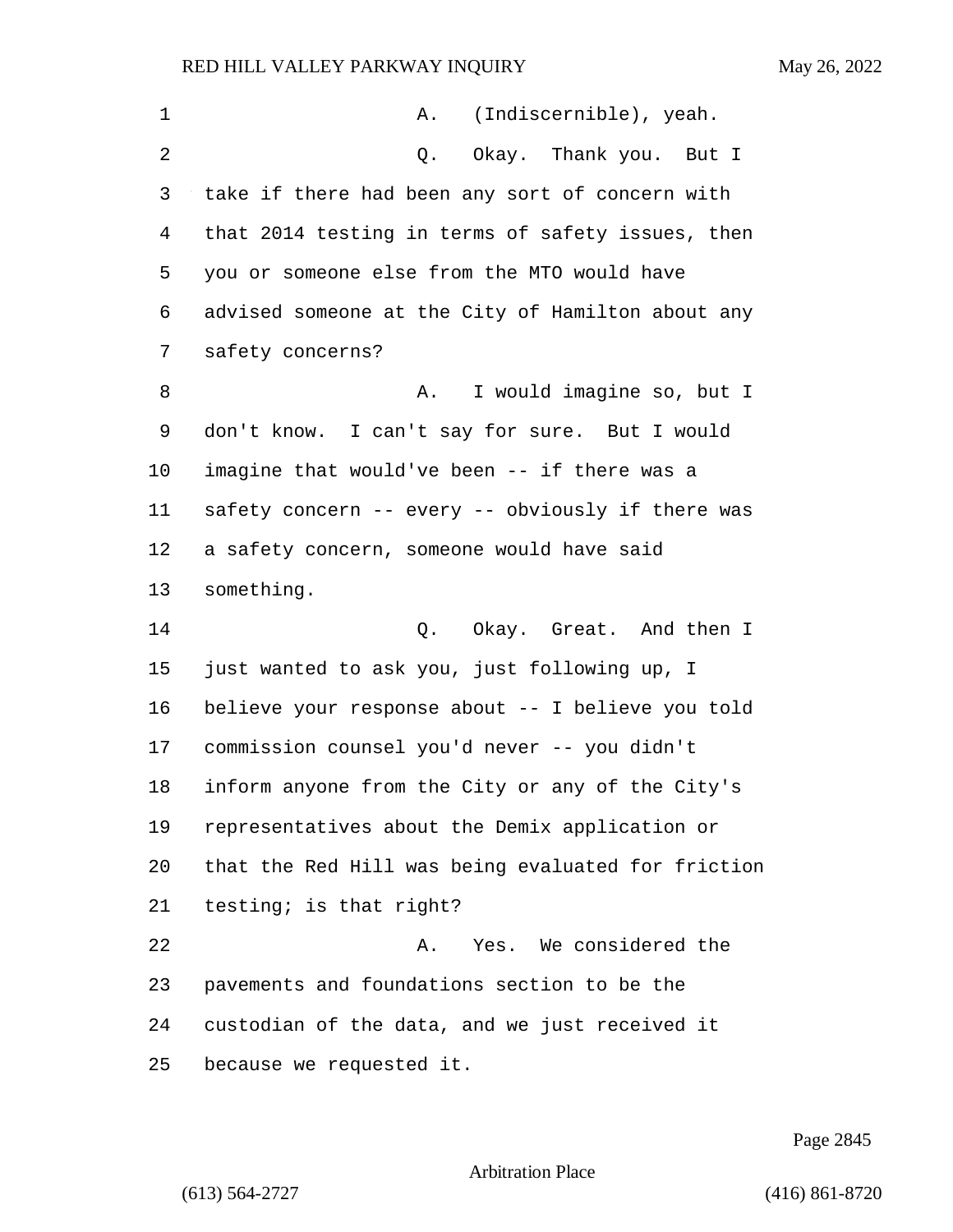1 A. (Indiscernible), yeah.

2 Q. Okay. Thank you. But I

3 take if there had been any sort of concern with

4 that 2014 testing in terms of safety issues, then

5 you or someone else from the MTO would have

6 advised someone at the City of Hamilton about any

7 safety concerns?

8 A. I would imagine so, but I

9 don't know. I can't say for sure. But I would

10 imagine that would've been -- if there was a

11 safety concern -- every -- obviously if there was

12 a safety concern, someone would have said

13 something.

14 Q. Okay. Great. And then I

15 just wanted to ask you, just following up, I

16 believe your response about -- I believe you told

17 commission counsel you'd never -- you didn't

18 inform anyone from the City or any of the City's

19 representatives about the Demix application or

20 that the Red Hill was being evaluated for friction

21 testing; is that right?

22 A. Yes. We considered the

23 pavements and foundations section to be the

24 custodian of the data, and we just received it

25 because we requested it.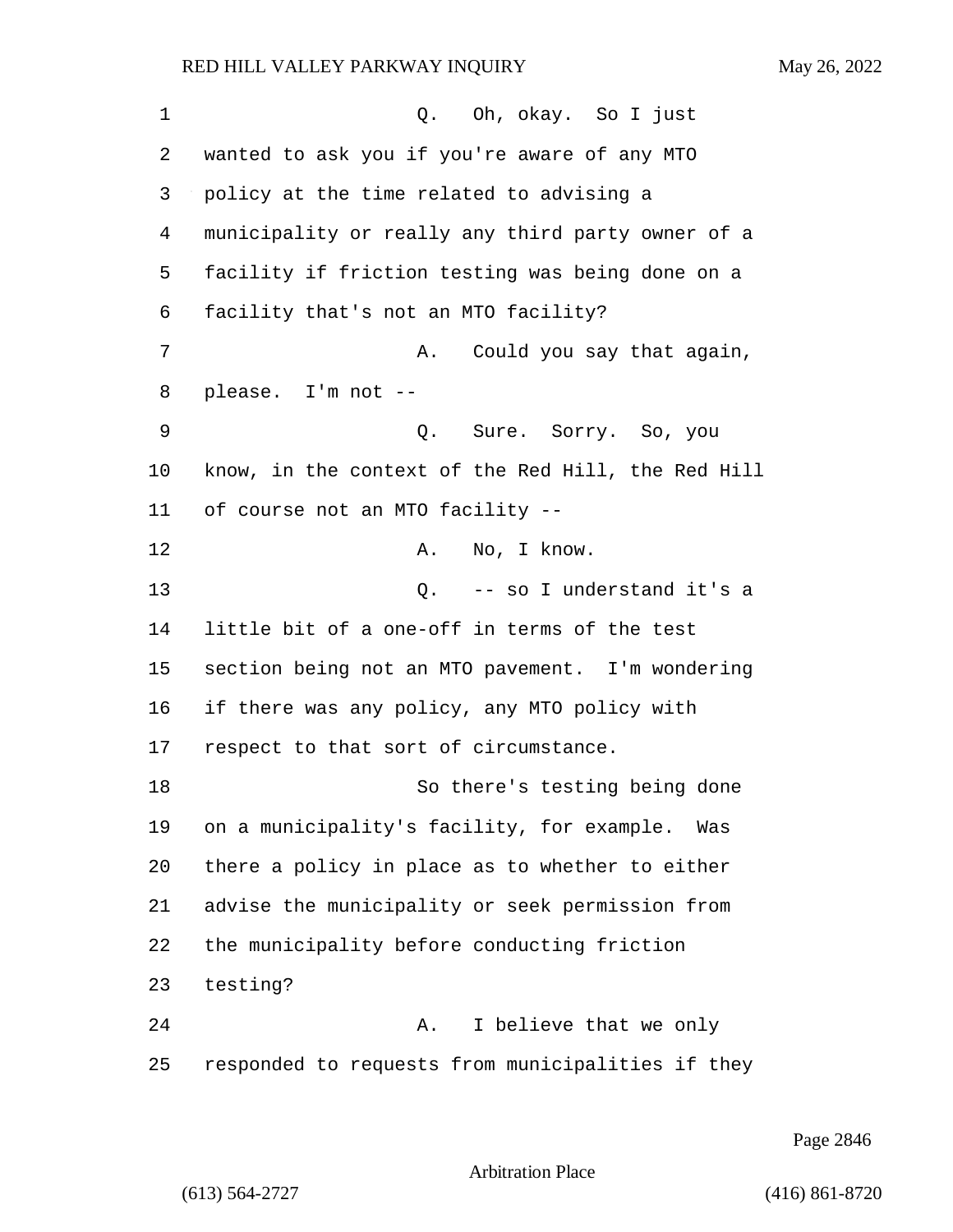Q. Oh, okay. So I just wanted to ask you if you're aware of any MTO policy at the time related to advising a municipality or really any third party owner of a facility if friction testing was being done on a facility that's not an MTO facility?

A. Could you say that again, please. I'm not --

Q. Sure. Sorry. So, you know, in the context of the Red Hill, the Red Hill of course not an MTO facility --

A. No, I know.

Q. -- so I understand it's a little bit of a one-off in terms of the test section being not an MTO pavement. I'm wondering if there was any policy, any MTO policy with respect to that sort of circumstance.

So there's testing being done on a municipality's facility, for example. Was there a policy in place as to whether to either advise the municipality or seek permission from the municipality before conducting friction testing?

A. I believe that we only responded to requests from municipalities if they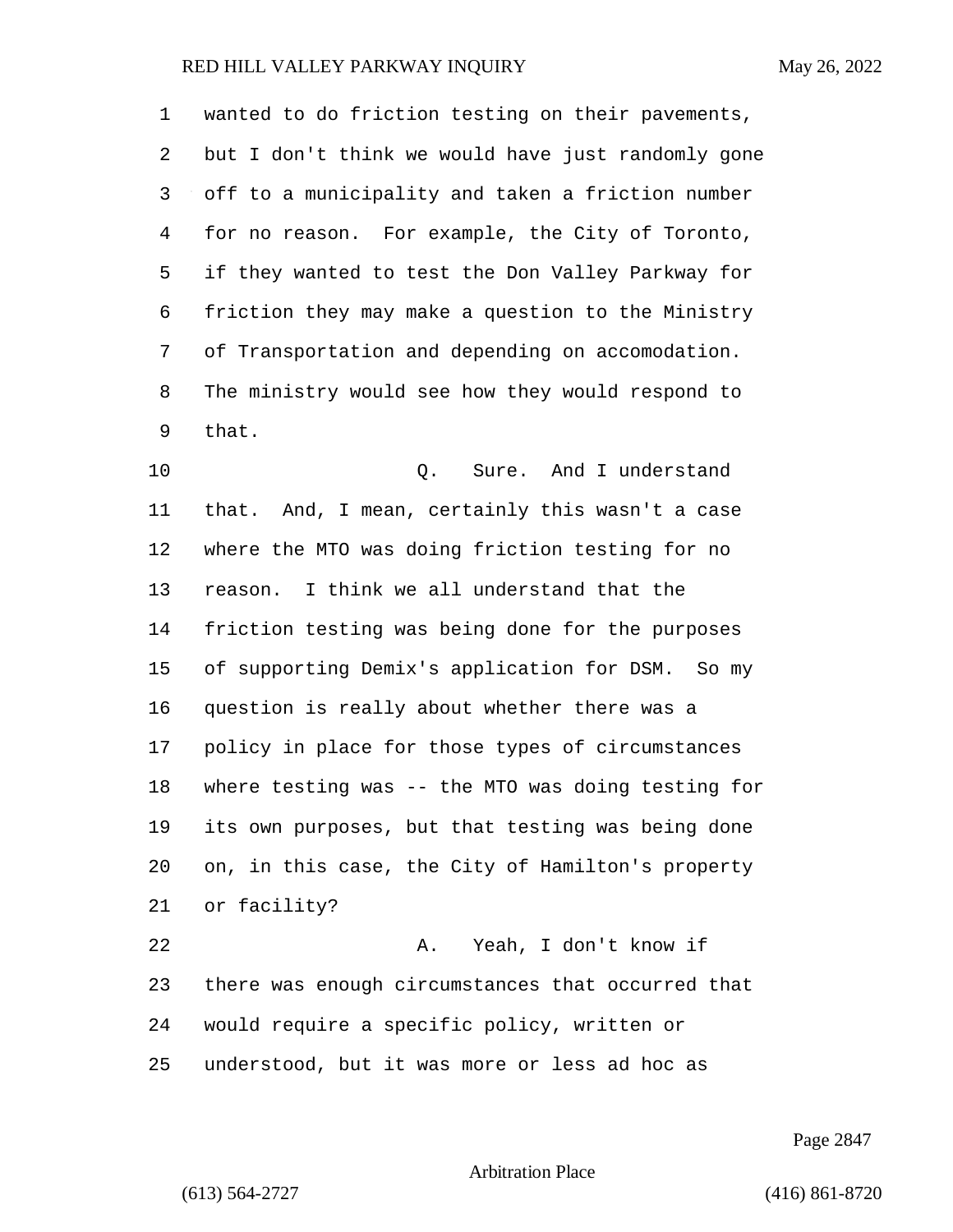wanted to do friction testing on their pavements, but I don't think we would have just randomly gone off to a municipality and taken a friction number for no reason. For example, the City of Toronto, if they wanted to test the Don Valley Parkway for friction they may make a question to the Ministry of Transportation and depending on accomodation. The ministry would see how they would respond to that.

Q. Sure. And I understand that. And, I mean, certainly this wasn't a case where the MTO was doing friction testing for no reason. I think we all understand that the friction testing was being done for the purposes of supporting Demix's application for DSM. So my question is really about whether there was a policy in place for those types of circumstances where testing was -- the MTO was doing testing for its own purposes, but that testing was being done on, in this case, the City of Hamilton's property or facility?

A. Yeah, I don't know if there was enough circumstances that occurred that would require a specific policy, written or understood, but it was more or less ad hoc as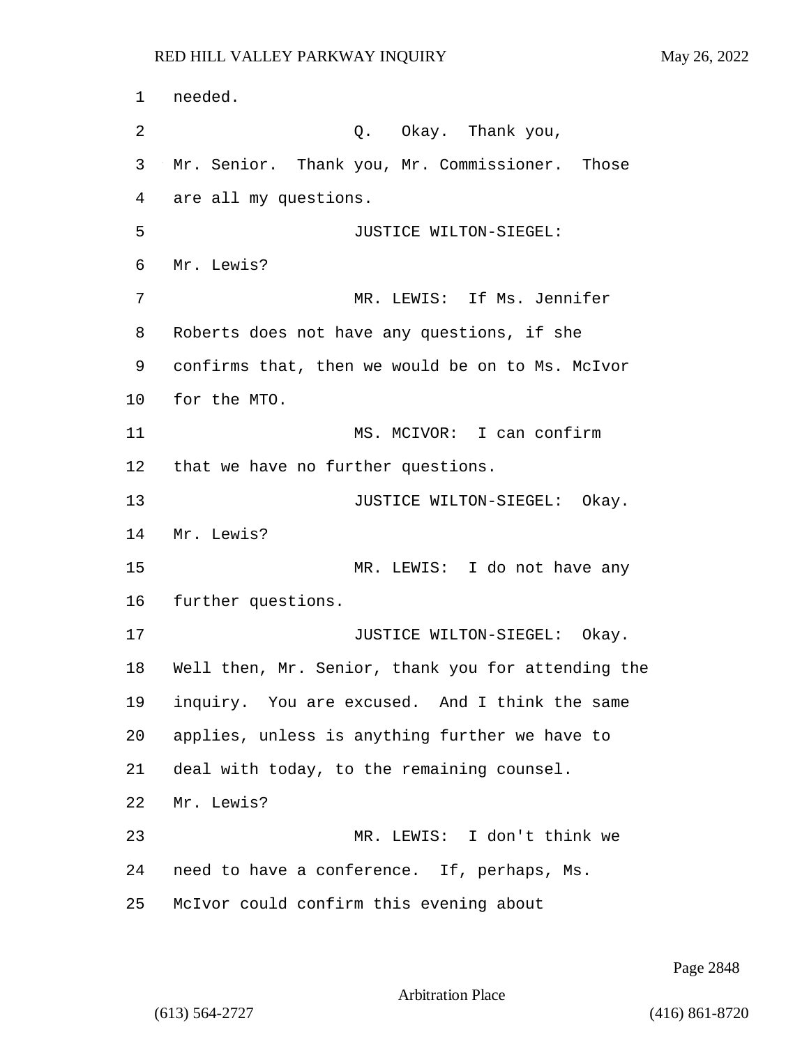needed.

Q. Okay. Thank you, Mr. Senior. Thank you, Mr. Commissioner. Those are all my questions.

JUSTICE WILTON-SIEGEL: Mr. Lewis?

MR. LEWIS: If Ms. Jennifer Roberts does not have any questions, if she confirms that, then we would be on to Ms. McIvor for the MTO.

MS. MCIVOR: I can confirm that we have no further questions.

JUSTICE WILTON-SIEGEL: Okay. Mr. Lewis?

MR. LEWIS: I do not have any further questions.

JUSTICE WILTON-SIEGEL: Okay. Well then, Mr. Senior, thank you for attending the inquiry. You are excused. And I think the same applies, unless is anything further we have to deal with today, to the remaining counsel. Mr. Lewis?

MR. LEWIS: I don't think we need to have a conference. If, perhaps, Ms. McIvor could confirm this evening about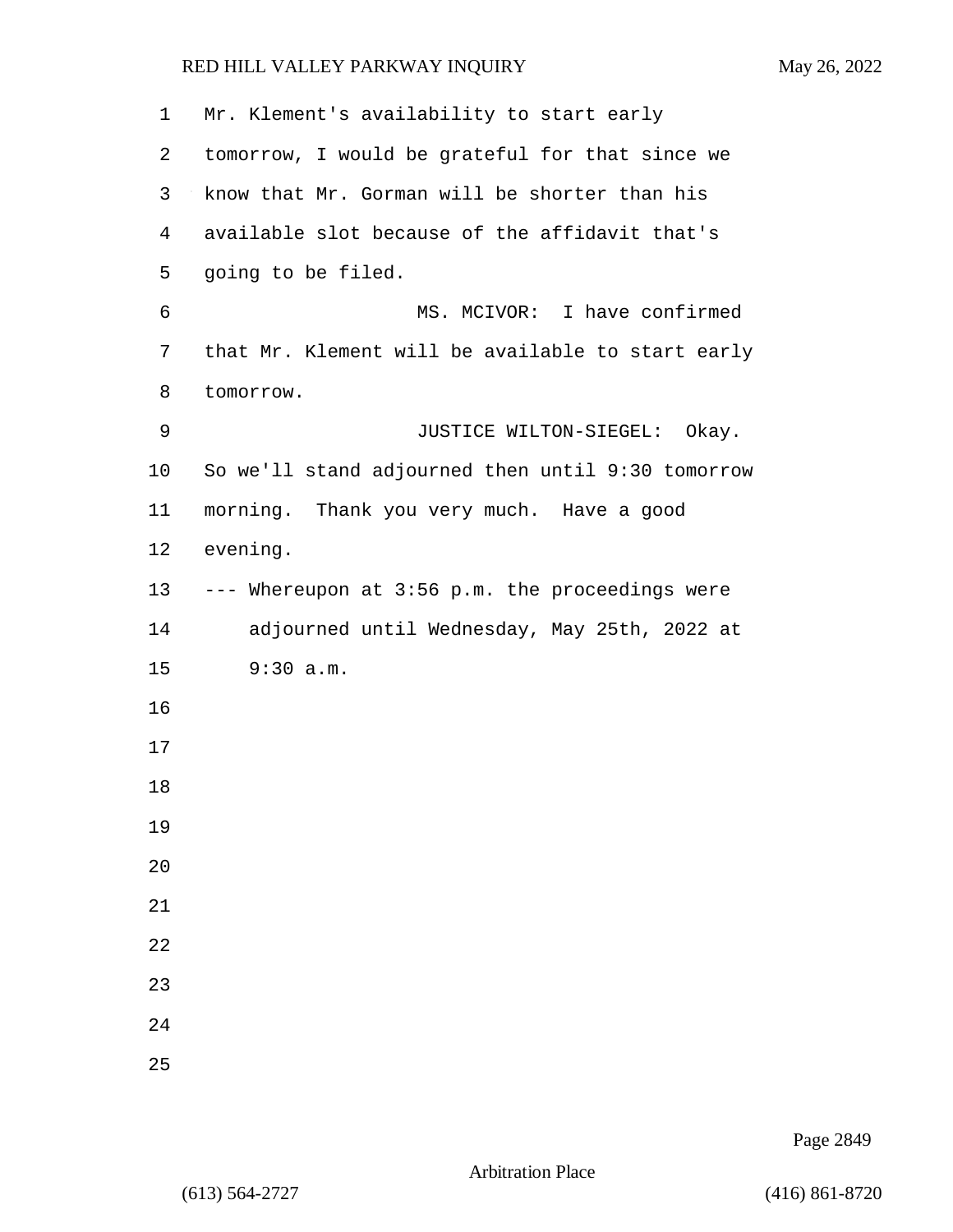Mr. Klement's availability to start early tomorrow, I would be grateful for that since we know that Mr. Gorman will be shorter than his available slot because of the affidavit that's going to be filed.

MS. MCIVOR: I have confirmed that Mr. Klement will be available to start early tomorrow.

JUSTICE WILTON-SIEGEL: Okay. So we'll stand adjourned then until 9:30 tomorrow morning. Thank you very much. Have a good evening.

--- Whereupon at 3:56 p.m. the proceedings were adjourned until Wednesday, May 25th, 2022 at 9:30 a.m.